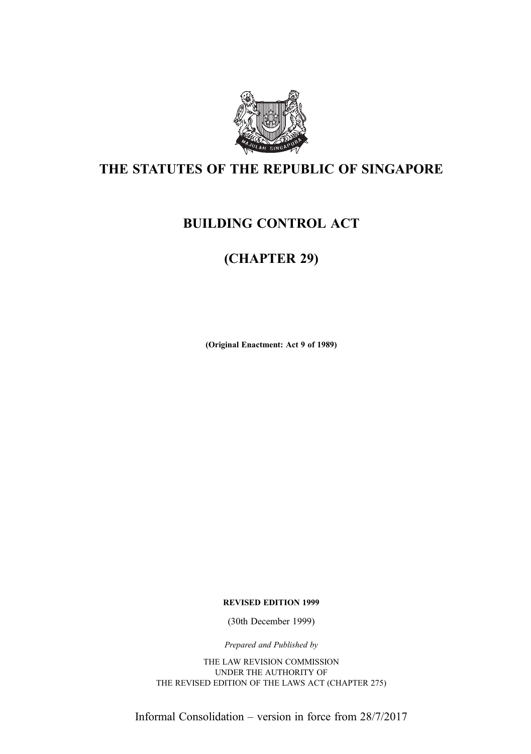# THE STATUTES OF THE REPUBLIC OF SINGAPORE

# BUILDING CONTROL ACT

# (CHAPTER 29)

**(Original Enactment: Act 9 of 1989)**

**REVISED EDITION 1999**

(30th December 1999)

*Prepared and Published by*

THE LAW REVISION COMMISSION
UNDER THE AUTHORITY OF
THE REVISED EDITION OF THE LAWS ACT (CHAPTER 275)

Informal Consolidation – version in force from 28/7/2017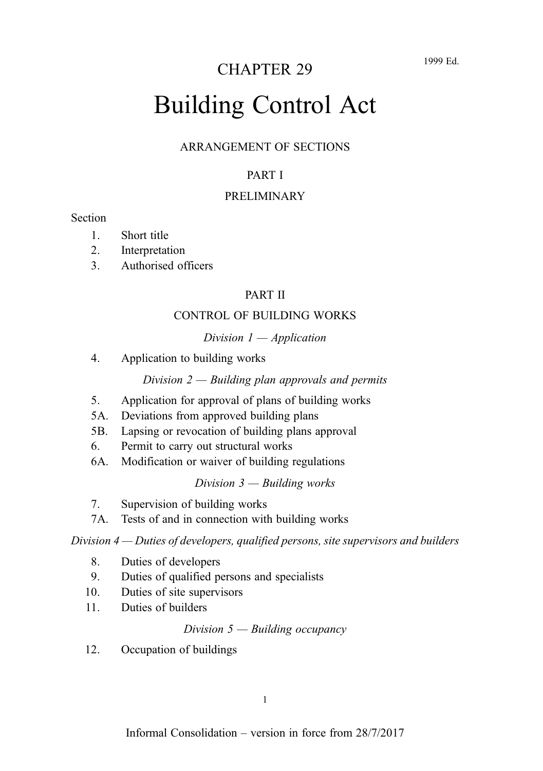# CHAPTER 29

# Building Control Act

## ARRANGEMENT OF SECTIONS

### PART I

### PRELIMINARY

Section

1. Short title
2. Interpretation
3. Authorised officers

### PART II

### CONTROL OF BUILDING WORKS

*Division 1 — Application*

4. Application to building works

*Division 2 — Building plan approvals and permits*

5. Application for approval of plans of building works

5A. Deviations from approved building plans

5B. Lapsing or revocation of building plans approval

6. Permit to carry out structural works

6A. Modification or waiver of building regulations

*Division 3 — Building works*

7. Supervision of building works

7A. Tests of and in connection with building works

*Division 4 — Duties of developers, qualified persons, site supervisors and builders*

8. Duties of developers
9. Duties of qualified persons and specialists
10. Duties of site supervisors
11. Duties of builders

*Division 5 — Building occupancy*

12. Occupation of buildings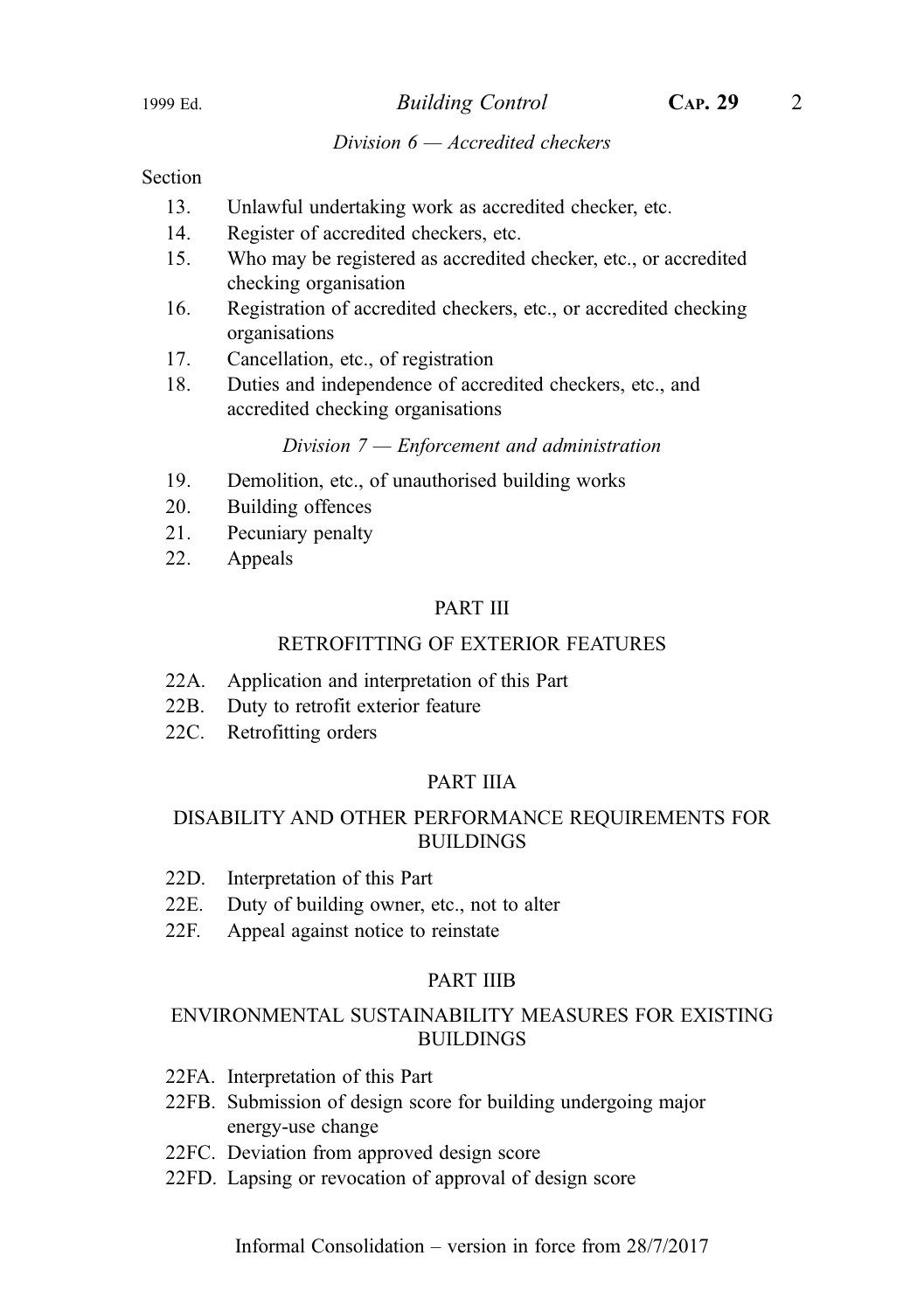*Division 6 — Accredited checkers*

Section

13. Unlawful undertaking work as accredited checker, etc.
14. Register of accredited checkers, etc.
15. Who may be registered as accredited checker, etc., or accredited checking organisation
16. Registration of accredited checkers, etc., or accredited checking organisations
17. Cancellation, etc., of registration
18. Duties and independence of accredited checkers, etc., and accredited checking organisations

*Division 7 — Enforcement and administration*

19. Demolition, etc., of unauthorised building works
20. Building offences
21. Pecuniary penalty
22. Appeals

PART III

RETROFITTING OF EXTERIOR FEATURES

22A. Application and interpretation of this Part
22B. Duty to retrofit exterior feature
22C. Retrofitting orders

PART IIIA

DISABILITY AND OTHER PERFORMANCE REQUIREMENTS FOR BUILDINGS

22D. Interpretation of this Part
22E. Duty of building owner, etc., not to alter
22F. Appeal against notice to reinstate

PART IIIB

ENVIRONMENTAL SUSTAINABILITY MEASURES FOR EXISTING BUILDINGS

22FA. Interpretation of this Part
22FB. Submission of design score for building undergoing major energy-use change
22FC. Deviation from approved design score
22FD. Lapsing or revocation of approval of design score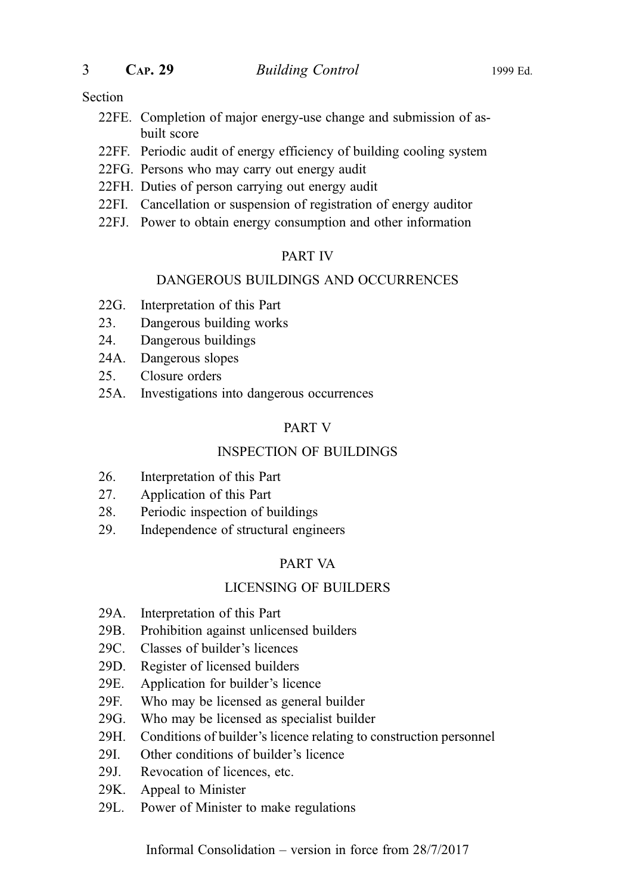Section

- 22FE. Completion of major energy-use change and submission of as-built score
- 22FF. Periodic audit of energy efficiency of building cooling system
- 22FG. Persons who may carry out energy audit
- 22FH. Duties of person carrying out energy audit
- 22FI. Cancellation or suspension of registration of energy auditor
- 22FJ. Power to obtain energy consumption and other information

## PART IV

## DANGEROUS BUILDINGS AND OCCURRENCES

- 22G. Interpretation of this Part
- 23. Dangerous building works
- 24. Dangerous buildings
- 24A. Dangerous slopes
- 25. Closure orders
- 25A. Investigations into dangerous occurrences

## PART V

## INSPECTION OF BUILDINGS

- 26. Interpretation of this Part
- 27. Application of this Part
- 28. Periodic inspection of buildings
- 29. Independence of structural engineers

## PART VA

## LICENSING OF BUILDERS

- 29A. Interpretation of this Part
- 29B. Prohibition against unlicensed builders
- 29C. Classes of builder's licences
- 29D. Register of licensed builders
- 29E. Application for builder's licence
- 29F. Who may be licensed as general builder
- 29G. Who may be licensed as specialist builder
- 29H. Conditions of builder's licence relating to construction personnel
- 29I. Other conditions of builder's licence
- 29J. Revocation of licences, etc.
- 29K. Appeal to Minister
- 29L. Power of Minister to make regulations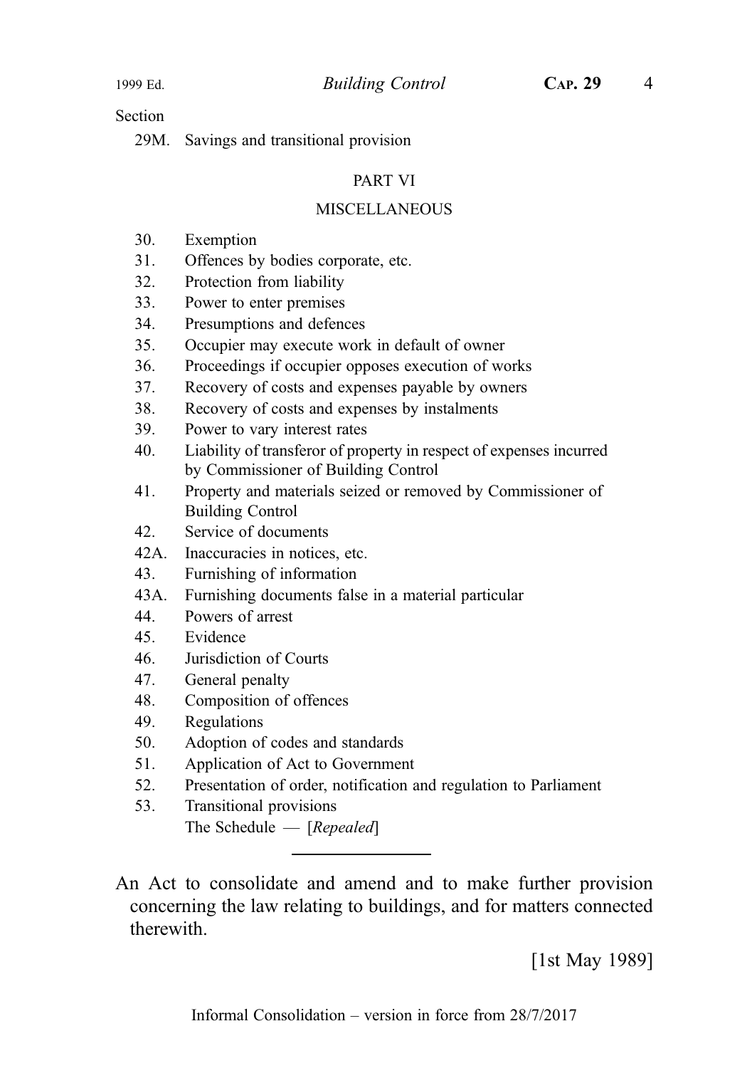Section

29M. Savings and transitional provision

PART VI

MISCELLANEOUS

30. Exemption
31. Offences by bodies corporate, etc.
32. Protection from liability
33. Power to enter premises
34. Presumptions and defences
35. Occupier may execute work in default of owner
36. Proceedings if occupier opposes execution of works
37. Recovery of costs and expenses payable by owners
38. Recovery of costs and expenses by instalments
39. Power to vary interest rates
40. Liability of transferor of property in respect of expenses incurred by Commissioner of Building Control
41. Property and materials seized or removed by Commissioner of Building Control
42. Service of documents
42A. Inaccuracies in notices, etc.
43. Furnishing of information
43A. Furnishing documents false in a material particular
44. Powers of arrest
45. Evidence
46. Jurisdiction of Courts
47. General penalty
48. Composition of offences
49. Regulations
50. Adoption of codes and standards
51. Application of Act to Government
52. Presentation of order, notification and regulation to Parliament
53. Transitional provisions

The Schedule — [*Repealed*]

---

An Act to consolidate and amend and to make further provision concerning the law relating to buildings, and for matters connected therewith.

[1st May 1989]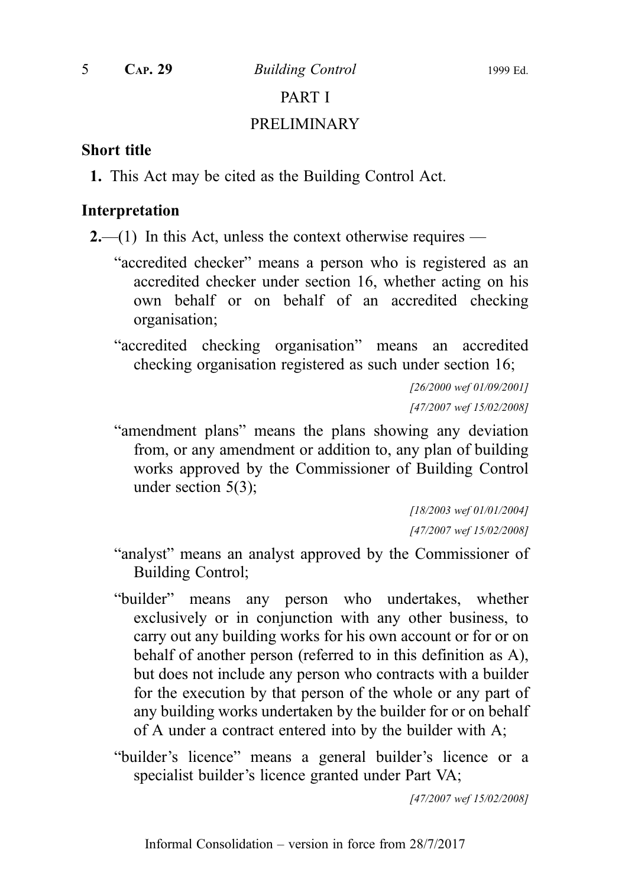## PART I

## PRELIMINARY

### Short title

**1.** This Act may be cited as the Building Control Act.

### Interpretation

**2.**—(1) In this Act, unless the context otherwise requires —

"accredited checker" means a person who is registered as an accredited checker under section 16, whether acting on his own behalf or on behalf of an accredited checking organisation;

"accredited checking organisation" means an accredited checking organisation registered as such under section 16;

*[26/2000 wef 01/09/2001]*

*[47/2007 wef 15/02/2008]*

"amendment plans" means the plans showing any deviation from, or any amendment or addition to, any plan of building works approved by the Commissioner of Building Control under section 5(3);

*[18/2003 wef 01/01/2004]*

*[47/2007 wef 15/02/2008]*

"analyst" means an analyst approved by the Commissioner of Building Control;

"builder" means any person who undertakes, whether exclusively or in conjunction with any other business, to carry out any building works for his own account or for or on behalf of another person (referred to in this definition as A), but does not include any person who contracts with a builder for the execution by that person of the whole or any part of any building works undertaken by the builder for or on behalf of A under a contract entered into by the builder with A;

"builder's licence" means a general builder's licence or a specialist builder's licence granted under Part VA;

*[47/2007 wef 15/02/2008]*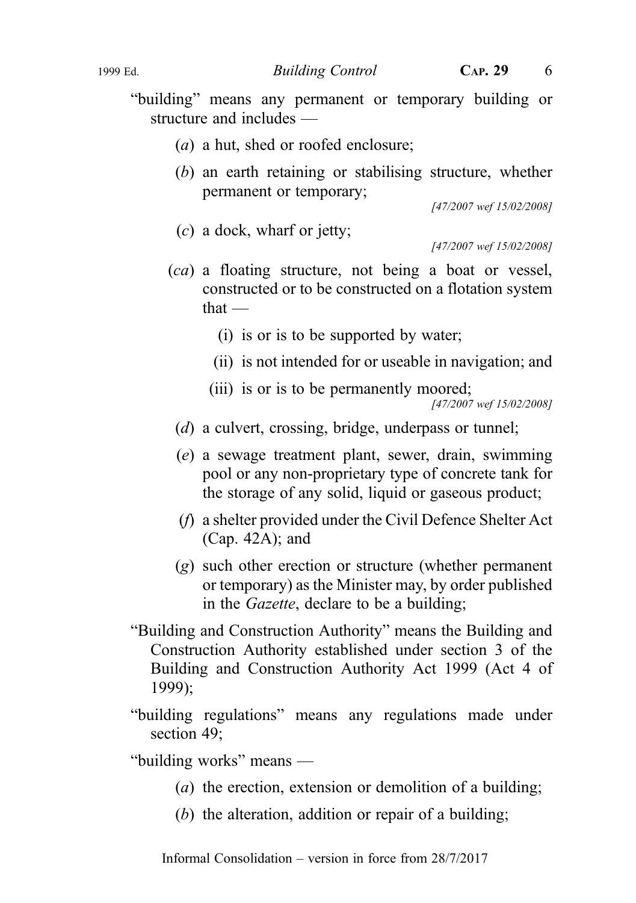"building" means any permanent or temporary building or structure and includes —

(*a*) a hut, shed or roofed enclosure;

(*b*) an earth retaining or stabilising structure, whether permanent or temporary;

*[47/2007 wef 15/02/2008]*

(*c*) a dock, wharf or jetty;

*[47/2007 wef 15/02/2008]*

(*ca*) a floating structure, not being a boat or vessel, constructed or to be constructed on a flotation system that —

(i) is or is to be supported by water;

(ii) is not intended for or useable in navigation; and

(iii) is or is to be permanently moored;

*[47/2007 wef 15/02/2008]*

(*d*) a culvert, crossing, bridge, underpass or tunnel;

(*e*) a sewage treatment plant, sewer, drain, swimming pool or any non-proprietary type of concrete tank for the storage of any solid, liquid or gaseous product;

(*f*) a shelter provided under the Civil Defence Shelter Act (Cap. 42A); and

(*g*) such other erection or structure (whether permanent or temporary) as the Minister may, by order published in the *Gazette*, declare to be a building;

"Building and Construction Authority" means the Building and Construction Authority established under section 3 of the Building and Construction Authority Act 1999 (Act 4 of 1999);

"building regulations" means any regulations made under section 49;

"building works" means —

(*a*) the erection, extension or demolition of a building;

(*b*) the alteration, addition or repair of a building;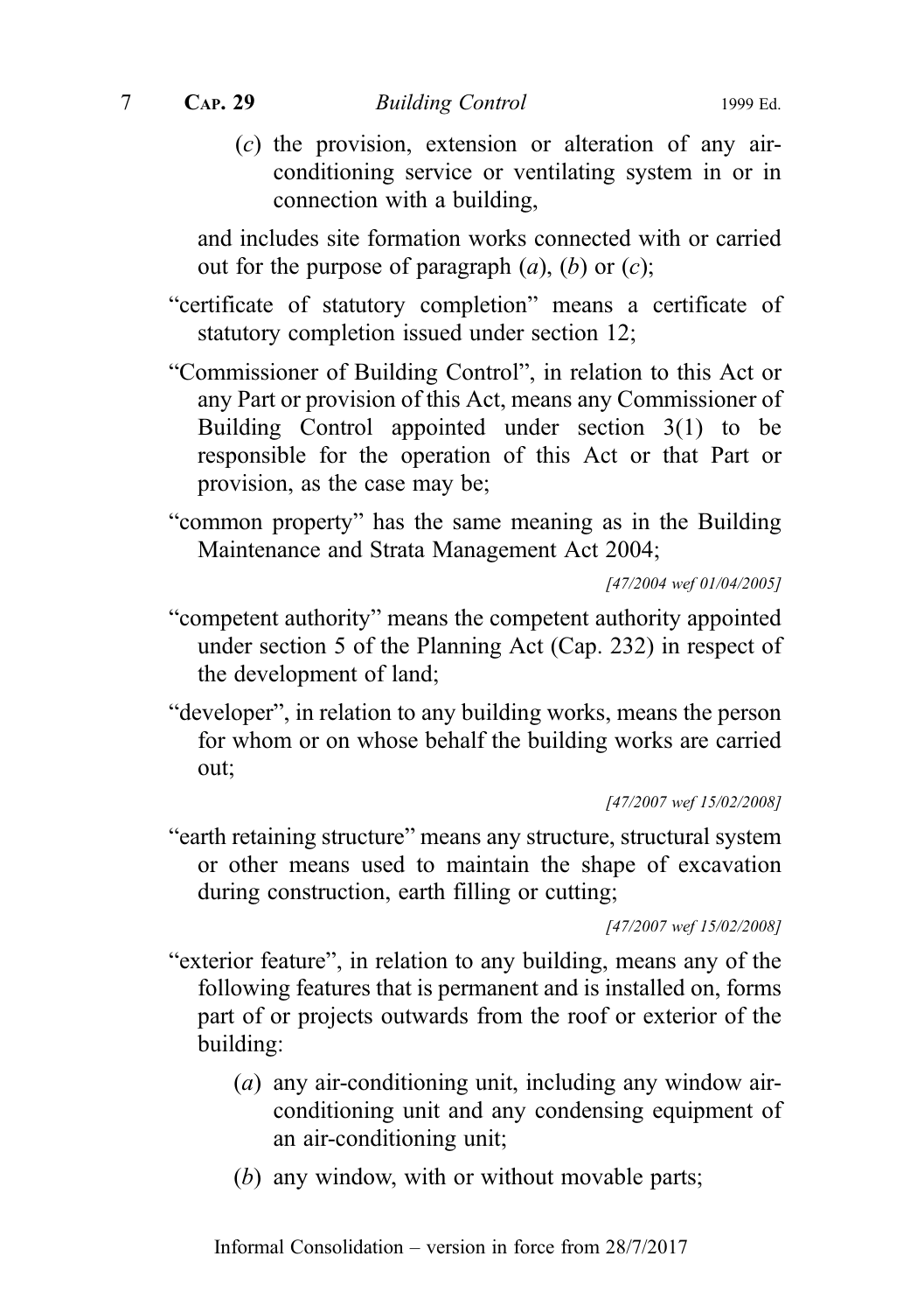(*c*) the provision, extension or alteration of any air-conditioning service or ventilating system in or in connection with a building,

and includes site formation works connected with or carried out for the purpose of paragraph (*a*), (*b*) or (*c*);

"certificate of statutory completion" means a certificate of statutory completion issued under section 12;

"Commissioner of Building Control", in relation to this Act or any Part or provision of this Act, means any Commissioner of Building Control appointed under section 3(1) to be responsible for the operation of this Act or that Part or provision, as the case may be;

"common property" has the same meaning as in the Building Maintenance and Strata Management Act 2004;

*[47/2004 wef 01/04/2005]*

"competent authority" means the competent authority appointed under section 5 of the Planning Act (Cap. 232) in respect of the development of land;

"developer", in relation to any building works, means the person for whom or on whose behalf the building works are carried out;

*[47/2007 wef 15/02/2008]*

"earth retaining structure" means any structure, structural system or other means used to maintain the shape of excavation during construction, earth filling or cutting;

*[47/2007 wef 15/02/2008]*

"exterior feature", in relation to any building, means any of the following features that is permanent and is installed on, forms part of or projects outwards from the roof or exterior of the building:

(*a*) any air-conditioning unit, including any window air-conditioning unit and any condensing equipment of an air-conditioning unit;

(*b*) any window, with or without movable parts;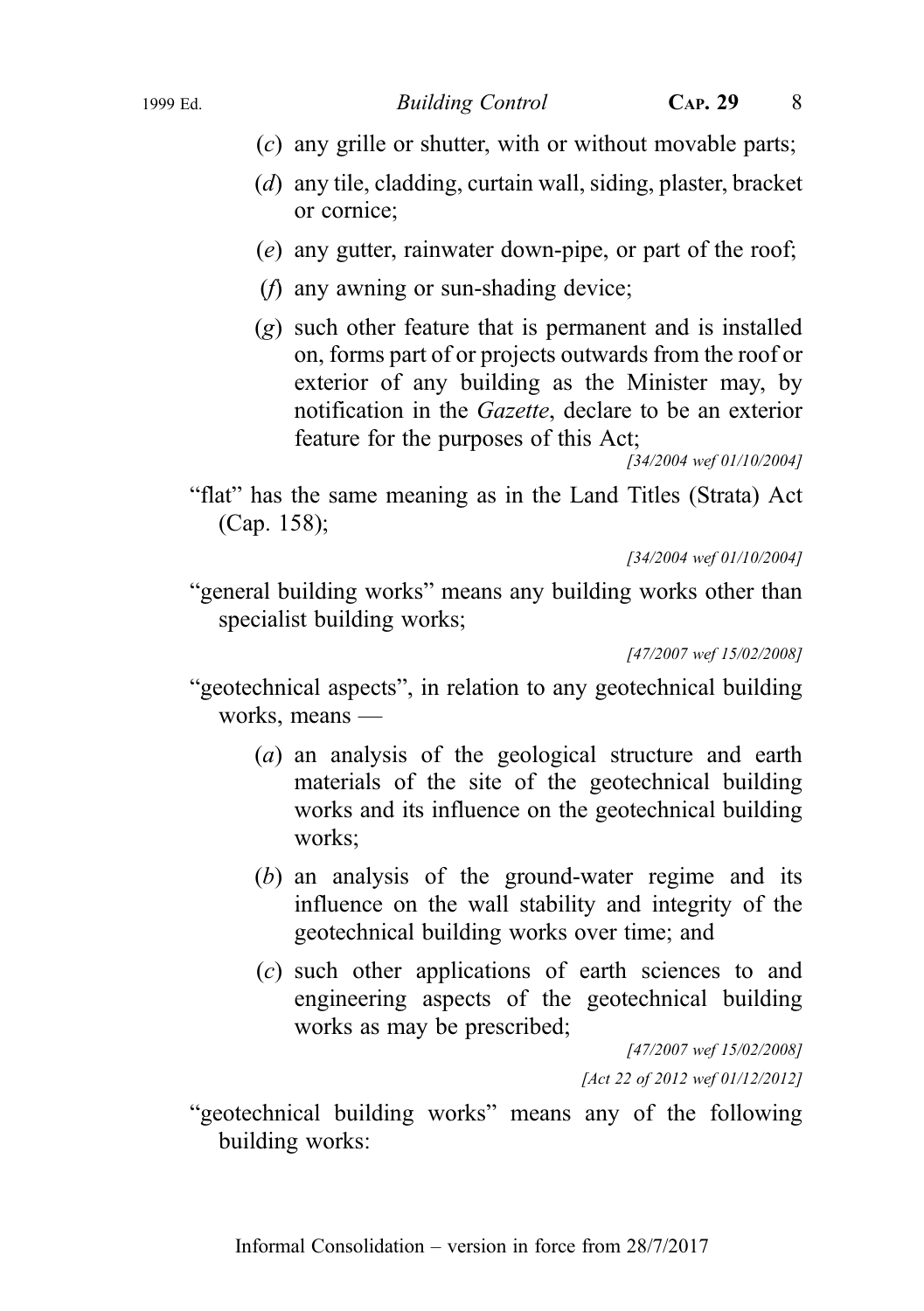(*c*) any grille or shutter, with or without movable parts;

(*d*) any tile, cladding, curtain wall, siding, plaster, bracket or cornice;

(*e*) any gutter, rainwater down-pipe, or part of the roof;

(*f*) any awning or sun-shading device;

(*g*) such other feature that is permanent and is installed on, forms part of or projects outwards from the roof or exterior of any building as the Minister may, by notification in the *Gazette*, declare to be an exterior feature for the purposes of this Act;

*[34/2004 wef 01/10/2004]*

"flat" has the same meaning as in the Land Titles (Strata) Act (Cap. 158);

*[34/2004 wef 01/10/2004]*

"general building works" means any building works other than specialist building works;

*[47/2007 wef 15/02/2008]*

"geotechnical aspects", in relation to any geotechnical building works, means —

(*a*) an analysis of the geological structure and earth materials of the site of the geotechnical building works and its influence on the geotechnical building works;

(*b*) an analysis of the ground-water regime and its influence on the wall stability and integrity of the geotechnical building works over time; and

(*c*) such other applications of earth sciences to and engineering aspects of the geotechnical building works as may be prescribed;

*[47/2007 wef 15/02/2008]*

*[Act 22 of 2012 wef 01/12/2012]*

"geotechnical building works" means any of the following building works: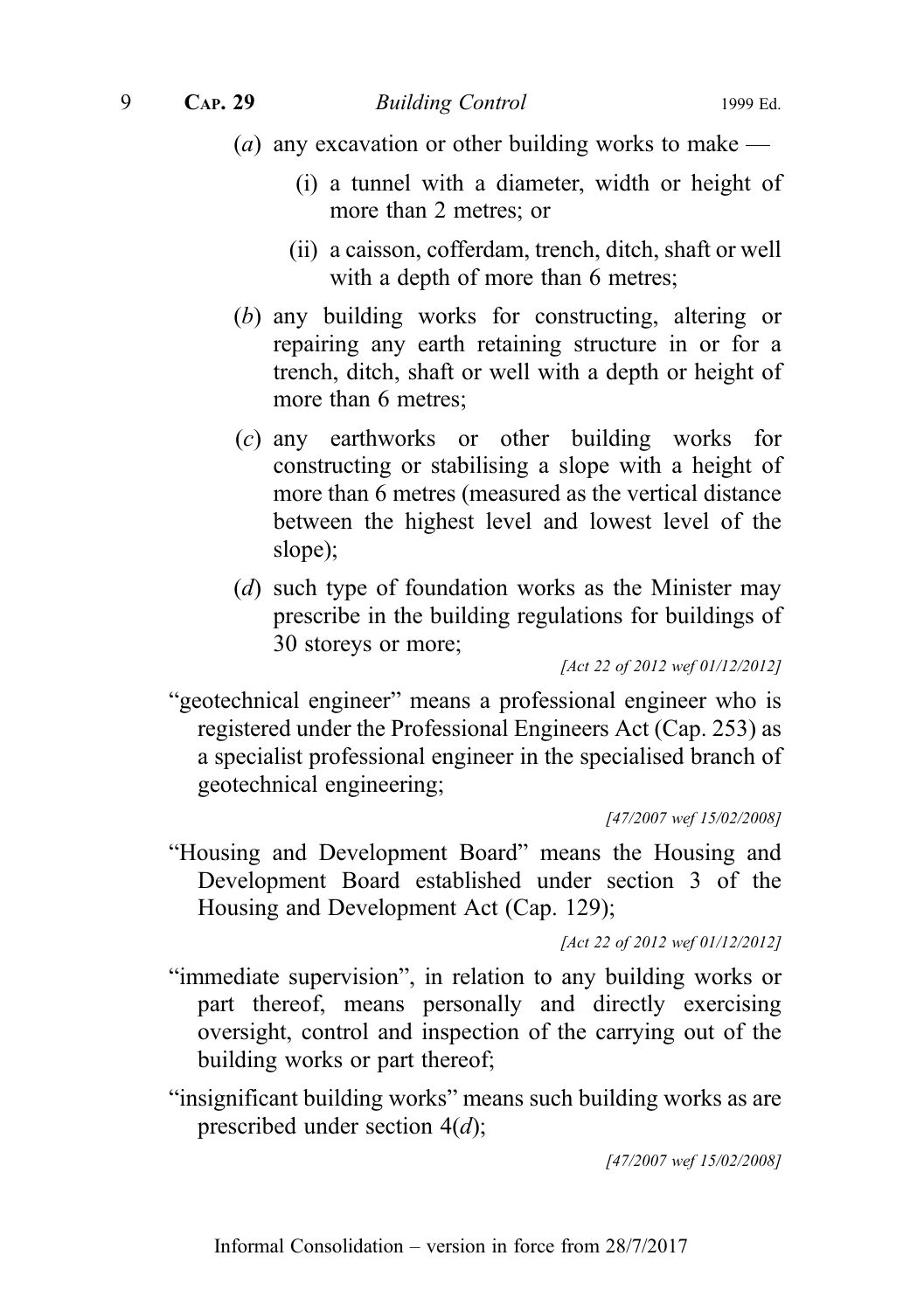(*a*) any excavation or other building works to make —

  (i) a tunnel with a diameter, width or height of more than 2 metres; or

  (ii) a caisson, cofferdam, trench, ditch, shaft or well with a depth of more than 6 metres;

(*b*) any building works for constructing, altering or repairing any earth retaining structure in or for a trench, ditch, shaft or well with a depth or height of more than 6 metres;

(*c*) any earthworks or other building works for constructing or stabilising a slope with a height of more than 6 metres (measured as the vertical distance between the highest level and lowest level of the slope);

(*d*) such type of foundation works as the Minister may prescribe in the building regulations for buildings of 30 storeys or more;

*[Act 22 of 2012 wef 01/12/2012]*

"geotechnical engineer" means a professional engineer who is registered under the Professional Engineers Act (Cap. 253) as a specialist professional engineer in the specialised branch of geotechnical engineering;

*[47/2007 wef 15/02/2008]*

"Housing and Development Board" means the Housing and Development Board established under section 3 of the Housing and Development Act (Cap. 129);

*[Act 22 of 2012 wef 01/12/2012]*

"immediate supervision", in relation to any building works or part thereof, means personally and directly exercising oversight, control and inspection of the carrying out of the building works or part thereof;

"insignificant building works" means such building works as are prescribed under section 4(*d*);

*[47/2007 wef 15/02/2008]*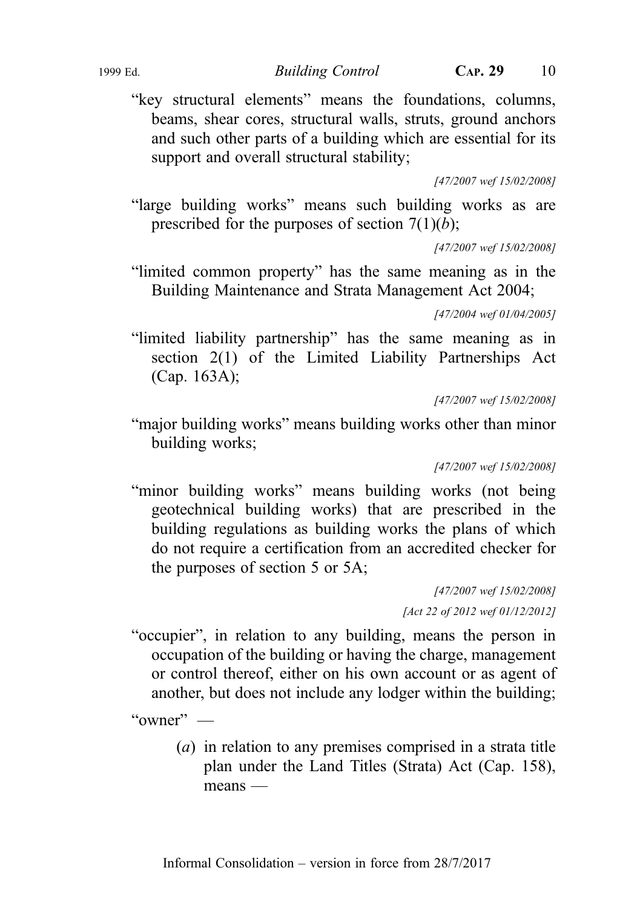"key structural elements" means the foundations, columns, beams, shear cores, structural walls, struts, ground anchors and such other parts of a building which are essential for its support and overall structural stability;

*[47/2007 wef 15/02/2008]*

"large building works" means such building works as are prescribed for the purposes of section 7(1)(*b*);

*[47/2007 wef 15/02/2008]*

"limited common property" has the same meaning as in the Building Maintenance and Strata Management Act 2004;

*[47/2004 wef 01/04/2005]*

"limited liability partnership" has the same meaning as in section 2(1) of the Limited Liability Partnerships Act (Cap. 163A);

*[47/2007 wef 15/02/2008]*

"major building works" means building works other than minor building works;

*[47/2007 wef 15/02/2008]*

"minor building works" means building works (not being geotechnical building works) that are prescribed in the building regulations as building works the plans of which do not require a certification from an accredited checker for the purposes of section 5 or 5A;

*[47/2007 wef 15/02/2008]*

*[Act 22 of 2012 wef 01/12/2012]*

"occupier", in relation to any building, means the person in occupation of the building or having the charge, management or control thereof, either on his own account or as agent of another, but does not include any lodger within the building;

"owner" —

(*a*) in relation to any premises comprised in a strata title plan under the Land Titles (Strata) Act (Cap. 158), means —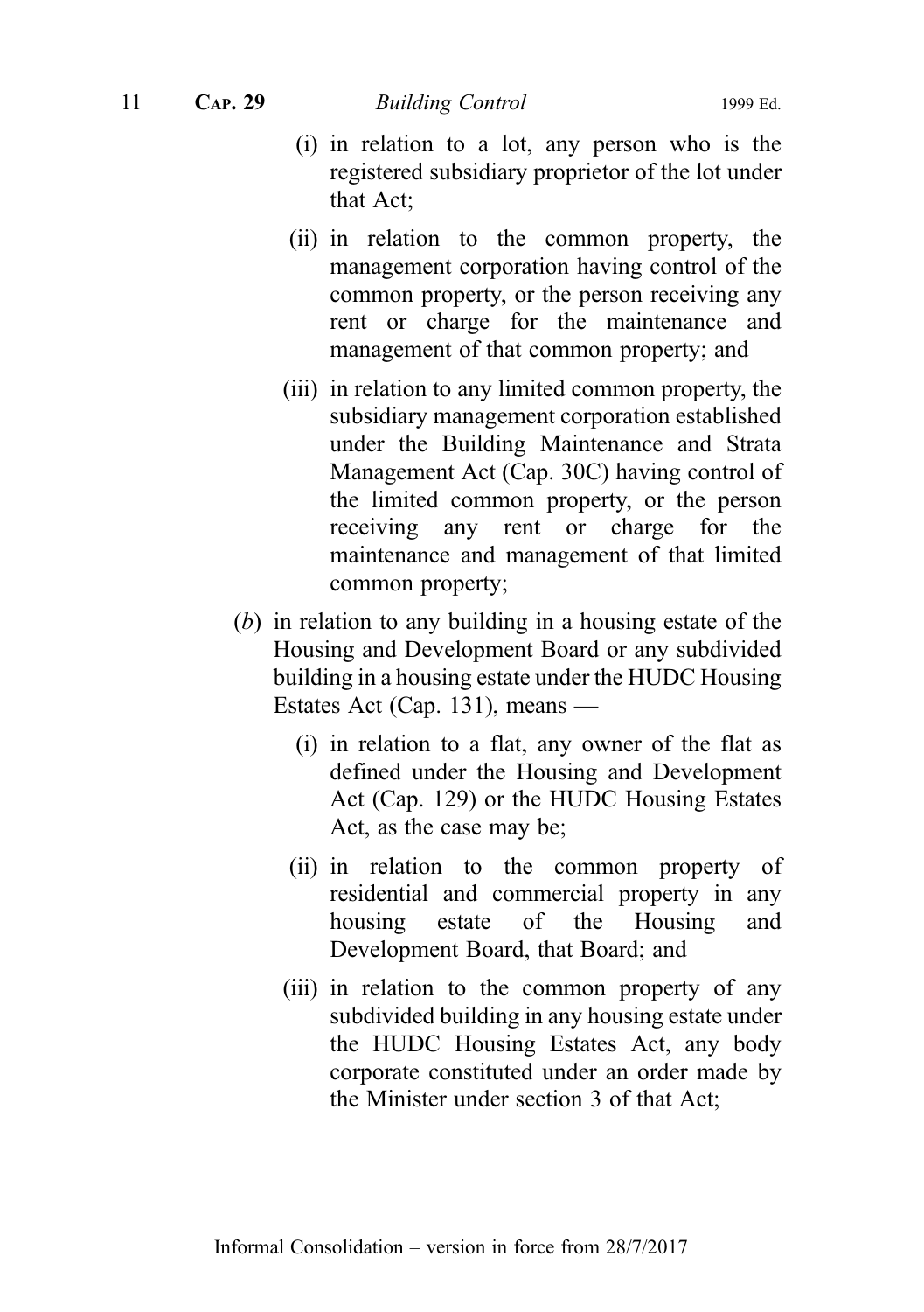(i) in relation to a lot, any person who is the registered subsidiary proprietor of the lot under that Act;

(ii) in relation to the common property, the management corporation having control of the common property, or the person receiving any rent or charge for the maintenance and management of that common property; and

(iii) in relation to any limited common property, the subsidiary management corporation established under the Building Maintenance and Strata Management Act (Cap. 30C) having control of the limited common property, or the person receiving any rent or charge for the maintenance and management of that limited common property;

(*b*) in relation to any building in a housing estate of the Housing and Development Board or any subdivided building in a housing estate under the HUDC Housing Estates Act (Cap. 131), means —

(i) in relation to a flat, any owner of the flat as defined under the Housing and Development Act (Cap. 129) or the HUDC Housing Estates Act, as the case may be;

(ii) in relation to the common property of residential and commercial property in any housing estate of the Housing and Development Board, that Board; and

(iii) in relation to the common property of any subdivided building in any housing estate under the HUDC Housing Estates Act, any body corporate constituted under an order made by the Minister under section 3 of that Act;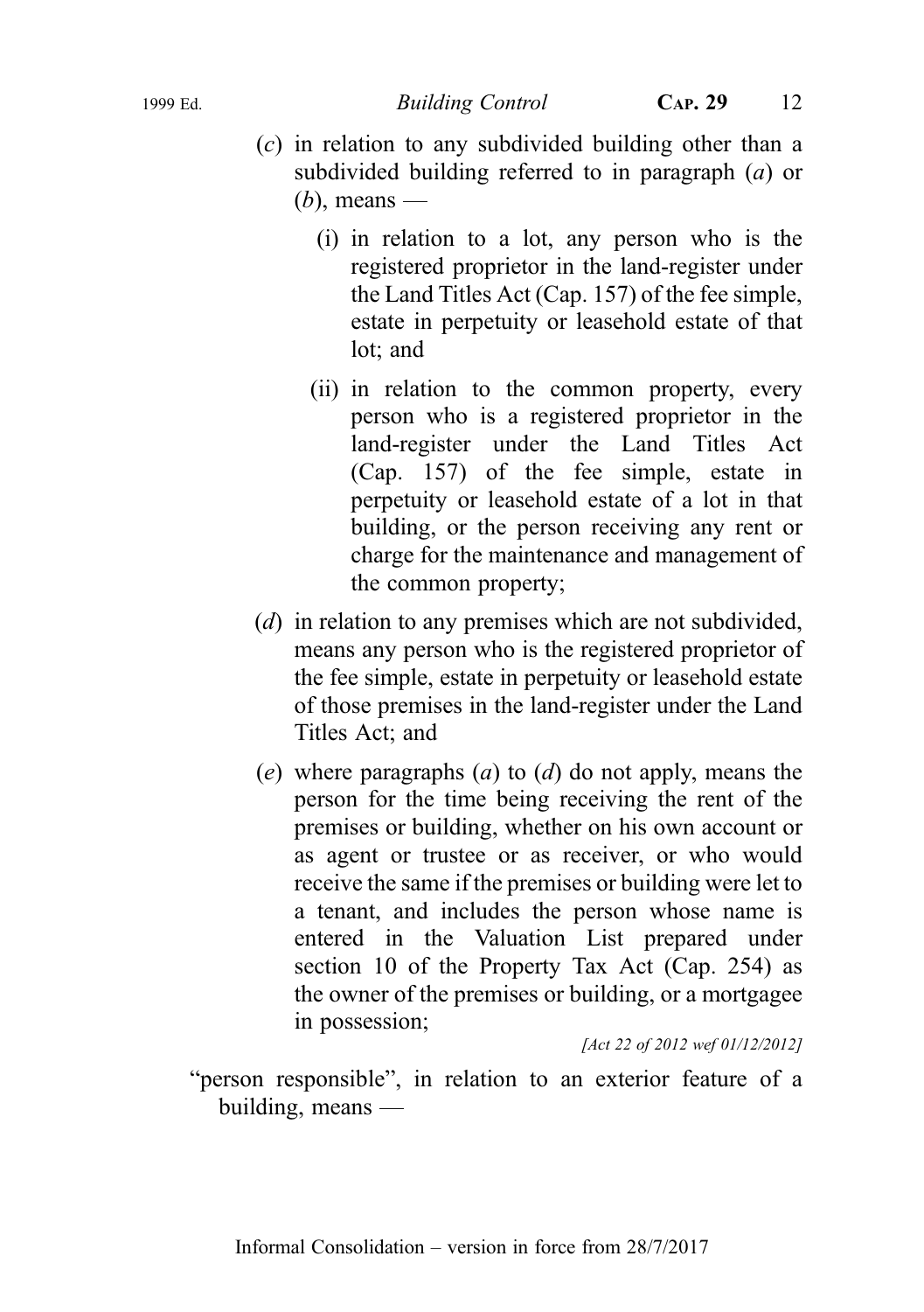(*c*) in relation to any subdivided building other than a subdivided building referred to in paragraph (*a*) or (*b*), means —

(i) in relation to a lot, any person who is the registered proprietor in the land-register under the Land Titles Act (Cap. 157) of the fee simple, estate in perpetuity or leasehold estate of that lot; and

(ii) in relation to the common property, every person who is a registered proprietor in the land-register under the Land Titles Act (Cap. 157) of the fee simple, estate in perpetuity or leasehold estate of a lot in that building, or the person receiving any rent or charge for the maintenance and management of the common property;

(*d*) in relation to any premises which are not subdivided, means any person who is the registered proprietor of the fee simple, estate in perpetuity or leasehold estate of those premises in the land-register under the Land Titles Act; and

(*e*) where paragraphs (*a*) to (*d*) do not apply, means the person for the time being receiving the rent of the premises or building, whether on his own account or as agent or trustee or as receiver, or who would receive the same if the premises or building were let to a tenant, and includes the person whose name is entered in the Valuation List prepared under section 10 of the Property Tax Act (Cap. 254) as the owner of the premises or building, or a mortgagee in possession;

*[Act 22 of 2012 wef 01/12/2012]*

"person responsible", in relation to an exterior feature of a building, means —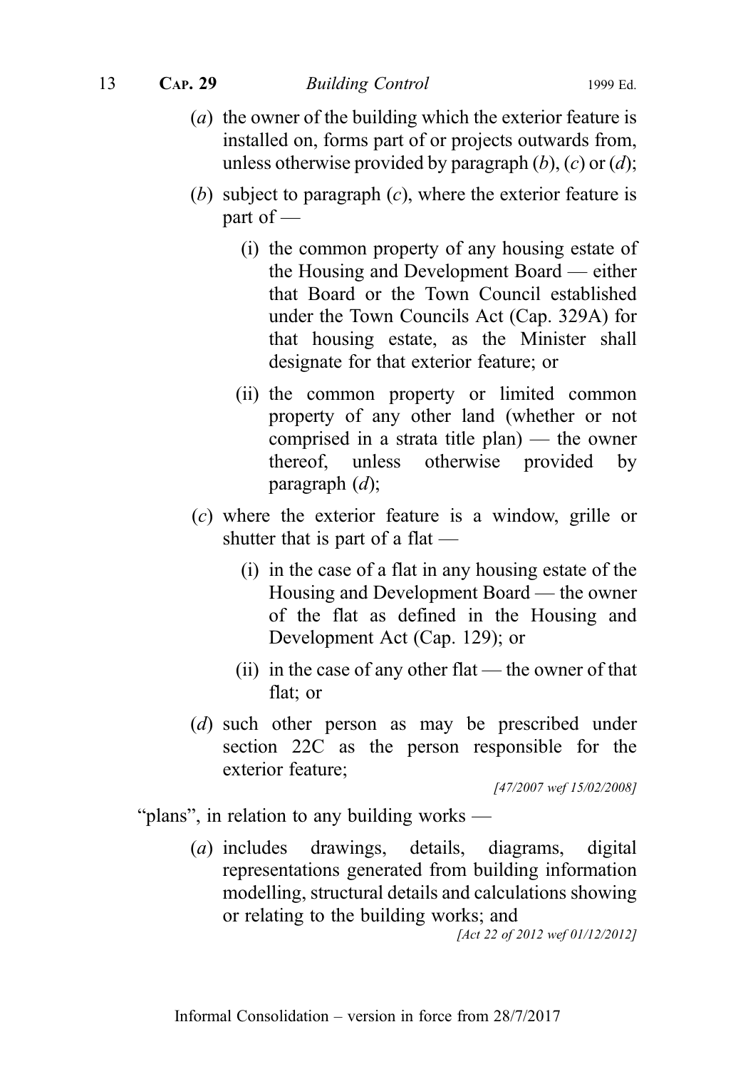(*a*) the owner of the building which the exterior feature is installed on, forms part of or projects outwards from, unless otherwise provided by paragraph (*b*), (*c*) or (*d*);

(*b*) subject to paragraph (*c*), where the exterior feature is part of —

(i) the common property of any housing estate of the Housing and Development Board — either that Board or the Town Council established under the Town Councils Act (Cap. 329A) for that housing estate, as the Minister shall designate for that exterior feature; or

(ii) the common property or limited common property of any other land (whether or not comprised in a strata title plan) — the owner thereof, unless otherwise provided by paragraph (*d*);

(*c*) where the exterior feature is a window, grille or shutter that is part of a flat —

(i) in the case of a flat in any housing estate of the Housing and Development Board — the owner of the flat as defined in the Housing and Development Act (Cap. 129); or

(ii) in the case of any other flat — the owner of that flat; or

(*d*) such other person as may be prescribed under section 22C as the person responsible for the exterior feature;

*[47/2007 wef 15/02/2008]*

"plans", in relation to any building works —

(*a*) includes drawings, details, diagrams, digital representations generated from building information modelling, structural details and calculations showing or relating to the building works; and

*[Act 22 of 2012 wef 01/12/2012]*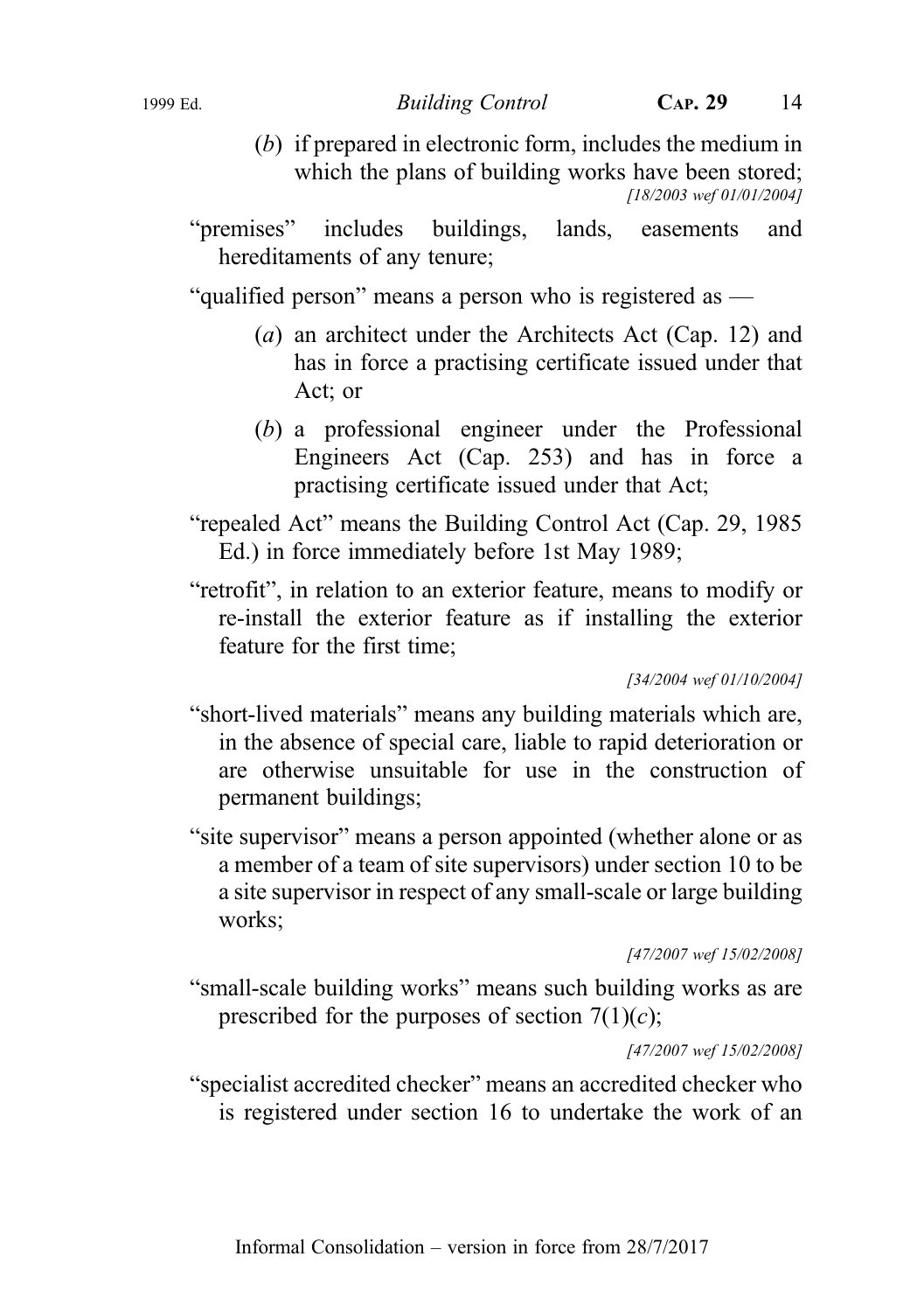(*b*) if prepared in electronic form, includes the medium in which the plans of building works have been stored;

[18/2003 wef 01/01/2004]

"premises" includes buildings, lands, easements and hereditaments of any tenure;

"qualified person" means a person who is registered as —

(*a*) an architect under the Architects Act (Cap. 12) and has in force a practising certificate issued under that Act; or

(*b*) a professional engineer under the Professional Engineers Act (Cap. 253) and has in force a practising certificate issued under that Act;

"repealed Act" means the Building Control Act (Cap. 29, 1985 Ed.) in force immediately before 1st May 1989;

"retrofit", in relation to an exterior feature, means to modify or re-install the exterior feature as if installing the exterior feature for the first time;

[34/2004 wef 01/10/2004]

"short-lived materials" means any building materials which are, in the absence of special care, liable to rapid deterioration or are otherwise unsuitable for use in the construction of permanent buildings;

"site supervisor" means a person appointed (whether alone or as a member of a team of site supervisors) under section 10 to be a site supervisor in respect of any small-scale or large building works;

[47/2007 wef 15/02/2008]

"small-scale building works" means such building works as are prescribed for the purposes of section 7(1)(*c*);

[47/2007 wef 15/02/2008]

"specialist accredited checker" means an accredited checker who is registered under section 16 to undertake the work of an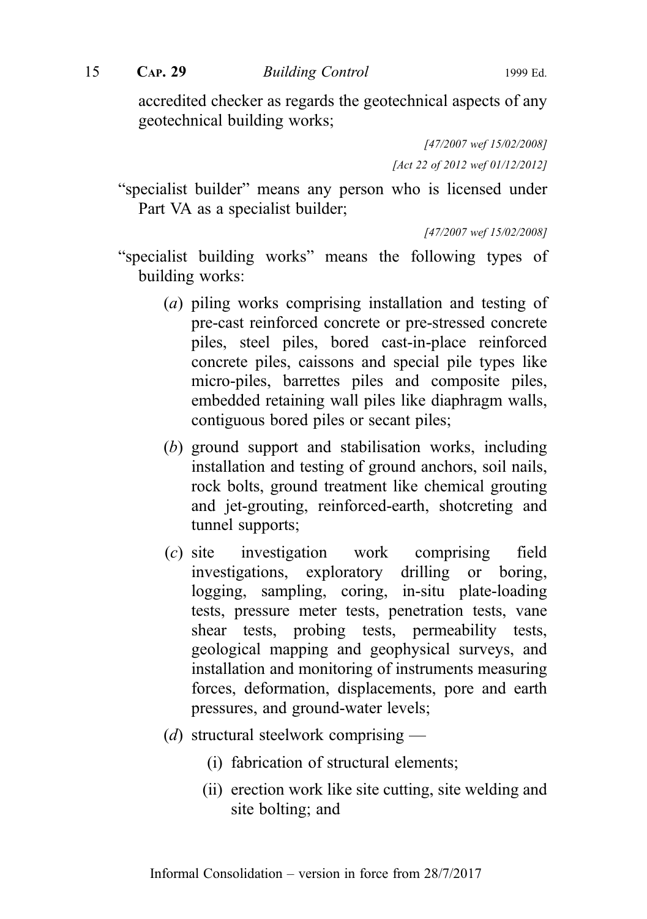accredited checker as regards the geotechnical aspects of any geotechnical building works;

*[47/2007 wef 15/02/2008]*

*[Act 22 of 2012 wef 01/12/2012]*

"specialist builder" means any person who is licensed under Part VA as a specialist builder;

*[47/2007 wef 15/02/2008]*

"specialist building works" means the following types of building works:

(*a*) piling works comprising installation and testing of pre-cast reinforced concrete or pre-stressed concrete piles, steel piles, bored cast-in-place reinforced concrete piles, caissons and special pile types like micro-piles, barrettes piles and composite piles, embedded retaining wall piles like diaphragm walls, contiguous bored piles or secant piles;

(*b*) ground support and stabilisation works, including installation and testing of ground anchors, soil nails, rock bolts, ground treatment like chemical grouting and jet-grouting, reinforced-earth, shotcreting and tunnel supports;

(*c*) site investigation work comprising field investigations, exploratory drilling or boring, logging, sampling, coring, in-situ plate-loading tests, pressure meter tests, penetration tests, vane shear tests, probing tests, permeability tests, geological mapping and geophysical surveys, and installation and monitoring of instruments measuring forces, deformation, displacements, pore and earth pressures, and ground-water levels;

(*d*) structural steelwork comprising —

(i) fabrication of structural elements;

(ii) erection work like site cutting, site welding and site bolting; and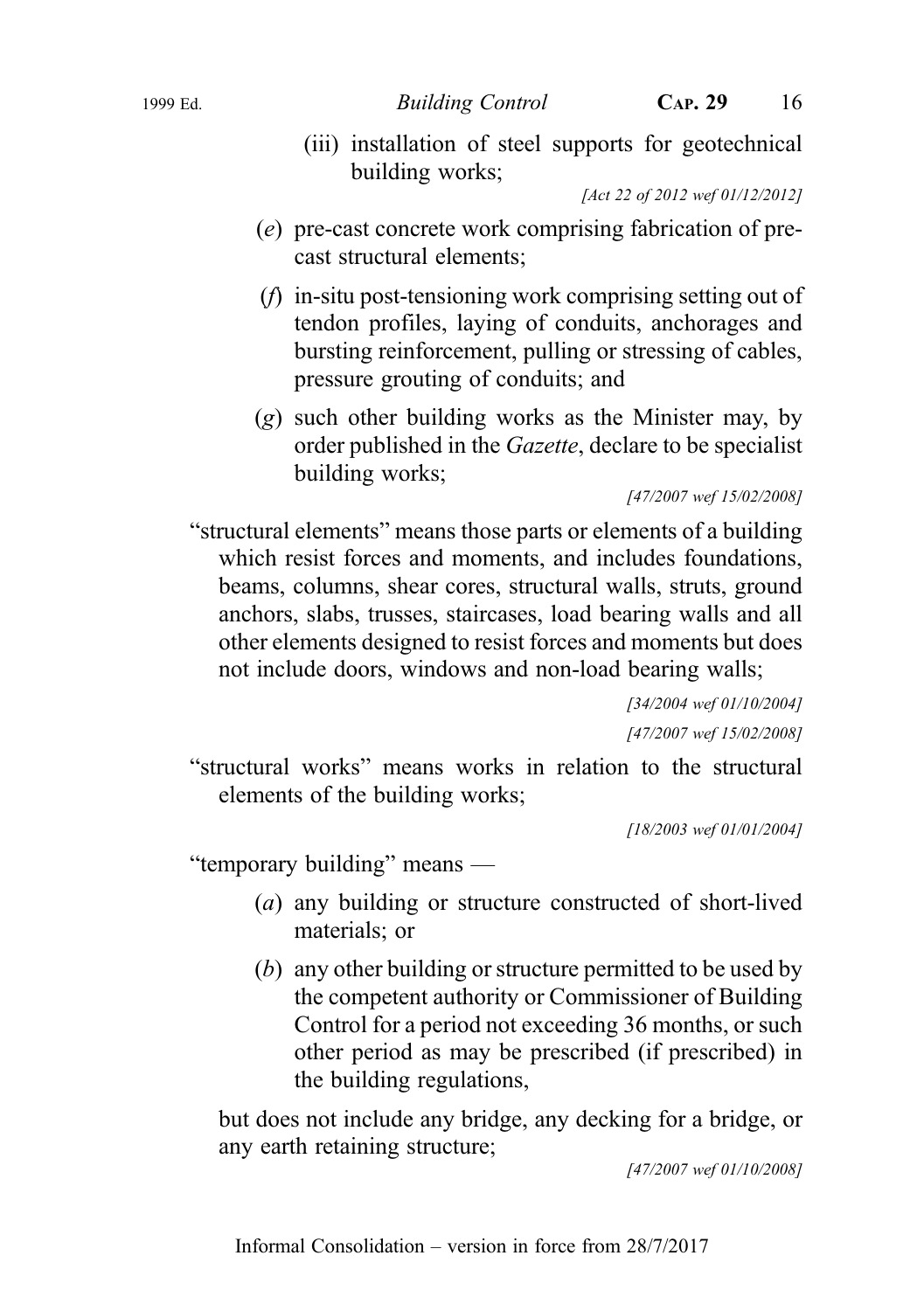(iii) installation of steel supports for geotechnical building works;

[Act 22 of 2012 wef 01/12/2012]

(*e*) pre-cast concrete work comprising fabrication of pre-cast structural elements;

(*f*) in-situ post-tensioning work comprising setting out of tendon profiles, laying of conduits, anchorages and bursting reinforcement, pulling or stressing of cables, pressure grouting of conduits; and

(*g*) such other building works as the Minister may, by order published in the *Gazette*, declare to be specialist building works;

[47/2007 wef 15/02/2008]

"structural elements" means those parts or elements of a building which resist forces and moments, and includes foundations, beams, columns, shear cores, structural walls, struts, ground anchors, slabs, trusses, staircases, load bearing walls and all other elements designed to resist forces and moments but does not include doors, windows and non-load bearing walls;

[34/2004 wef 01/10/2004]

[47/2007 wef 15/02/2008]

"structural works" means works in relation to the structural elements of the building works;

[18/2003 wef 01/01/2004]

"temporary building" means —

(*a*) any building or structure constructed of short-lived materials; or

(*b*) any other building or structure permitted to be used by the competent authority or Commissioner of Building Control for a period not exceeding 36 months, or such other period as may be prescribed (if prescribed) in the building regulations,

but does not include any bridge, any decking for a bridge, or any earth retaining structure;

[47/2007 wef 01/10/2008]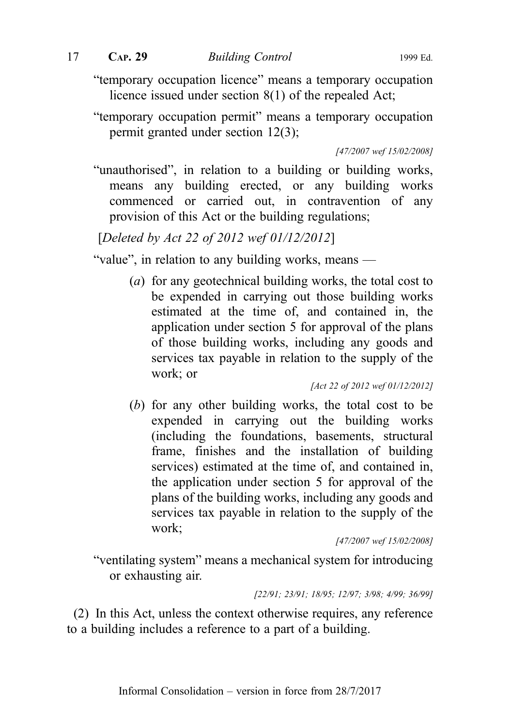"temporary occupation licence" means a temporary occupation licence issued under section 8(1) of the repealed Act;

"temporary occupation permit" means a temporary occupation permit granted under section 12(3);

*[47/2007 wef 15/02/2008]*

"unauthorised", in relation to a building or building works, means any building erected, or any building works commenced or carried out, in contravention of any provision of this Act or the building regulations;

[*Deleted by Act 22 of 2012 wef 01/12/2012*]

"value", in relation to any building works, means —

(*a*) for any geotechnical building works, the total cost to be expended in carrying out those building works estimated at the time of, and contained in, the application under section 5 for approval of the plans of those building works, including any goods and services tax payable in relation to the supply of the work; or

*[Act 22 of 2012 wef 01/12/2012]*

(*b*) for any other building works, the total cost to be expended in carrying out the building works (including the foundations, basements, structural frame, finishes and the installation of building services) estimated at the time of, and contained in, the application under section 5 for approval of the plans of the building works, including any goods and services tax payable in relation to the supply of the work;

*[47/2007 wef 15/02/2008]*

"ventilating system" means a mechanical system for introducing or exhausting air.

*[22/91; 23/91; 18/95; 12/97; 3/98; 4/99; 36/99]*

(2) In this Act, unless the context otherwise requires, any reference to a building includes a reference to a part of a building.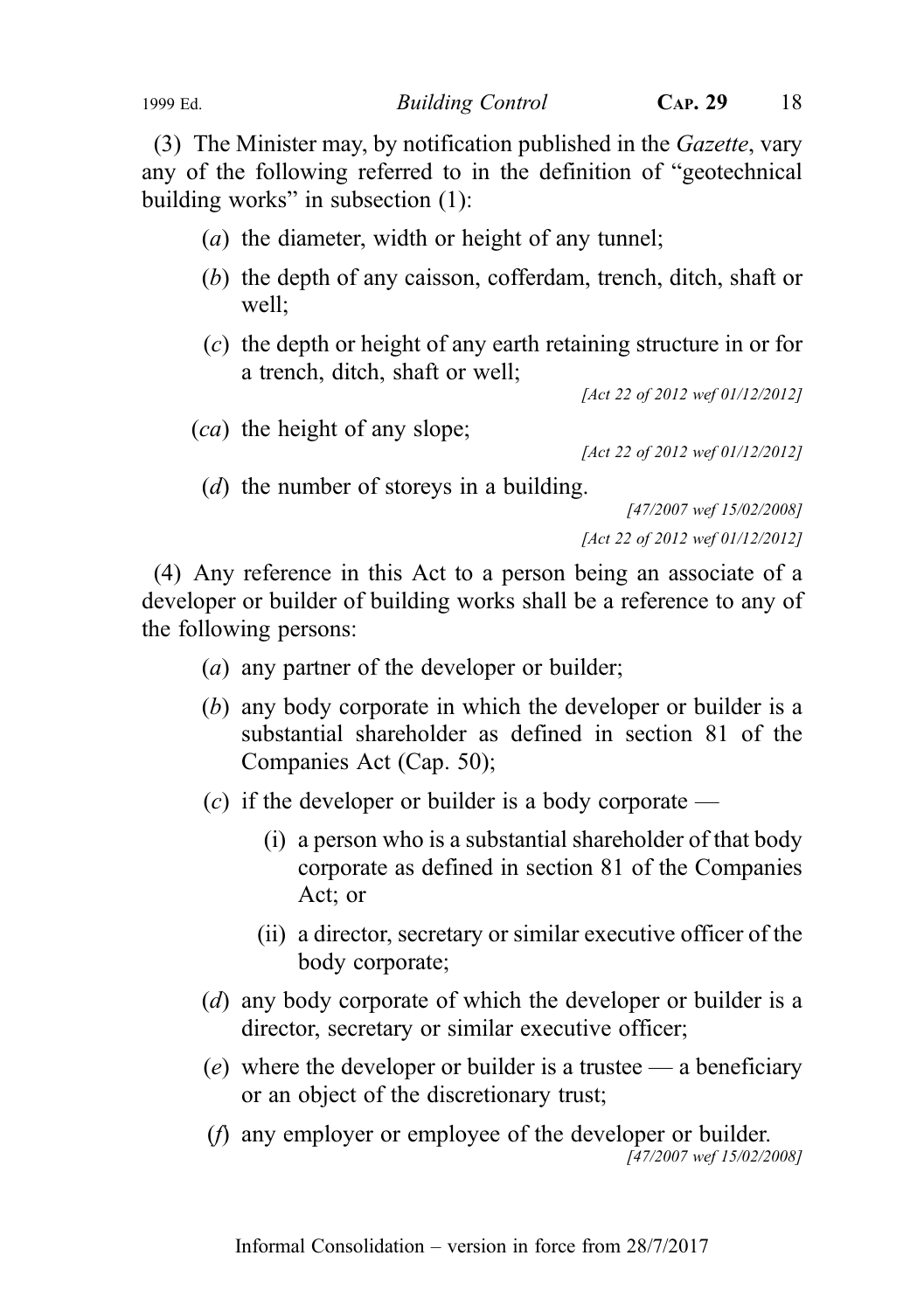(3) The Minister may, by notification published in the *Gazette*, vary any of the following referred to in the definition of "geotechnical building works" in subsection (1):

- (*a*) the diameter, width or height of any tunnel;
- (*b*) the depth of any caisson, cofferdam, trench, ditch, shaft or well;
- (*c*) the depth or height of any earth retaining structure in or for a trench, ditch, shaft or well;

  *[Act 22 of 2012 wef 01/12/2012]*

- (*ca*) the height of any slope;

  *[Act 22 of 2012 wef 01/12/2012]*

- (*d*) the number of storeys in a building.

  *[47/2007 wef 15/02/2008]*

  *[Act 22 of 2012 wef 01/12/2012]*

(4) Any reference in this Act to a person being an associate of a developer or builder of building works shall be a reference to any of the following persons:

- (*a*) any partner of the developer or builder;
- (*b*) any body corporate in which the developer or builder is a substantial shareholder as defined in section 81 of the Companies Act (Cap. 50);
- (*c*) if the developer or builder is a body corporate —
  - (i) a person who is a substantial shareholder of that body corporate as defined in section 81 of the Companies Act; or
  - (ii) a director, secretary or similar executive officer of the body corporate;
- (*d*) any body corporate of which the developer or builder is a director, secretary or similar executive officer;
- (*e*) where the developer or builder is a trustee — a beneficiary or an object of the discretionary trust;
- (*f*) any employer or employee of the developer or builder.

  *[47/2007 wef 15/02/2008]*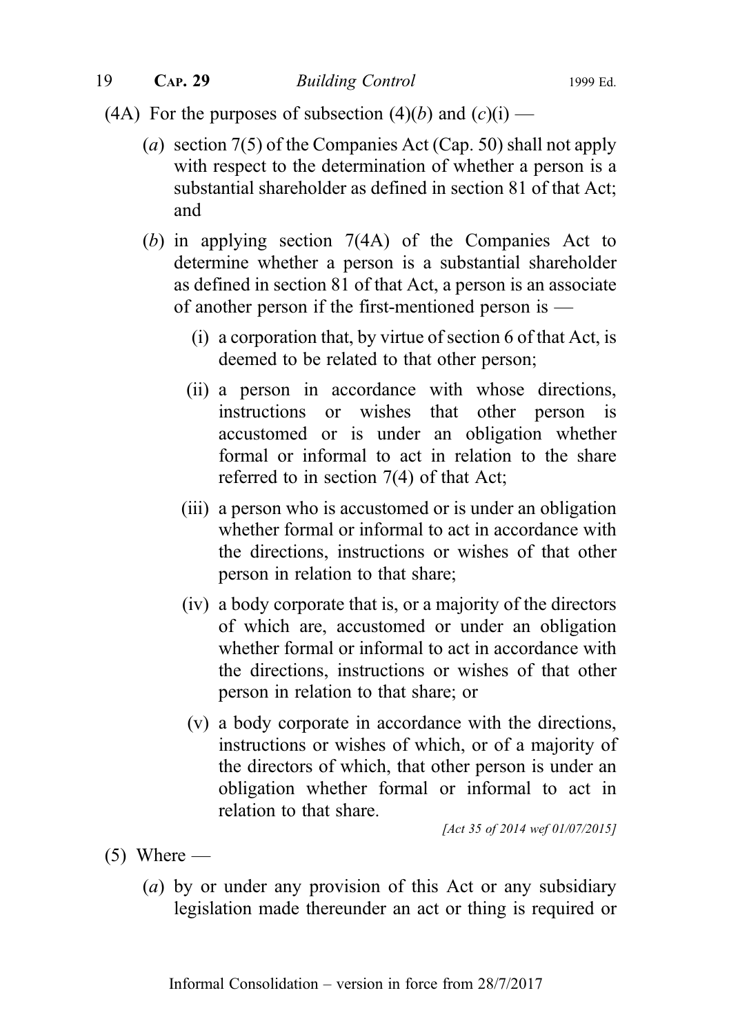(4A) For the purposes of subsection (4)(*b*) and (*c*)(i) —

(*a*) section 7(5) of the Companies Act (Cap. 50) shall not apply with respect to the determination of whether a person is a substantial shareholder as defined in section 81 of that Act; and

(*b*) in applying section 7(4A) of the Companies Act to determine whether a person is a substantial shareholder as defined in section 81 of that Act, a person is an associate of another person if the first-mentioned person is —

(i) a corporation that, by virtue of section 6 of that Act, is deemed to be related to that other person;

(ii) a person in accordance with whose directions, instructions or wishes that other person is accustomed or is under an obligation whether formal or informal to act in relation to the share referred to in section 7(4) of that Act;

(iii) a person who is accustomed or is under an obligation whether formal or informal to act in accordance with the directions, instructions or wishes of that other person in relation to that share;

(iv) a body corporate that is, or a majority of the directors of which are, accustomed or under an obligation whether formal or informal to act in accordance with the directions, instructions or wishes of that other person in relation to that share; or

(v) a body corporate in accordance with the directions, instructions or wishes of which, or of a majority of the directors of which, that other person is under an obligation whether formal or informal to act in relation to that share.

*[Act 35 of 2014 wef 01/07/2015]*

(5) Where —

(*a*) by or under any provision of this Act or any subsidiary legislation made thereunder an act or thing is required or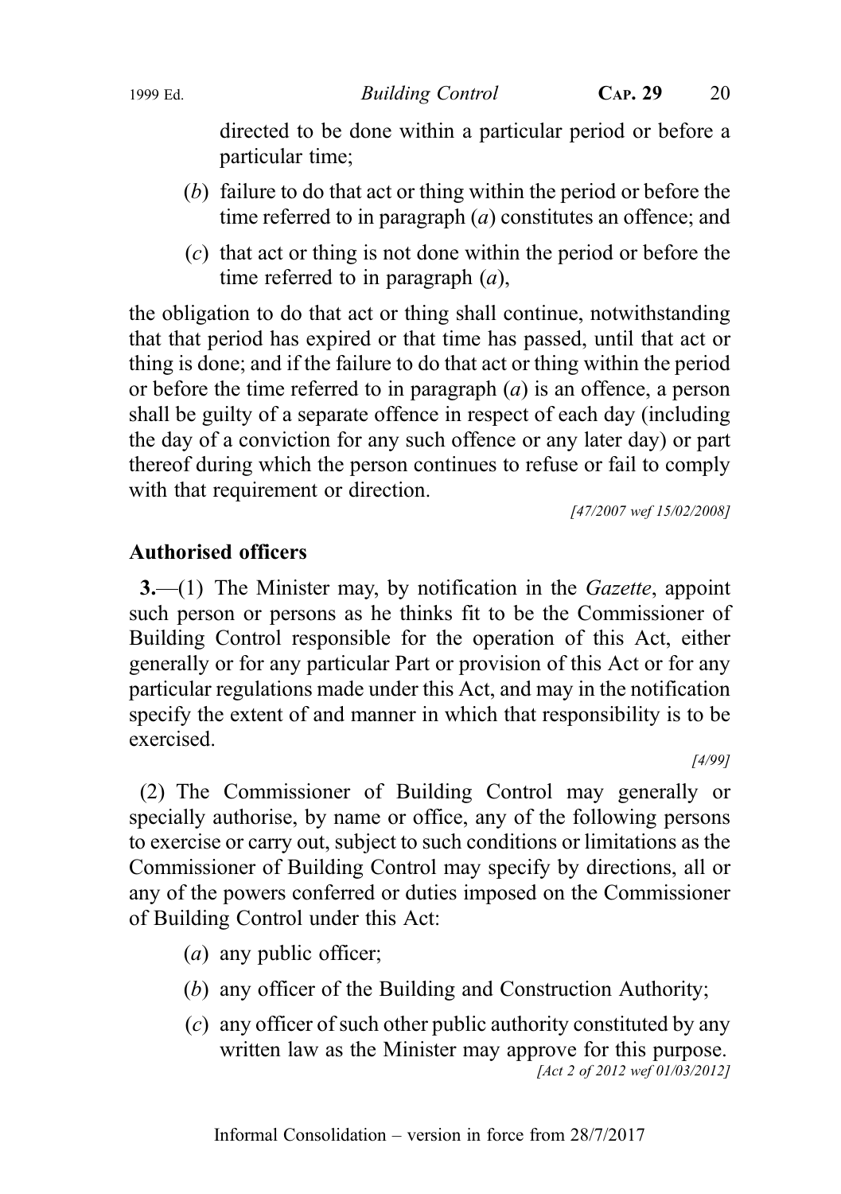directed to be done within a particular period or before a particular time;

(*b*) failure to do that act or thing within the period or before the time referred to in paragraph (*a*) constitutes an offence; and

(*c*) that act or thing is not done within the period or before the time referred to in paragraph (*a*),

the obligation to do that act or thing shall continue, notwithstanding that that period has expired or that time has passed, until that act or thing is done; and if the failure to do that act or thing within the period or before the time referred to in paragraph (*a*) is an offence, a person shall be guilty of a separate offence in respect of each day (including the day of a conviction for any such offence or any later day) or part thereof during which the person continues to refuse or fail to comply with that requirement or direction.

*[47/2007 wef 15/02/2008]*

**Authorised officers**

**3.**—(1) The Minister may, by notification in the *Gazette*, appoint such person or persons as he thinks fit to be the Commissioner of Building Control responsible for the operation of this Act, either generally or for any particular Part or provision of this Act or for any particular regulations made under this Act, and may in the notification specify the extent of and manner in which that responsibility is to be exercised.

*[4/99]*

(2) The Commissioner of Building Control may generally or specially authorise, by name or office, any of the following persons to exercise or carry out, subject to such conditions or limitations as the Commissioner of Building Control may specify by directions, all or any of the powers conferred or duties imposed on the Commissioner of Building Control under this Act:

(*a*) any public officer;

(*b*) any officer of the Building and Construction Authority;

(*c*) any officer of such other public authority constituted by any written law as the Minister may approve for this purpose.

*[Act 2 of 2012 wef 01/03/2012]*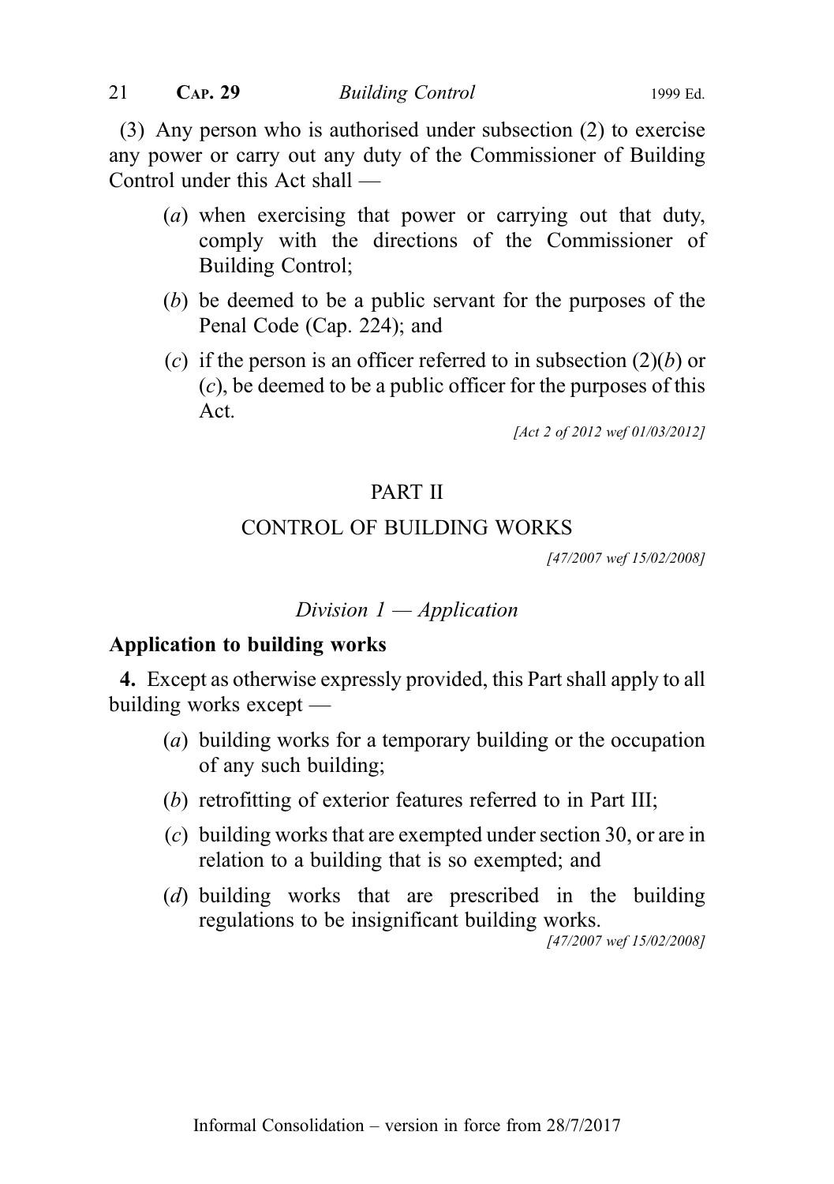(3) Any person who is authorised under subsection (2) to exercise any power or carry out any duty of the Commissioner of Building Control under this Act shall —

- (*a*) when exercising that power or carrying out that duty, comply with the directions of the Commissioner of Building Control;
- (*b*) be deemed to be a public servant for the purposes of the Penal Code (Cap. 224); and
- (*c*) if the person is an officer referred to in subsection (2)(*b*) or (*c*), be deemed to be a public officer for the purposes of this Act.

*[Act 2 of 2012 wef 01/03/2012]*

## PART II

## CONTROL OF BUILDING WORKS

*[47/2007 wef 15/02/2008]*

### *Division 1 — Application*

**Application to building works**

**4.** Except as otherwise expressly provided, this Part shall apply to all building works except —

- (*a*) building works for a temporary building or the occupation of any such building;
- (*b*) retrofitting of exterior features referred to in Part III;
- (*c*) building works that are exempted under section 30, or are in relation to a building that is so exempted; and
- (*d*) building works that are prescribed in the building regulations to be insignificant building works.

*[47/2007 wef 15/02/2008]*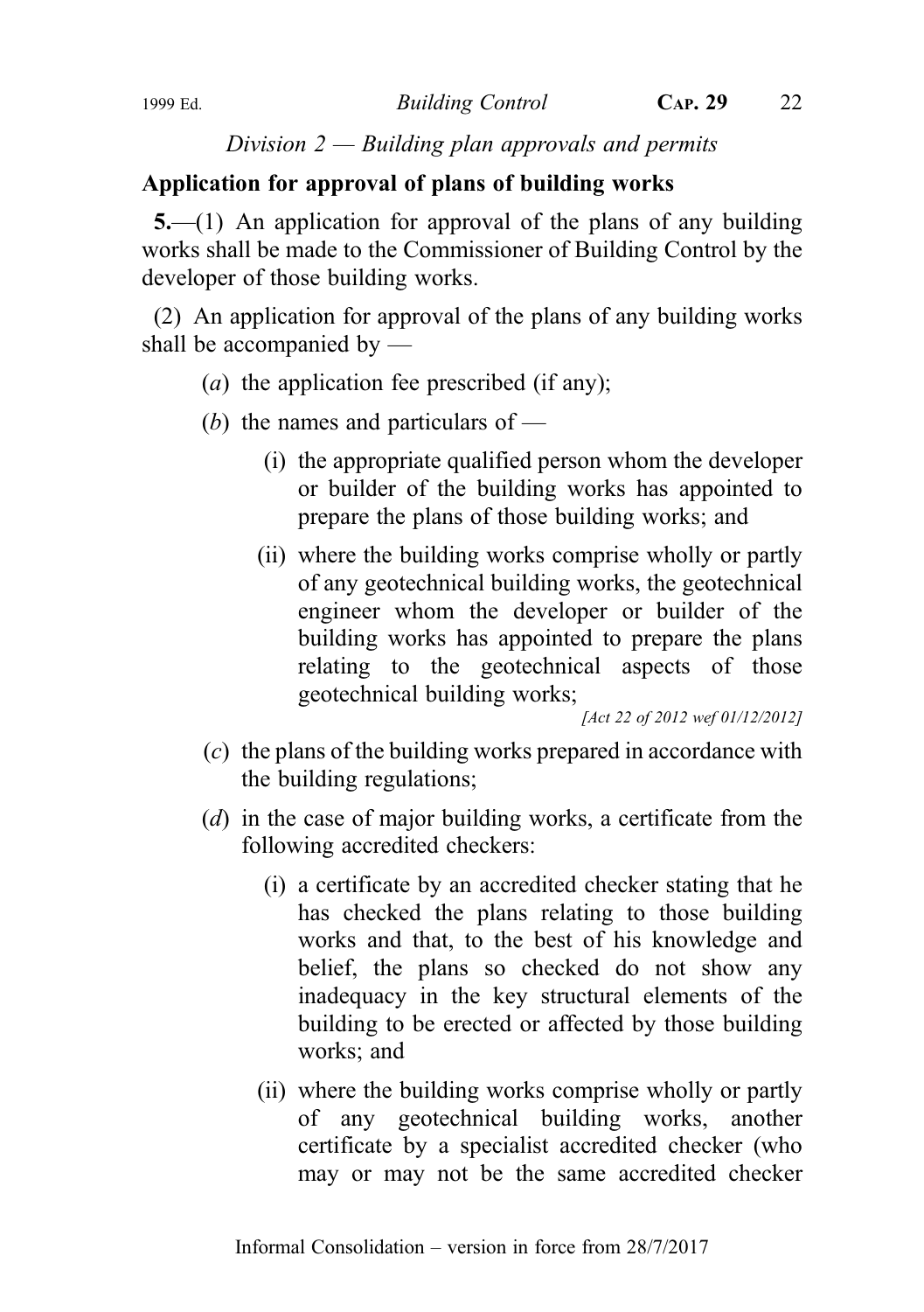*Division 2 — Building plan approvals and permits*

**Application for approval of plans of building works**

**5.**—(1) An application for approval of the plans of any building works shall be made to the Commissioner of Building Control by the developer of those building works.

(2) An application for approval of the plans of any building works shall be accompanied by —

(*a*) the application fee prescribed (if any);

(*b*) the names and particulars of —

(i) the appropriate qualified person whom the developer or builder of the building works has appointed to prepare the plans of those building works; and

(ii) where the building works comprise wholly or partly of any geotechnical building works, the geotechnical engineer whom the developer or builder of the building works has appointed to prepare the plans relating to the geotechnical aspects of those geotechnical building works;

*[Act 22 of 2012 wef 01/12/2012]*

(*c*) the plans of the building works prepared in accordance with the building regulations;

(*d*) in the case of major building works, a certificate from the following accredited checkers:

(i) a certificate by an accredited checker stating that he has checked the plans relating to those building works and that, to the best of his knowledge and belief, the plans so checked do not show any inadequacy in the key structural elements of the building to be erected or affected by those building works; and

(ii) where the building works comprise wholly or partly of any geotechnical building works, another certificate by a specialist accredited checker (who may or may not be the same accredited checker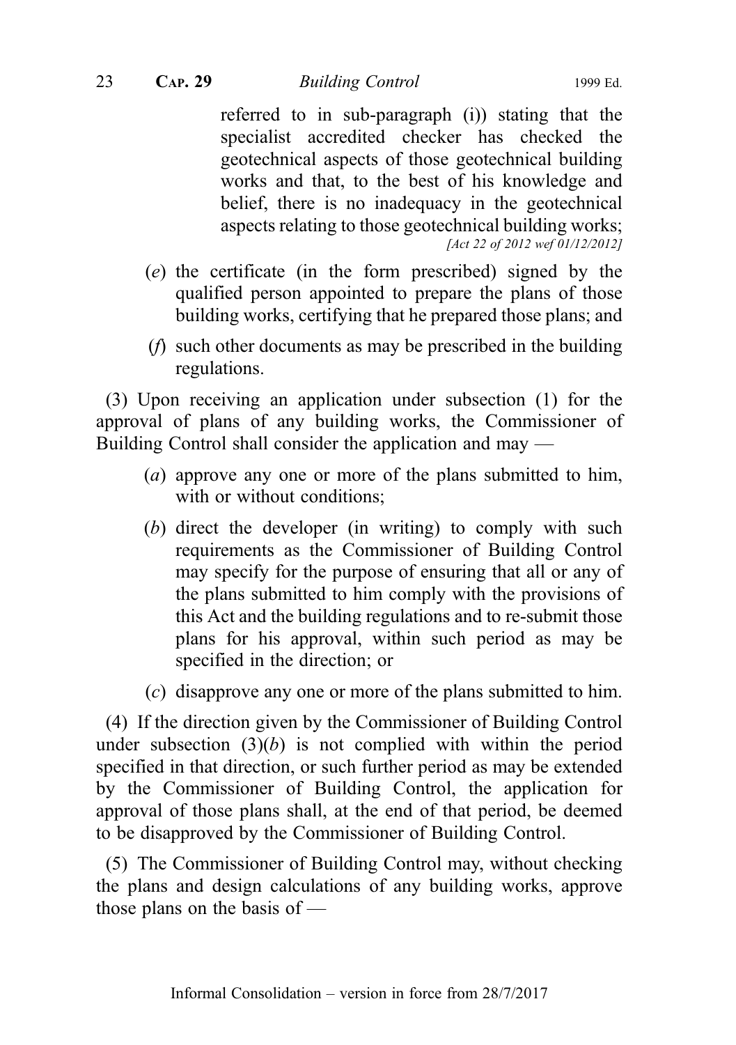referred to in sub-paragraph (i)) stating that the specialist accredited checker has checked the geotechnical aspects of those geotechnical building works and that, to the best of his knowledge and belief, there is no inadequacy in the geotechnical aspects relating to those geotechnical building works;
*[Act 22 of 2012 wef 01/12/2012]*

(*e*) the certificate (in the form prescribed) signed by the qualified person appointed to prepare the plans of those building works, certifying that he prepared those plans; and

(*f*) such other documents as may be prescribed in the building regulations.

(3) Upon receiving an application under subsection (1) for the approval of plans of any building works, the Commissioner of Building Control shall consider the application and may —

(*a*) approve any one or more of the plans submitted to him, with or without conditions;

(*b*) direct the developer (in writing) to comply with such requirements as the Commissioner of Building Control may specify for the purpose of ensuring that all or any of the plans submitted to him comply with the provisions of this Act and the building regulations and to re-submit those plans for his approval, within such period as may be specified in the direction; or

(*c*) disapprove any one or more of the plans submitted to him.

(4) If the direction given by the Commissioner of Building Control under subsection (3)(*b*) is not complied with within the period specified in that direction, or such further period as may be extended by the Commissioner of Building Control, the application for approval of those plans shall, at the end of that period, be deemed to be disapproved by the Commissioner of Building Control.

(5) The Commissioner of Building Control may, without checking the plans and design calculations of any building works, approve those plans on the basis of —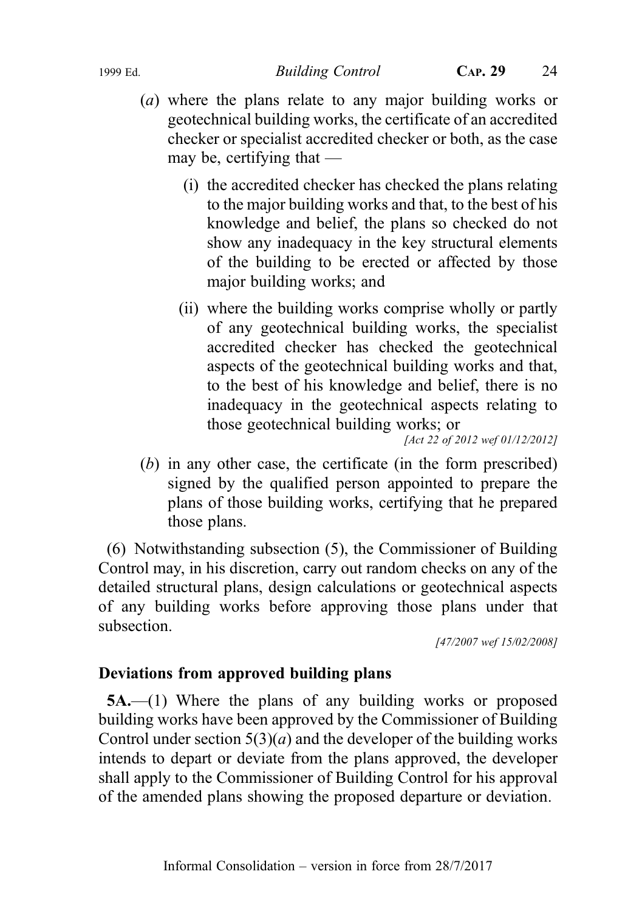(*a*) where the plans relate to any major building works or geotechnical building works, the certificate of an accredited checker or specialist accredited checker or both, as the case may be, certifying that —

(i) the accredited checker has checked the plans relating to the major building works and that, to the best of his knowledge and belief, the plans so checked do not show any inadequacy in the key structural elements of the building to be erected or affected by those major building works; and

(ii) where the building works comprise wholly or partly of any geotechnical building works, the specialist accredited checker has checked the geotechnical aspects of the geotechnical building works and that, to the best of his knowledge and belief, there is no inadequacy in the geotechnical aspects relating to those geotechnical building works; or

*[Act 22 of 2012 wef 01/12/2012]*

(*b*) in any other case, the certificate (in the form prescribed) signed by the qualified person appointed to prepare the plans of those building works, certifying that he prepared those plans.

(6) Notwithstanding subsection (5), the Commissioner of Building Control may, in his discretion, carry out random checks on any of the detailed structural plans, design calculations or geotechnical aspects of any building works before approving those plans under that subsection.

*[47/2007 wef 15/02/2008]*

**Deviations from approved building plans**

**5A.**—(1) Where the plans of any building works or proposed building works have been approved by the Commissioner of Building Control under section 5(3)(*a*) and the developer of the building works intends to depart or deviate from the plans approved, the developer shall apply to the Commissioner of Building Control for his approval of the amended plans showing the proposed departure or deviation.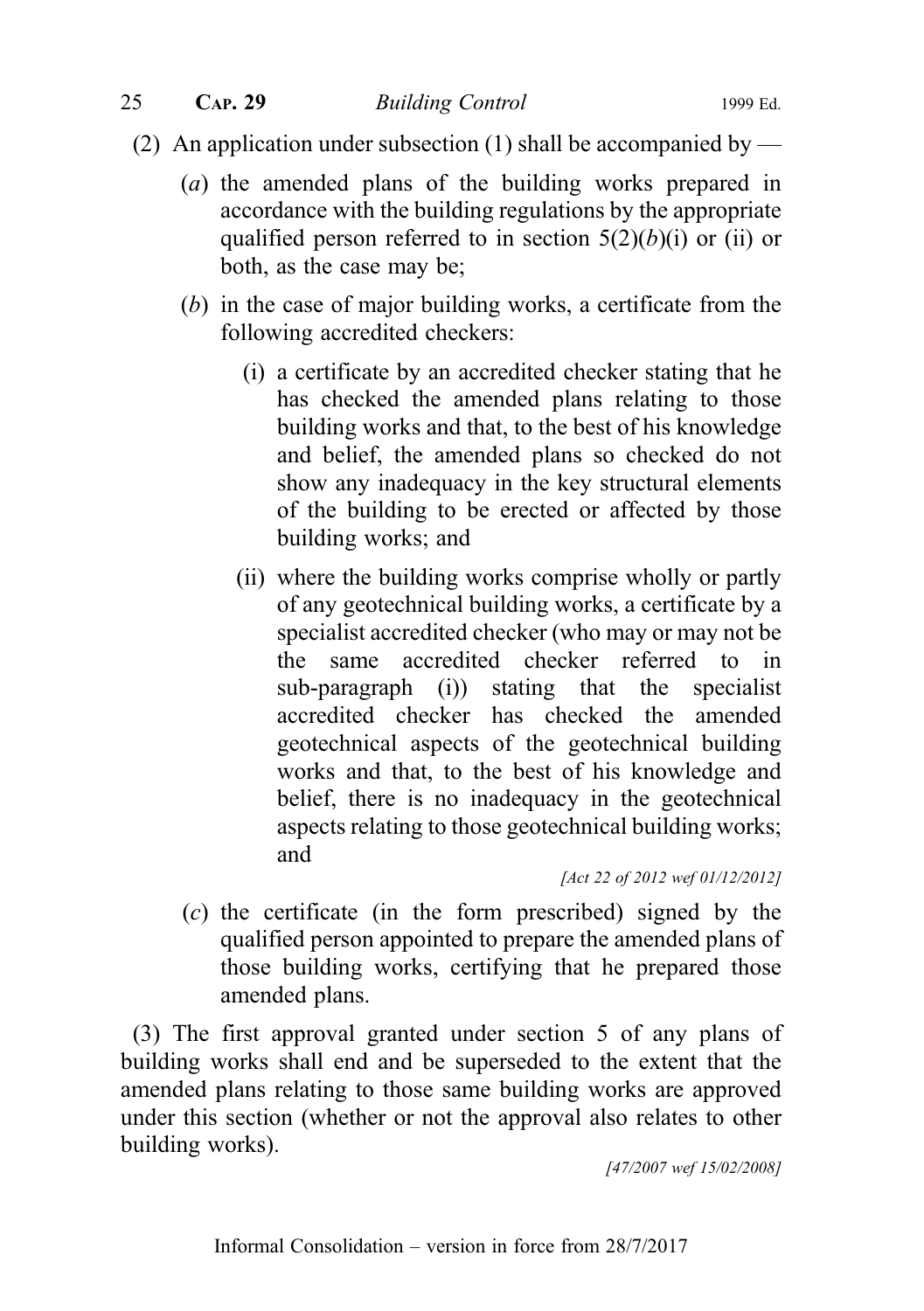(2) An application under subsection (1) shall be accompanied by —

(*a*) the amended plans of the building works prepared in accordance with the building regulations by the appropriate qualified person referred to in section 5(2)(*b*)(i) or (ii) or both, as the case may be;

(*b*) in the case of major building works, a certificate from the following accredited checkers:

(i) a certificate by an accredited checker stating that he has checked the amended plans relating to those building works and that, to the best of his knowledge and belief, the amended plans so checked do not show any inadequacy in the key structural elements of the building to be erected or affected by those building works; and

(ii) where the building works comprise wholly or partly of any geotechnical building works, a certificate by a specialist accredited checker (who may or may not be the same accredited checker referred to in sub-paragraph (i)) stating that the specialist accredited checker has checked the amended geotechnical aspects of the geotechnical building works and that, to the best of his knowledge and belief, there is no inadequacy in the geotechnical aspects relating to those geotechnical building works; and

*[Act 22 of 2012 wef 01/12/2012]*

(*c*) the certificate (in the form prescribed) signed by the qualified person appointed to prepare the amended plans of those building works, certifying that he prepared those amended plans.

(3) The first approval granted under section 5 of any plans of building works shall end and be superseded to the extent that the amended plans relating to those same building works are approved under this section (whether or not the approval also relates to other building works).

*[47/2007 wef 15/02/2008]*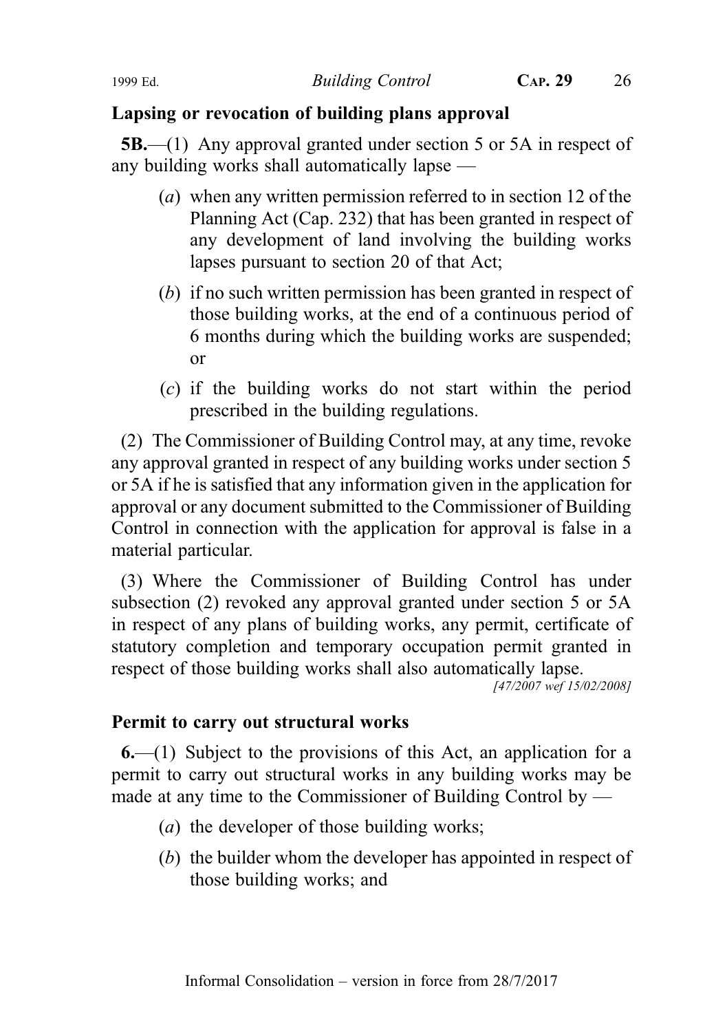**Lapsing or revocation of building plans approval**

**5B.**—(1) Any approval granted under section 5 or 5A in respect of any building works shall automatically lapse —

(*a*) when any written permission referred to in section 12 of the Planning Act (Cap. 232) that has been granted in respect of any development of land involving the building works lapses pursuant to section 20 of that Act;

(*b*) if no such written permission has been granted in respect of those building works, at the end of a continuous period of 6 months during which the building works are suspended; or

(*c*) if the building works do not start within the period prescribed in the building regulations.

(2) The Commissioner of Building Control may, at any time, revoke any approval granted in respect of any building works under section 5 or 5A if he is satisfied that any information given in the application for approval or any document submitted to the Commissioner of Building Control in connection with the application for approval is false in a material particular.

(3) Where the Commissioner of Building Control has under subsection (2) revoked any approval granted under section 5 or 5A in respect of any plans of building works, any permit, certificate of statutory completion and temporary occupation permit granted in respect of those building works shall also automatically lapse.

*[47/2007 wef 15/02/2008]*

**Permit to carry out structural works**

**6.**—(1) Subject to the provisions of this Act, an application for a permit to carry out structural works in any building works may be made at any time to the Commissioner of Building Control by —

(*a*) the developer of those building works;

(*b*) the builder whom the developer has appointed in respect of those building works; and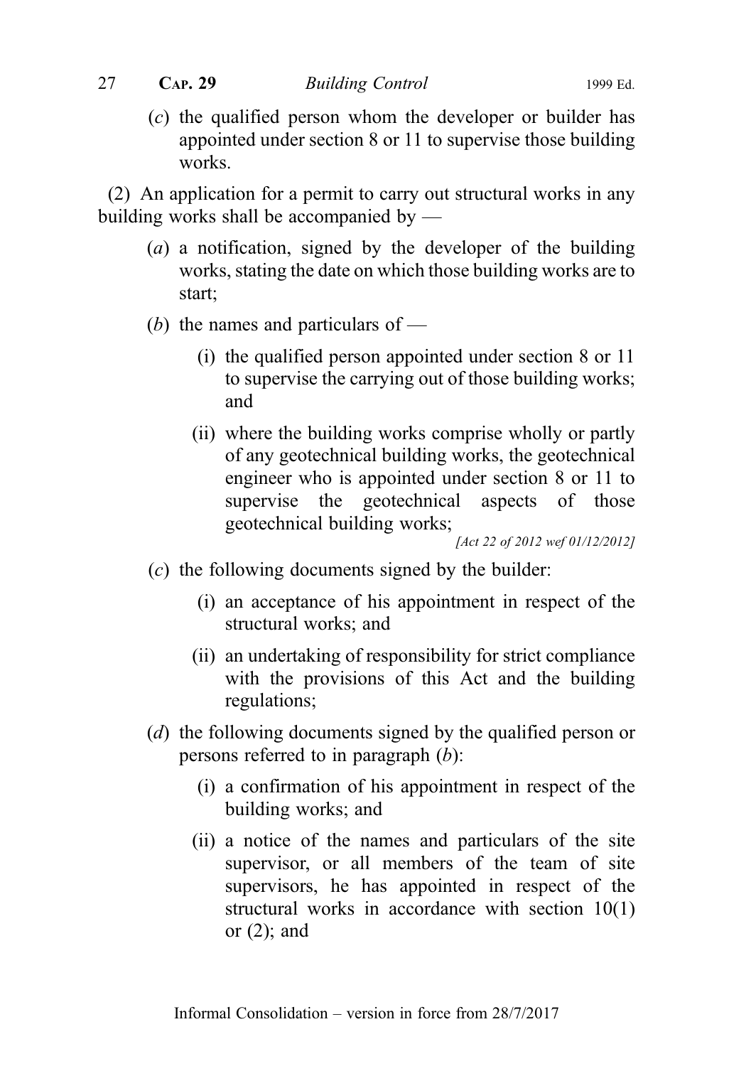(*c*) the qualified person whom the developer or builder has appointed under section 8 or 11 to supervise those building works.

(2) An application for a permit to carry out structural works in any building works shall be accompanied by —

(*a*) a notification, signed by the developer of the building works, stating the date on which those building works are to start;

(*b*) the names and particulars of —

(i) the qualified person appointed under section 8 or 11 to supervise the carrying out of those building works; and

(ii) where the building works comprise wholly or partly of any geotechnical building works, the geotechnical engineer who is appointed under section 8 or 11 to supervise the geotechnical aspects of those geotechnical building works;

*[Act 22 of 2012 wef 01/12/2012]*

(*c*) the following documents signed by the builder:

(i) an acceptance of his appointment in respect of the structural works; and

(ii) an undertaking of responsibility for strict compliance with the provisions of this Act and the building regulations;

(*d*) the following documents signed by the qualified person or persons referred to in paragraph (*b*):

(i) a confirmation of his appointment in respect of the building works; and

(ii) a notice of the names and particulars of the site supervisor, or all members of the team of site supervisors, he has appointed in respect of the structural works in accordance with section 10(1) or (2); and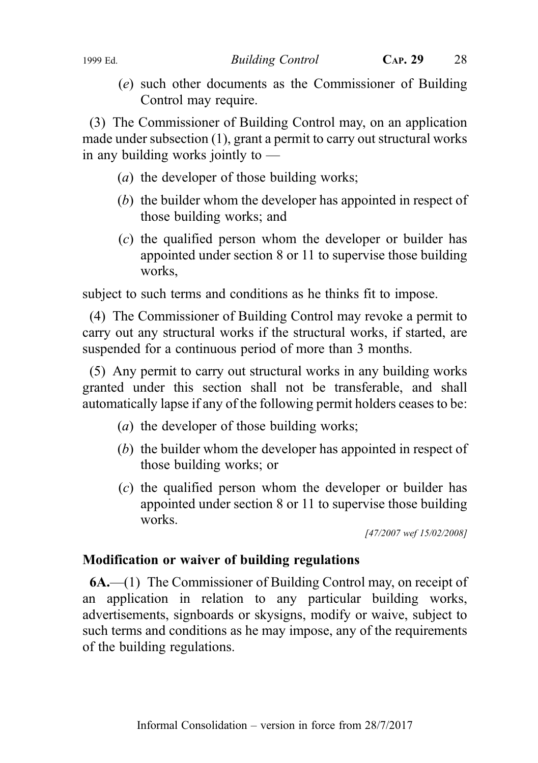(*e*) such other documents as the Commissioner of Building Control may require.

(3) The Commissioner of Building Control may, on an application made under subsection (1), grant a permit to carry out structural works in any building works jointly to —

(*a*) the developer of those building works;

(*b*) the builder whom the developer has appointed in respect of those building works; and

(*c*) the qualified person whom the developer or builder has appointed under section 8 or 11 to supervise those building works,

subject to such terms and conditions as he thinks fit to impose.

(4) The Commissioner of Building Control may revoke a permit to carry out any structural works if the structural works, if started, are suspended for a continuous period of more than 3 months.

(5) Any permit to carry out structural works in any building works granted under this section shall not be transferable, and shall automatically lapse if any of the following permit holders ceases to be:

(*a*) the developer of those building works;

(*b*) the builder whom the developer has appointed in respect of those building works; or

(*c*) the qualified person whom the developer or builder has appointed under section 8 or 11 to supervise those building works.

*[47/2007 wef 15/02/2008]*

**Modification or waiver of building regulations**

**6A.**—(1) The Commissioner of Building Control may, on receipt of an application in relation to any particular building works, advertisements, signboards or skysigns, modify or waive, subject to such terms and conditions as he may impose, any of the requirements of the building regulations.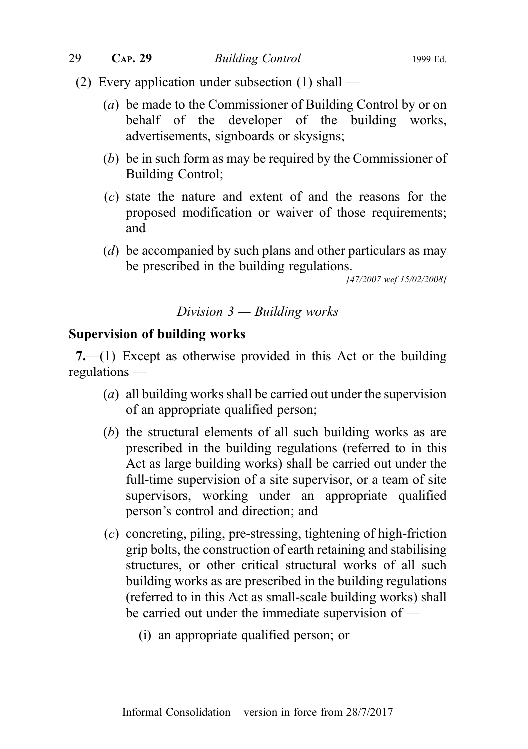(2) Every application under subsection (1) shall —

(*a*) be made to the Commissioner of Building Control by or on behalf of the developer of the building works, advertisements, signboards or skysigns;

(*b*) be in such form as may be required by the Commissioner of Building Control;

(*c*) state the nature and extent of and the reasons for the proposed modification or waiver of those requirements; and

(*d*) be accompanied by such plans and other particulars as may be prescribed in the building regulations.

*[47/2007 wef 15/02/2008]*

*Division 3 — Building works*

**Supervision of building works**

**7.**—(1) Except as otherwise provided in this Act or the building regulations —

(*a*) all building works shall be carried out under the supervision of an appropriate qualified person;

(*b*) the structural elements of all such building works as are prescribed in the building regulations (referred to in this Act as large building works) shall be carried out under the full-time supervision of a site supervisor, or a team of site supervisors, working under an appropriate qualified person's control and direction; and

(*c*) concreting, piling, pre-stressing, tightening of high-friction grip bolts, the construction of earth retaining and stabilising structures, or other critical structural works of all such building works as are prescribed in the building regulations (referred to in this Act as small-scale building works) shall be carried out under the immediate supervision of —

(i) an appropriate qualified person; or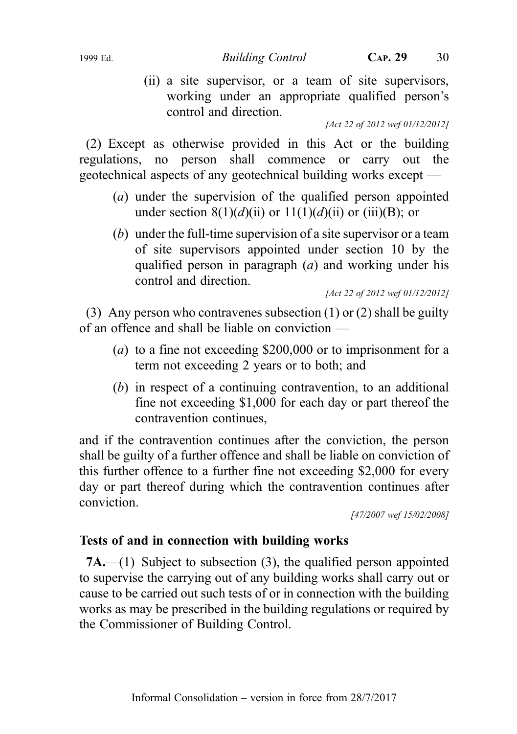(ii) a site supervisor, or a team of site supervisors, working under an appropriate qualified person's control and direction.

*[Act 22 of 2012 wef 01/12/2012]*

(2) Except as otherwise provided in this Act or the building regulations, no person shall commence or carry out the geotechnical aspects of any geotechnical building works except —

(*a*) under the supervision of the qualified person appointed under section 8(1)(*d*)(ii) or 11(1)(*d*)(ii) or (iii)(B); or

(*b*) under the full-time supervision of a site supervisor or a team of site supervisors appointed under section 10 by the qualified person in paragraph (*a*) and working under his control and direction.

*[Act 22 of 2012 wef 01/12/2012]*

(3) Any person who contravenes subsection (1) or (2) shall be guilty of an offence and shall be liable on conviction —

(*a*) to a fine not exceeding $200,000 or to imprisonment for a term not exceeding 2 years or to both; and

(*b*) in respect of a continuing contravention, to an additional fine not exceeding $1,000 for each day or part thereof the contravention continues,

and if the contravention continues after the conviction, the person shall be guilty of a further offence and shall be liable on conviction of this further offence to a further fine not exceeding $2,000 for every day or part thereof during which the contravention continues after conviction.

*[47/2007 wef 15/02/2008]*

### Tests of and in connection with building works

**7A.**—(1) Subject to subsection (3), the qualified person appointed to supervise the carrying out of any building works shall carry out or cause to be carried out such tests of or in connection with the building works as may be prescribed in the building regulations or required by the Commissioner of Building Control.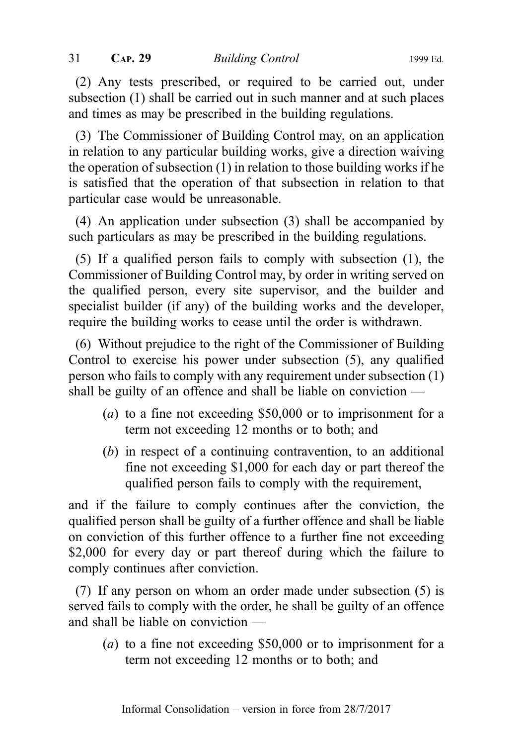(2) Any tests prescribed, or required to be carried out, under subsection (1) shall be carried out in such manner and at such places and times as may be prescribed in the building regulations.

(3) The Commissioner of Building Control may, on an application in relation to any particular building works, give a direction waiving the operation of subsection (1) in relation to those building works if he is satisfied that the operation of that subsection in relation to that particular case would be unreasonable.

(4) An application under subsection (3) shall be accompanied by such particulars as may be prescribed in the building regulations.

(5) If a qualified person fails to comply with subsection (1), the Commissioner of Building Control may, by order in writing served on the qualified person, every site supervisor, and the builder and specialist builder (if any) of the building works and the developer, require the building works to cease until the order is withdrawn.

(6) Without prejudice to the right of the Commissioner of Building Control to exercise his power under subsection (5), any qualified person who fails to comply with any requirement under subsection (1) shall be guilty of an offence and shall be liable on conviction —

(*a*) to a fine not exceeding $50,000 or to imprisonment for a term not exceeding 12 months or to both; and

(*b*) in respect of a continuing contravention, to an additional fine not exceeding $1,000 for each day or part thereof the qualified person fails to comply with the requirement,

and if the failure to comply continues after the conviction, the qualified person shall be guilty of a further offence and shall be liable on conviction of this further offence to a further fine not exceeding $2,000 for every day or part thereof during which the failure to comply continues after conviction.

(7) If any person on whom an order made under subsection (5) is served fails to comply with the order, he shall be guilty of an offence and shall be liable on conviction —

(*a*) to a fine not exceeding $50,000 or to imprisonment for a term not exceeding 12 months or to both; and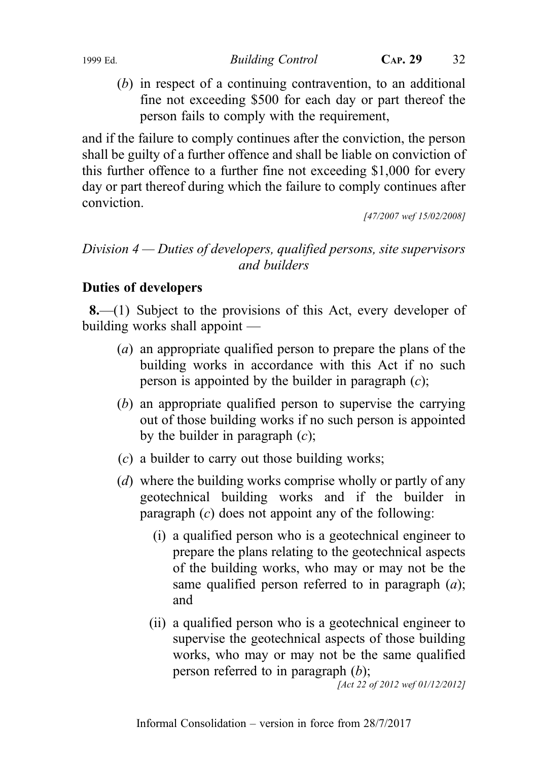(*b*) in respect of a continuing contravention, to an additional fine not exceeding $500 for each day or part thereof the person fails to comply with the requirement,

and if the failure to comply continues after the conviction, the person shall be guilty of a further offence and shall be liable on conviction of this further offence to a further fine not exceeding $1,000 for every day or part thereof during which the failure to comply continues after conviction.

[47/2007 wef 15/02/2008]

*Division 4 — Duties of developers, qualified persons, site supervisors and builders*

**Duties of developers**

**8.**—(1) Subject to the provisions of this Act, every developer of building works shall appoint —

(*a*) an appropriate qualified person to prepare the plans of the building works in accordance with this Act if no such person is appointed by the builder in paragraph (*c*);

(*b*) an appropriate qualified person to supervise the carrying out of those building works if no such person is appointed by the builder in paragraph (*c*);

(*c*) a builder to carry out those building works;

(*d*) where the building works comprise wholly or partly of any geotechnical building works and if the builder in paragraph (*c*) does not appoint any of the following:

(i) a qualified person who is a geotechnical engineer to prepare the plans relating to the geotechnical aspects of the building works, who may or may not be the same qualified person referred to in paragraph (*a*); and

(ii) a qualified person who is a geotechnical engineer to supervise the geotechnical aspects of those building works, who may or may not be the same qualified person referred to in paragraph (*b*);

[Act 22 of 2012 wef 01/12/2012]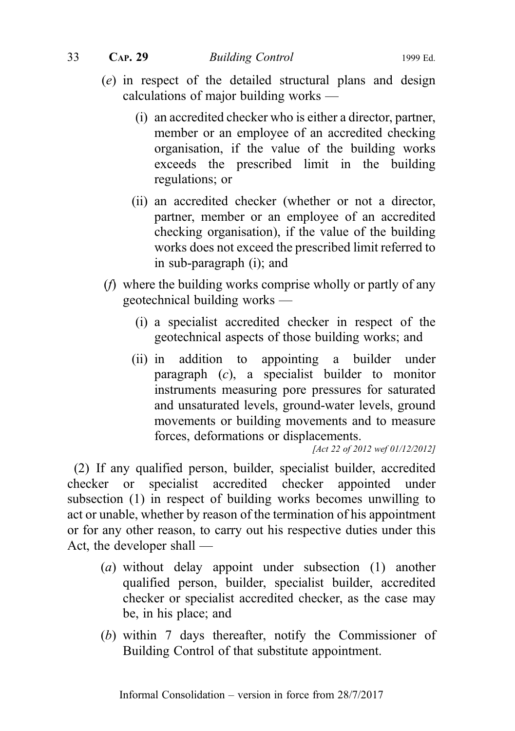(*e*) in respect of the detailed structural plans and design calculations of major building works —

(i) an accredited checker who is either a director, partner, member or an employee of an accredited checking organisation, if the value of the building works exceeds the prescribed limit in the building regulations; or

(ii) an accredited checker (whether or not a director, partner, member or an employee of an accredited checking organisation), if the value of the building works does not exceed the prescribed limit referred to in sub-paragraph (i); and

(*f*) where the building works comprise wholly or partly of any geotechnical building works —

(i) a specialist accredited checker in respect of the geotechnical aspects of those building works; and

(ii) in addition to appointing a builder under paragraph (*c*), a specialist builder to monitor instruments measuring pore pressures for saturated and unsaturated levels, ground-water levels, ground movements or building movements and to measure forces, deformations or displacements.

*[Act 22 of 2012 wef 01/12/2012]*

(2) If any qualified person, builder, specialist builder, accredited checker or specialist accredited checker appointed under subsection (1) in respect of building works becomes unwilling to act or unable, whether by reason of the termination of his appointment or for any other reason, to carry out his respective duties under this Act, the developer shall —

(*a*) without delay appoint under subsection (1) another qualified person, builder, specialist builder, accredited checker or specialist accredited checker, as the case may be, in his place; and

(*b*) within 7 days thereafter, notify the Commissioner of Building Control of that substitute appointment.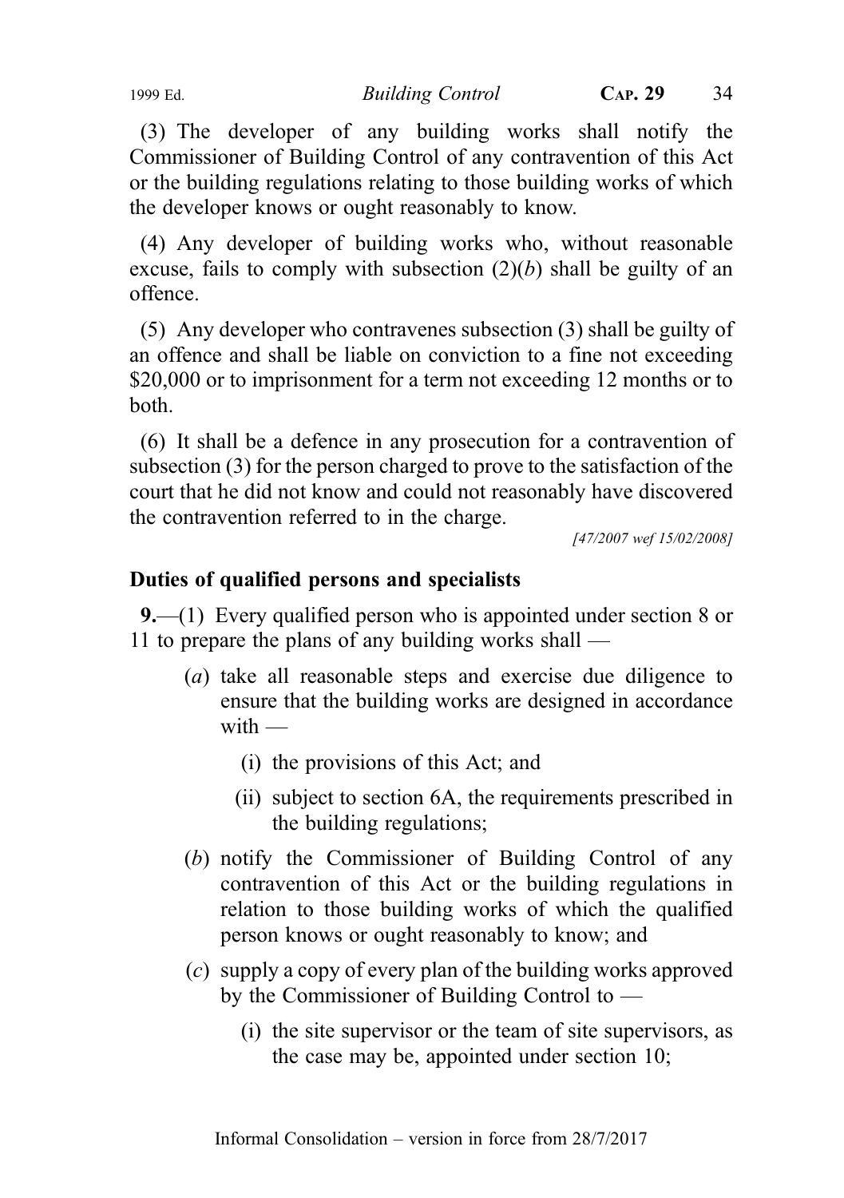(3) The developer of any building works shall notify the Commissioner of Building Control of any contravention of this Act or the building regulations relating to those building works of which the developer knows or ought reasonably to know.

(4) Any developer of building works who, without reasonable excuse, fails to comply with subsection (2)(*b*) shall be guilty of an offence.

(5) Any developer who contravenes subsection (3) shall be guilty of an offence and shall be liable on conviction to a fine not exceeding $20,000 or to imprisonment for a term not exceeding 12 months or to both.

(6) It shall be a defence in any prosecution for a contravention of subsection (3) for the person charged to prove to the satisfaction of the court that he did not know and could not reasonably have discovered the contravention referred to in the charge.

*[47/2007 wef 15/02/2008]*

**Duties of qualified persons and specialists**

**9.**—(1) Every qualified person who is appointed under section 8 or 11 to prepare the plans of any building works shall —

- (*a*) take all reasonable steps and exercise due diligence to ensure that the building works are designed in accordance with —
  - (i) the provisions of this Act; and
  - (ii) subject to section 6A, the requirements prescribed in the building regulations;
- (*b*) notify the Commissioner of Building Control of any contravention of this Act or the building regulations in relation to those building works of which the qualified person knows or ought reasonably to know; and
- (*c*) supply a copy of every plan of the building works approved by the Commissioner of Building Control to —
  - (i) the site supervisor or the team of site supervisors, as the case may be, appointed under section 10;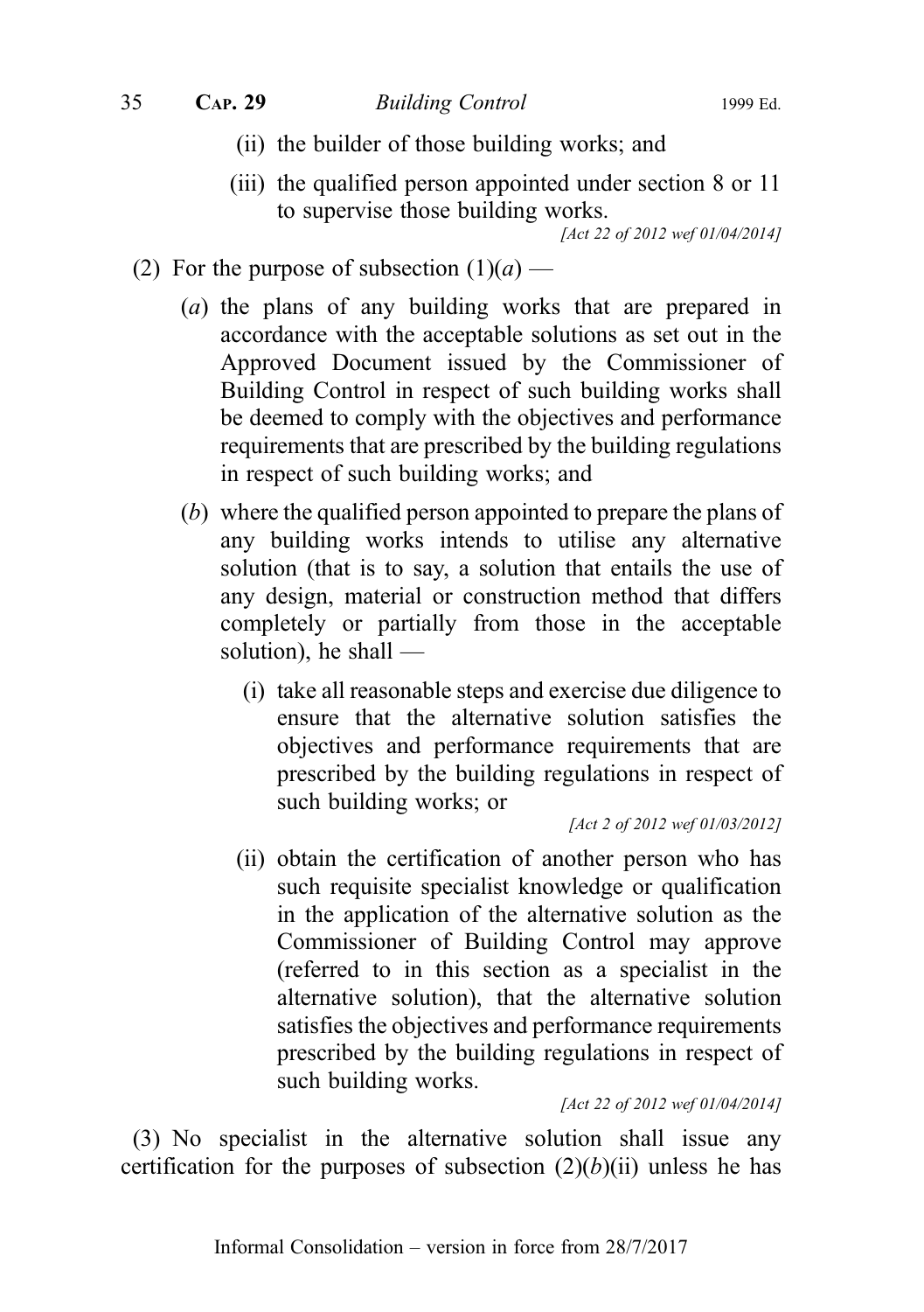(ii) the builder of those building works; and

(iii) the qualified person appointed under section 8 or 11 to supervise those building works.

*[Act 22 of 2012 wef 01/04/2014]*

(2) For the purpose of subsection (1)(*a*) —

(*a*) the plans of any building works that are prepared in accordance with the acceptable solutions as set out in the Approved Document issued by the Commissioner of Building Control in respect of such building works shall be deemed to comply with the objectives and performance requirements that are prescribed by the building regulations in respect of such building works; and

(*b*) where the qualified person appointed to prepare the plans of any building works intends to utilise any alternative solution (that is to say, a solution that entails the use of any design, material or construction method that differs completely or partially from those in the acceptable solution), he shall —

(i) take all reasonable steps and exercise due diligence to ensure that the alternative solution satisfies the objectives and performance requirements that are prescribed by the building regulations in respect of such building works; or

*[Act 2 of 2012 wef 01/03/2012]*

(ii) obtain the certification of another person who has such requisite specialist knowledge or qualification in the application of the alternative solution as the Commissioner of Building Control may approve (referred to in this section as a specialist in the alternative solution), that the alternative solution satisfies the objectives and performance requirements prescribed by the building regulations in respect of such building works.

*[Act 22 of 2012 wef 01/04/2014]*

(3) No specialist in the alternative solution shall issue any certification for the purposes of subsection (2)(*b*)(ii) unless he has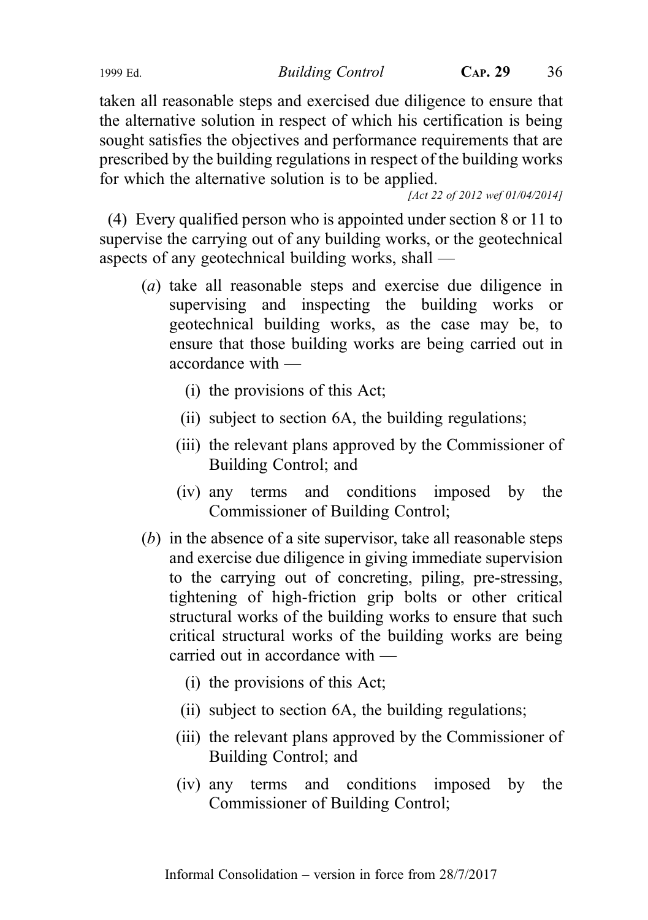taken all reasonable steps and exercised due diligence to ensure that the alternative solution in respect of which his certification is being sought satisfies the objectives and performance requirements that are prescribed by the building regulations in respect of the building works for which the alternative solution is to be applied.

*[Act 22 of 2012 wef 01/04/2014]*

(4) Every qualified person who is appointed under section 8 or 11 to supervise the carrying out of any building works, or the geotechnical aspects of any geotechnical building works, shall —

- (*a*) take all reasonable steps and exercise due diligence in supervising and inspecting the building works or geotechnical building works, as the case may be, to ensure that those building works are being carried out in accordance with —
  - (i) the provisions of this Act;
  - (ii) subject to section 6A, the building regulations;
  - (iii) the relevant plans approved by the Commissioner of Building Control; and
  - (iv) any terms and conditions imposed by the Commissioner of Building Control;
- (*b*) in the absence of a site supervisor, take all reasonable steps and exercise due diligence in giving immediate supervision to the carrying out of concreting, piling, pre-stressing, tightening of high-friction grip bolts or other critical structural works of the building works to ensure that such critical structural works of the building works are being carried out in accordance with —
  - (i) the provisions of this Act;
  - (ii) subject to section 6A, the building regulations;
  - (iii) the relevant plans approved by the Commissioner of Building Control; and
  - (iv) any terms and conditions imposed by the Commissioner of Building Control;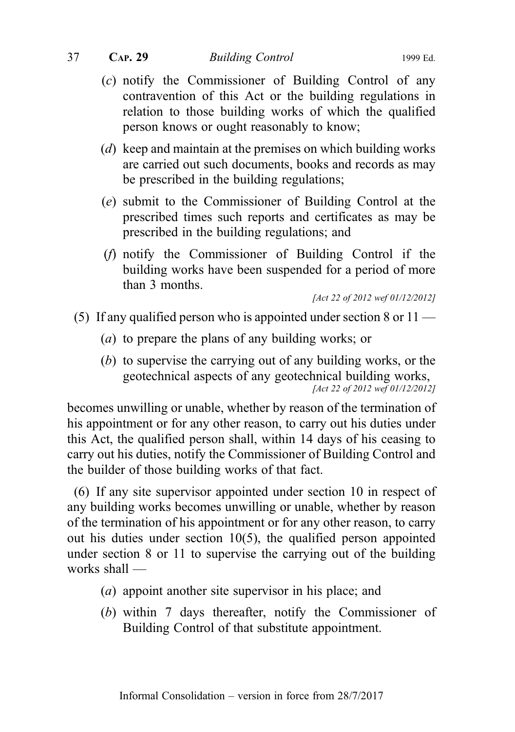(*c*) notify the Commissioner of Building Control of any contravention of this Act or the building regulations in relation to those building works of which the qualified person knows or ought reasonably to know;

(*d*) keep and maintain at the premises on which building works are carried out such documents, books and records as may be prescribed in the building regulations;

(*e*) submit to the Commissioner of Building Control at the prescribed times such reports and certificates as may be prescribed in the building regulations; and

(*f*) notify the Commissioner of Building Control if the building works have been suspended for a period of more than 3 months.

*[Act 22 of 2012 wef 01/12/2012]*

(5) If any qualified person who is appointed under section 8 or 11 —

(*a*) to prepare the plans of any building works; or

(*b*) to supervise the carrying out of any building works, or the geotechnical aspects of any geotechnical building works,

*[Act 22 of 2012 wef 01/12/2012]*

becomes unwilling or unable, whether by reason of the termination of his appointment or for any other reason, to carry out his duties under this Act, the qualified person shall, within 14 days of his ceasing to carry out his duties, notify the Commissioner of Building Control and the builder of those building works of that fact.

(6) If any site supervisor appointed under section 10 in respect of any building works becomes unwilling or unable, whether by reason of the termination of his appointment or for any other reason, to carry out his duties under section 10(5), the qualified person appointed under section 8 or 11 to supervise the carrying out of the building works shall —

(*a*) appoint another site supervisor in his place; and

(*b*) within 7 days thereafter, notify the Commissioner of Building Control of that substitute appointment.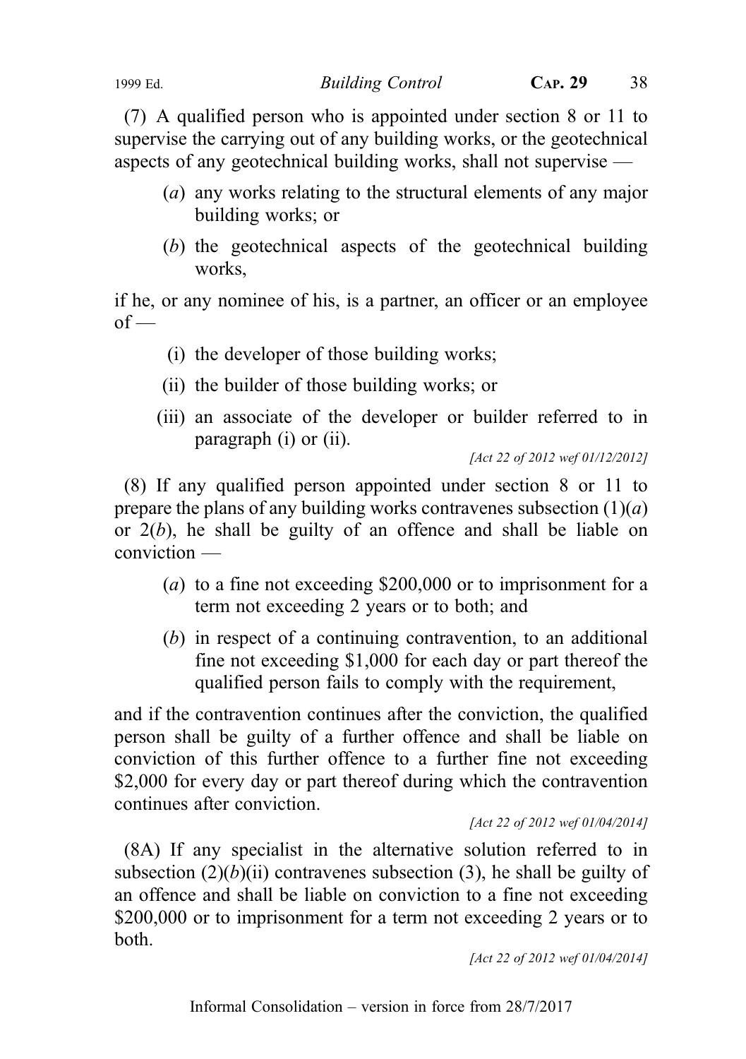(7) A qualified person who is appointed under section 8 or 11 to supervise the carrying out of any building works, or the geotechnical aspects of any geotechnical building works, shall not supervise —

(*a*) any works relating to the structural elements of any major building works; or

(*b*) the geotechnical aspects of the geotechnical building works,

if he, or any nominee of his, is a partner, an officer or an employee of —

(i) the developer of those building works;

(ii) the builder of those building works; or

(iii) an associate of the developer or builder referred to in paragraph (i) or (ii).

*[Act 22 of 2012 wef 01/12/2012]*

(8) If any qualified person appointed under section 8 or 11 to prepare the plans of any building works contravenes subsection (1)(*a*) or 2(*b*), he shall be guilty of an offence and shall be liable on conviction —

(*a*) to a fine not exceeding $200,000 or to imprisonment for a term not exceeding 2 years or to both; and

(*b*) in respect of a continuing contravention, to an additional fine not exceeding $1,000 for each day or part thereof the qualified person fails to comply with the requirement,

and if the contravention continues after the conviction, the qualified person shall be guilty of a further offence and shall be liable on conviction of this further offence to a further fine not exceeding $2,000 for every day or part thereof during which the contravention continues after conviction.

*[Act 22 of 2012 wef 01/04/2014]*

(8A) If any specialist in the alternative solution referred to in subsection (2)(*b*)(ii) contravenes subsection (3), he shall be guilty of an offence and shall be liable on conviction to a fine not exceeding $200,000 or to imprisonment for a term not exceeding 2 years or to both.

*[Act 22 of 2012 wef 01/04/2014]*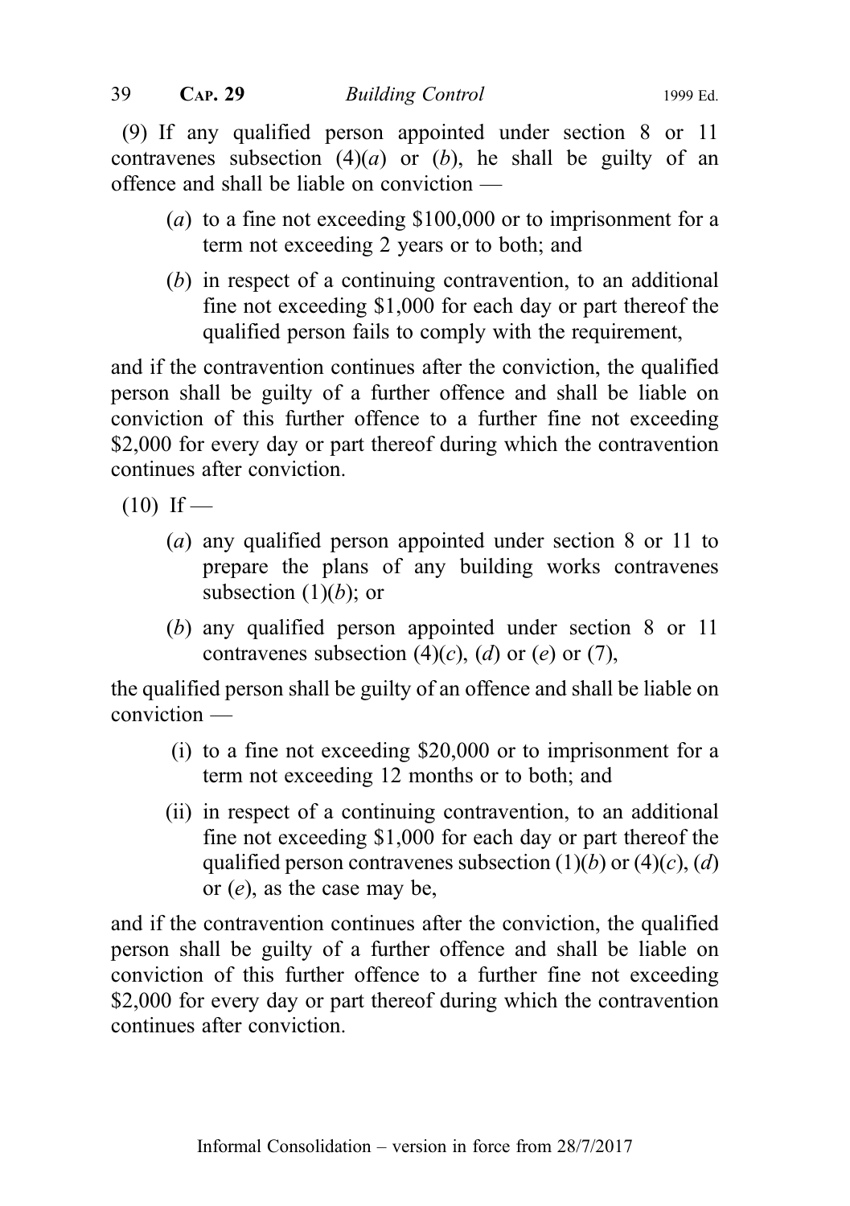(9) If any qualified person appointed under section 8 or 11 contravenes subsection (4)(*a*) or (*b*), he shall be guilty of an offence and shall be liable on conviction —

- (*a*) to a fine not exceeding $100,000 or to imprisonment for a term not exceeding 2 years or to both; and
- (*b*) in respect of a continuing contravention, to an additional fine not exceeding $1,000 for each day or part thereof the qualified person fails to comply with the requirement,

and if the contravention continues after the conviction, the qualified person shall be guilty of a further offence and shall be liable on conviction of this further offence to a further fine not exceeding $2,000 for every day or part thereof during which the contravention continues after conviction.

(10) If —

- (*a*) any qualified person appointed under section 8 or 11 to prepare the plans of any building works contravenes subsection (1)(*b*); or
- (*b*) any qualified person appointed under section 8 or 11 contravenes subsection (4)(*c*), (*d*) or (*e*) or (7),

the qualified person shall be guilty of an offence and shall be liable on conviction —

- (i) to a fine not exceeding $20,000 or to imprisonment for a term not exceeding 12 months or to both; and
- (ii) in respect of a continuing contravention, to an additional fine not exceeding $1,000 for each day or part thereof the qualified person contravenes subsection (1)(*b*) or (4)(*c*), (*d*) or (*e*), as the case may be,

and if the contravention continues after the conviction, the qualified person shall be guilty of a further offence and shall be liable on conviction of this further offence to a further fine not exceeding $2,000 for every day or part thereof during which the contravention continues after conviction.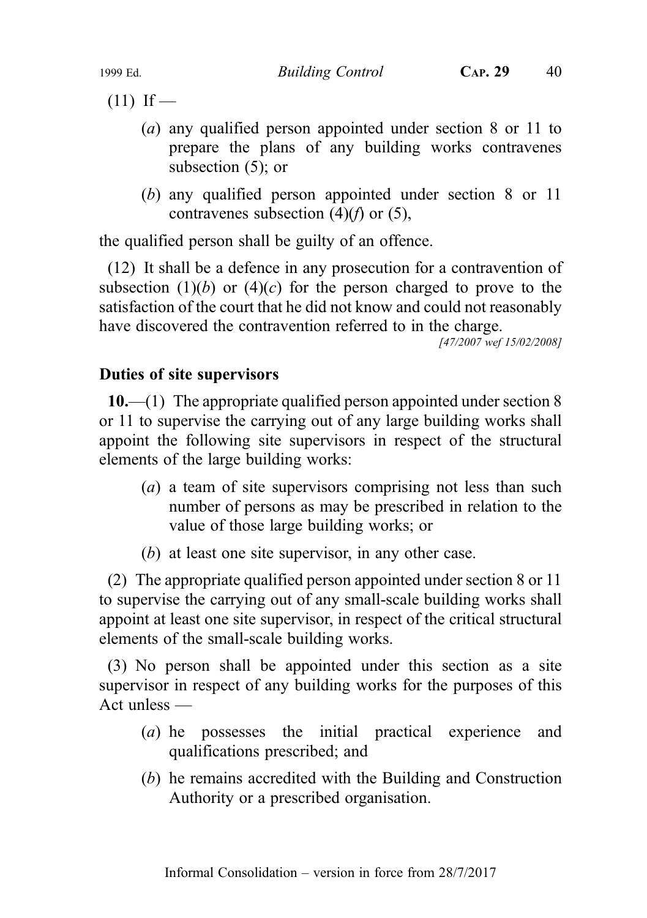(11) If —

(*a*) any qualified person appointed under section 8 or 11 to prepare the plans of any building works contravenes subsection (5); or

(*b*) any qualified person appointed under section 8 or 11 contravenes subsection (4)(*f*) or (5),

the qualified person shall be guilty of an offence.

(12) It shall be a defence in any prosecution for a contravention of subsection (1)(*b*) or (4)(*c*) for the person charged to prove to the satisfaction of the court that he did not know and could not reasonably have discovered the contravention referred to in the charge.

[47/2007 wef 15/02/2008]

**Duties of site supervisors**

**10.**—(1) The appropriate qualified person appointed under section 8 or 11 to supervise the carrying out of any large building works shall appoint the following site supervisors in respect of the structural elements of the large building works:

(*a*) a team of site supervisors comprising not less than such number of persons as may be prescribed in relation to the value of those large building works; or

(*b*) at least one site supervisor, in any other case.

(2) The appropriate qualified person appointed under section 8 or 11 to supervise the carrying out of any small-scale building works shall appoint at least one site supervisor, in respect of the critical structural elements of the small-scale building works.

(3) No person shall be appointed under this section as a site supervisor in respect of any building works for the purposes of this Act unless —

(*a*) he possesses the initial practical experience and qualifications prescribed; and

(*b*) he remains accredited with the Building and Construction Authority or a prescribed organisation.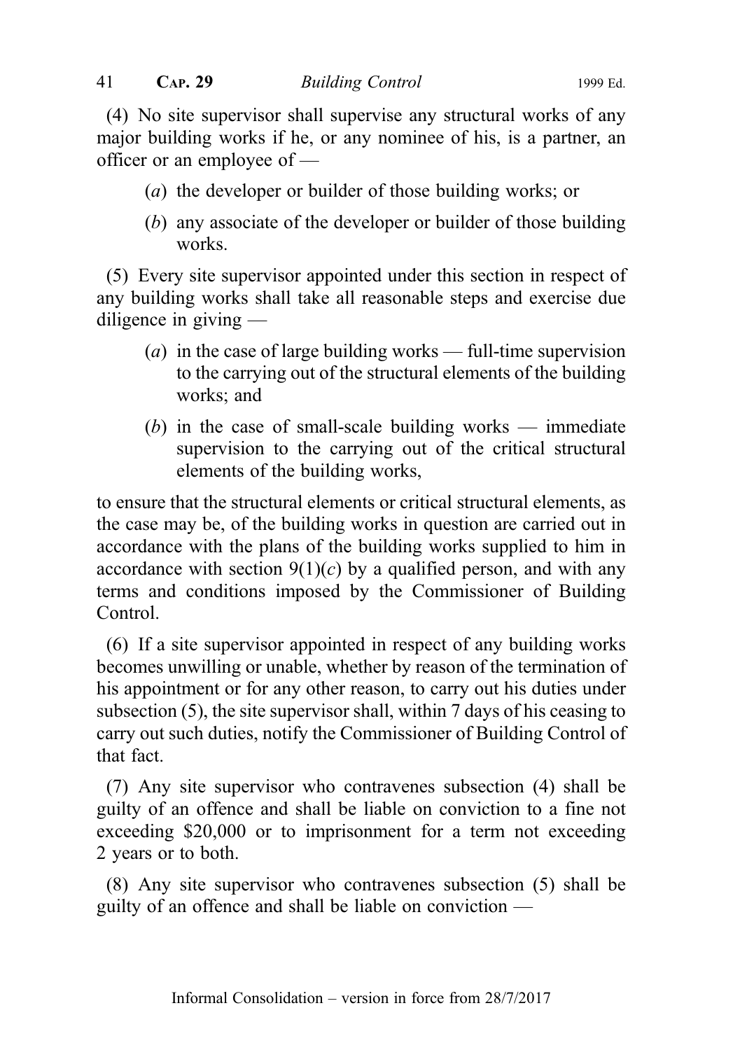(4) No site supervisor shall supervise any structural works of any major building works if he, or any nominee of his, is a partner, an officer or an employee of —

- (*a*) the developer or builder of those building works; or
- (*b*) any associate of the developer or builder of those building works.

(5) Every site supervisor appointed under this section in respect of any building works shall take all reasonable steps and exercise due diligence in giving —

- (*a*) in the case of large building works — full-time supervision to the carrying out of the structural elements of the building works; and
- (*b*) in the case of small-scale building works — immediate supervision to the carrying out of the critical structural elements of the building works,

to ensure that the structural elements or critical structural elements, as the case may be, of the building works in question are carried out in accordance with the plans of the building works supplied to him in accordance with section 9(1)(*c*) by a qualified person, and with any terms and conditions imposed by the Commissioner of Building Control.

(6) If a site supervisor appointed in respect of any building works becomes unwilling or unable, whether by reason of the termination of his appointment or for any other reason, to carry out his duties under subsection (5), the site supervisor shall, within 7 days of his ceasing to carry out such duties, notify the Commissioner of Building Control of that fact.

(7) Any site supervisor who contravenes subsection (4) shall be guilty of an offence and shall be liable on conviction to a fine not exceeding $20,000 or to imprisonment for a term not exceeding 2 years or to both.

(8) Any site supervisor who contravenes subsection (5) shall be guilty of an offence and shall be liable on conviction —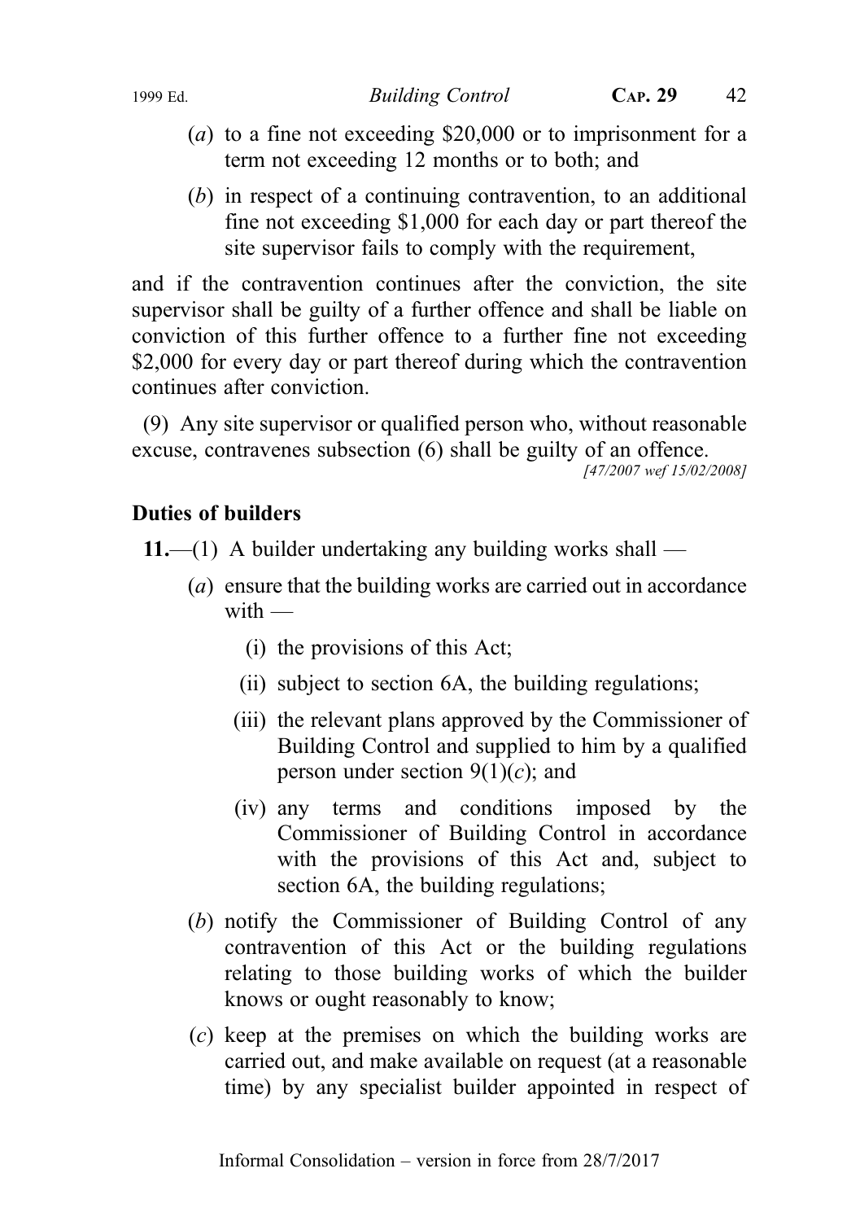(a) to a fine not exceeding $20,000 or to imprisonment for a term not exceeding 12 months or to both; and

(b) in respect of a continuing contravention, to an additional fine not exceeding $1,000 for each day or part thereof the site supervisor fails to comply with the requirement,

and if the contravention continues after the conviction, the site supervisor shall be guilty of a further offence and shall be liable on conviction of this further offence to a further fine not exceeding $2,000 for every day or part thereof during which the contravention continues after conviction.

(9) Any site supervisor or qualified person who, without reasonable excuse, contravenes subsection (6) shall be guilty of an offence.

[47/2007 wef 15/02/2008]

**Duties of builders**

**11.**—(1) A builder undertaking any building works shall —

(a) ensure that the building works are carried out in accordance with —

(i) the provisions of this Act;

(ii) subject to section 6A, the building regulations;

(iii) the relevant plans approved by the Commissioner of Building Control and supplied to him by a qualified person under section 9(1)(c); and

(iv) any terms and conditions imposed by the Commissioner of Building Control in accordance with the provisions of this Act and, subject to section 6A, the building regulations;

(b) notify the Commissioner of Building Control of any contravention of this Act or the building regulations relating to those building works of which the builder knows or ought reasonably to know;

(c) keep at the premises on which the building works are carried out, and make available on request (at a reasonable time) by any specialist builder appointed in respect of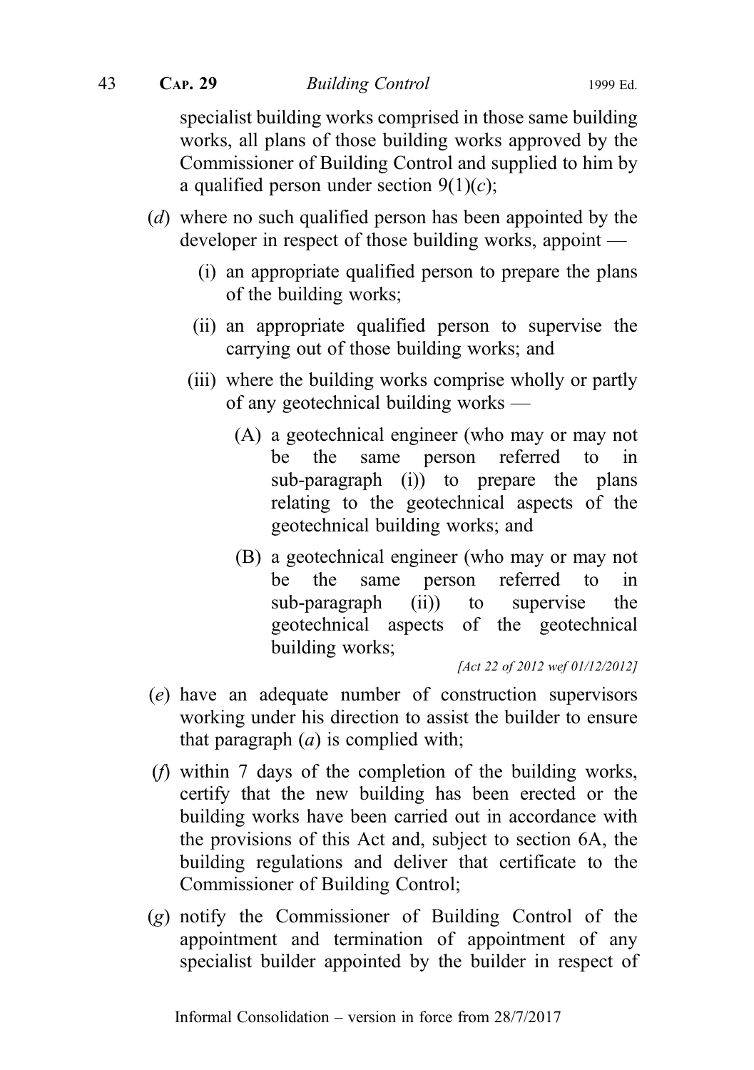specialist building works comprised in those same building works, all plans of those building works approved by the Commissioner of Building Control and supplied to him by a qualified person under section 9(1)(*c*);

(*d*) where no such qualified person has been appointed by the developer in respect of those building works, appoint —

(i) an appropriate qualified person to prepare the plans of the building works;

(ii) an appropriate qualified person to supervise the carrying out of those building works; and

(iii) where the building works comprise wholly or partly of any geotechnical building works —

(A) a geotechnical engineer (who may or may not be the same person referred to in sub-paragraph (i)) to prepare the plans relating to the geotechnical aspects of the geotechnical building works; and

(B) a geotechnical engineer (who may or may not be the same person referred to in sub-paragraph (ii)) to supervise the geotechnical aspects of the geotechnical building works;

*[Act 22 of 2012 wef 01/12/2012]*

(*e*) have an adequate number of construction supervisors working under his direction to assist the builder to ensure that paragraph (*a*) is complied with;

(*f*) within 7 days of the completion of the building works, certify that the new building has been erected or the building works have been carried out in accordance with the provisions of this Act and, subject to section 6A, the building regulations and deliver that certificate to the Commissioner of Building Control;

(*g*) notify the Commissioner of Building Control of the appointment and termination of appointment of any specialist builder appointed by the builder in respect of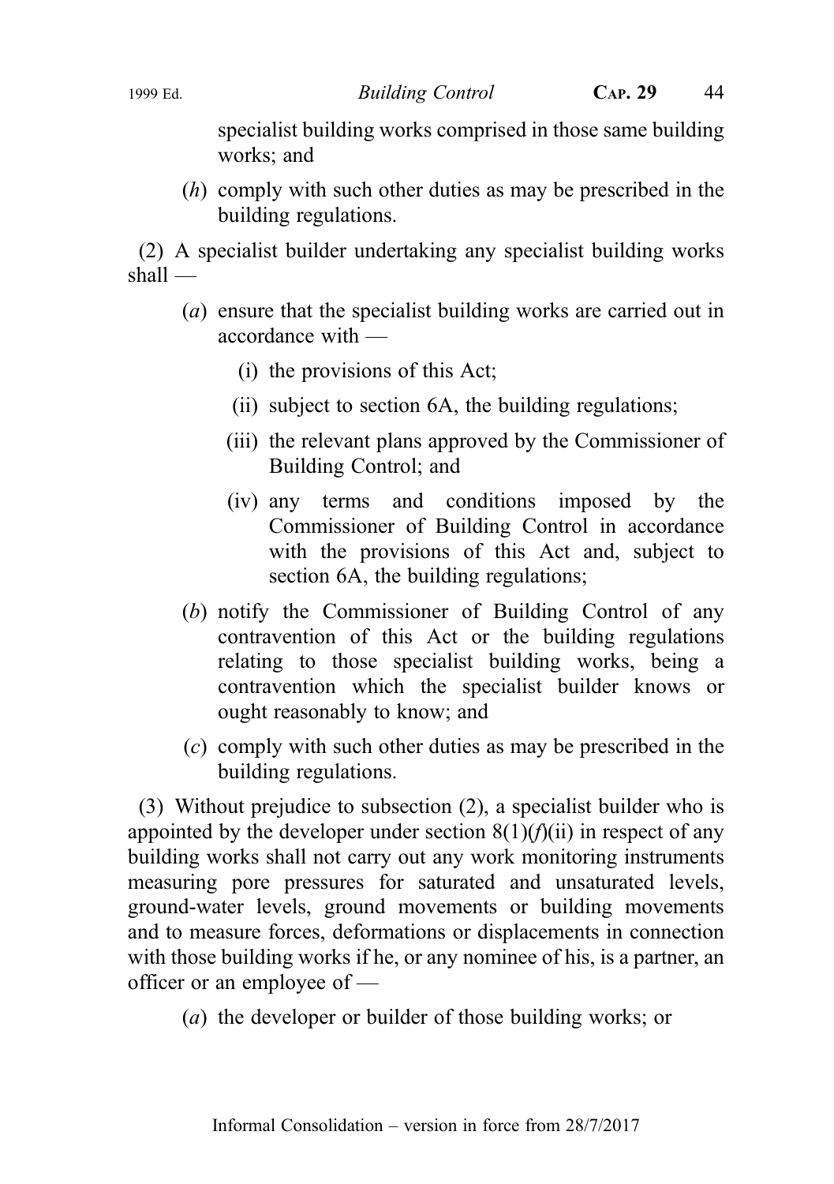specialist building works comprised in those same building works; and

(*h*) comply with such other duties as may be prescribed in the building regulations.

(2) A specialist builder undertaking any specialist building works shall —

(*a*) ensure that the specialist building works are carried out in accordance with —

(i) the provisions of this Act;

(ii) subject to section 6A, the building regulations;

(iii) the relevant plans approved by the Commissioner of Building Control; and

(iv) any terms and conditions imposed by the Commissioner of Building Control in accordance with the provisions of this Act and, subject to section 6A, the building regulations;

(*b*) notify the Commissioner of Building Control of any contravention of this Act or the building regulations relating to those specialist building works, being a contravention which the specialist builder knows or ought reasonably to know; and

(*c*) comply with such other duties as may be prescribed in the building regulations.

(3) Without prejudice to subsection (2), a specialist builder who is appointed by the developer under section 8(1)(*f*)(ii) in respect of any building works shall not carry out any work monitoring instruments measuring pore pressures for saturated and unsaturated levels, ground-water levels, ground movements or building movements and to measure forces, deformations or displacements in connection with those building works if he, or any nominee of his, is a partner, an officer or an employee of —

(*a*) the developer or builder of those building works; or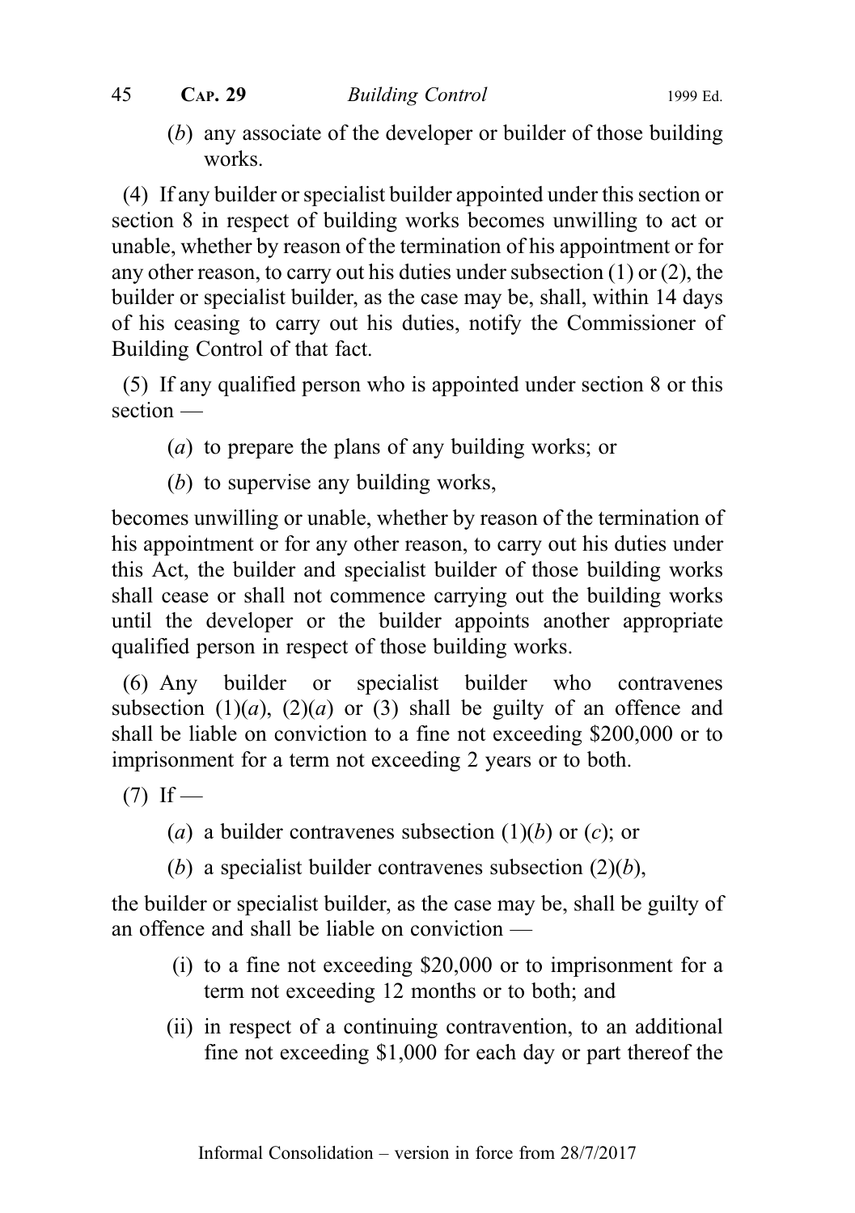(*b*) any associate of the developer or builder of those building works.

(4) If any builder or specialist builder appointed under this section or section 8 in respect of building works becomes unwilling to act or unable, whether by reason of the termination of his appointment or for any other reason, to carry out his duties under subsection (1) or (2), the builder or specialist builder, as the case may be, shall, within 14 days of his ceasing to carry out his duties, notify the Commissioner of Building Control of that fact.

(5) If any qualified person who is appointed under section 8 or this section —

(*a*) to prepare the plans of any building works; or

(*b*) to supervise any building works,

becomes unwilling or unable, whether by reason of the termination of his appointment or for any other reason, to carry out his duties under this Act, the builder and specialist builder of those building works shall cease or shall not commence carrying out the building works until the developer or the builder appoints another appropriate qualified person in respect of those building works.

(6) Any builder or specialist builder who contravenes subsection (1)(*a*), (2)(*a*) or (3) shall be guilty of an offence and shall be liable on conviction to a fine not exceeding $200,000 or to imprisonment for a term not exceeding 2 years or to both.

(7) If —

(*a*) a builder contravenes subsection (1)(*b*) or (*c*); or

(*b*) a specialist builder contravenes subsection (2)(*b*),

the builder or specialist builder, as the case may be, shall be guilty of an offence and shall be liable on conviction —

(i) to a fine not exceeding $20,000 or to imprisonment for a term not exceeding 12 months or to both; and

(ii) in respect of a continuing contravention, to an additional fine not exceeding $1,000 for each day or part thereof the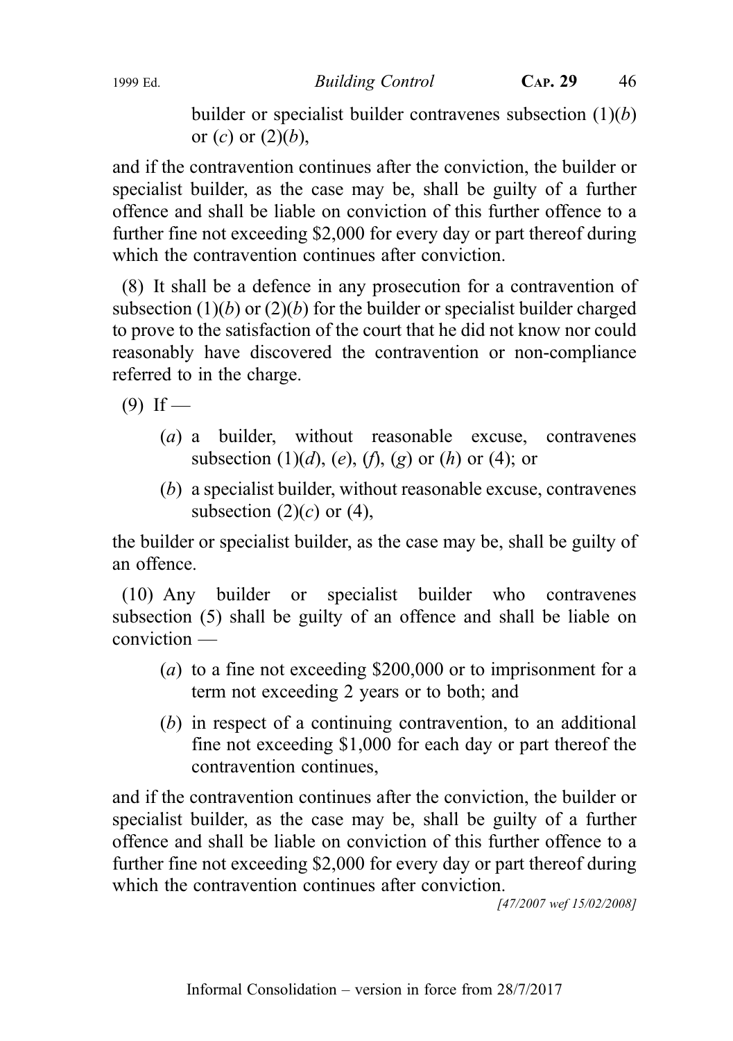builder or specialist builder contravenes subsection (1)(*b*) or (*c*) or (2)(*b*),

and if the contravention continues after the conviction, the builder or specialist builder, as the case may be, shall be guilty of a further offence and shall be liable on conviction of this further offence to a further fine not exceeding $2,000 for every day or part thereof during which the contravention continues after conviction.

(8) It shall be a defence in any prosecution for a contravention of subsection (1)(*b*) or (2)(*b*) for the builder or specialist builder charged to prove to the satisfaction of the court that he did not know nor could reasonably have discovered the contravention or non-compliance referred to in the charge.

(9) If —

(*a*) a builder, without reasonable excuse, contravenes subsection (1)(*d*), (*e*), (*f*), (*g*) or (*h*) or (4); or

(*b*) a specialist builder, without reasonable excuse, contravenes subsection (2)(*c*) or (4),

the builder or specialist builder, as the case may be, shall be guilty of an offence.

(10) Any builder or specialist builder who contravenes subsection (5) shall be guilty of an offence and shall be liable on conviction —

(*a*) to a fine not exceeding $200,000 or to imprisonment for a term not exceeding 2 years or to both; and

(*b*) in respect of a continuing contravention, to an additional fine not exceeding $1,000 for each day or part thereof the contravention continues,

and if the contravention continues after the conviction, the builder or specialist builder, as the case may be, shall be guilty of a further offence and shall be liable on conviction of this further offence to a further fine not exceeding $2,000 for every day or part thereof during which the contravention continues after conviction.

*[47/2007 wef 15/02/2008]*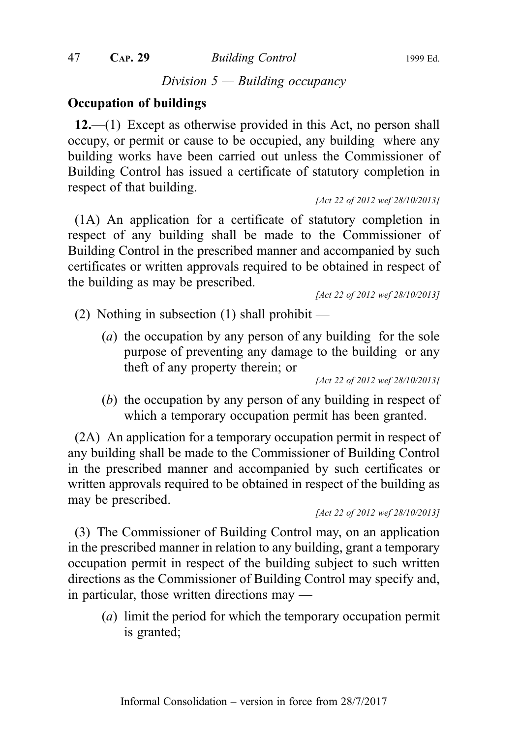*Division 5 — Building occupancy*

**Occupation of buildings**

**12.**—(1) Except as otherwise provided in this Act, no person shall occupy, or permit or cause to be occupied, any building where any building works have been carried out unless the Commissioner of Building Control has issued a certificate of statutory completion in respect of that building.

*[Act 22 of 2012 wef 28/10/2013]*

(1A) An application for a certificate of statutory completion in respect of any building shall be made to the Commissioner of Building Control in the prescribed manner and accompanied by such certificates or written approvals required to be obtained in respect of the building as may be prescribed.

*[Act 22 of 2012 wef 28/10/2013]*

(2) Nothing in subsection (1) shall prohibit —

(*a*) the occupation by any person of any building for the sole purpose of preventing any damage to the building or any theft of any property therein; or

*[Act 22 of 2012 wef 28/10/2013]*

(*b*) the occupation by any person of any building in respect of which a temporary occupation permit has been granted.

(2A) An application for a temporary occupation permit in respect of any building shall be made to the Commissioner of Building Control in the prescribed manner and accompanied by such certificates or written approvals required to be obtained in respect of the building as may be prescribed.

*[Act 22 of 2012 wef 28/10/2013]*

(3) The Commissioner of Building Control may, on an application in the prescribed manner in relation to any building, grant a temporary occupation permit in respect of the building subject to such written directions as the Commissioner of Building Control may specify and, in particular, those written directions may —

(*a*) limit the period for which the temporary occupation permit is granted;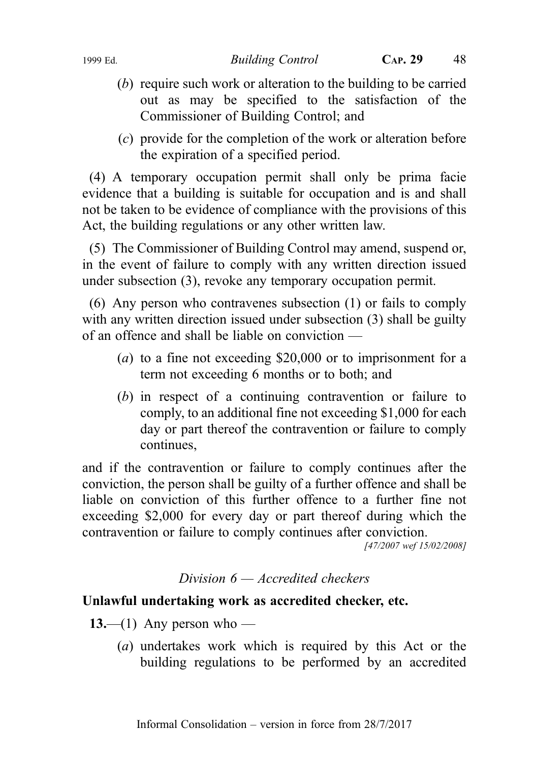(*b*) require such work or alteration to the building to be carried out as may be specified to the satisfaction of the Commissioner of Building Control; and

(*c*) provide for the completion of the work or alteration before the expiration of a specified period.

(4) A temporary occupation permit shall only be prima facie evidence that a building is suitable for occupation and is and shall not be taken to be evidence of compliance with the provisions of this Act, the building regulations or any other written law.

(5) The Commissioner of Building Control may amend, suspend or, in the event of failure to comply with any written direction issued under subsection (3), revoke any temporary occupation permit.

(6) Any person who contravenes subsection (1) or fails to comply with any written direction issued under subsection (3) shall be guilty of an offence and shall be liable on conviction —

(*a*) to a fine not exceeding $20,000 or to imprisonment for a term not exceeding 6 months or to both; and

(*b*) in respect of a continuing contravention or failure to comply, to an additional fine not exceeding $1,000 for each day or part thereof the contravention or failure to comply continues,

and if the contravention or failure to comply continues after the conviction, the person shall be guilty of a further offence and shall be liable on conviction of this further offence to a further fine not exceeding $2,000 for every day or part thereof during which the contravention or failure to comply continues after conviction.

*[47/2007 wef 15/02/2008]*

*Division 6 — Accredited checkers*

**Unlawful undertaking work as accredited checker, etc.**

**13.**—(1) Any person who —

(*a*) undertakes work which is required by this Act or the building regulations to be performed by an accredited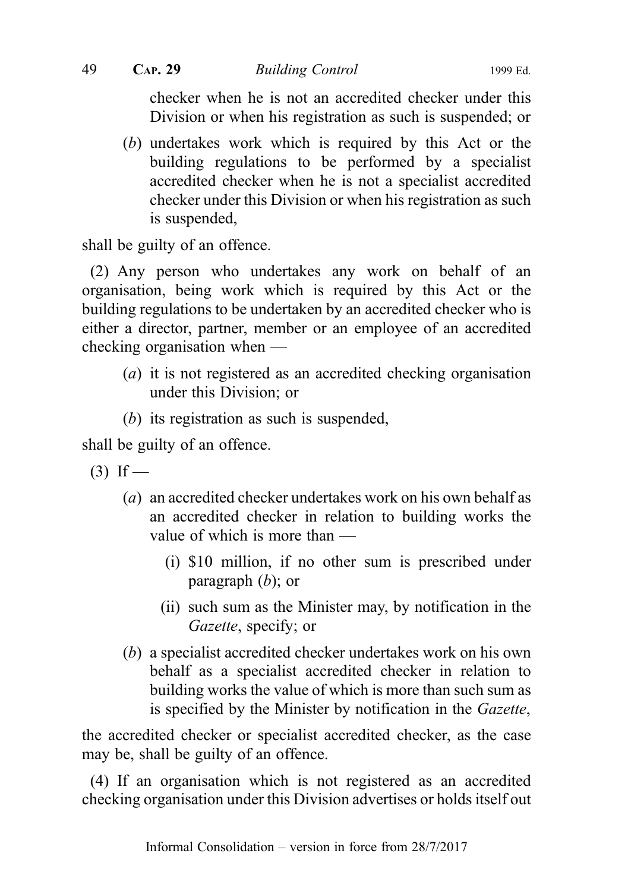checker when he is not an accredited checker under this Division or when his registration as such is suspended; or

(*b*) undertakes work which is required by this Act or the building regulations to be performed by a specialist accredited checker when he is not a specialist accredited checker under this Division or when his registration as such is suspended,

shall be guilty of an offence.

(2) Any person who undertakes any work on behalf of an organisation, being work which is required by this Act or the building regulations to be undertaken by an accredited checker who is either a director, partner, member or an employee of an accredited checking organisation when —

(*a*) it is not registered as an accredited checking organisation under this Division; or

(*b*) its registration as such is suspended,

shall be guilty of an offence.

(3) If —

(*a*) an accredited checker undertakes work on his own behalf as an accredited checker in relation to building works the value of which is more than —

(i) $10 million, if no other sum is prescribed under paragraph (*b*); or

(ii) such sum as the Minister may, by notification in the *Gazette*, specify; or

(*b*) a specialist accredited checker undertakes work on his own behalf as a specialist accredited checker in relation to building works the value of which is more than such sum as is specified by the Minister by notification in the *Gazette*,

the accredited checker or specialist accredited checker, as the case may be, shall be guilty of an offence.

(4) If an organisation which is not registered as an accredited checking organisation under this Division advertises or holds itself out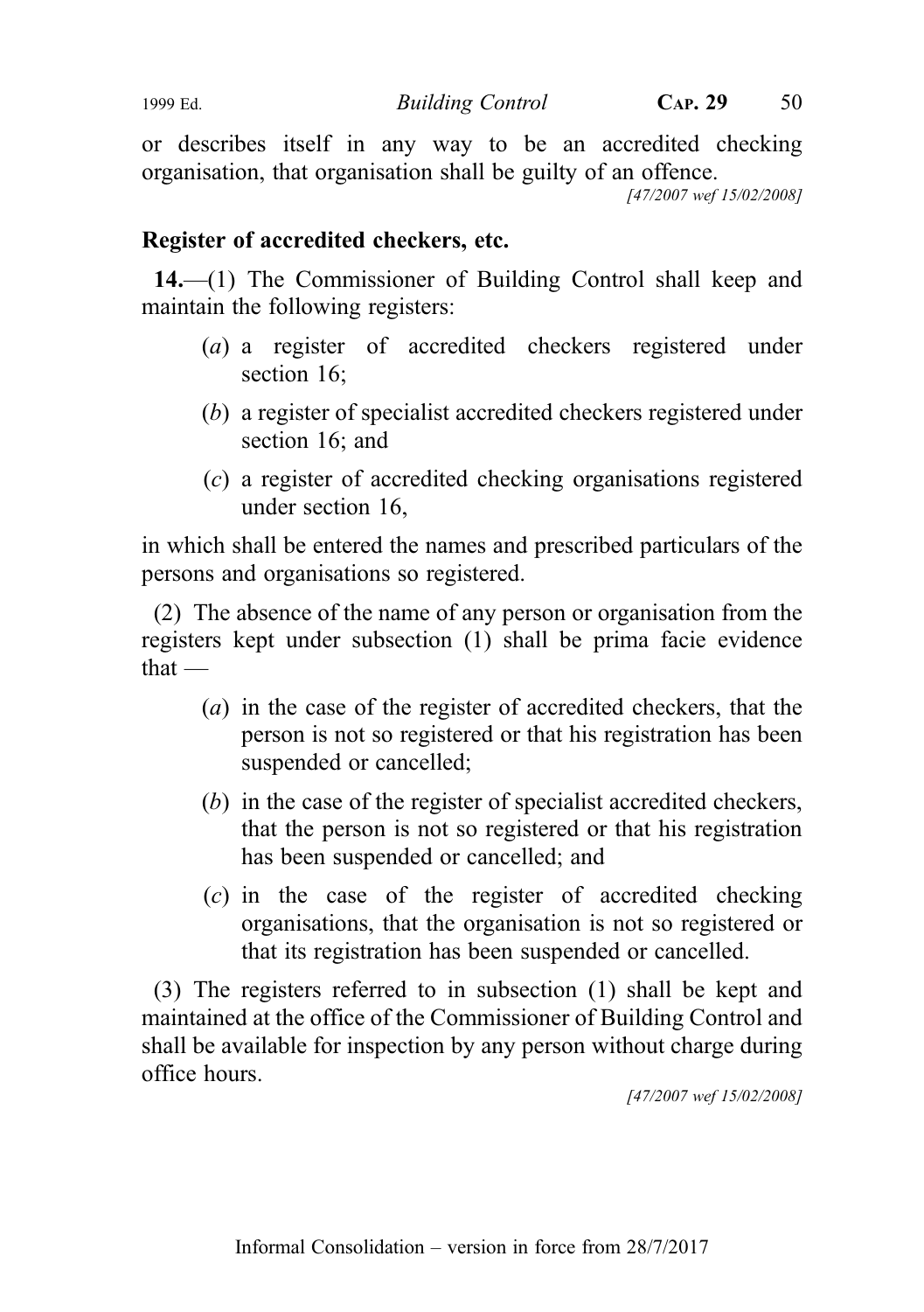or describes itself in any way to be an accredited checking organisation, that organisation shall be guilty of an offence.

[47/2007 wef 15/02/2008]

**Register of accredited checkers, etc.**

**14.**—(1) The Commissioner of Building Control shall keep and maintain the following registers:

(*a*) a register of accredited checkers registered under section 16;

(*b*) a register of specialist accredited checkers registered under section 16; and

(*c*) a register of accredited checking organisations registered under section 16,

in which shall be entered the names and prescribed particulars of the persons and organisations so registered.

(2) The absence of the name of any person or organisation from the registers kept under subsection (1) shall be prima facie evidence that —

(*a*) in the case of the register of accredited checkers, that the person is not so registered or that his registration has been suspended or cancelled;

(*b*) in the case of the register of specialist accredited checkers, that the person is not so registered or that his registration has been suspended or cancelled; and

(*c*) in the case of the register of accredited checking organisations, that the organisation is not so registered or that its registration has been suspended or cancelled.

(3) The registers referred to in subsection (1) shall be kept and maintained at the office of the Commissioner of Building Control and shall be available for inspection by any person without charge during office hours.

[47/2007 wef 15/02/2008]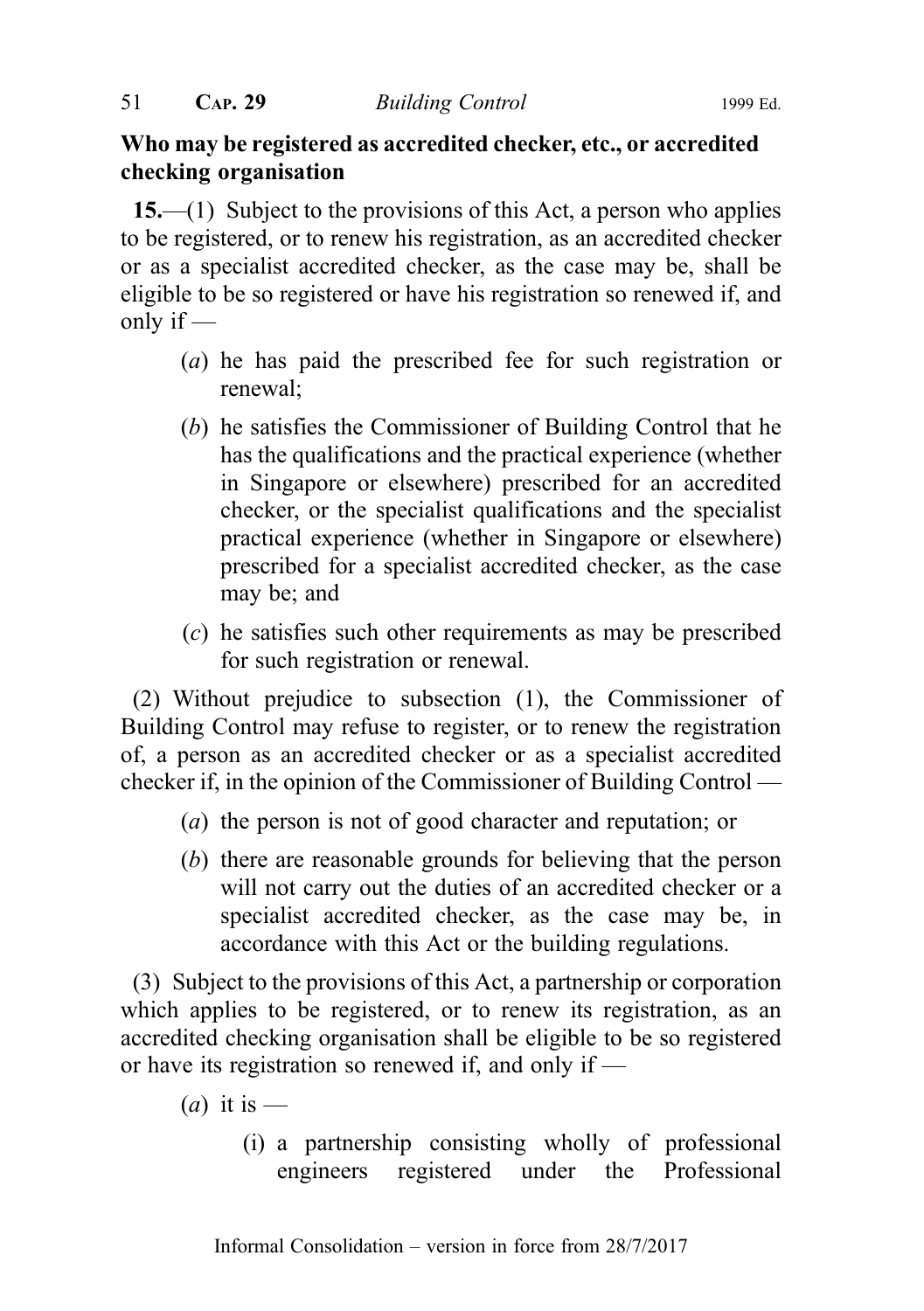**Who may be registered as accredited checker, etc., or accredited checking organisation**

**15.**—(1) Subject to the provisions of this Act, a person who applies to be registered, or to renew his registration, as an accredited checker or as a specialist accredited checker, as the case may be, shall be eligible to be so registered or have his registration so renewed if, and only if —

(*a*) he has paid the prescribed fee for such registration or renewal;

(*b*) he satisfies the Commissioner of Building Control that he has the qualifications and the practical experience (whether in Singapore or elsewhere) prescribed for an accredited checker, or the specialist qualifications and the specialist practical experience (whether in Singapore or elsewhere) prescribed for a specialist accredited checker, as the case may be; and

(*c*) he satisfies such other requirements as may be prescribed for such registration or renewal.

(2) Without prejudice to subsection (1), the Commissioner of Building Control may refuse to register, or to renew the registration of, a person as an accredited checker or as a specialist accredited checker if, in the opinion of the Commissioner of Building Control —

(*a*) the person is not of good character and reputation; or

(*b*) there are reasonable grounds for believing that the person will not carry out the duties of an accredited checker or a specialist accredited checker, as the case may be, in accordance with this Act or the building regulations.

(3) Subject to the provisions of this Act, a partnership or corporation which applies to be registered, or to renew its registration, as an accredited checking organisation shall be eligible to be so registered or have its registration so renewed if, and only if —

(*a*) it is —

(i) a partnership consisting wholly of professional engineers registered under the Professional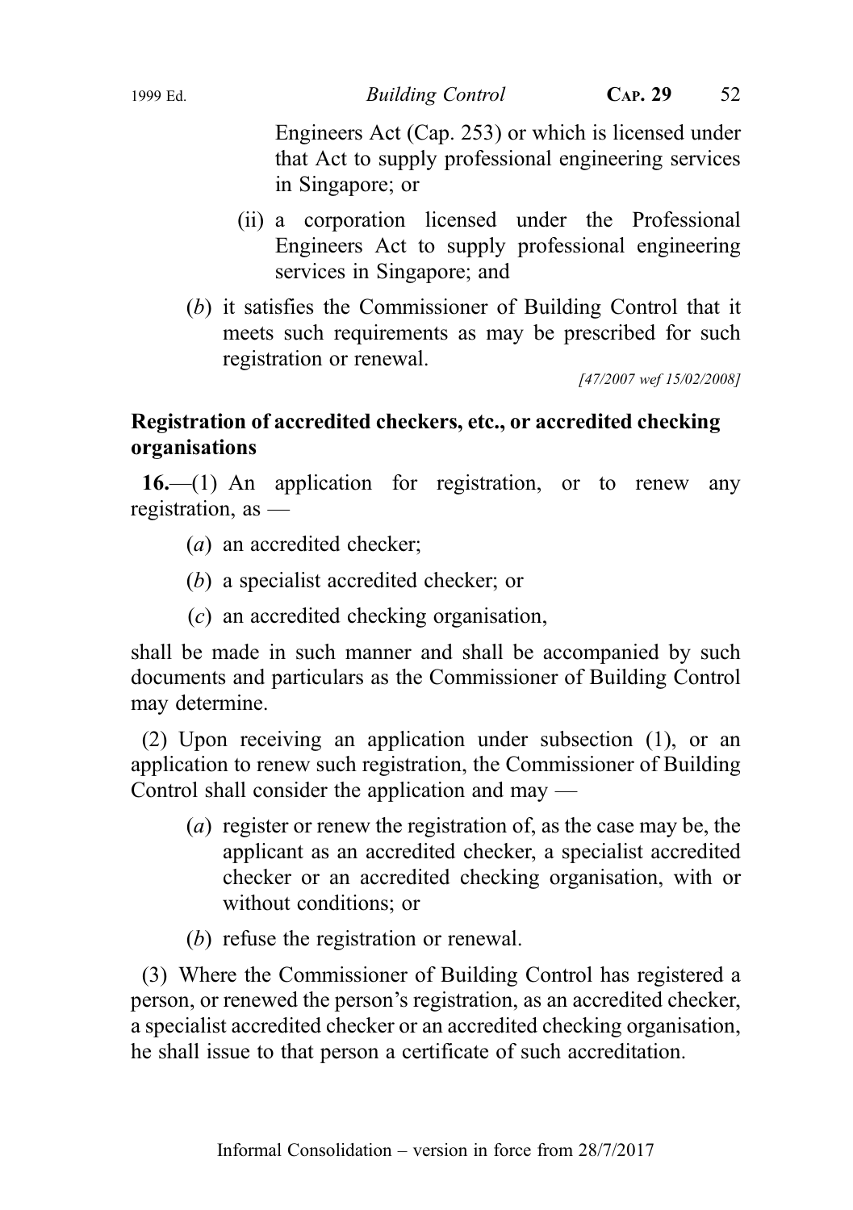Engineers Act (Cap. 253) or which is licensed under that Act to supply professional engineering services in Singapore; or

(ii) a corporation licensed under the Professional Engineers Act to supply professional engineering services in Singapore; and

(*b*) it satisfies the Commissioner of Building Control that it meets such requirements as may be prescribed for such registration or renewal.

[47/2007 wef 15/02/2008]

**Registration of accredited checkers, etc., or accredited checking organisations**

**16.**—(1) An application for registration, or to renew any registration, as —

(*a*) an accredited checker;

(*b*) a specialist accredited checker; or

(*c*) an accredited checking organisation,

shall be made in such manner and shall be accompanied by such documents and particulars as the Commissioner of Building Control may determine.

(2) Upon receiving an application under subsection (1), or an application to renew such registration, the Commissioner of Building Control shall consider the application and may —

(*a*) register or renew the registration of, as the case may be, the applicant as an accredited checker, a specialist accredited checker or an accredited checking organisation, with or without conditions; or

(*b*) refuse the registration or renewal.

(3) Where the Commissioner of Building Control has registered a person, or renewed the person's registration, as an accredited checker, a specialist accredited checker or an accredited checking organisation, he shall issue to that person a certificate of such accreditation.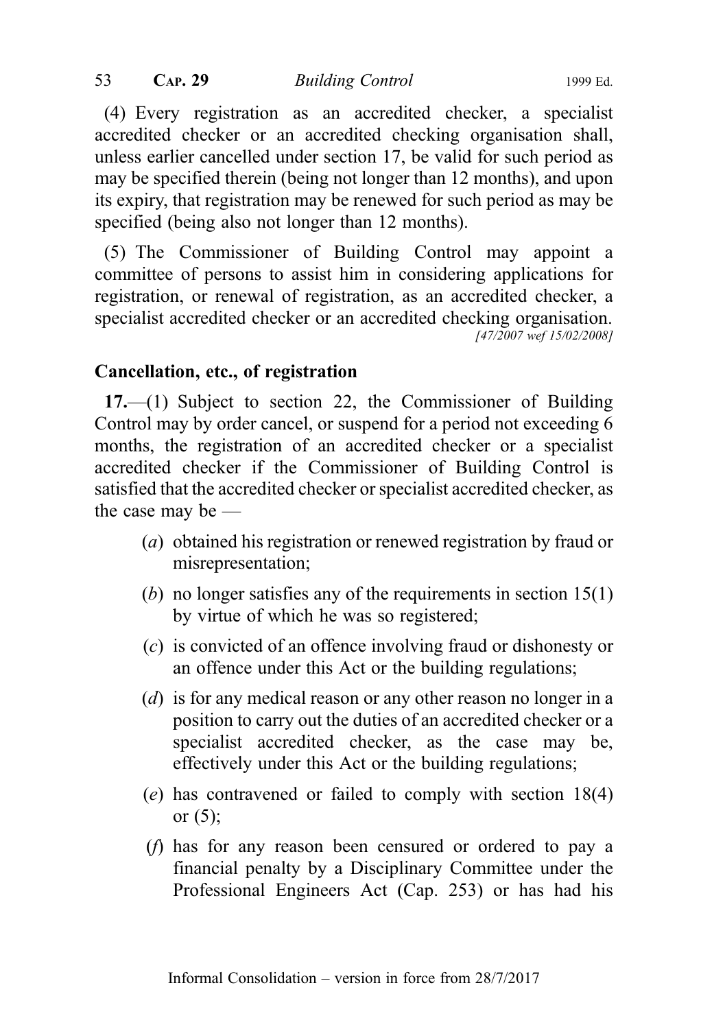(4) Every registration as an accredited checker, a specialist accredited checker or an accredited checking organisation shall, unless earlier cancelled under section 17, be valid for such period as may be specified therein (being not longer than 12 months), and upon its expiry, that registration may be renewed for such period as may be specified (being also not longer than 12 months).

(5) The Commissioner of Building Control may appoint a committee of persons to assist him in considering applications for registration, or renewal of registration, as an accredited checker, a specialist accredited checker or an accredited checking organisation.
[47/2007 wef 15/02/2008]

**Cancellation, etc., of registration**

**17.**—(1) Subject to section 22, the Commissioner of Building Control may by order cancel, or suspend for a period not exceeding 6 months, the registration of an accredited checker or a specialist accredited checker if the Commissioner of Building Control is satisfied that the accredited checker or specialist accredited checker, as the case may be —

(*a*) obtained his registration or renewed registration by fraud or misrepresentation;

(*b*) no longer satisfies any of the requirements in section 15(1) by virtue of which he was so registered;

(*c*) is convicted of an offence involving fraud or dishonesty or an offence under this Act or the building regulations;

(*d*) is for any medical reason or any other reason no longer in a position to carry out the duties of an accredited checker or a specialist accredited checker, as the case may be, effectively under this Act or the building regulations;

(*e*) has contravened or failed to comply with section 18(4) or (5);

(*f*) has for any reason been censured or ordered to pay a financial penalty by a Disciplinary Committee under the Professional Engineers Act (Cap. 253) or has had his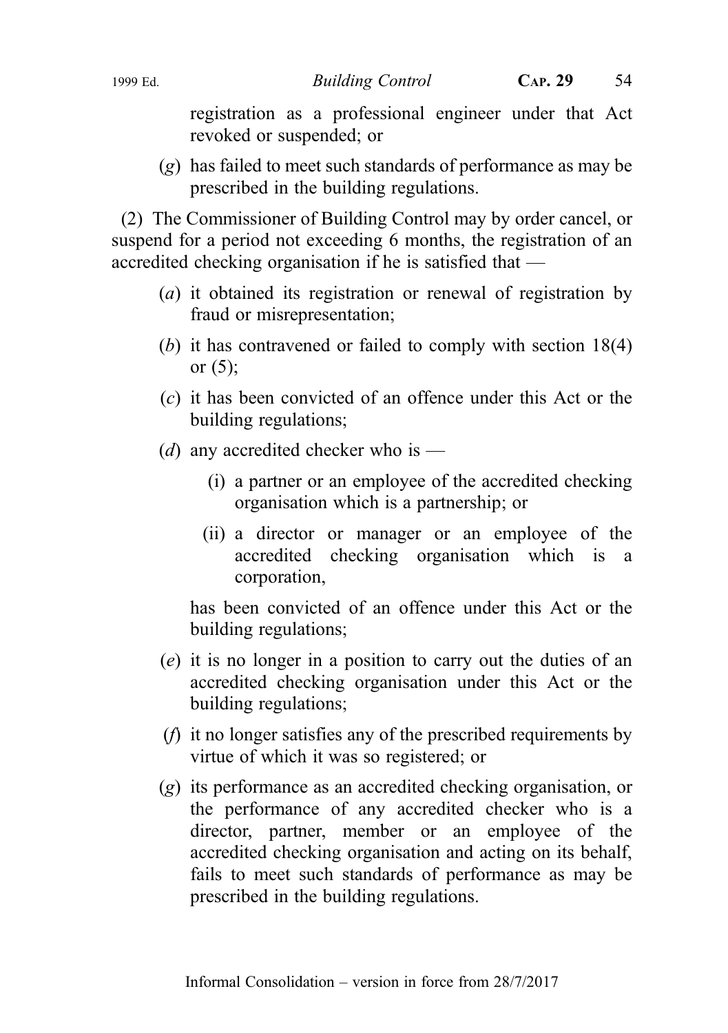registration as a professional engineer under that Act revoked or suspended; or

(*g*) has failed to meet such standards of performance as may be prescribed in the building regulations.

(2) The Commissioner of Building Control may by order cancel, or suspend for a period not exceeding 6 months, the registration of an accredited checking organisation if he is satisfied that —

(*a*) it obtained its registration or renewal of registration by fraud or misrepresentation;

(*b*) it has contravened or failed to comply with section 18(4) or (5);

(*c*) it has been convicted of an offence under this Act or the building regulations;

(*d*) any accredited checker who is —

(i) a partner or an employee of the accredited checking organisation which is a partnership; or

(ii) a director or manager or an employee of the accredited checking organisation which is a corporation,

has been convicted of an offence under this Act or the building regulations;

(*e*) it is no longer in a position to carry out the duties of an accredited checking organisation under this Act or the building regulations;

(*f*) it no longer satisfies any of the prescribed requirements by virtue of which it was so registered; or

(*g*) its performance as an accredited checking organisation, or the performance of any accredited checker who is a director, partner, member or an employee of the accredited checking organisation and acting on its behalf, fails to meet such standards of performance as may be prescribed in the building regulations.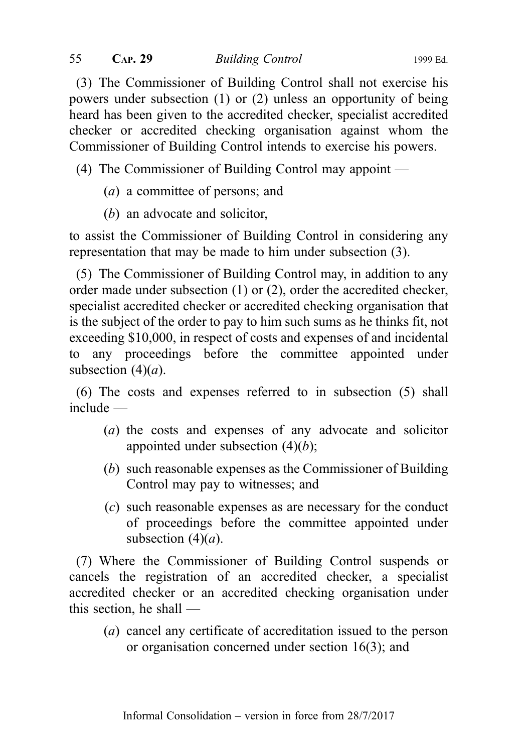(3) The Commissioner of Building Control shall not exercise his powers under subsection (1) or (2) unless an opportunity of being heard has been given to the accredited checker, specialist accredited checker or accredited checking organisation against whom the Commissioner of Building Control intends to exercise his powers.

(4) The Commissioner of Building Control may appoint —

(*a*) a committee of persons; and

(*b*) an advocate and solicitor,

to assist the Commissioner of Building Control in considering any representation that may be made to him under subsection (3).

(5) The Commissioner of Building Control may, in addition to any order made under subsection (1) or (2), order the accredited checker, specialist accredited checker or accredited checking organisation that is the subject of the order to pay to him such sums as he thinks fit, not exceeding $10,000, in respect of costs and expenses of and incidental to any proceedings before the committee appointed under subsection (4)(*a*).

(6) The costs and expenses referred to in subsection (5) shall include —

(*a*) the costs and expenses of any advocate and solicitor appointed under subsection (4)(*b*);

(*b*) such reasonable expenses as the Commissioner of Building Control may pay to witnesses; and

(*c*) such reasonable expenses as are necessary for the conduct of proceedings before the committee appointed under subsection (4)(*a*).

(7) Where the Commissioner of Building Control suspends or cancels the registration of an accredited checker, a specialist accredited checker or an accredited checking organisation under this section, he shall —

(*a*) cancel any certificate of accreditation issued to the person or organisation concerned under section 16(3); and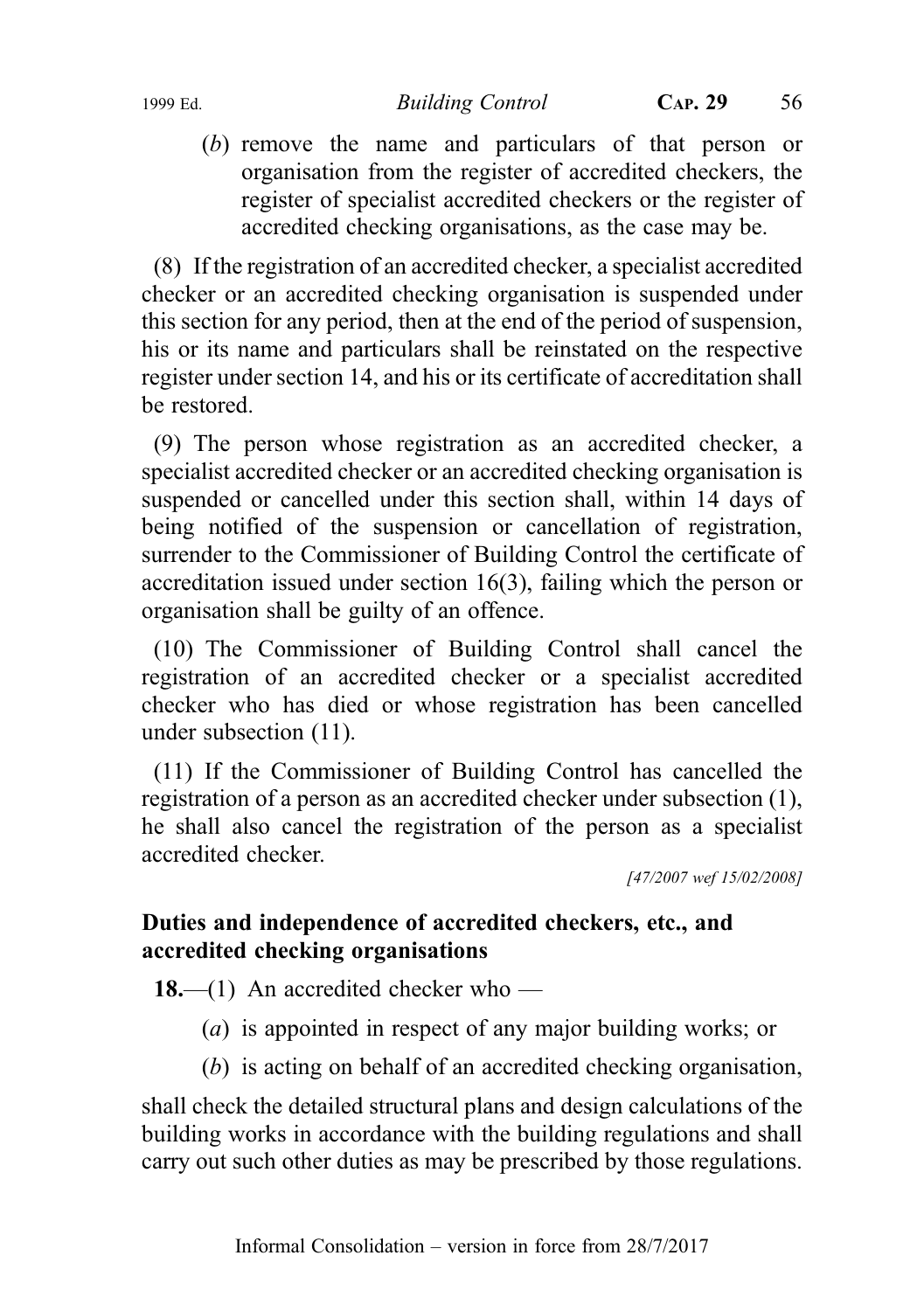(*b*) remove the name and particulars of that person or organisation from the register of accredited checkers, the register of specialist accredited checkers or the register of accredited checking organisations, as the case may be.

(8) If the registration of an accredited checker, a specialist accredited checker or an accredited checking organisation is suspended under this section for any period, then at the end of the period of suspension, his or its name and particulars shall be reinstated on the respective register under section 14, and his or its certificate of accreditation shall be restored.

(9) The person whose registration as an accredited checker, a specialist accredited checker or an accredited checking organisation is suspended or cancelled under this section shall, within 14 days of being notified of the suspension or cancellation of registration, surrender to the Commissioner of Building Control the certificate of accreditation issued under section 16(3), failing which the person or organisation shall be guilty of an offence.

(10) The Commissioner of Building Control shall cancel the registration of an accredited checker or a specialist accredited checker who has died or whose registration has been cancelled under subsection (11).

(11) If the Commissioner of Building Control has cancelled the registration of a person as an accredited checker under subsection (1), he shall also cancel the registration of the person as a specialist accredited checker.

*[47/2007 wef 15/02/2008]*

### Duties and independence of accredited checkers, etc., and accredited checking organisations

**18.**—(1) An accredited checker who —

(*a*) is appointed in respect of any major building works; or

(*b*) is acting on behalf of an accredited checking organisation,

shall check the detailed structural plans and design calculations of the building works in accordance with the building regulations and shall carry out such other duties as may be prescribed by those regulations.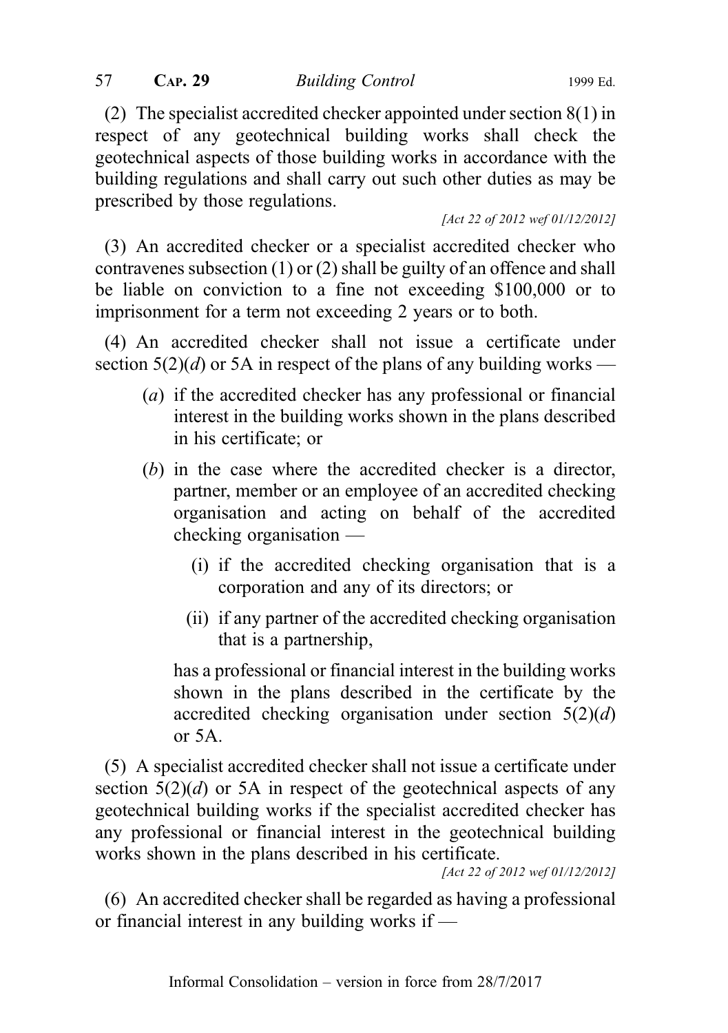(2) The specialist accredited checker appointed under section 8(1) in respect of any geotechnical building works shall check the geotechnical aspects of those building works in accordance with the building regulations and shall carry out such other duties as may be prescribed by those regulations.

*[Act 22 of 2012 wef 01/12/2012]*

(3) An accredited checker or a specialist accredited checker who contravenes subsection (1) or (2) shall be guilty of an offence and shall be liable on conviction to a fine not exceeding $100,000 or to imprisonment for a term not exceeding 2 years or to both.

(4) An accredited checker shall not issue a certificate under section 5(2)(*d*) or 5A in respect of the plans of any building works —

- (*a*) if the accredited checker has any professional or financial interest in the building works shown in the plans described in his certificate; or
- (*b*) in the case where the accredited checker is a director, partner, member or an employee of an accredited checking organisation and acting on behalf of the accredited checking organisation —
  - (i) if the accredited checking organisation that is a corporation and any of its directors; or
  - (ii) if any partner of the accredited checking organisation that is a partnership,

  has a professional or financial interest in the building works shown in the plans described in the certificate by the accredited checking organisation under section 5(2)(*d*) or 5A.

(5) A specialist accredited checker shall not issue a certificate under section 5(2)(*d*) or 5A in respect of the geotechnical aspects of any geotechnical building works if the specialist accredited checker has any professional or financial interest in the geotechnical building works shown in the plans described in his certificate.

*[Act 22 of 2012 wef 01/12/2012]*

(6) An accredited checker shall be regarded as having a professional or financial interest in any building works if —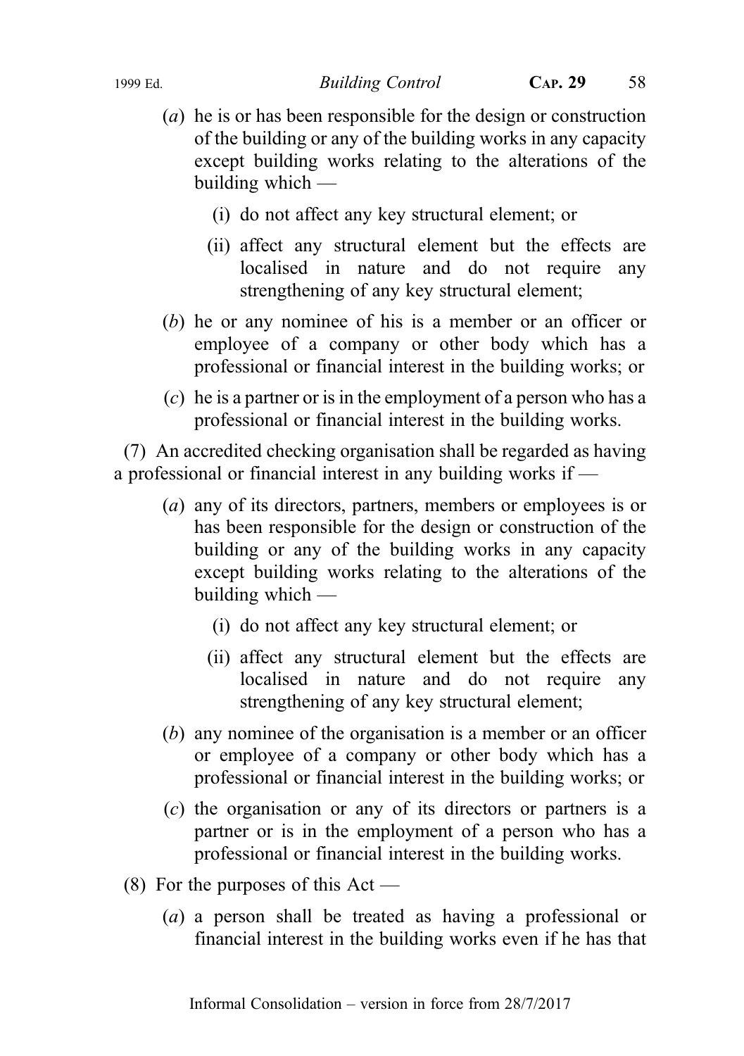(*a*) he is or has been responsible for the design or construction of the building or any of the building works in any capacity except building works relating to the alterations of the building which —

(i) do not affect any key structural element; or

(ii) affect any structural element but the effects are localised in nature and do not require any strengthening of any key structural element;

(*b*) he or any nominee of his is a member or an officer or employee of a company or other body which has a professional or financial interest in the building works; or

(*c*) he is a partner or is in the employment of a person who has a professional or financial interest in the building works.

(7) An accredited checking organisation shall be regarded as having a professional or financial interest in any building works if —

(*a*) any of its directors, partners, members or employees is or has been responsible for the design or construction of the building or any of the building works in any capacity except building works relating to the alterations of the building which —

(i) do not affect any key structural element; or

(ii) affect any structural element but the effects are localised in nature and do not require any strengthening of any key structural element;

(*b*) any nominee of the organisation is a member or an officer or employee of a company or other body which has a professional or financial interest in the building works; or

(*c*) the organisation or any of its directors or partners is a partner or is in the employment of a person who has a professional or financial interest in the building works.

(8) For the purposes of this Act —

(*a*) a person shall be treated as having a professional or financial interest in the building works even if he has that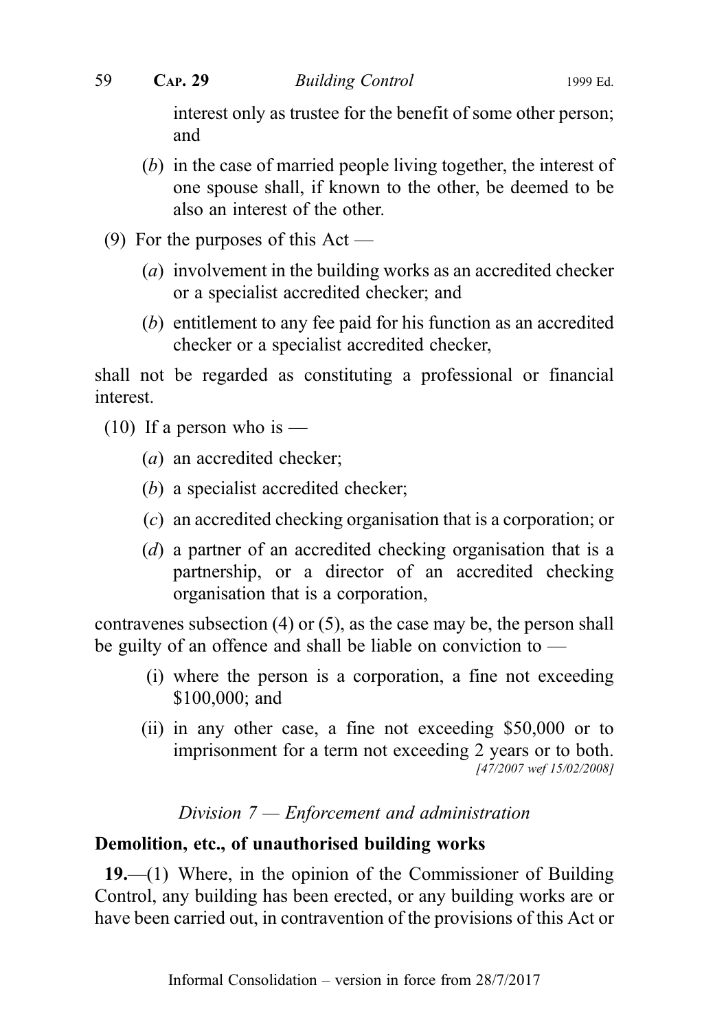interest only as trustee for the benefit of some other person; and

(*b*) in the case of married people living together, the interest of one spouse shall, if known to the other, be deemed to be also an interest of the other.

(9) For the purposes of this Act —

(*a*) involvement in the building works as an accredited checker or a specialist accredited checker; and

(*b*) entitlement to any fee paid for his function as an accredited checker or a specialist accredited checker,

shall not be regarded as constituting a professional or financial interest.

(10) If a person who is —

(*a*) an accredited checker;

(*b*) a specialist accredited checker;

(*c*) an accredited checking organisation that is a corporation; or

(*d*) a partner of an accredited checking organisation that is a partnership, or a director of an accredited checking organisation that is a corporation,

contravenes subsection (4) or (5), as the case may be, the person shall be guilty of an offence and shall be liable on conviction to —

(i) where the person is a corporation, a fine not exceeding \$100,000; and

(ii) in any other case, a fine not exceeding \$50,000 or to imprisonment for a term not exceeding 2 years or to both.

*[47/2007 wef 15/02/2008]*

## *Division 7 — Enforcement and administration*

### Demolition, etc., of unauthorised building works

**19.**—(1) Where, in the opinion of the Commissioner of Building Control, any building has been erected, or any building works are or have been carried out, in contravention of the provisions of this Act or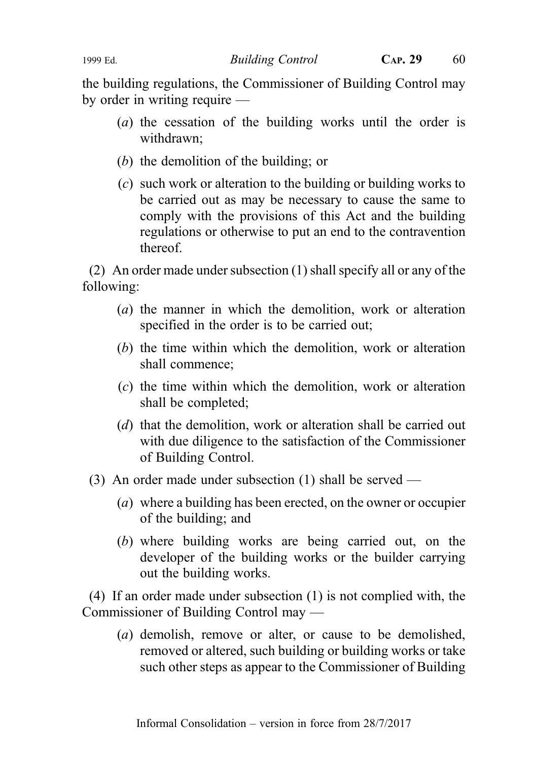the building regulations, the Commissioner of Building Control may by order in writing require —

(*a*) the cessation of the building works until the order is withdrawn;

(*b*) the demolition of the building; or

(*c*) such work or alteration to the building or building works to be carried out as may be necessary to cause the same to comply with the provisions of this Act and the building regulations or otherwise to put an end to the contravention thereof.

(2) An order made under subsection (1) shall specify all or any of the following:

(*a*) the manner in which the demolition, work or alteration specified in the order is to be carried out;

(*b*) the time within which the demolition, work or alteration shall commence;

(*c*) the time within which the demolition, work or alteration shall be completed;

(*d*) that the demolition, work or alteration shall be carried out with due diligence to the satisfaction of the Commissioner of Building Control.

(3) An order made under subsection (1) shall be served —

(*a*) where a building has been erected, on the owner or occupier of the building; and

(*b*) where building works are being carried out, on the developer of the building works or the builder carrying out the building works.

(4) If an order made under subsection (1) is not complied with, the Commissioner of Building Control may —

(*a*) demolish, remove or alter, or cause to be demolished, removed or altered, such building or building works or take such other steps as appear to the Commissioner of Building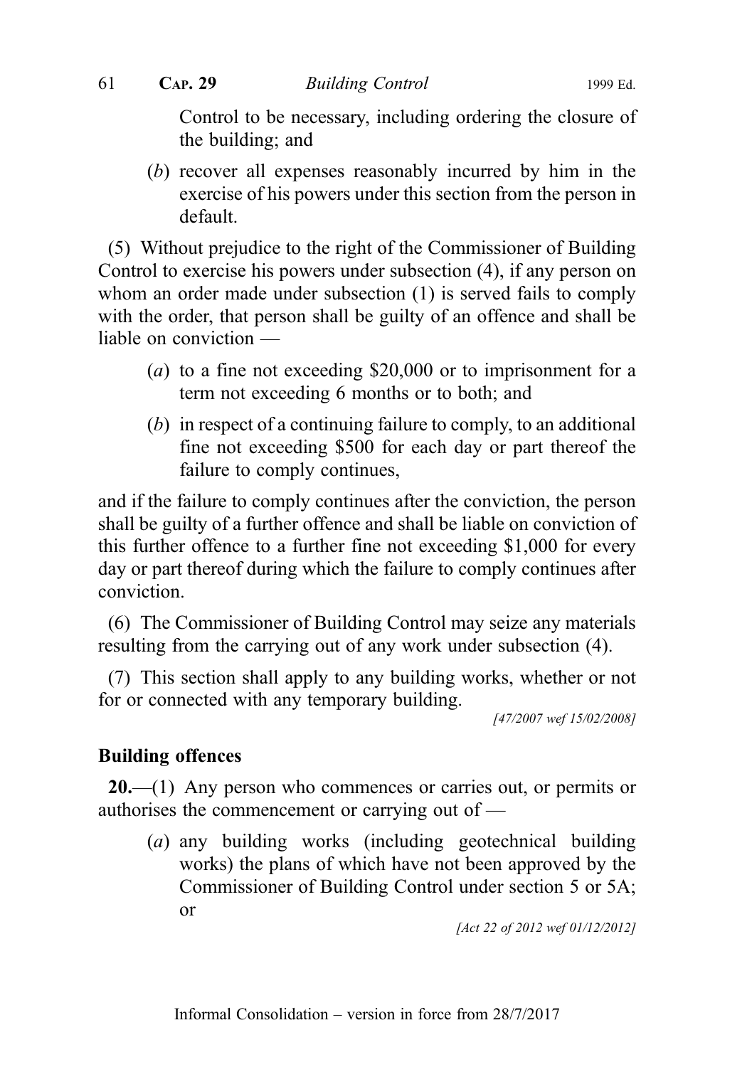Control to be necessary, including ordering the closure of the building; and

(*b*) recover all expenses reasonably incurred by him in the exercise of his powers under this section from the person in default.

(5) Without prejudice to the right of the Commissioner of Building Control to exercise his powers under subsection (4), if any person on whom an order made under subsection (1) is served fails to comply with the order, that person shall be guilty of an offence and shall be liable on conviction —

(*a*) to a fine not exceeding $20,000 or to imprisonment for a term not exceeding 6 months or to both; and

(*b*) in respect of a continuing failure to comply, to an additional fine not exceeding $500 for each day or part thereof the failure to comply continues,

and if the failure to comply continues after the conviction, the person shall be guilty of a further offence and shall be liable on conviction of this further offence to a further fine not exceeding $1,000 for every day or part thereof during which the failure to comply continues after conviction.

(6) The Commissioner of Building Control may seize any materials resulting from the carrying out of any work under subsection (4).

(7) This section shall apply to any building works, whether or not for or connected with any temporary building.

*[47/2007 wef 15/02/2008]*

**Building offences**

**20.**—(1) Any person who commences or carries out, or permits or authorises the commencement or carrying out of —

(*a*) any building works (including geotechnical building works) the plans of which have not been approved by the Commissioner of Building Control under section 5 or 5A; or

*[Act 22 of 2012 wef 01/12/2012]*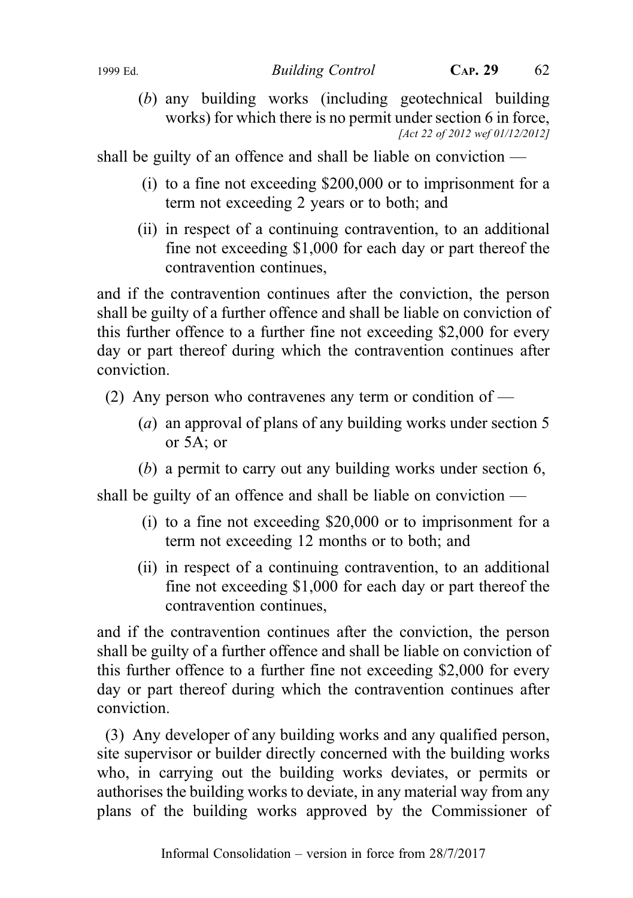(*b*) any building works (including geotechnical building works) for which there is no permit under section 6 in force,
*[Act 22 of 2012 wef 01/12/2012]*

shall be guilty of an offence and shall be liable on conviction —

(i) to a fine not exceeding $200,000 or to imprisonment for a term not exceeding 2 years or to both; and

(ii) in respect of a continuing contravention, to an additional fine not exceeding $1,000 for each day or part thereof the contravention continues,

and if the contravention continues after the conviction, the person shall be guilty of a further offence and shall be liable on conviction of this further offence to a further fine not exceeding $2,000 for every day or part thereof during which the contravention continues after conviction.

(2) Any person who contravenes any term or condition of —

(*a*) an approval of plans of any building works under section 5 or 5A; or

(*b*) a permit to carry out any building works under section 6,

shall be guilty of an offence and shall be liable on conviction —

(i) to a fine not exceeding $20,000 or to imprisonment for a term not exceeding 12 months or to both; and

(ii) in respect of a continuing contravention, to an additional fine not exceeding $1,000 for each day or part thereof the contravention continues,

and if the contravention continues after the conviction, the person shall be guilty of a further offence and shall be liable on conviction of this further offence to a further fine not exceeding $2,000 for every day or part thereof during which the contravention continues after conviction.

(3) Any developer of any building works and any qualified person, site supervisor or builder directly concerned with the building works who, in carrying out the building works deviates, or permits or authorises the building works to deviate, in any material way from any plans of the building works approved by the Commissioner of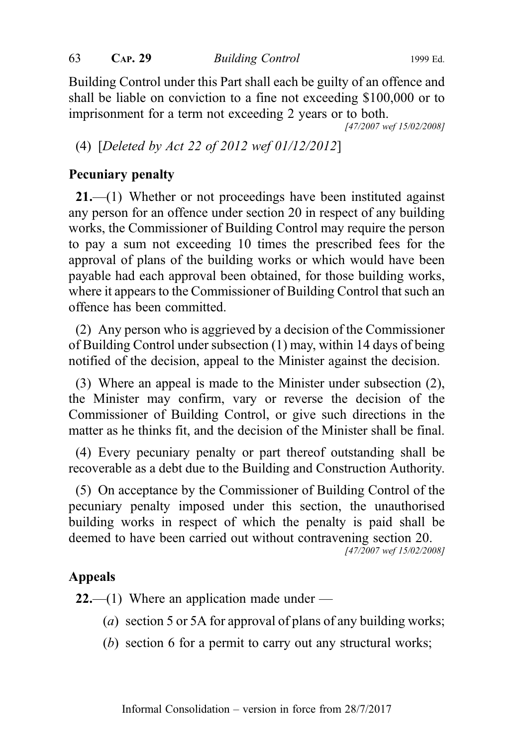Building Control under this Part shall each be guilty of an offence and shall be liable on conviction to a fine not exceeding $100,000 or to imprisonment for a term not exceeding 2 years or to both.

[47/2007 wef 15/02/2008]

(4) [*Deleted by Act 22 of 2012 wef 01/12/2012*]

**Pecuniary penalty**

**21.**—(1) Whether or not proceedings have been instituted against any person for an offence under section 20 in respect of any building works, the Commissioner of Building Control may require the person to pay a sum not exceeding 10 times the prescribed fees for the approval of plans of the building works or which would have been payable had each approval been obtained, for those building works, where it appears to the Commissioner of Building Control that such an offence has been committed.

(2) Any person who is aggrieved by a decision of the Commissioner of Building Control under subsection (1) may, within 14 days of being notified of the decision, appeal to the Minister against the decision.

(3) Where an appeal is made to the Minister under subsection (2), the Minister may confirm, vary or reverse the decision of the Commissioner of Building Control, or give such directions in the matter as he thinks fit, and the decision of the Minister shall be final.

(4) Every pecuniary penalty or part thereof outstanding shall be recoverable as a debt due to the Building and Construction Authority.

(5) On acceptance by the Commissioner of Building Control of the pecuniary penalty imposed under this section, the unauthorised building works in respect of which the penalty is paid shall be deemed to have been carried out without contravening section 20.

[47/2007 wef 15/02/2008]

**Appeals**

**22.**—(1) Where an application made under —

(*a*) section 5 or 5A for approval of plans of any building works;

(*b*) section 6 for a permit to carry out any structural works;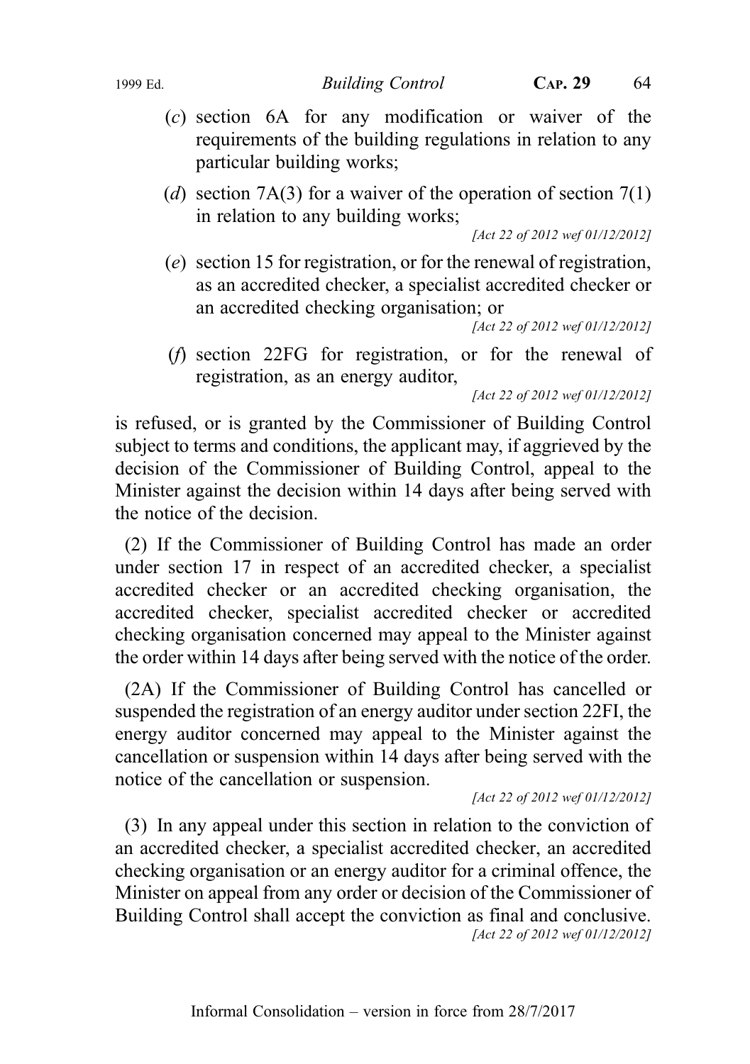(*c*) section 6A for any modification or waiver of the requirements of the building regulations in relation to any particular building works;

(*d*) section 7A(3) for a waiver of the operation of section 7(1) in relation to any building works;

*[Act 22 of 2012 wef 01/12/2012]*

(*e*) section 15 for registration, or for the renewal of registration, as an accredited checker, a specialist accredited checker or an accredited checking organisation; or

*[Act 22 of 2012 wef 01/12/2012]*

(*f*) section 22FG for registration, or for the renewal of registration, as an energy auditor,

*[Act 22 of 2012 wef 01/12/2012]*

is refused, or is granted by the Commissioner of Building Control subject to terms and conditions, the applicant may, if aggrieved by the decision of the Commissioner of Building Control, appeal to the Minister against the decision within 14 days after being served with the notice of the decision.

(2) If the Commissioner of Building Control has made an order under section 17 in respect of an accredited checker, a specialist accredited checker or an accredited checking organisation, the accredited checker, specialist accredited checker or accredited checking organisation concerned may appeal to the Minister against the order within 14 days after being served with the notice of the order.

(2A) If the Commissioner of Building Control has cancelled or suspended the registration of an energy auditor under section 22FI, the energy auditor concerned may appeal to the Minister against the cancellation or suspension within 14 days after being served with the notice of the cancellation or suspension.

*[Act 22 of 2012 wef 01/12/2012]*

(3) In any appeal under this section in relation to the conviction of an accredited checker, a specialist accredited checker, an accredited checking organisation or an energy auditor for a criminal offence, the Minister on appeal from any order or decision of the Commissioner of Building Control shall accept the conviction as final and conclusive.

*[Act 22 of 2012 wef 01/12/2012]*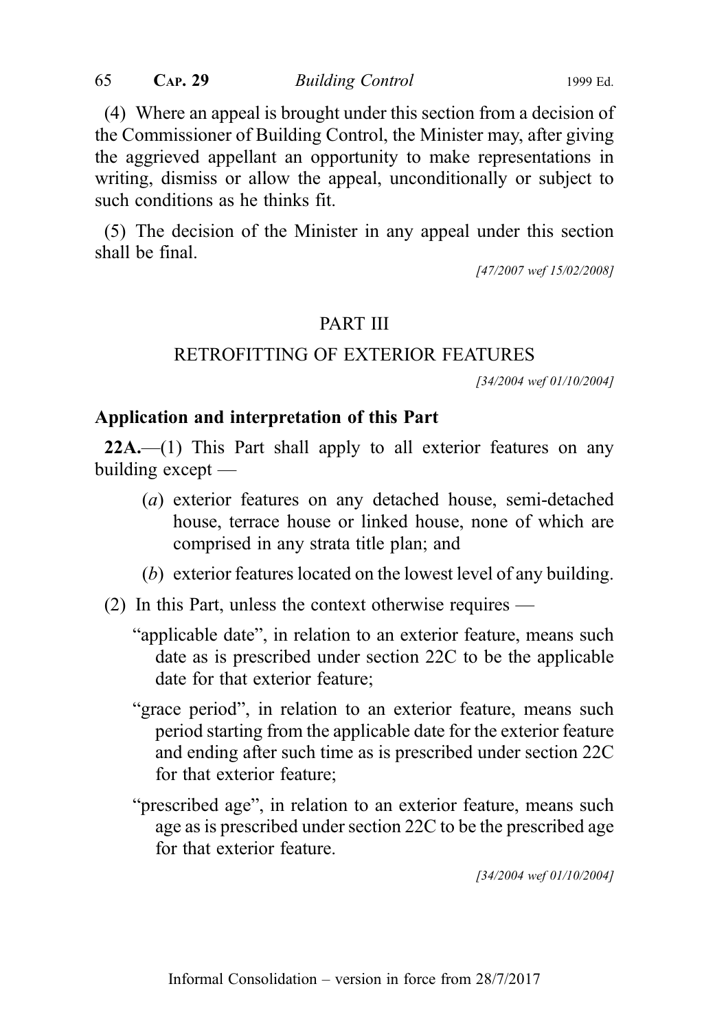(4) Where an appeal is brought under this section from a decision of the Commissioner of Building Control, the Minister may, after giving the aggrieved appellant an opportunity to make representations in writing, dismiss or allow the appeal, unconditionally or subject to such conditions as he thinks fit.

(5) The decision of the Minister in any appeal under this section shall be final.

[47/2007 wef 15/02/2008]

## PART III

## RETROFITTING OF EXTERIOR FEATURES

[34/2004 wef 01/10/2004]

### Application and interpretation of this Part

**22A.**—(1) This Part shall apply to all exterior features on any building except —

(*a*) exterior features on any detached house, semi-detached house, terrace house or linked house, none of which are comprised in any strata title plan; and

(*b*) exterior features located on the lowest level of any building.

(2) In this Part, unless the context otherwise requires —

"applicable date", in relation to an exterior feature, means such date as is prescribed under section 22C to be the applicable date for that exterior feature;

"grace period", in relation to an exterior feature, means such period starting from the applicable date for the exterior feature and ending after such time as is prescribed under section 22C for that exterior feature;

"prescribed age", in relation to an exterior feature, means such age as is prescribed under section 22C to be the prescribed age for that exterior feature.

[34/2004 wef 01/10/2004]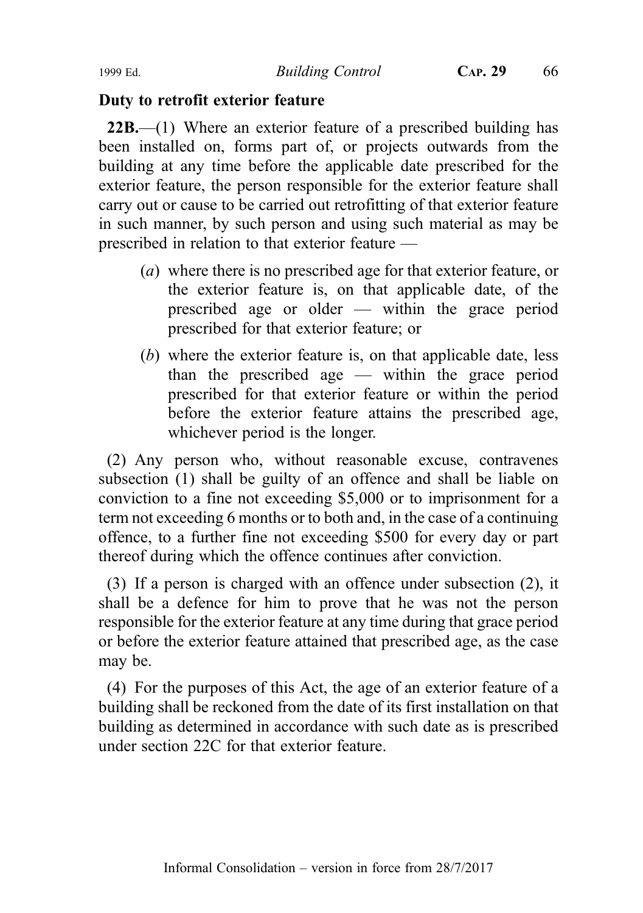**Duty to retrofit exterior feature**

**22B.**—(1) Where an exterior feature of a prescribed building has been installed on, forms part of, or projects outwards from the building at any time before the applicable date prescribed for the exterior feature, the person responsible for the exterior feature shall carry out or cause to be carried out retrofitting of that exterior feature in such manner, by such person and using such material as may be prescribed in relation to that exterior feature —

(*a*) where there is no prescribed age for that exterior feature, or the exterior feature is, on that applicable date, of the prescribed age or older — within the grace period prescribed for that exterior feature; or

(*b*) where the exterior feature is, on that applicable date, less than the prescribed age — within the grace period prescribed for that exterior feature or within the period before the exterior feature attains the prescribed age, whichever period is the longer.

(2) Any person who, without reasonable excuse, contravenes subsection (1) shall be guilty of an offence and shall be liable on conviction to a fine not exceeding $5,000 or to imprisonment for a term not exceeding 6 months or to both and, in the case of a continuing offence, to a further fine not exceeding $500 for every day or part thereof during which the offence continues after conviction.

(3) If a person is charged with an offence under subsection (2), it shall be a defence for him to prove that he was not the person responsible for the exterior feature at any time during that grace period or before the exterior feature attained that prescribed age, as the case may be.

(4) For the purposes of this Act, the age of an exterior feature of a building shall be reckoned from the date of its first installation on that building as determined in accordance with such date as is prescribed under section 22C for that exterior feature.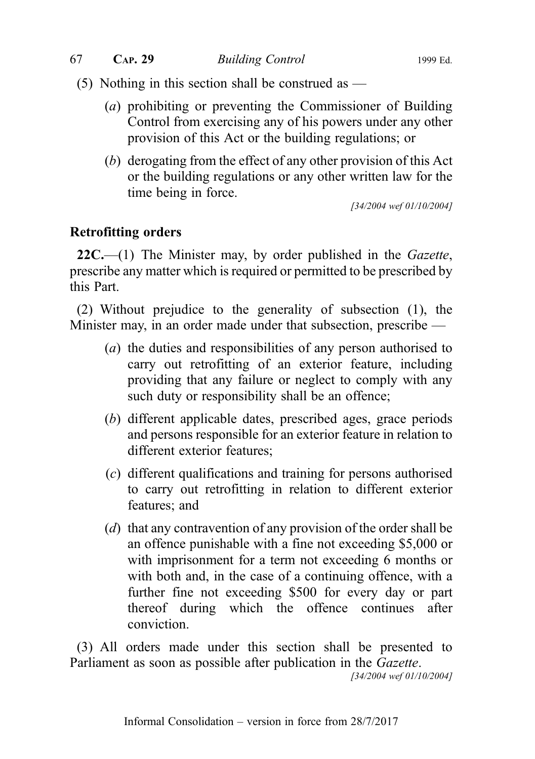(5) Nothing in this section shall be construed as —

(*a*) prohibiting or preventing the Commissioner of Building Control from exercising any of his powers under any other provision of this Act or the building regulations; or

(*b*) derogating from the effect of any other provision of this Act or the building regulations or any other written law for the time being in force.

[34/2004 wef 01/10/2004]

**Retrofitting orders**

**22C.**—(1) The Minister may, by order published in the *Gazette*, prescribe any matter which is required or permitted to be prescribed by this Part.

(2) Without prejudice to the generality of subsection (1), the Minister may, in an order made under that subsection, prescribe —

(*a*) the duties and responsibilities of any person authorised to carry out retrofitting of an exterior feature, including providing that any failure or neglect to comply with any such duty or responsibility shall be an offence;

(*b*) different applicable dates, prescribed ages, grace periods and persons responsible for an exterior feature in relation to different exterior features;

(*c*) different qualifications and training for persons authorised to carry out retrofitting in relation to different exterior features; and

(*d*) that any contravention of any provision of the order shall be an offence punishable with a fine not exceeding $5,000 or with imprisonment for a term not exceeding 6 months or with both and, in the case of a continuing offence, with a further fine not exceeding $500 for every day or part thereof during which the offence continues after conviction.

(3) All orders made under this section shall be presented to Parliament as soon as possible after publication in the *Gazette*.

[34/2004 wef 01/10/2004]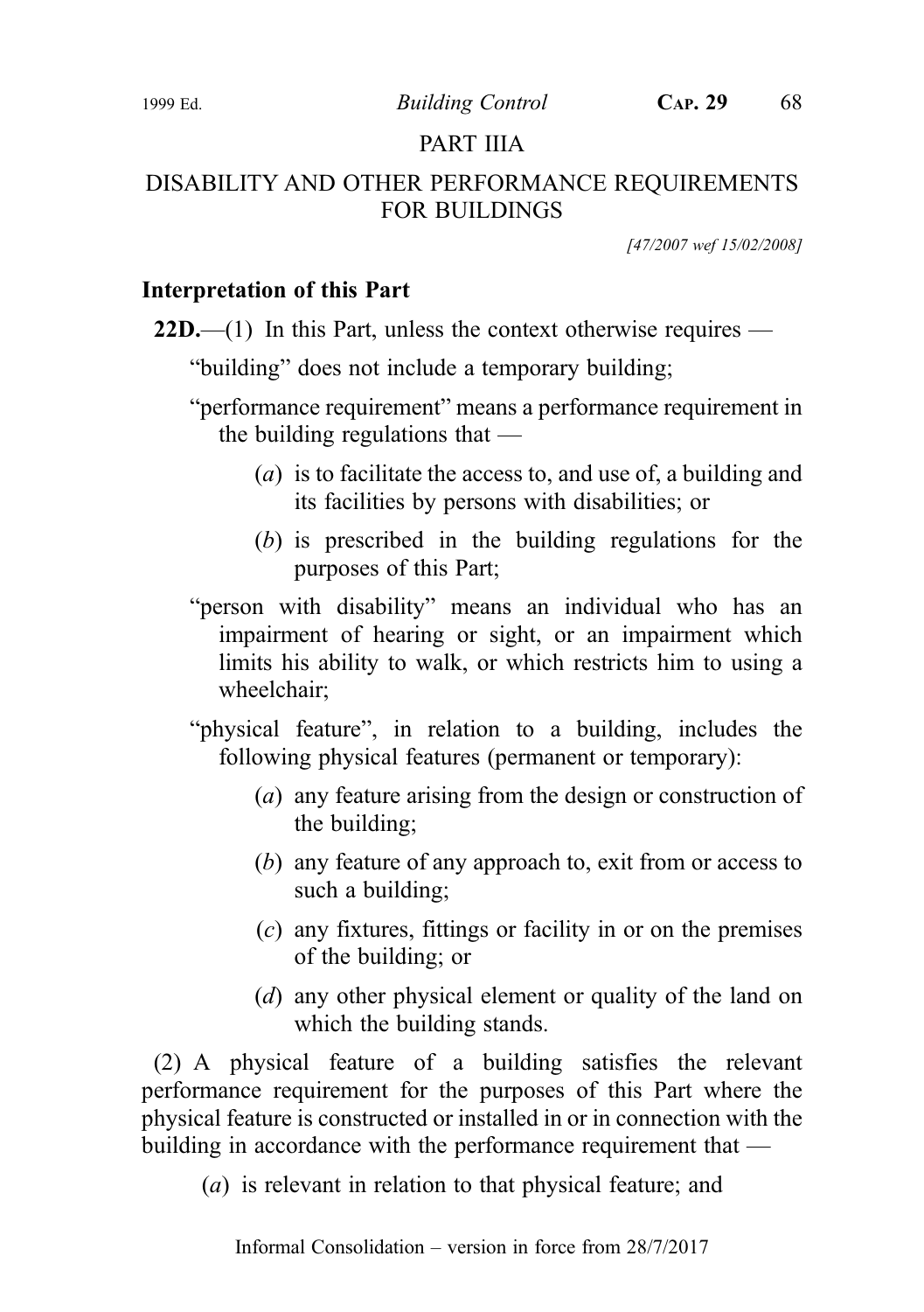## PART IIIA

## DISABILITY AND OTHER PERFORMANCE REQUIREMENTS FOR BUILDINGS

[47/2007 wef 15/02/2008]

### Interpretation of this Part

**22D.**—(1) In this Part, unless the context otherwise requires —

"building" does not include a temporary building;

"performance requirement" means a performance requirement in the building regulations that —

(*a*) is to facilitate the access to, and use of, a building and its facilities by persons with disabilities; or

(*b*) is prescribed in the building regulations for the purposes of this Part;

"person with disability" means an individual who has an impairment of hearing or sight, or an impairment which limits his ability to walk, or which restricts him to using a wheelchair;

"physical feature", in relation to a building, includes the following physical features (permanent or temporary):

(*a*) any feature arising from the design or construction of the building;

(*b*) any feature of any approach to, exit from or access to such a building;

(*c*) any fixtures, fittings or facility in or on the premises of the building; or

(*d*) any other physical element or quality of the land on which the building stands.

(2) A physical feature of a building satisfies the relevant performance requirement for the purposes of this Part where the physical feature is constructed or installed in or in connection with the building in accordance with the performance requirement that —

(*a*) is relevant in relation to that physical feature; and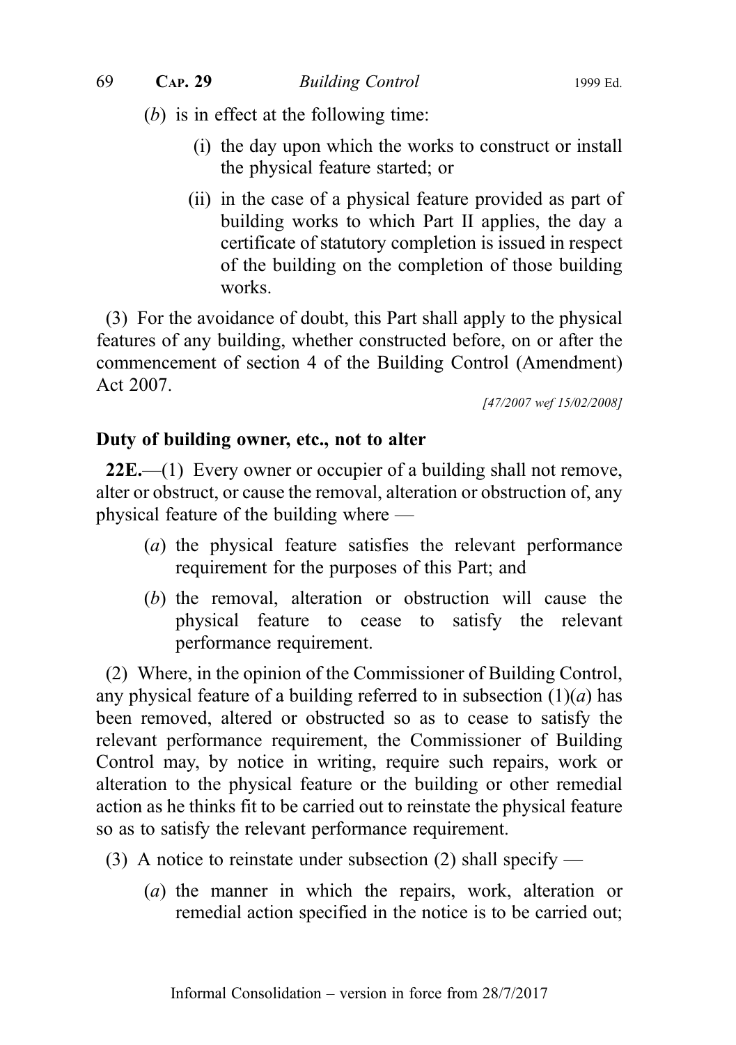(*b*) is in effect at the following time:

(i) the day upon which the works to construct or install the physical feature started; or

(ii) in the case of a physical feature provided as part of building works to which Part II applies, the day a certificate of statutory completion is issued in respect of the building on the completion of those building works.

(3) For the avoidance of doubt, this Part shall apply to the physical features of any building, whether constructed before, on or after the commencement of section 4 of the Building Control (Amendment) Act 2007.

*[47/2007 wef 15/02/2008]*

**Duty of building owner, etc., not to alter**

**22E.**—(1) Every owner or occupier of a building shall not remove, alter or obstruct, or cause the removal, alteration or obstruction of, any physical feature of the building where —

(*a*) the physical feature satisfies the relevant performance requirement for the purposes of this Part; and

(*b*) the removal, alteration or obstruction will cause the physical feature to cease to satisfy the relevant performance requirement.

(2) Where, in the opinion of the Commissioner of Building Control, any physical feature of a building referred to in subsection (1)(*a*) has been removed, altered or obstructed so as to cease to satisfy the relevant performance requirement, the Commissioner of Building Control may, by notice in writing, require such repairs, work or alteration to the physical feature or the building or other remedial action as he thinks fit to be carried out to reinstate the physical feature so as to satisfy the relevant performance requirement.

(3) A notice to reinstate under subsection (2) shall specify —

(*a*) the manner in which the repairs, work, alteration or remedial action specified in the notice is to be carried out;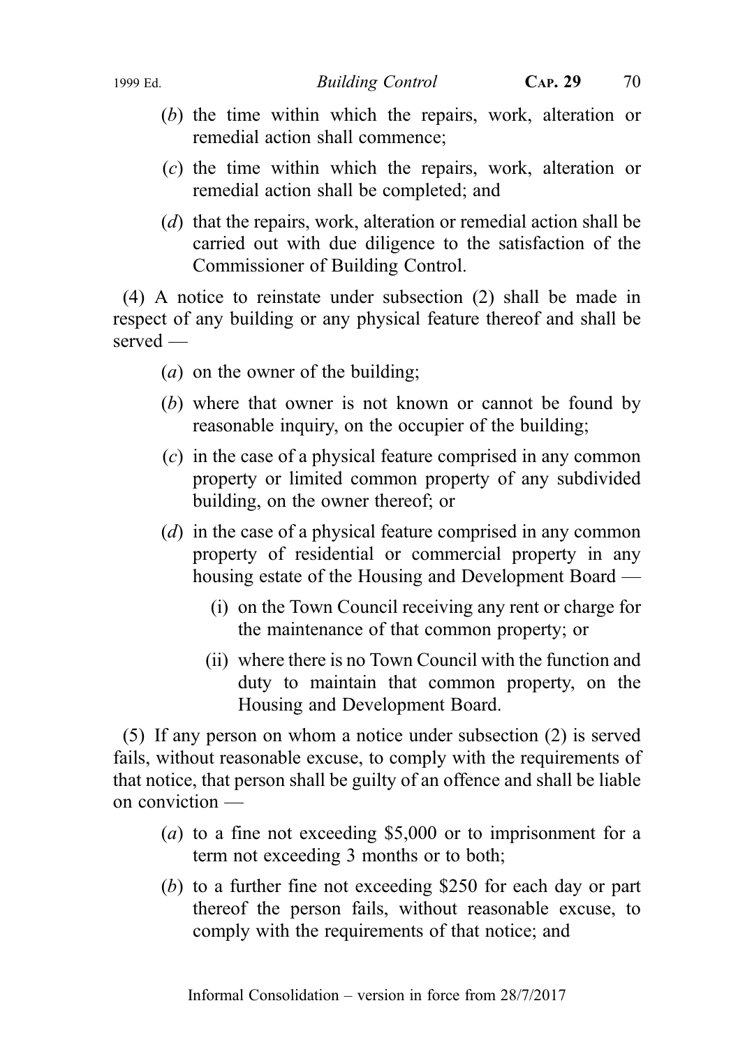(*b*) the time within which the repairs, work, alteration or remedial action shall commence;

(*c*) the time within which the repairs, work, alteration or remedial action shall be completed; and

(*d*) that the repairs, work, alteration or remedial action shall be carried out with due diligence to the satisfaction of the Commissioner of Building Control.

(4) A notice to reinstate under subsection (2) shall be made in respect of any building or any physical feature thereof and shall be served —

(*a*) on the owner of the building;

(*b*) where that owner is not known or cannot be found by reasonable inquiry, on the occupier of the building;

(*c*) in the case of a physical feature comprised in any common property or limited common property of any subdivided building, on the owner thereof; or

(*d*) in the case of a physical feature comprised in any common property of residential or commercial property in any housing estate of the Housing and Development Board —

(i) on the Town Council receiving any rent or charge for the maintenance of that common property; or

(ii) where there is no Town Council with the function and duty to maintain that common property, on the Housing and Development Board.

(5) If any person on whom a notice under subsection (2) is served fails, without reasonable excuse, to comply with the requirements of that notice, that person shall be guilty of an offence and shall be liable on conviction —

(*a*) to a fine not exceeding $5,000 or to imprisonment for a term not exceeding 3 months or to both;

(*b*) to a further fine not exceeding $250 for each day or part thereof the person fails, without reasonable excuse, to comply with the requirements of that notice; and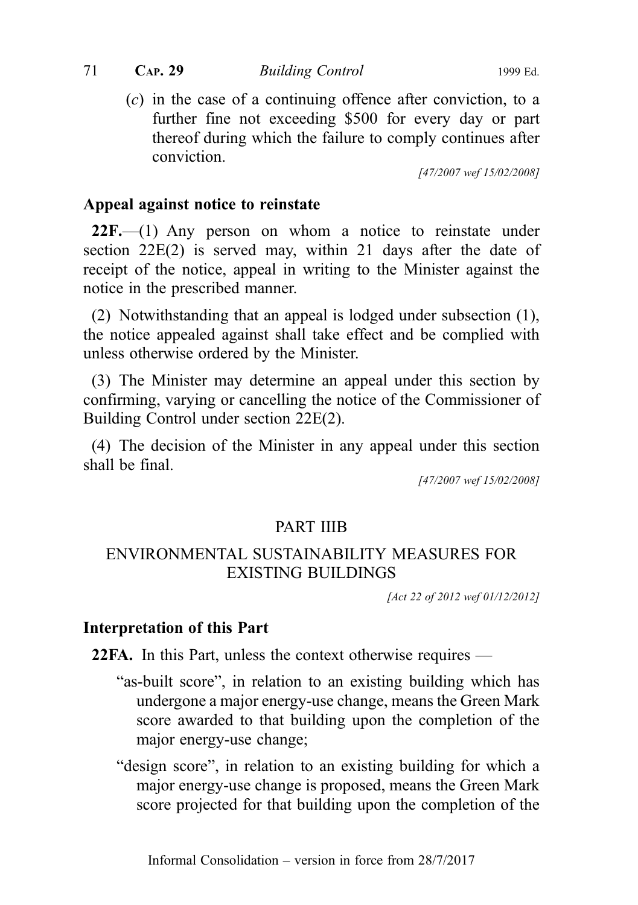(*c*) in the case of a continuing offence after conviction, to a further fine not exceeding $500 for every day or part thereof during which the failure to comply continues after conviction.

[47/2007 wef 15/02/2008]

**Appeal against notice to reinstate**

**22F.**—(1) Any person on whom a notice to reinstate under section 22E(2) is served may, within 21 days after the date of receipt of the notice, appeal in writing to the Minister against the notice in the prescribed manner.

(2) Notwithstanding that an appeal is lodged under subsection (1), the notice appealed against shall take effect and be complied with unless otherwise ordered by the Minister.

(3) The Minister may determine an appeal under this section by confirming, varying or cancelling the notice of the Commissioner of Building Control under section 22E(2).

(4) The decision of the Minister in any appeal under this section shall be final.

[47/2007 wef 15/02/2008]

## PART IIIB

## ENVIRONMENTAL SUSTAINABILITY MEASURES FOR EXISTING BUILDINGS

[Act 22 of 2012 wef 01/12/2012]

**Interpretation of this Part**

**22FA.** In this Part, unless the context otherwise requires —

"as-built score", in relation to an existing building which has undergone a major energy-use change, means the Green Mark score awarded to that building upon the completion of the major energy-use change;

"design score", in relation to an existing building for which a major energy-use change is proposed, means the Green Mark score projected for that building upon the completion of the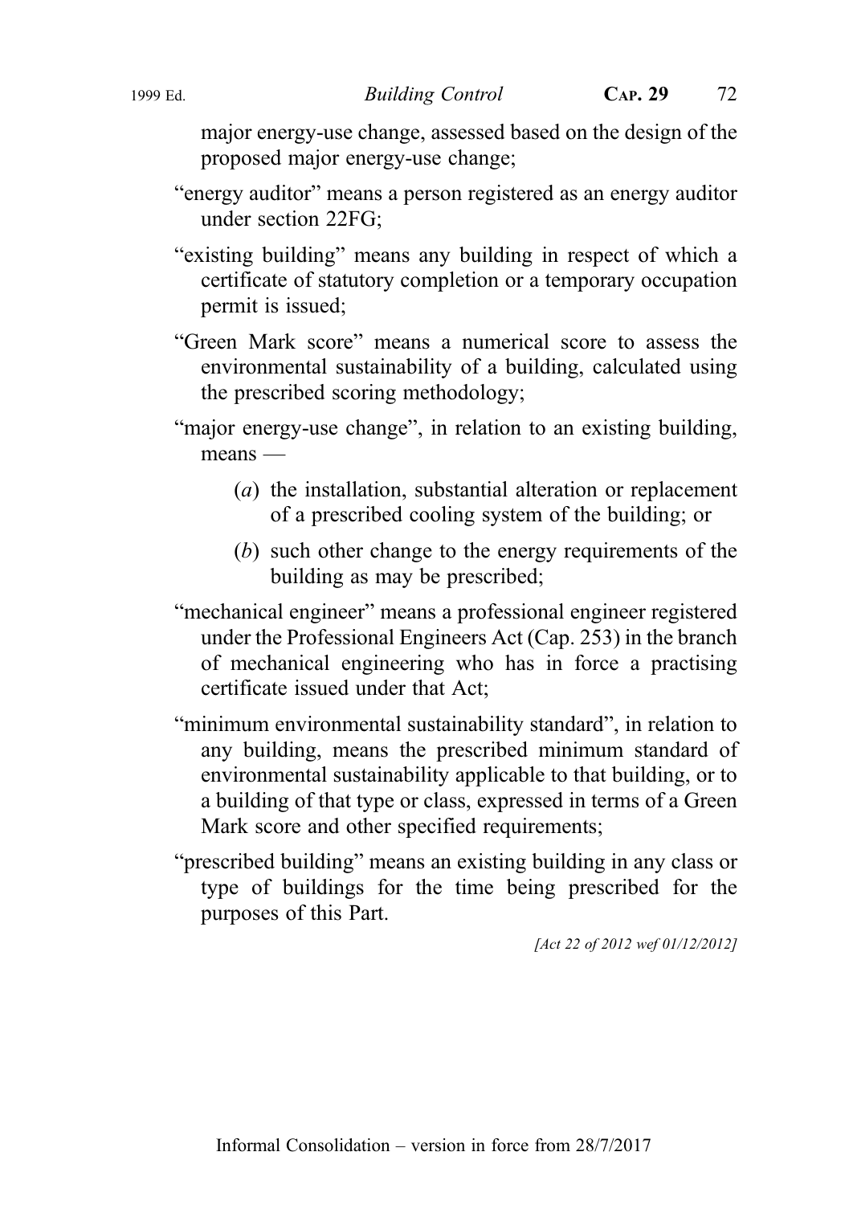major energy-use change, assessed based on the design of the proposed major energy-use change;

"energy auditor" means a person registered as an energy auditor under section 22FG;

"existing building" means any building in respect of which a certificate of statutory completion or a temporary occupation permit is issued;

"Green Mark score" means a numerical score to assess the environmental sustainability of a building, calculated using the prescribed scoring methodology;

"major energy-use change", in relation to an existing building, means —

(*a*) the installation, substantial alteration or replacement of a prescribed cooling system of the building; or

(*b*) such other change to the energy requirements of the building as may be prescribed;

"mechanical engineer" means a professional engineer registered under the Professional Engineers Act (Cap. 253) in the branch of mechanical engineering who has in force a practising certificate issued under that Act;

"minimum environmental sustainability standard", in relation to any building, means the prescribed minimum standard of environmental sustainability applicable to that building, or to a building of that type or class, expressed in terms of a Green Mark score and other specified requirements;

"prescribed building" means an existing building in any class or type of buildings for the time being prescribed for the purposes of this Part.

*[Act 22 of 2012 wef 01/12/2012]*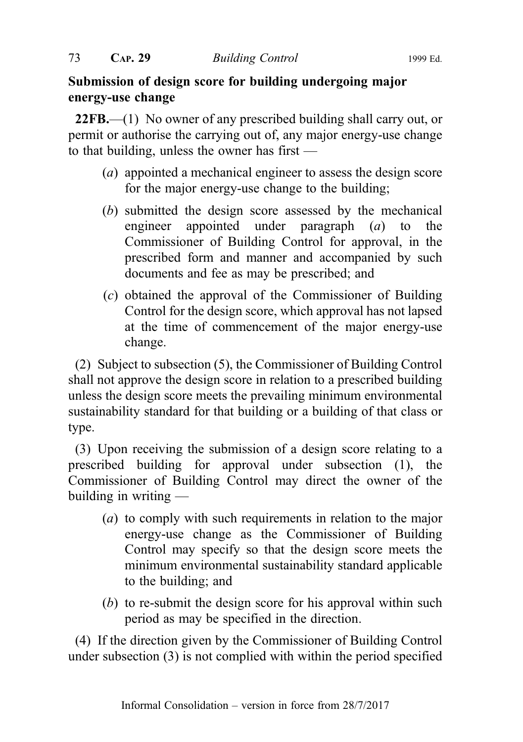**Submission of design score for building undergoing major energy-use change**

**22FB.**—(1) No owner of any prescribed building shall carry out, or permit or authorise the carrying out of, any major energy-use change to that building, unless the owner has first —

(*a*) appointed a mechanical engineer to assess the design score for the major energy-use change to the building;

(*b*) submitted the design score assessed by the mechanical engineer appointed under paragraph (*a*) to the Commissioner of Building Control for approval, in the prescribed form and manner and accompanied by such documents and fee as may be prescribed; and

(*c*) obtained the approval of the Commissioner of Building Control for the design score, which approval has not lapsed at the time of commencement of the major energy-use change.

(2) Subject to subsection (5), the Commissioner of Building Control shall not approve the design score in relation to a prescribed building unless the design score meets the prevailing minimum environmental sustainability standard for that building or a building of that class or type.

(3) Upon receiving the submission of a design score relating to a prescribed building for approval under subsection (1), the Commissioner of Building Control may direct the owner of the building in writing —

(*a*) to comply with such requirements in relation to the major energy-use change as the Commissioner of Building Control may specify so that the design score meets the minimum environmental sustainability standard applicable to the building; and

(*b*) to re-submit the design score for his approval within such period as may be specified in the direction.

(4) If the direction given by the Commissioner of Building Control under subsection (3) is not complied with within the period specified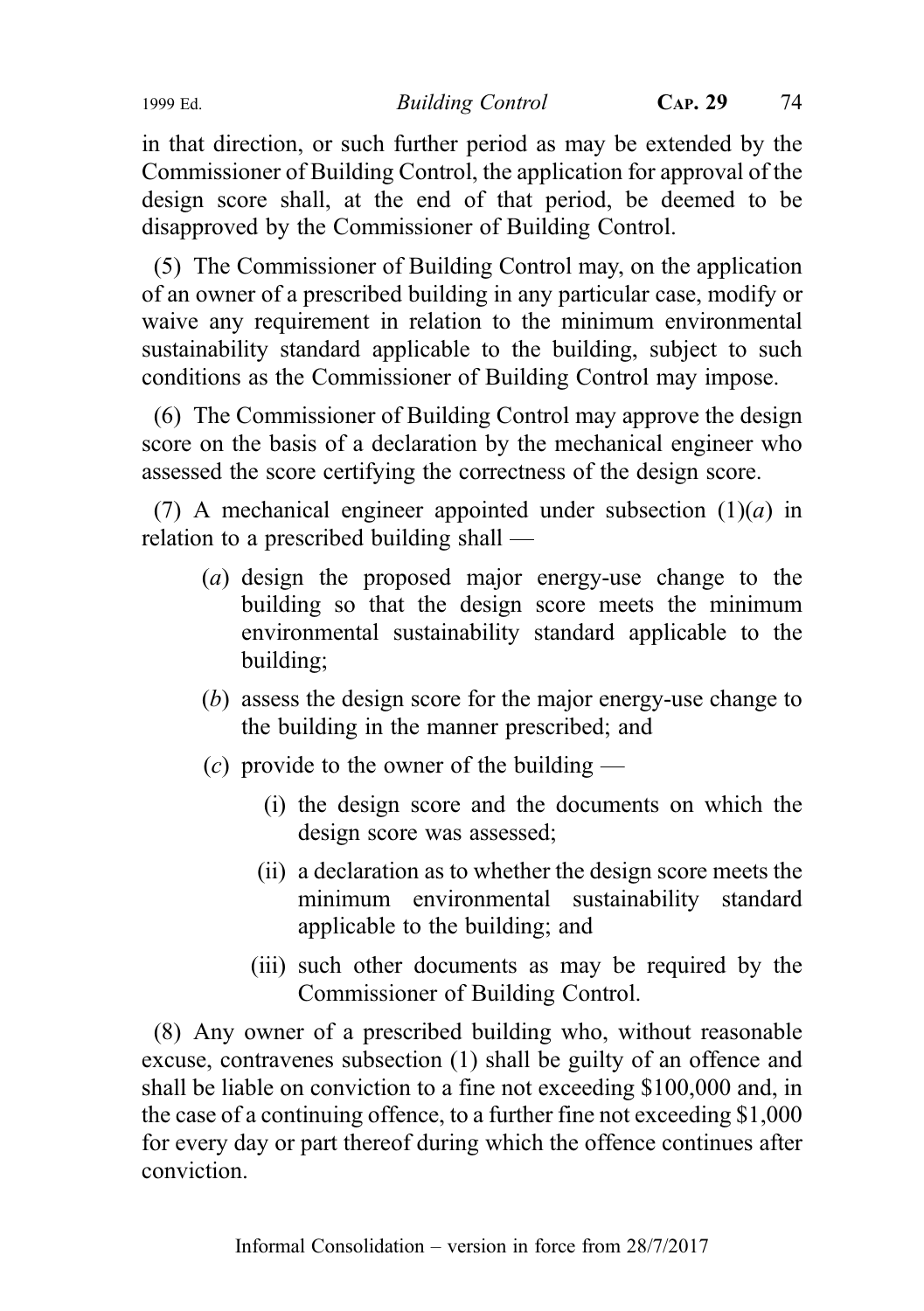in that direction, or such further period as may be extended by the Commissioner of Building Control, the application for approval of the design score shall, at the end of that period, be deemed to be disapproved by the Commissioner of Building Control.

(5) The Commissioner of Building Control may, on the application of an owner of a prescribed building in any particular case, modify or waive any requirement in relation to the minimum environmental sustainability standard applicable to the building, subject to such conditions as the Commissioner of Building Control may impose.

(6) The Commissioner of Building Control may approve the design score on the basis of a declaration by the mechanical engineer who assessed the score certifying the correctness of the design score.

(7) A mechanical engineer appointed under subsection (1)(*a*) in relation to a prescribed building shall —

- (*a*) design the proposed major energy-use change to the building so that the design score meets the minimum environmental sustainability standard applicable to the building;
- (*b*) assess the design score for the major energy-use change to the building in the manner prescribed; and
- (*c*) provide to the owner of the building —
  - (i) the design score and the documents on which the design score was assessed;
  - (ii) a declaration as to whether the design score meets the minimum environmental sustainability standard applicable to the building; and
  - (iii) such other documents as may be required by the Commissioner of Building Control.

(8) Any owner of a prescribed building who, without reasonable excuse, contravenes subsection (1) shall be guilty of an offence and shall be liable on conviction to a fine not exceeding $100,000 and, in the case of a continuing offence, to a further fine not exceeding $1,000 for every day or part thereof during which the offence continues after conviction.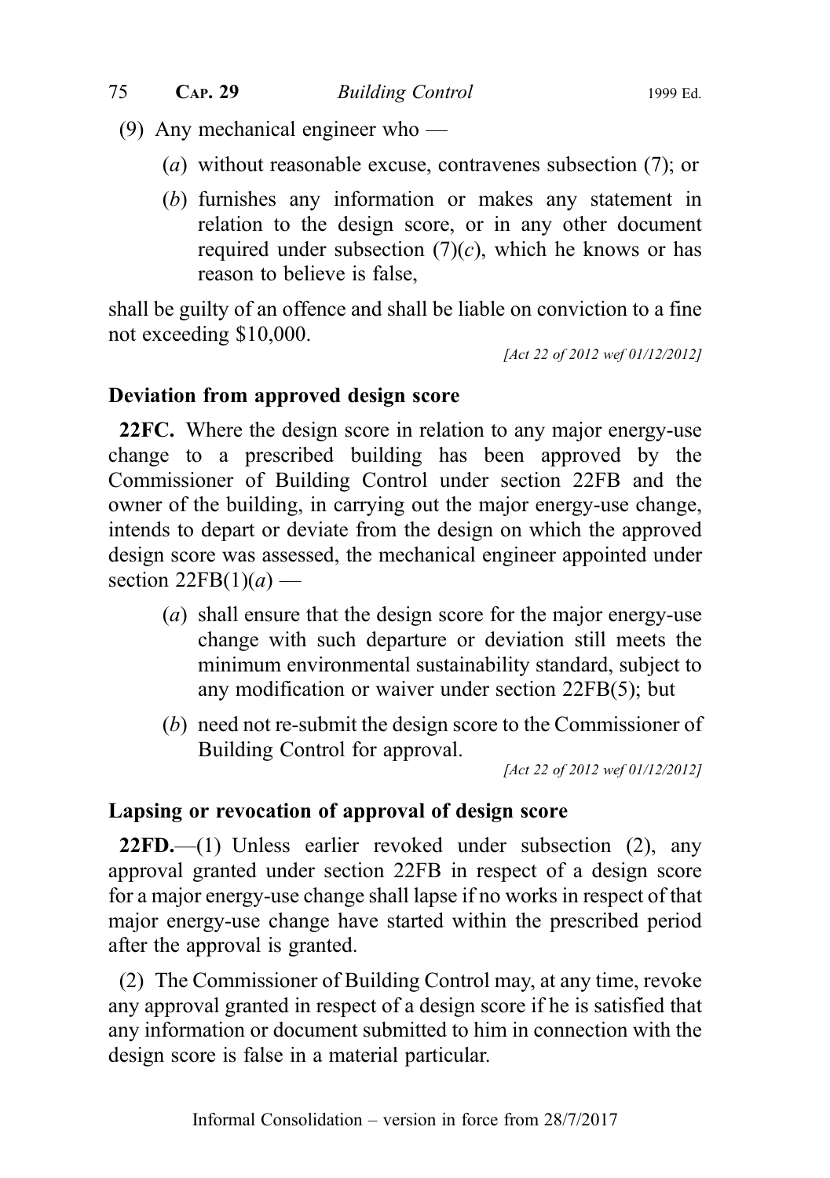(9) Any mechanical engineer who —

(*a*) without reasonable excuse, contravenes subsection (7); or

(*b*) furnishes any information or makes any statement in relation to the design score, or in any other document required under subsection (7)(*c*), which he knows or has reason to believe is false,

shall be guilty of an offence and shall be liable on conviction to a fine not exceeding $10,000.

*[Act 22 of 2012 wef 01/12/2012]*

### Deviation from approved design score

**22FC.** Where the design score in relation to any major energy-use change to a prescribed building has been approved by the Commissioner of Building Control under section 22FB and the owner of the building, in carrying out the major energy-use change, intends to depart or deviate from the design on which the approved design score was assessed, the mechanical engineer appointed under section 22FB(1)(*a*) —

(*a*) shall ensure that the design score for the major energy-use change with such departure or deviation still meets the minimum environmental sustainability standard, subject to any modification or waiver under section 22FB(5); but

(*b*) need not re-submit the design score to the Commissioner of Building Control for approval.

*[Act 22 of 2012 wef 01/12/2012]*

### Lapsing or revocation of approval of design score

**22FD.**—(1) Unless earlier revoked under subsection (2), any approval granted under section 22FB in respect of a design score for a major energy-use change shall lapse if no works in respect of that major energy-use change have started within the prescribed period after the approval is granted.

(2) The Commissioner of Building Control may, at any time, revoke any approval granted in respect of a design score if he is satisfied that any information or document submitted to him in connection with the design score is false in a material particular.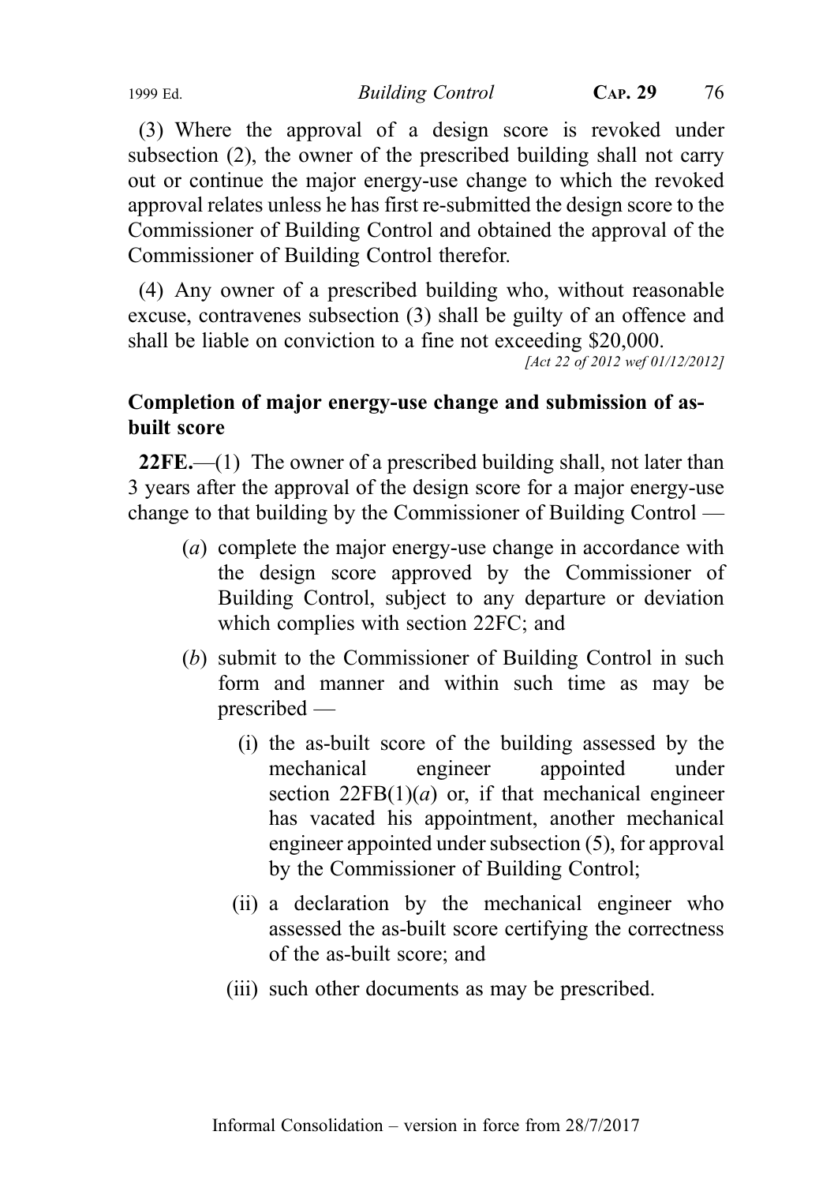(3) Where the approval of a design score is revoked under subsection (2), the owner of the prescribed building shall not carry out or continue the major energy-use change to which the revoked approval relates unless he has first re-submitted the design score to the Commissioner of Building Control and obtained the approval of the Commissioner of Building Control therefor.

(4) Any owner of a prescribed building who, without reasonable excuse, contravenes subsection (3) shall be guilty of an offence and shall be liable on conviction to a fine not exceeding $20,000.

*[Act 22 of 2012 wef 01/12/2012]*

### Completion of major energy-use change and submission of as-built score

**22FE.**—(1) The owner of a prescribed building shall, not later than 3 years after the approval of the design score for a major energy-use change to that building by the Commissioner of Building Control —

(*a*) complete the major energy-use change in accordance with the design score approved by the Commissioner of Building Control, subject to any departure or deviation which complies with section 22FC; and

(*b*) submit to the Commissioner of Building Control in such form and manner and within such time as may be prescribed —

(i) the as-built score of the building assessed by the mechanical engineer appointed under section 22FB(1)(*a*) or, if that mechanical engineer has vacated his appointment, another mechanical engineer appointed under subsection (5), for approval by the Commissioner of Building Control;

(ii) a declaration by the mechanical engineer who assessed the as-built score certifying the correctness of the as-built score; and

(iii) such other documents as may be prescribed.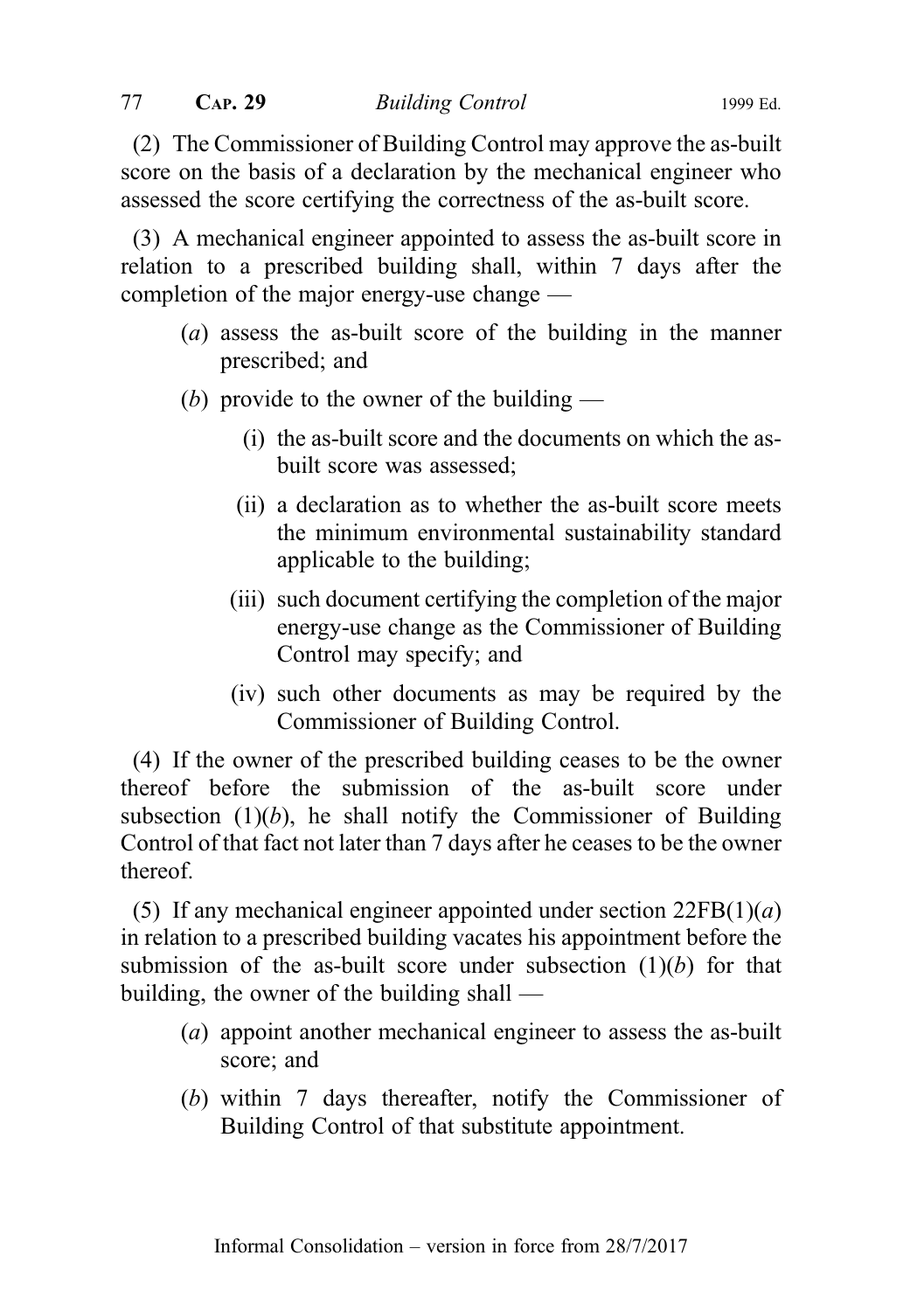(2) The Commissioner of Building Control may approve the as-built score on the basis of a declaration by the mechanical engineer who assessed the score certifying the correctness of the as-built score.

(3) A mechanical engineer appointed to assess the as-built score in relation to a prescribed building shall, within 7 days after the completion of the major energy-use change —

- (*a*) assess the as-built score of the building in the manner prescribed; and
- (*b*) provide to the owner of the building —
  - (i) the as-built score and the documents on which the as-built score was assessed;
  - (ii) a declaration as to whether the as-built score meets the minimum environmental sustainability standard applicable to the building;
  - (iii) such document certifying the completion of the major energy-use change as the Commissioner of Building Control may specify; and
  - (iv) such other documents as may be required by the Commissioner of Building Control.

(4) If the owner of the prescribed building ceases to be the owner thereof before the submission of the as-built score under subsection (1)(*b*), he shall notify the Commissioner of Building Control of that fact not later than 7 days after he ceases to be the owner thereof.

(5) If any mechanical engineer appointed under section 22FB(1)(*a*) in relation to a prescribed building vacates his appointment before the submission of the as-built score under subsection (1)(*b*) for that building, the owner of the building shall —

- (*a*) appoint another mechanical engineer to assess the as-built score; and
- (*b*) within 7 days thereafter, notify the Commissioner of Building Control of that substitute appointment.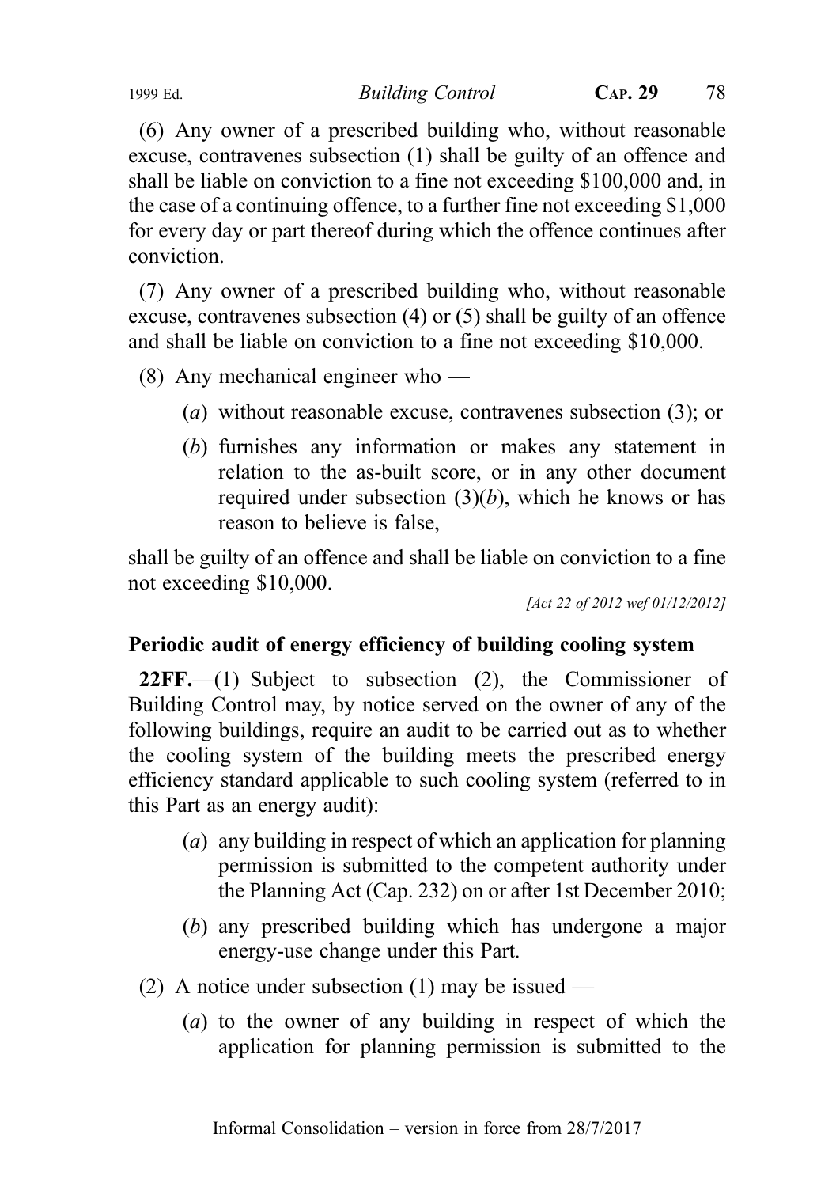(6) Any owner of a prescribed building who, without reasonable excuse, contravenes subsection (1) shall be guilty of an offence and shall be liable on conviction to a fine not exceeding $100,000 and, in the case of a continuing offence, to a further fine not exceeding $1,000 for every day or part thereof during which the offence continues after conviction.

(7) Any owner of a prescribed building who, without reasonable excuse, contravenes subsection (4) or (5) shall be guilty of an offence and shall be liable on conviction to a fine not exceeding $10,000.

(8) Any mechanical engineer who —

(*a*) without reasonable excuse, contravenes subsection (3); or

(*b*) furnishes any information or makes any statement in relation to the as-built score, or in any other document required under subsection (3)(*b*), which he knows or has reason to believe is false,

shall be guilty of an offence and shall be liable on conviction to a fine not exceeding $10,000.

*[Act 22 of 2012 wef 01/12/2012]*

### Periodic audit of energy efficiency of building cooling system

**22FF.**—(1) Subject to subsection (2), the Commissioner of Building Control may, by notice served on the owner of any of the following buildings, require an audit to be carried out as to whether the cooling system of the building meets the prescribed energy efficiency standard applicable to such cooling system (referred to in this Part as an energy audit):

(*a*) any building in respect of which an application for planning permission is submitted to the competent authority under the Planning Act (Cap. 232) on or after 1st December 2010;

(*b*) any prescribed building which has undergone a major energy-use change under this Part.

(2) A notice under subsection (1) may be issued —

(*a*) to the owner of any building in respect of which the application for planning permission is submitted to the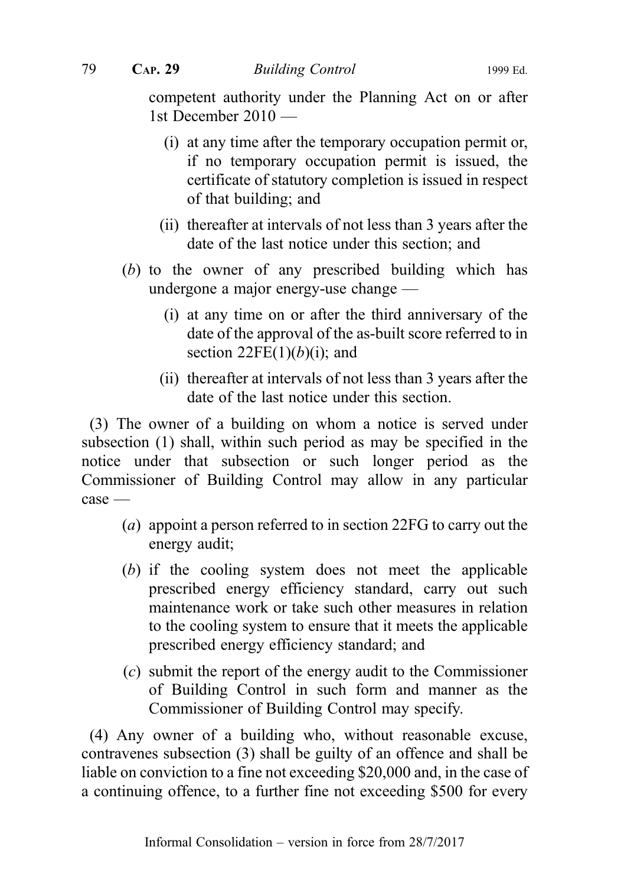competent authority under the Planning Act on or after 1st December 2010 —

(i) at any time after the temporary occupation permit or, if no temporary occupation permit is issued, the certificate of statutory completion is issued in respect of that building; and

(ii) thereafter at intervals of not less than 3 years after the date of the last notice under this section; and

(*b*) to the owner of any prescribed building which has undergone a major energy-use change —

(i) at any time on or after the third anniversary of the date of the approval of the as-built score referred to in section 22FE(1)(*b*)(i); and

(ii) thereafter at intervals of not less than 3 years after the date of the last notice under this section.

(3) The owner of a building on whom a notice is served under subsection (1) shall, within such period as may be specified in the notice under that subsection or such longer period as the Commissioner of Building Control may allow in any particular case —

(*a*) appoint a person referred to in section 22FG to carry out the energy audit;

(*b*) if the cooling system does not meet the applicable prescribed energy efficiency standard, carry out such maintenance work or take such other measures in relation to the cooling system to ensure that it meets the applicable prescribed energy efficiency standard; and

(*c*) submit the report of the energy audit to the Commissioner of Building Control in such form and manner as the Commissioner of Building Control may specify.

(4) Any owner of a building who, without reasonable excuse, contravenes subsection (3) shall be guilty of an offence and shall be liable on conviction to a fine not exceeding $20,000 and, in the case of a continuing offence, to a further fine not exceeding $500 for every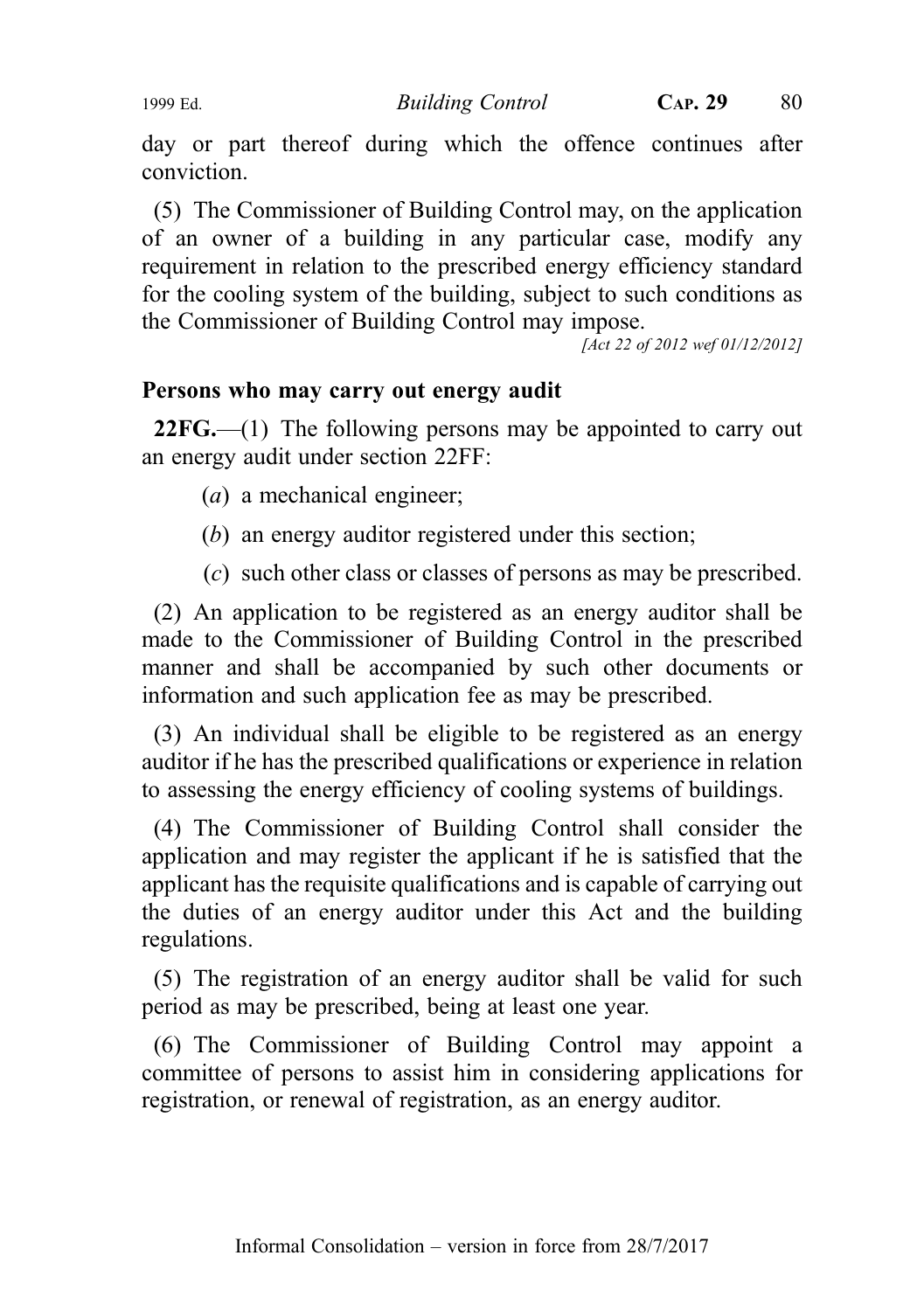day or part thereof during which the offence continues after conviction.

(5) The Commissioner of Building Control may, on the application of an owner of a building in any particular case, modify any requirement in relation to the prescribed energy efficiency standard for the cooling system of the building, subject to such conditions as the Commissioner of Building Control may impose.

*[Act 22 of 2012 wef 01/12/2012]*

### Persons who may carry out energy audit

**22FG.**—(1) The following persons may be appointed to carry out an energy audit under section 22FF:

(*a*) a mechanical engineer;

(*b*) an energy auditor registered under this section;

(*c*) such other class or classes of persons as may be prescribed.

(2) An application to be registered as an energy auditor shall be made to the Commissioner of Building Control in the prescribed manner and shall be accompanied by such other documents or information and such application fee as may be prescribed.

(3) An individual shall be eligible to be registered as an energy auditor if he has the prescribed qualifications or experience in relation to assessing the energy efficiency of cooling systems of buildings.

(4) The Commissioner of Building Control shall consider the application and may register the applicant if he is satisfied that the applicant has the requisite qualifications and is capable of carrying out the duties of an energy auditor under this Act and the building regulations.

(5) The registration of an energy auditor shall be valid for such period as may be prescribed, being at least one year.

(6) The Commissioner of Building Control may appoint a committee of persons to assist him in considering applications for registration, or renewal of registration, as an energy auditor.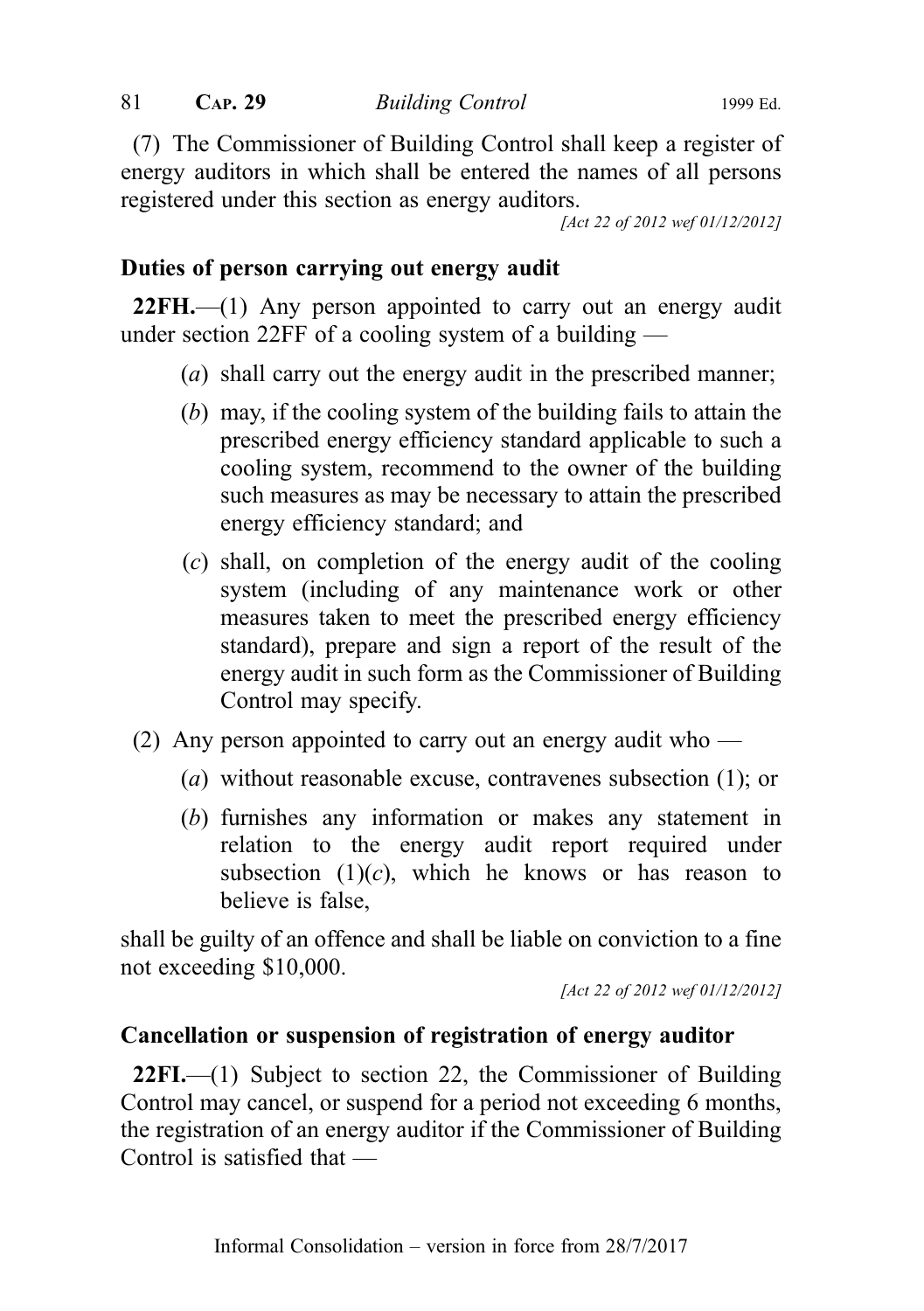(7) The Commissioner of Building Control shall keep a register of energy auditors in which shall be entered the names of all persons registered under this section as energy auditors.

*[Act 22 of 2012 wef 01/12/2012]*

### Duties of person carrying out energy audit

**22FH.**—(1) Any person appointed to carry out an energy audit under section 22FF of a cooling system of a building —

(*a*) shall carry out the energy audit in the prescribed manner;

(*b*) may, if the cooling system of the building fails to attain the prescribed energy efficiency standard applicable to such a cooling system, recommend to the owner of the building such measures as may be necessary to attain the prescribed energy efficiency standard; and

(*c*) shall, on completion of the energy audit of the cooling system (including of any maintenance work or other measures taken to meet the prescribed energy efficiency standard), prepare and sign a report of the result of the energy audit in such form as the Commissioner of Building Control may specify.

(2) Any person appointed to carry out an energy audit who —

(*a*) without reasonable excuse, contravenes subsection (1); or

(*b*) furnishes any information or makes any statement in relation to the energy audit report required under subsection (1)(*c*), which he knows or has reason to believe is false,

shall be guilty of an offence and shall be liable on conviction to a fine not exceeding $10,000.

*[Act 22 of 2012 wef 01/12/2012]*

### Cancellation or suspension of registration of energy auditor

**22FI.**—(1) Subject to section 22, the Commissioner of Building Control may cancel, or suspend for a period not exceeding 6 months, the registration of an energy auditor if the Commissioner of Building Control is satisfied that —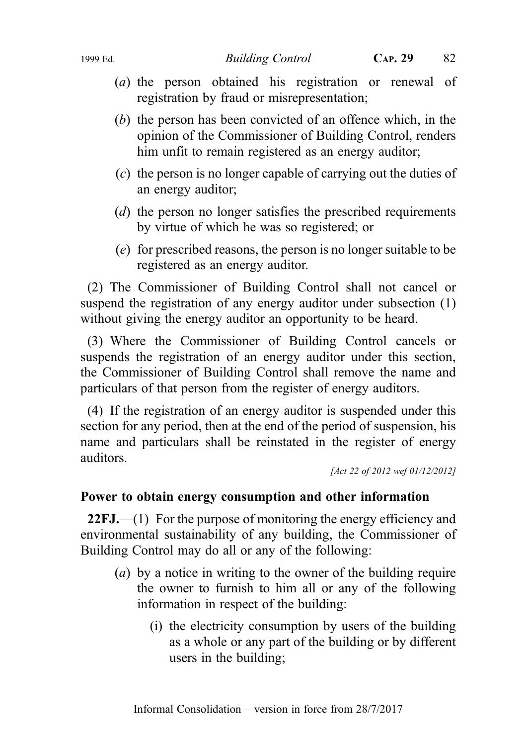(a) the person obtained his registration or renewal of registration by fraud or misrepresentation;

(b) the person has been convicted of an offence which, in the opinion of the Commissioner of Building Control, renders him unfit to remain registered as an energy auditor;

(c) the person is no longer capable of carrying out the duties of an energy auditor;

(d) the person no longer satisfies the prescribed requirements by virtue of which he was so registered; or

(e) for prescribed reasons, the person is no longer suitable to be registered as an energy auditor.

(2) The Commissioner of Building Control shall not cancel or suspend the registration of any energy auditor under subsection (1) without giving the energy auditor an opportunity to be heard.

(3) Where the Commissioner of Building Control cancels or suspends the registration of an energy auditor under this section, the Commissioner of Building Control shall remove the name and particulars of that person from the register of energy auditors.

(4) If the registration of an energy auditor is suspended under this section for any period, then at the end of the period of suspension, his name and particulars shall be reinstated in the register of energy auditors.

*[Act 22 of 2012 wef 01/12/2012]*

### Power to obtain energy consumption and other information

**22FJ.**—(1) For the purpose of monitoring the energy efficiency and environmental sustainability of any building, the Commissioner of Building Control may do all or any of the following:

(a) by a notice in writing to the owner of the building require the owner to furnish to him all or any of the following information in respect of the building:

(i) the electricity consumption by users of the building as a whole or any part of the building or by different users in the building;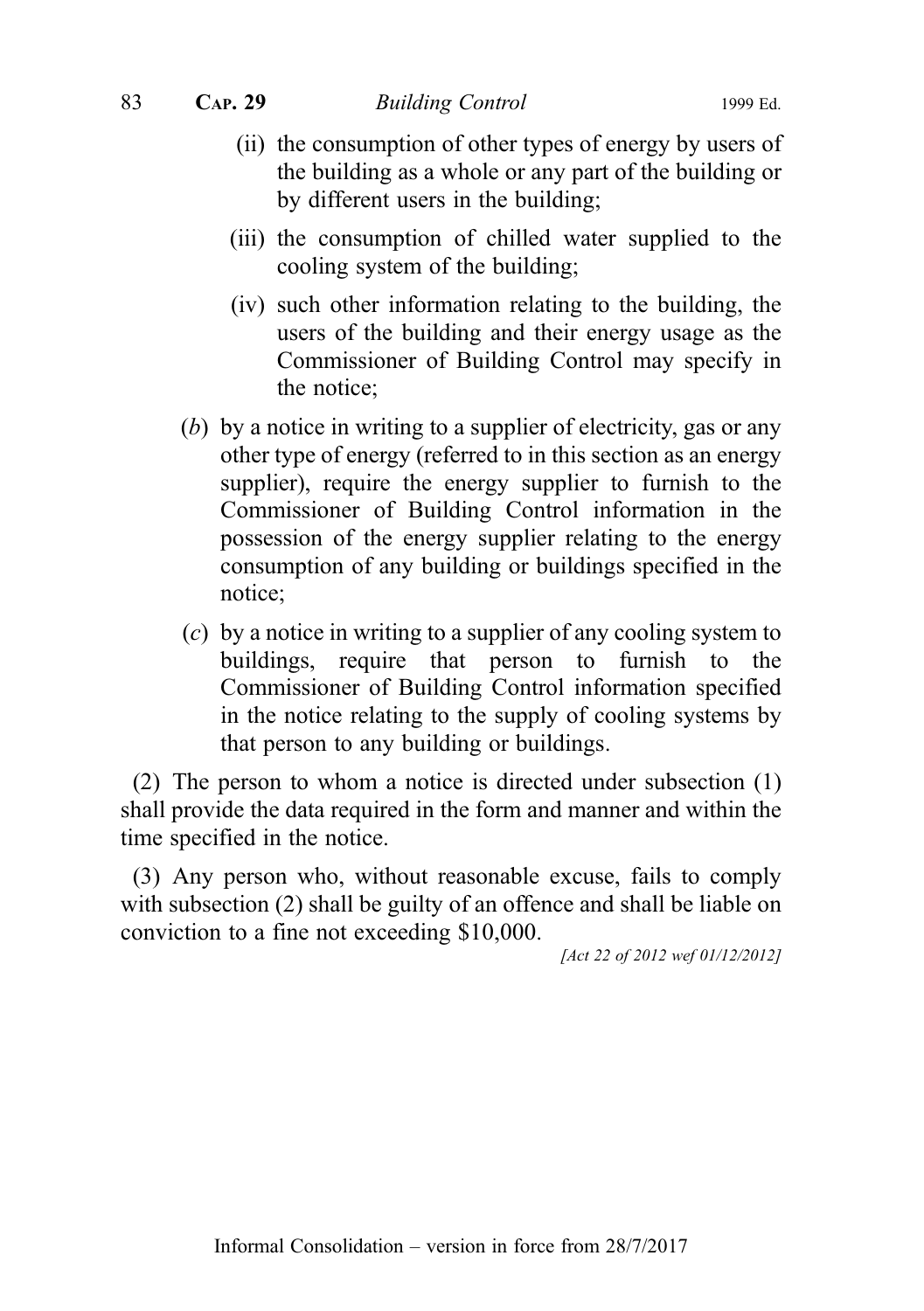(ii) the consumption of other types of energy by users of the building as a whole or any part of the building or by different users in the building;

(iii) the consumption of chilled water supplied to the cooling system of the building;

(iv) such other information relating to the building, the users of the building and their energy usage as the Commissioner of Building Control may specify in the notice;

(*b*) by a notice in writing to a supplier of electricity, gas or any other type of energy (referred to in this section as an energy supplier), require the energy supplier to furnish to the Commissioner of Building Control information in the possession of the energy supplier relating to the energy consumption of any building or buildings specified in the notice;

(*c*) by a notice in writing to a supplier of any cooling system to buildings, require that person to furnish to the Commissioner of Building Control information specified in the notice relating to the supply of cooling systems by that person to any building or buildings.

(2) The person to whom a notice is directed under subsection (1) shall provide the data required in the form and manner and within the time specified in the notice.

(3) Any person who, without reasonable excuse, fails to comply with subsection (2) shall be guilty of an offence and shall be liable on conviction to a fine not exceeding $10,000.

*[Act 22 of 2012 wef 01/12/2012]*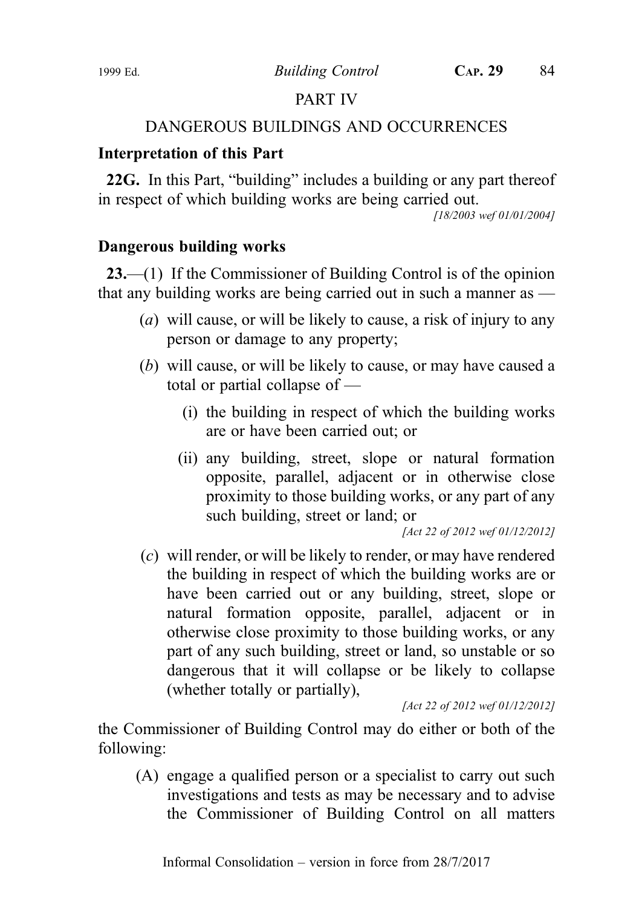# PART IV

## DANGEROUS BUILDINGS AND OCCURRENCES

### Interpretation of this Part

**22G.** In this Part, "building" includes a building or any part thereof in respect of which building works are being carried out.

*[18/2003 wef 01/01/2004]*

### Dangerous building works

**23.**—(1) If the Commissioner of Building Control is of the opinion that any building works are being carried out in such a manner as —

(*a*) will cause, or will be likely to cause, a risk of injury to any person or damage to any property;

(*b*) will cause, or will be likely to cause, or may have caused a total or partial collapse of —

(i) the building in respect of which the building works are or have been carried out; or

(ii) any building, street, slope or natural formation opposite, parallel, adjacent or in otherwise close proximity to those building works, or any part of any such building, street or land; or

*[Act 22 of 2012 wef 01/12/2012]*

(*c*) will render, or will be likely to render, or may have rendered the building in respect of which the building works are or have been carried out or any building, street, slope or natural formation opposite, parallel, adjacent or in otherwise close proximity to those building works, or any part of any such building, street or land, so unstable or so dangerous that it will collapse or be likely to collapse (whether totally or partially),

*[Act 22 of 2012 wef 01/12/2012]*

the Commissioner of Building Control may do either or both of the following:

(A) engage a qualified person or a specialist to carry out such investigations and tests as may be necessary and to advise the Commissioner of Building Control on all matters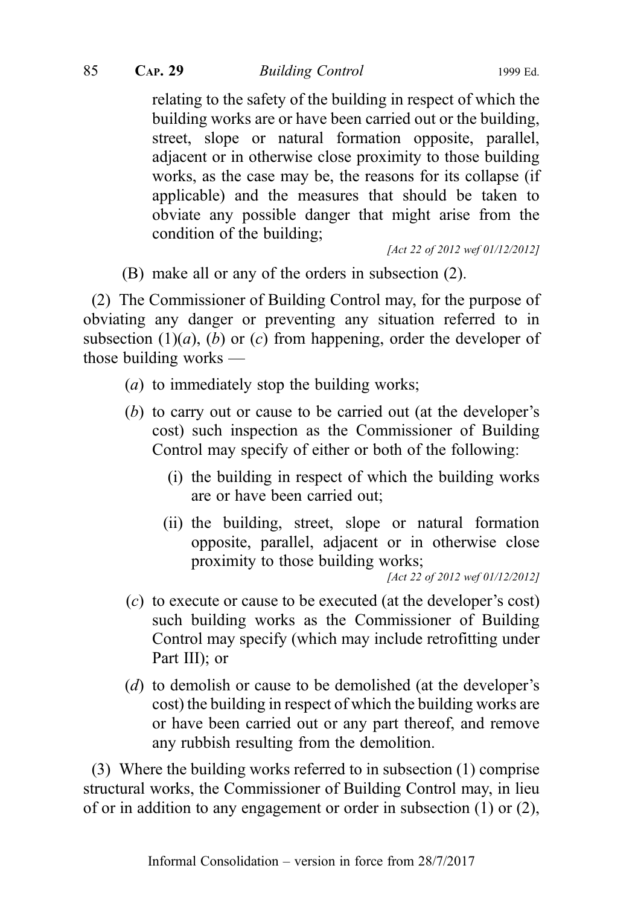relating to the safety of the building in respect of which the building works are or have been carried out or the building, street, slope or natural formation opposite, parallel, adjacent or in otherwise close proximity to those building works, as the case may be, the reasons for its collapse (if applicable) and the measures that should be taken to obviate any possible danger that might arise from the condition of the building;

*[Act 22 of 2012 wef 01/12/2012]*

(B) make all or any of the orders in subsection (2).

(2) The Commissioner of Building Control may, for the purpose of obviating any danger or preventing any situation referred to in subsection (1)(*a*), (*b*) or (*c*) from happening, order the developer of those building works —

(*a*) to immediately stop the building works;

(*b*) to carry out or cause to be carried out (at the developer's cost) such inspection as the Commissioner of Building Control may specify of either or both of the following:

(i) the building in respect of which the building works are or have been carried out;

(ii) the building, street, slope or natural formation opposite, parallel, adjacent or in otherwise close proximity to those building works;

*[Act 22 of 2012 wef 01/12/2012]*

(*c*) to execute or cause to be executed (at the developer's cost) such building works as the Commissioner of Building Control may specify (which may include retrofitting under Part III); or

(*d*) to demolish or cause to be demolished (at the developer's cost) the building in respect of which the building works are or have been carried out or any part thereof, and remove any rubbish resulting from the demolition.

(3) Where the building works referred to in subsection (1) comprise structural works, the Commissioner of Building Control may, in lieu of or in addition to any engagement or order in subsection (1) or (2),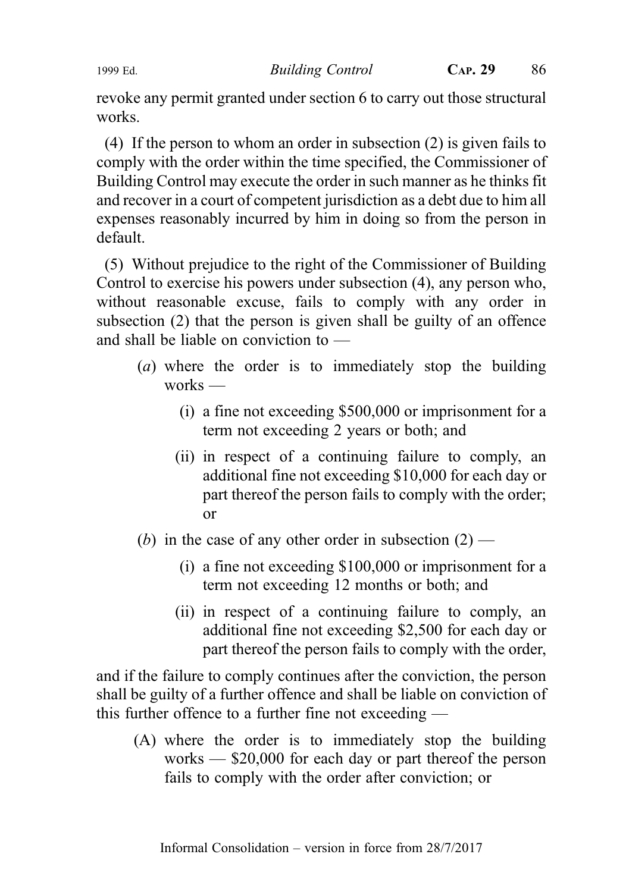revoke any permit granted under section 6 to carry out those structural works.

(4) If the person to whom an order in subsection (2) is given fails to comply with the order within the time specified, the Commissioner of Building Control may execute the order in such manner as he thinks fit and recover in a court of competent jurisdiction as a debt due to him all expenses reasonably incurred by him in doing so from the person in default.

(5) Without prejudice to the right of the Commissioner of Building Control to exercise his powers under subsection (4), any person who, without reasonable excuse, fails to comply with any order in subsection (2) that the person is given shall be guilty of an offence and shall be liable on conviction to —

- (*a*) where the order is to immediately stop the building works —
  - (i) a fine not exceeding $500,000 or imprisonment for a term not exceeding 2 years or both; and
  - (ii) in respect of a continuing failure to comply, an additional fine not exceeding $10,000 for each day or part thereof the person fails to comply with the order; or
- (*b*) in the case of any other order in subsection (2) —
  - (i) a fine not exceeding $100,000 or imprisonment for a term not exceeding 12 months or both; and
  - (ii) in respect of a continuing failure to comply, an additional fine not exceeding $2,500 for each day or part thereof the person fails to comply with the order,

and if the failure to comply continues after the conviction, the person shall be guilty of a further offence and shall be liable on conviction of this further offence to a further fine not exceeding —

- (A) where the order is to immediately stop the building works — $20,000 for each day or part thereof the person fails to comply with the order after conviction; or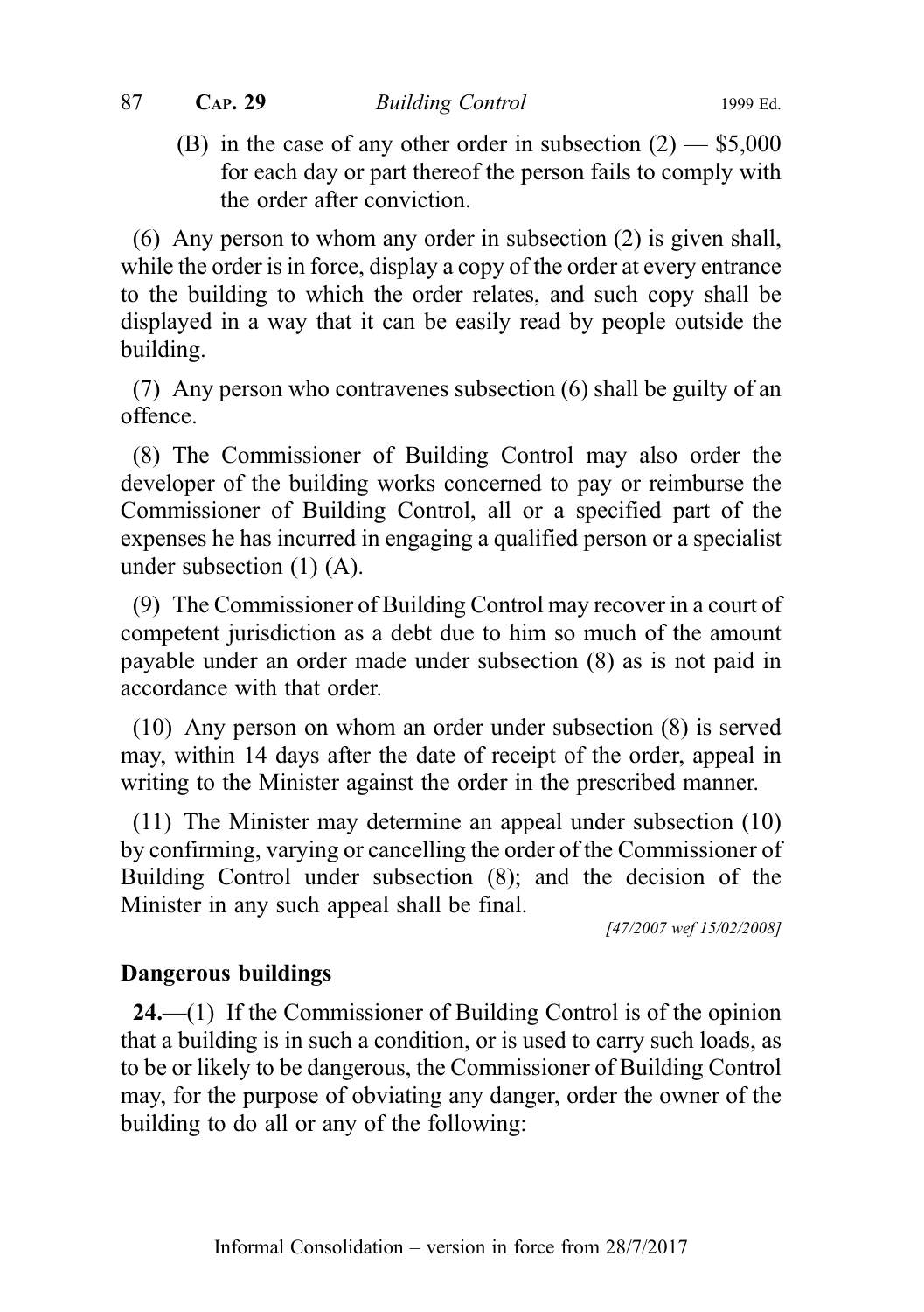(B) in the case of any other order in subsection (2) — $5,000 for each day or part thereof the person fails to comply with the order after conviction.

(6) Any person to whom any order in subsection (2) is given shall, while the order is in force, display a copy of the order at every entrance to the building to which the order relates, and such copy shall be displayed in a way that it can be easily read by people outside the building.

(7) Any person who contravenes subsection (6) shall be guilty of an offence.

(8) The Commissioner of Building Control may also order the developer of the building works concerned to pay or reimburse the Commissioner of Building Control, all or a specified part of the expenses he has incurred in engaging a qualified person or a specialist under subsection (1) (A).

(9) The Commissioner of Building Control may recover in a court of competent jurisdiction as a debt due to him so much of the amount payable under an order made under subsection (8) as is not paid in accordance with that order.

(10) Any person on whom an order under subsection (8) is served may, within 14 days after the date of receipt of the order, appeal in writing to the Minister against the order in the prescribed manner.

(11) The Minister may determine an appeal under subsection (10) by confirming, varying or cancelling the order of the Commissioner of Building Control under subsection (8); and the decision of the Minister in any such appeal shall be final.

*[47/2007 wef 15/02/2008]*

### Dangerous buildings

**24.**—(1) If the Commissioner of Building Control is of the opinion that a building is in such a condition, or is used to carry such loads, as to be or likely to be dangerous, the Commissioner of Building Control may, for the purpose of obviating any danger, order the owner of the building to do all or any of the following: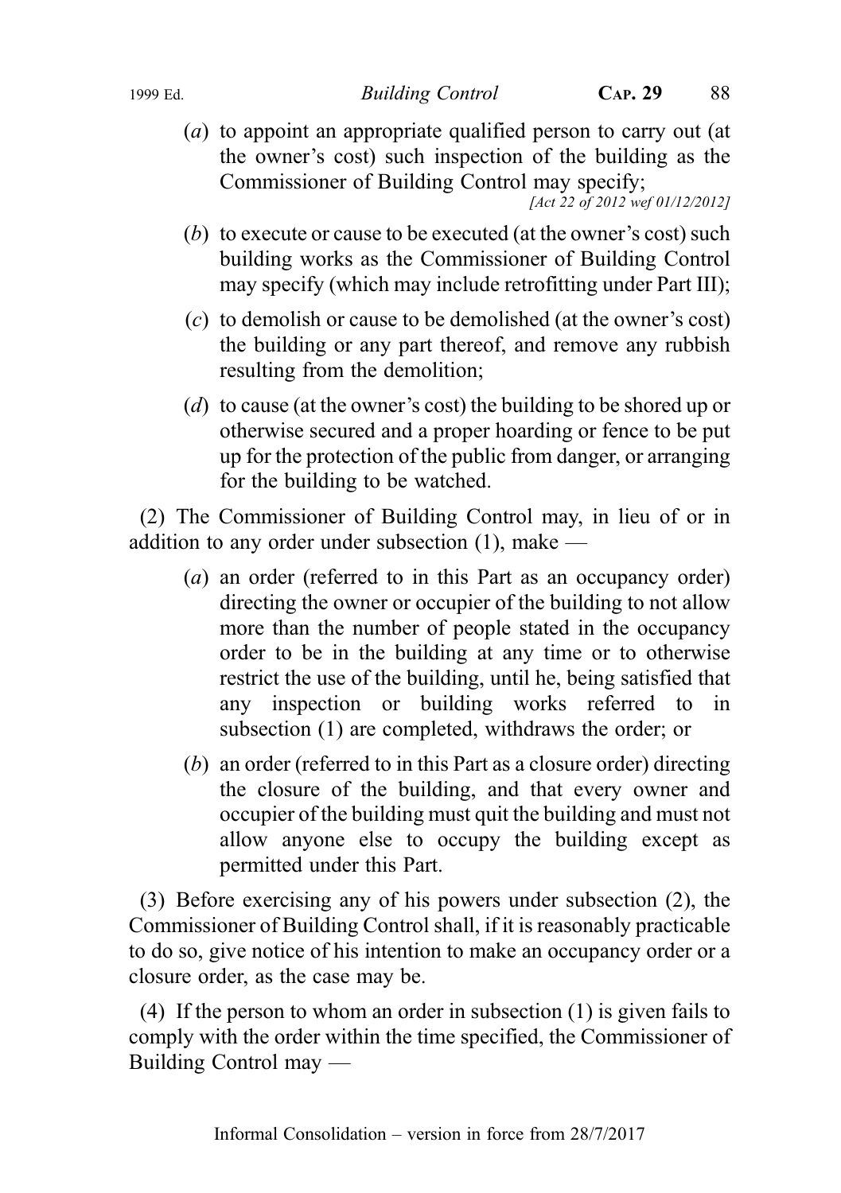(*a*) to appoint an appropriate qualified person to carry out (at the owner's cost) such inspection of the building as the Commissioner of Building Control may specify;

[Act 22 of 2012 wef 01/12/2012]

(*b*) to execute or cause to be executed (at the owner's cost) such building works as the Commissioner of Building Control may specify (which may include retrofitting under Part III);

(*c*) to demolish or cause to be demolished (at the owner's cost) the building or any part thereof, and remove any rubbish resulting from the demolition;

(*d*) to cause (at the owner's cost) the building to be shored up or otherwise secured and a proper hoarding or fence to be put up for the protection of the public from danger, or arranging for the building to be watched.

(2) The Commissioner of Building Control may, in lieu of or in addition to any order under subsection (1), make —

(*a*) an order (referred to in this Part as an occupancy order) directing the owner or occupier of the building to not allow more than the number of people stated in the occupancy order to be in the building at any time or to otherwise restrict the use of the building, until he, being satisfied that any inspection or building works referred to in subsection (1) are completed, withdraws the order; or

(*b*) an order (referred to in this Part as a closure order) directing the closure of the building, and that every owner and occupier of the building must quit the building and must not allow anyone else to occupy the building except as permitted under this Part.

(3) Before exercising any of his powers under subsection (2), the Commissioner of Building Control shall, if it is reasonably practicable to do so, give notice of his intention to make an occupancy order or a closure order, as the case may be.

(4) If the person to whom an order in subsection (1) is given fails to comply with the order within the time specified, the Commissioner of Building Control may —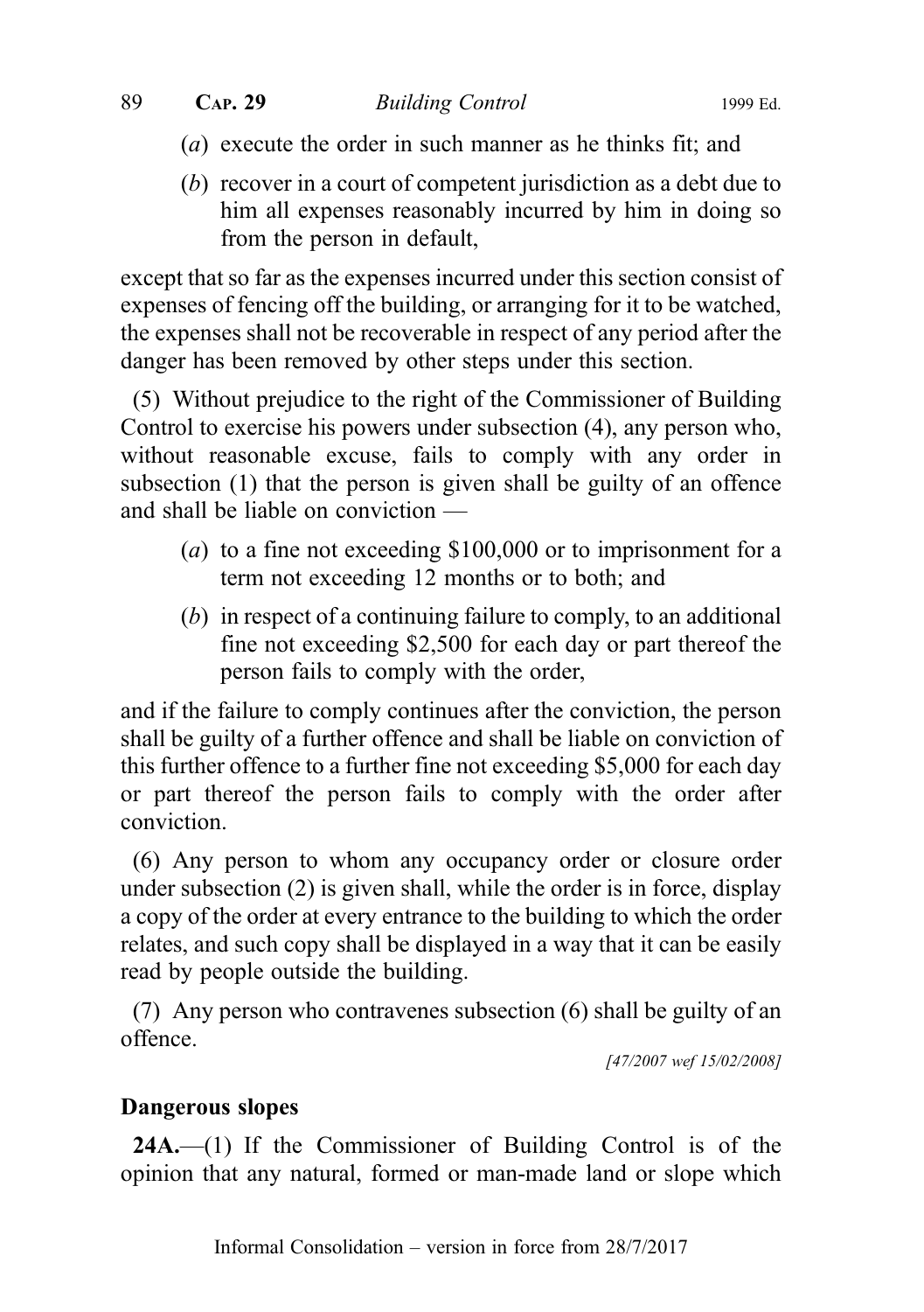(*a*) execute the order in such manner as he thinks fit; and

(*b*) recover in a court of competent jurisdiction as a debt due to him all expenses reasonably incurred by him in doing so from the person in default,

except that so far as the expenses incurred under this section consist of expenses of fencing off the building, or arranging for it to be watched, the expenses shall not be recoverable in respect of any period after the danger has been removed by other steps under this section.

(5) Without prejudice to the right of the Commissioner of Building Control to exercise his powers under subsection (4), any person who, without reasonable excuse, fails to comply with any order in subsection (1) that the person is given shall be guilty of an offence and shall be liable on conviction —

(*a*) to a fine not exceeding $100,000 or to imprisonment for a term not exceeding 12 months or to both; and

(*b*) in respect of a continuing failure to comply, to an additional fine not exceeding $2,500 for each day or part thereof the person fails to comply with the order,

and if the failure to comply continues after the conviction, the person shall be guilty of a further offence and shall be liable on conviction of this further offence to a further fine not exceeding $5,000 for each day or part thereof the person fails to comply with the order after conviction.

(6) Any person to whom any occupancy order or closure order under subsection (2) is given shall, while the order is in force, display a copy of the order at every entrance to the building to which the order relates, and such copy shall be displayed in a way that it can be easily read by people outside the building.

(7) Any person who contravenes subsection (6) shall be guilty of an offence.

*[47/2007 wef 15/02/2008]*

**Dangerous slopes**

**24A.**—(1) If the Commissioner of Building Control is of the opinion that any natural, formed or man-made land or slope which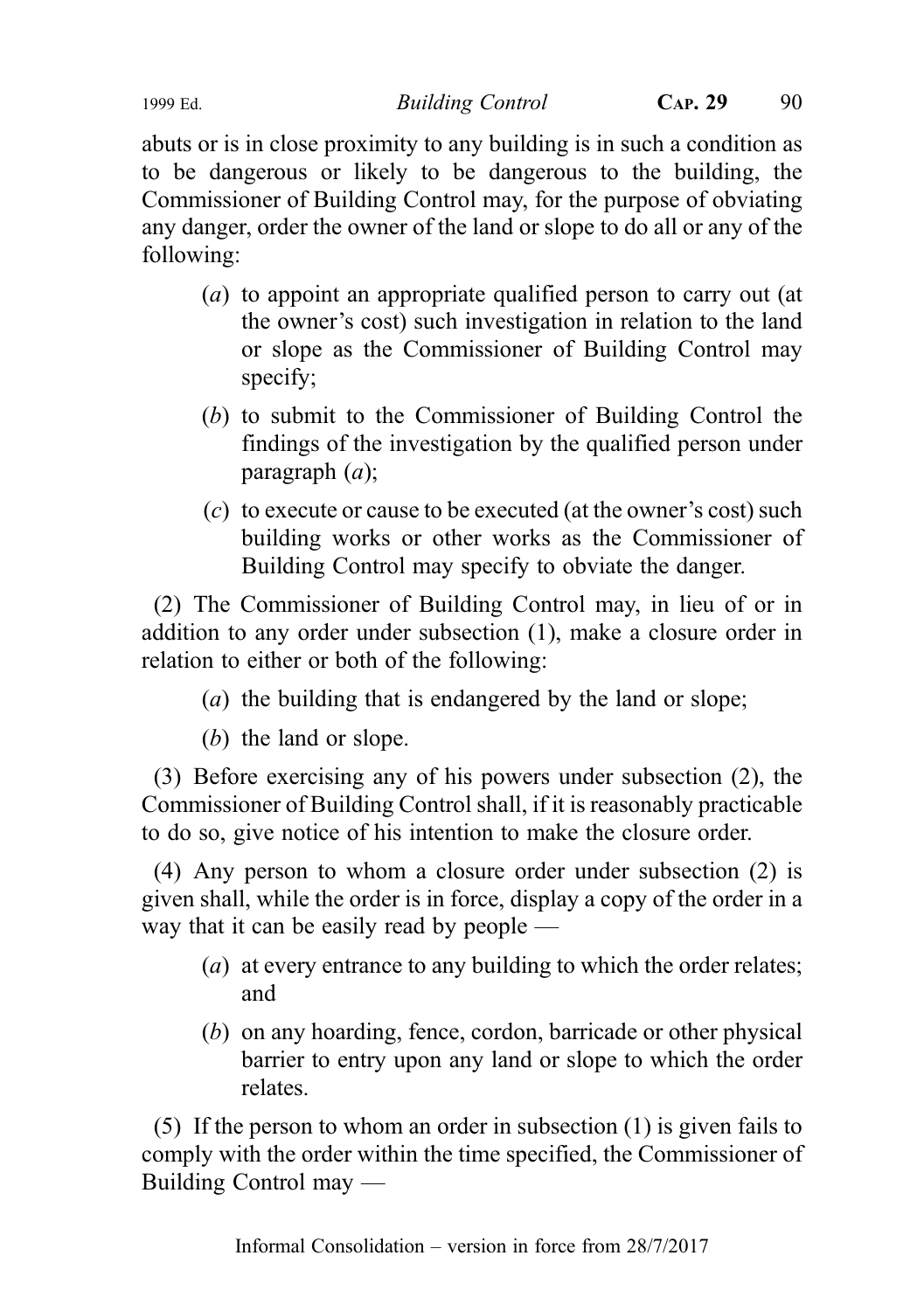abuts or is in close proximity to any building is in such a condition as to be dangerous or likely to be dangerous to the building, the Commissioner of Building Control may, for the purpose of obviating any danger, order the owner of the land or slope to do all or any of the following:

(*a*) to appoint an appropriate qualified person to carry out (at the owner's cost) such investigation in relation to the land or slope as the Commissioner of Building Control may specify;

(*b*) to submit to the Commissioner of Building Control the findings of the investigation by the qualified person under paragraph (*a*);

(*c*) to execute or cause to be executed (at the owner's cost) such building works or other works as the Commissioner of Building Control may specify to obviate the danger.

(2) The Commissioner of Building Control may, in lieu of or in addition to any order under subsection (1), make a closure order in relation to either or both of the following:

(*a*) the building that is endangered by the land or slope;

(*b*) the land or slope.

(3) Before exercising any of his powers under subsection (2), the Commissioner of Building Control shall, if it is reasonably practicable to do so, give notice of his intention to make the closure order.

(4) Any person to whom a closure order under subsection (2) is given shall, while the order is in force, display a copy of the order in a way that it can be easily read by people —

(*a*) at every entrance to any building to which the order relates; and

(*b*) on any hoarding, fence, cordon, barricade or other physical barrier to entry upon any land or slope to which the order relates.

(5) If the person to whom an order in subsection (1) is given fails to comply with the order within the time specified, the Commissioner of Building Control may —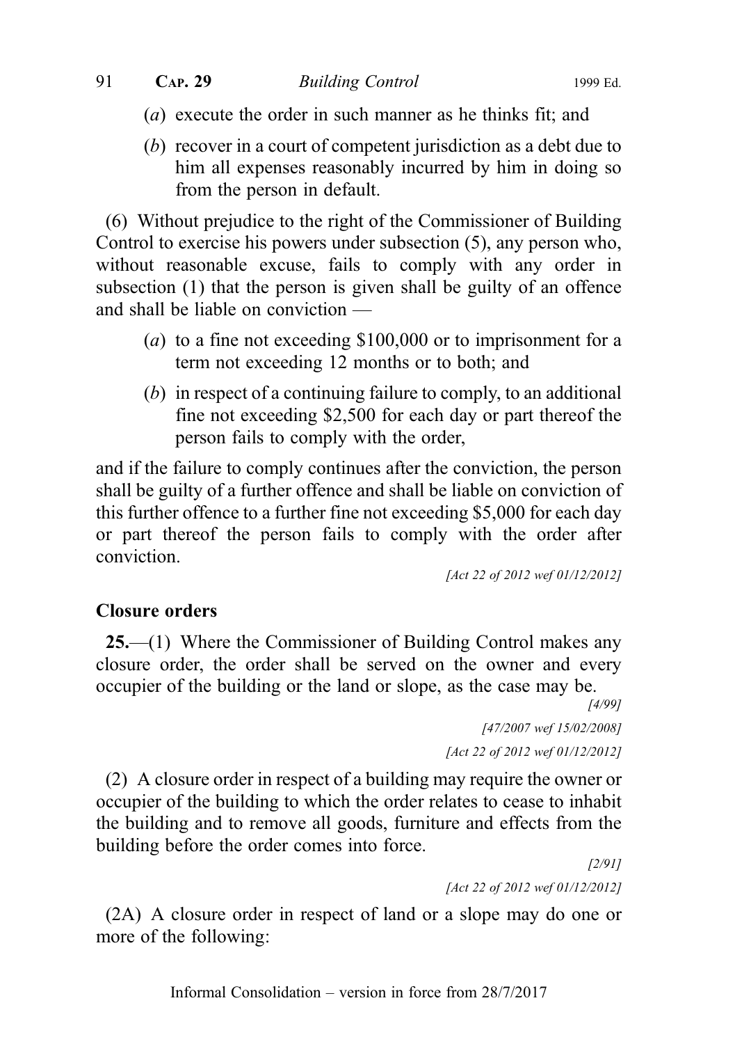(*a*) execute the order in such manner as he thinks fit; and

(*b*) recover in a court of competent jurisdiction as a debt due to him all expenses reasonably incurred by him in doing so from the person in default.

(6) Without prejudice to the right of the Commissioner of Building Control to exercise his powers under subsection (5), any person who, without reasonable excuse, fails to comply with any order in subsection (1) that the person is given shall be guilty of an offence and shall be liable on conviction —

(*a*) to a fine not exceeding $100,000 or to imprisonment for a term not exceeding 12 months or to both; and

(*b*) in respect of a continuing failure to comply, to an additional fine not exceeding $2,500 for each day or part thereof the person fails to comply with the order,

and if the failure to comply continues after the conviction, the person shall be guilty of a further offence and shall be liable on conviction of this further offence to a further fine not exceeding $5,000 for each day or part thereof the person fails to comply with the order after conviction.

*[Act 22 of 2012 wef 01/12/2012]*

**Closure orders**

**25.**—(1) Where the Commissioner of Building Control makes any closure order, the order shall be served on the owner and every occupier of the building or the land or slope, as the case may be.

*[4/99]*

*[47/2007 wef 15/02/2008]*

*[Act 22 of 2012 wef 01/12/2012]*

(2) A closure order in respect of a building may require the owner or occupier of the building to which the order relates to cease to inhabit the building and to remove all goods, furniture and effects from the building before the order comes into force.

*[2/91]*

*[Act 22 of 2012 wef 01/12/2012]*

(2A) A closure order in respect of land or a slope may do one or more of the following: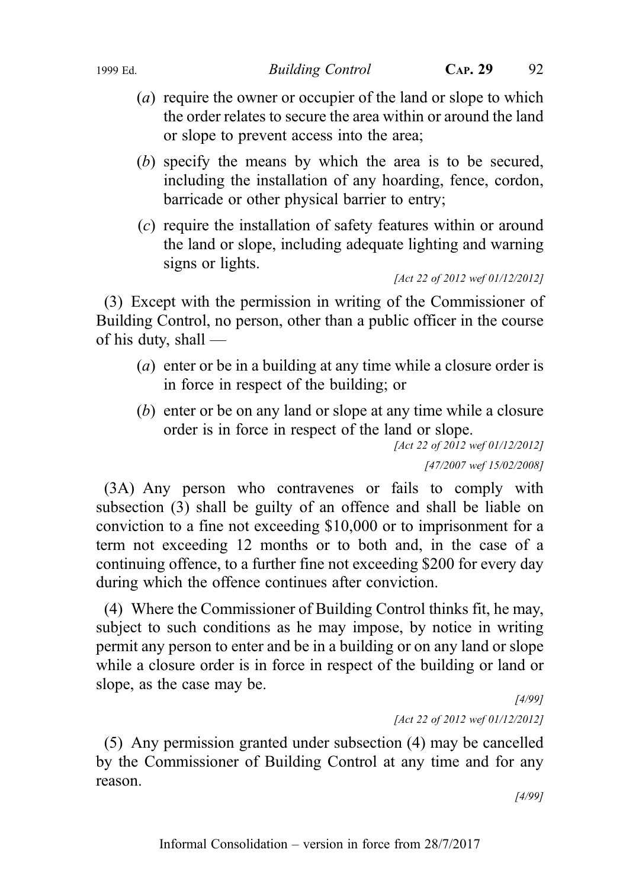(*a*) require the owner or occupier of the land or slope to which the order relates to secure the area within or around the land or slope to prevent access into the area;

(*b*) specify the means by which the area is to be secured, including the installation of any hoarding, fence, cordon, barricade or other physical barrier to entry;

(*c*) require the installation of safety features within or around the land or slope, including adequate lighting and warning signs or lights.

*[Act 22 of 2012 wef 01/12/2012]*

(3) Except with the permission in writing of the Commissioner of Building Control, no person, other than a public officer in the course of his duty, shall —

(*a*) enter or be in a building at any time while a closure order is in force in respect of the building; or

(*b*) enter or be on any land or slope at any time while a closure order is in force in respect of the land or slope.

*[Act 22 of 2012 wef 01/12/2012]*

*[47/2007 wef 15/02/2008]*

(3A) Any person who contravenes or fails to comply with subsection (3) shall be guilty of an offence and shall be liable on conviction to a fine not exceeding $10,000 or to imprisonment for a term not exceeding 12 months or to both and, in the case of a continuing offence, to a further fine not exceeding $200 for every day during which the offence continues after conviction.

(4) Where the Commissioner of Building Control thinks fit, he may, subject to such conditions as he may impose, by notice in writing permit any person to enter and be in a building or on any land or slope while a closure order is in force in respect of the building or land or slope, as the case may be.

*[4/99]*

*[Act 22 of 2012 wef 01/12/2012]*

(5) Any permission granted under subsection (4) may be cancelled by the Commissioner of Building Control at any time and for any reason.

*[4/99]*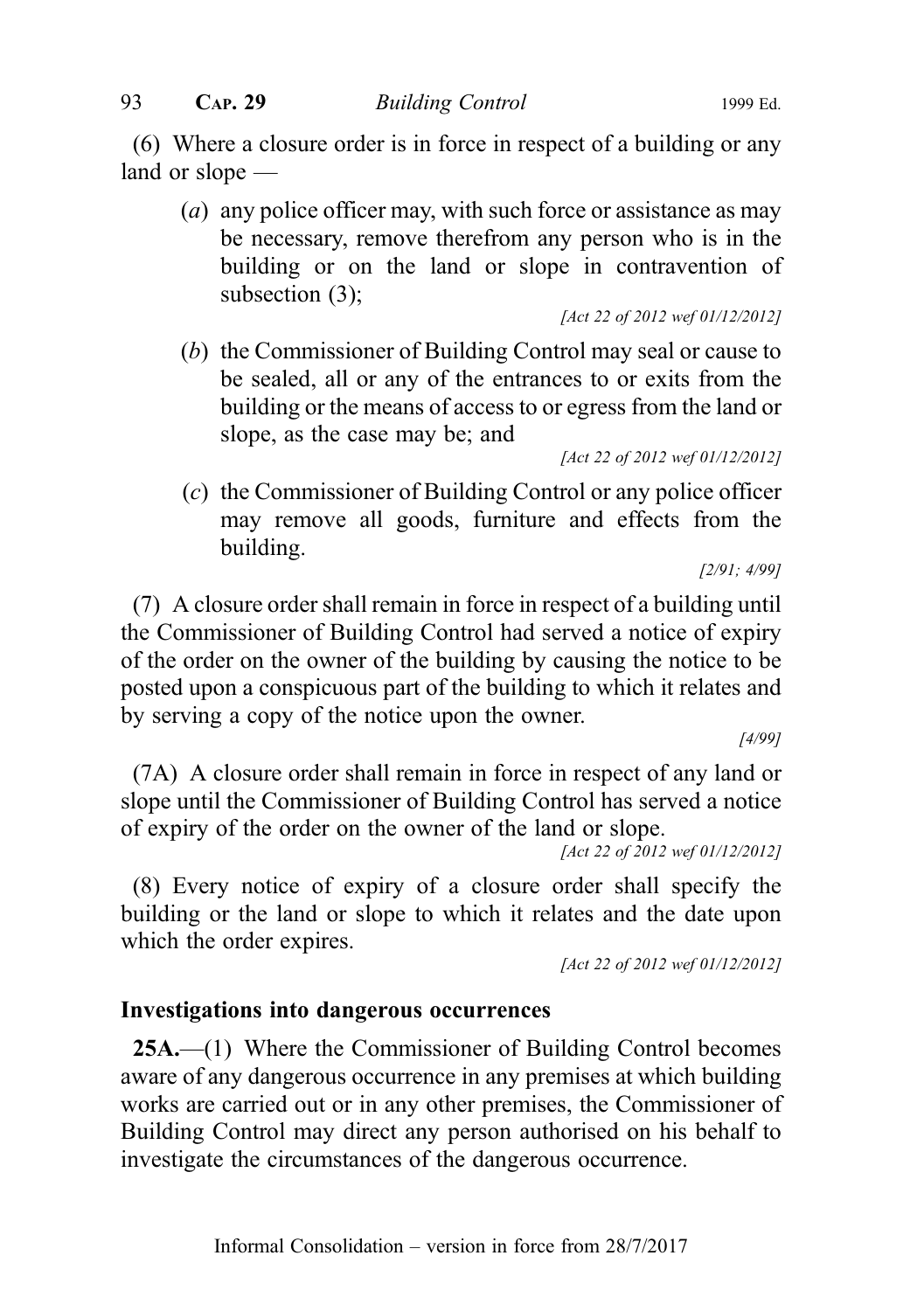(6) Where a closure order is in force in respect of a building or any land or slope —

(*a*) any police officer may, with such force or assistance as may be necessary, remove therefrom any person who is in the building or on the land or slope in contravention of subsection (3);

*[Act 22 of 2012 wef 01/12/2012]*

(*b*) the Commissioner of Building Control may seal or cause to be sealed, all or any of the entrances to or exits from the building or the means of access to or egress from the land or slope, as the case may be; and

*[Act 22 of 2012 wef 01/12/2012]*

(*c*) the Commissioner of Building Control or any police officer may remove all goods, furniture and effects from the building.

*[2/91; 4/99]*

(7) A closure order shall remain in force in respect of a building until the Commissioner of Building Control had served a notice of expiry of the order on the owner of the building by causing the notice to be posted upon a conspicuous part of the building to which it relates and by serving a copy of the notice upon the owner.

*[4/99]*

(7A) A closure order shall remain in force in respect of any land or slope until the Commissioner of Building Control has served a notice of expiry of the order on the owner of the land or slope.

*[Act 22 of 2012 wef 01/12/2012]*

(8) Every notice of expiry of a closure order shall specify the building or the land or slope to which it relates and the date upon which the order expires.

*[Act 22 of 2012 wef 01/12/2012]*

### Investigations into dangerous occurrences

**25A.**—(1) Where the Commissioner of Building Control becomes aware of any dangerous occurrence in any premises at which building works are carried out or in any other premises, the Commissioner of Building Control may direct any person authorised on his behalf to investigate the circumstances of the dangerous occurrence.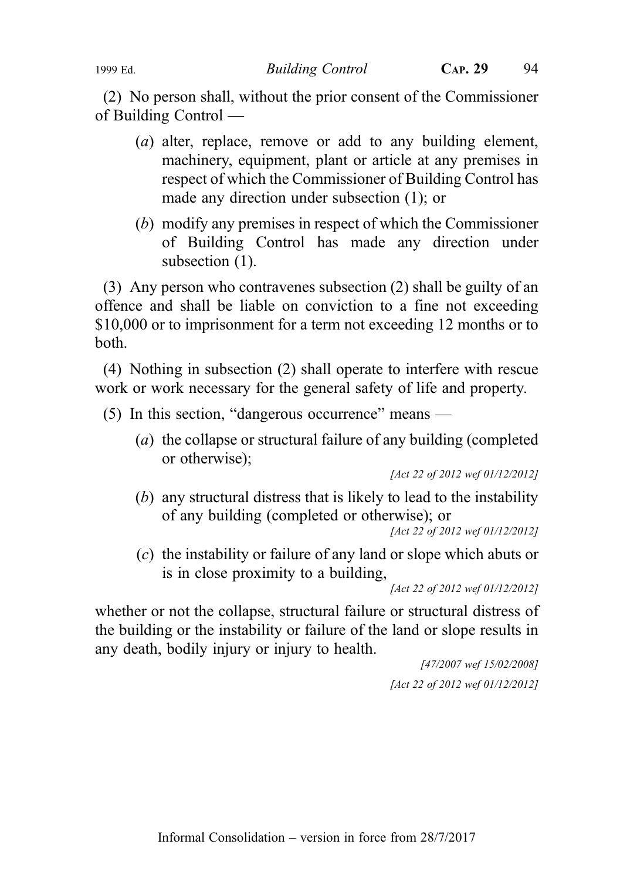(2) No person shall, without the prior consent of the Commissioner of Building Control —

(*a*) alter, replace, remove or add to any building element, machinery, equipment, plant or article at any premises in respect of which the Commissioner of Building Control has made any direction under subsection (1); or

(*b*) modify any premises in respect of which the Commissioner of Building Control has made any direction under subsection (1).

(3) Any person who contravenes subsection (2) shall be guilty of an offence and shall be liable on conviction to a fine not exceeding $10,000 or to imprisonment for a term not exceeding 12 months or to both.

(4) Nothing in subsection (2) shall operate to interfere with rescue work or work necessary for the general safety of life and property.

(5) In this section, "dangerous occurrence" means —

(*a*) the collapse or structural failure of any building (completed or otherwise);

*[Act 22 of 2012 wef 01/12/2012]*

(*b*) any structural distress that is likely to lead to the instability of any building (completed or otherwise); or

*[Act 22 of 2012 wef 01/12/2012]*

(*c*) the instability or failure of any land or slope which abuts or is in close proximity to a building,

*[Act 22 of 2012 wef 01/12/2012]*

whether or not the collapse, structural failure or structural distress of the building or the instability or failure of the land or slope results in any death, bodily injury or injury to health.

*[47/2007 wef 15/02/2008]*

*[Act 22 of 2012 wef 01/12/2012]*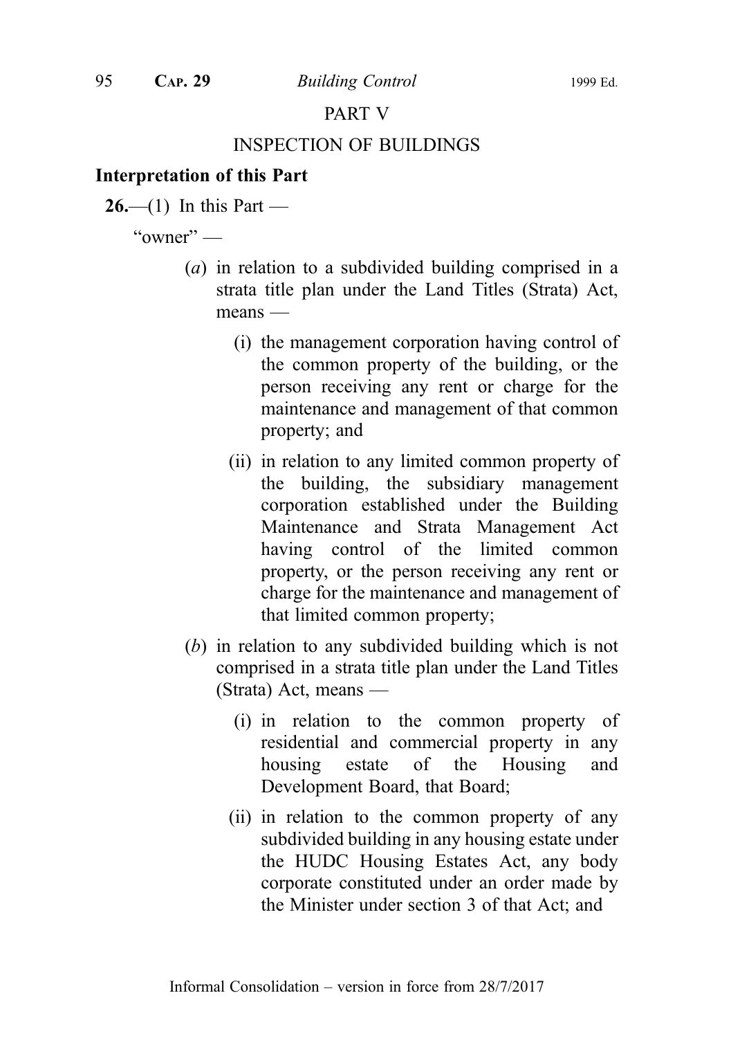## PART V

## INSPECTION OF BUILDINGS

### Interpretation of this Part

**26.**—(1) In this Part —

"owner" —

(*a*) in relation to a subdivided building comprised in a strata title plan under the Land Titles (Strata) Act, means —

(i) the management corporation having control of the common property of the building, or the person receiving any rent or charge for the maintenance and management of that common property; and

(ii) in relation to any limited common property of the building, the subsidiary management corporation established under the Building Maintenance and Strata Management Act having control of the limited common property, or the person receiving any rent or charge for the maintenance and management of that limited common property;

(*b*) in relation to any subdivided building which is not comprised in a strata title plan under the Land Titles (Strata) Act, means —

(i) in relation to the common property of residential and commercial property in any housing estate of the Housing and Development Board, that Board;

(ii) in relation to the common property of any subdivided building in any housing estate under the HUDC Housing Estates Act, any body corporate constituted under an order made by the Minister under section 3 of that Act; and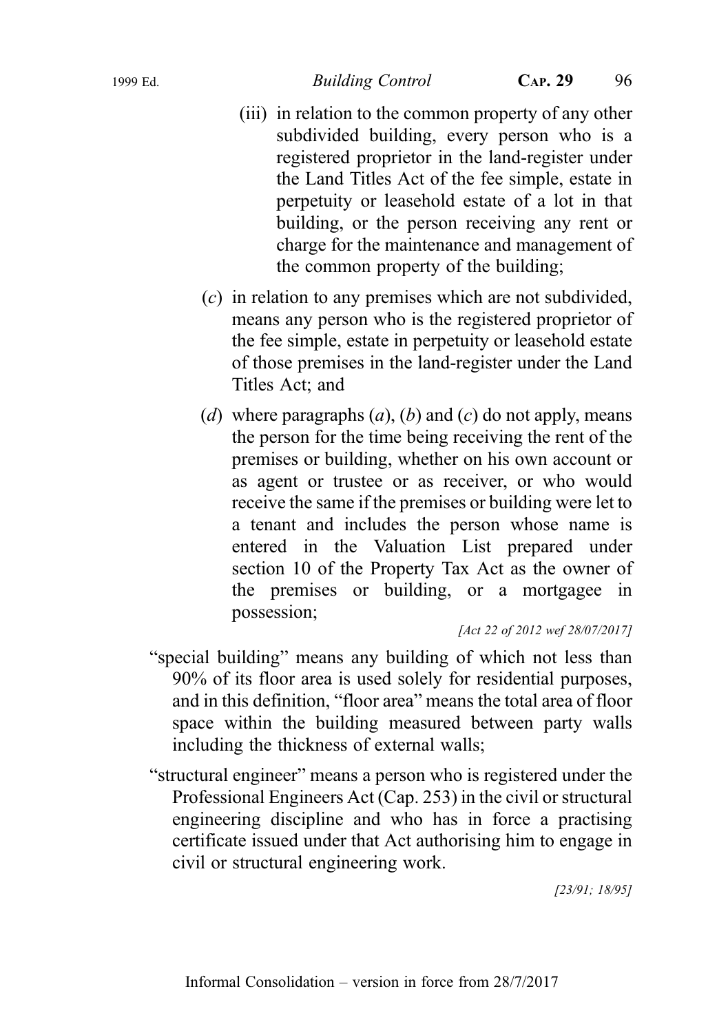(iii) in relation to the common property of any other subdivided building, every person who is a registered proprietor in the land-register under the Land Titles Act of the fee simple, estate in perpetuity or leasehold estate of a lot in that building, or the person receiving any rent or charge for the maintenance and management of the common property of the building;

(*c*) in relation to any premises which are not subdivided, means any person who is the registered proprietor of the fee simple, estate in perpetuity or leasehold estate of those premises in the land-register under the Land Titles Act; and

(*d*) where paragraphs (*a*), (*b*) and (*c*) do not apply, means the person for the time being receiving the rent of the premises or building, whether on his own account or as agent or trustee or as receiver, or who would receive the same if the premises or building were let to a tenant and includes the person whose name is entered in the Valuation List prepared under section 10 of the Property Tax Act as the owner of the premises or building, or a mortgagee in possession;

*[Act 22 of 2012 wef 28/07/2017]*

"special building" means any building of which not less than 90% of its floor area is used solely for residential purposes, and in this definition, "floor area" means the total area of floor space within the building measured between party walls including the thickness of external walls;

"structural engineer" means a person who is registered under the Professional Engineers Act (Cap. 253) in the civil or structural engineering discipline and who has in force a practising certificate issued under that Act authorising him to engage in civil or structural engineering work.

*[23/91; 18/95]*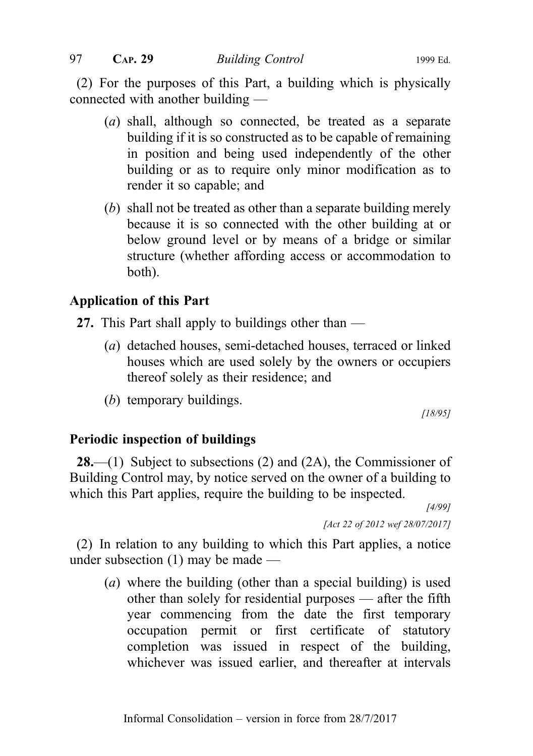(2) For the purposes of this Part, a building which is physically connected with another building —

(*a*) shall, although so connected, be treated as a separate building if it is so constructed as to be capable of remaining in position and being used independently of the other building or as to require only minor modification as to render it so capable; and

(*b*) shall not be treated as other than a separate building merely because it is so connected with the other building at or below ground level or by means of a bridge or similar structure (whether affording access or accommodation to both).

**Application of this Part**

**27.** This Part shall apply to buildings other than —

(*a*) detached houses, semi-detached houses, terraced or linked houses which are used solely by the owners or occupiers thereof solely as their residence; and

(*b*) temporary buildings.

*[18/95]*

**Periodic inspection of buildings**

**28.**—(1) Subject to subsections (2) and (2A), the Commissioner of Building Control may, by notice served on the owner of a building to which this Part applies, require the building to be inspected.

*[4/99]*

*[Act 22 of 2012 wef 28/07/2017]*

(2) In relation to any building to which this Part applies, a notice under subsection (1) may be made —

(*a*) where the building (other than a special building) is used other than solely for residential purposes — after the fifth year commencing from the date the first temporary occupation permit or first certificate of statutory completion was issued in respect of the building, whichever was issued earlier, and thereafter at intervals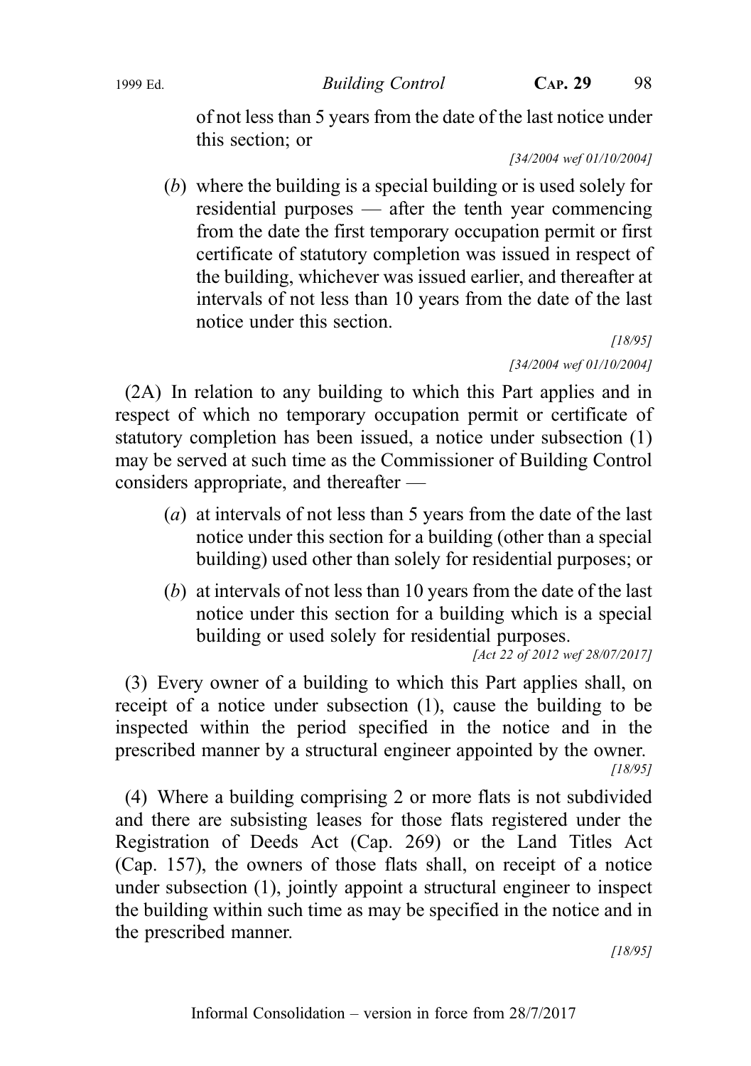of not less than 5 years from the date of the last notice under this section; or

[34/2004 wef 01/10/2004]

(*b*) where the building is a special building or is used solely for residential purposes — after the tenth year commencing from the date the first temporary occupation permit or first certificate of statutory completion was issued in respect of the building, whichever was issued earlier, and thereafter at intervals of not less than 10 years from the date of the last notice under this section.

[18/95]

[34/2004 wef 01/10/2004]

(2A) In relation to any building to which this Part applies and in respect of which no temporary occupation permit or certificate of statutory completion has been issued, a notice under subsection (1) may be served at such time as the Commissioner of Building Control considers appropriate, and thereafter —

(*a*) at intervals of not less than 5 years from the date of the last notice under this section for a building (other than a special building) used other than solely for residential purposes; or

(*b*) at intervals of not less than 10 years from the date of the last notice under this section for a building which is a special building or used solely for residential purposes.

[Act 22 of 2012 wef 28/07/2017]

(3) Every owner of a building to which this Part applies shall, on receipt of a notice under subsection (1), cause the building to be inspected within the period specified in the notice and in the prescribed manner by a structural engineer appointed by the owner.

[18/95]

(4) Where a building comprising 2 or more flats is not subdivided and there are subsisting leases for those flats registered under the Registration of Deeds Act (Cap. 269) or the Land Titles Act (Cap. 157), the owners of those flats shall, on receipt of a notice under subsection (1), jointly appoint a structural engineer to inspect the building within such time as may be specified in the notice and in the prescribed manner.

[18/95]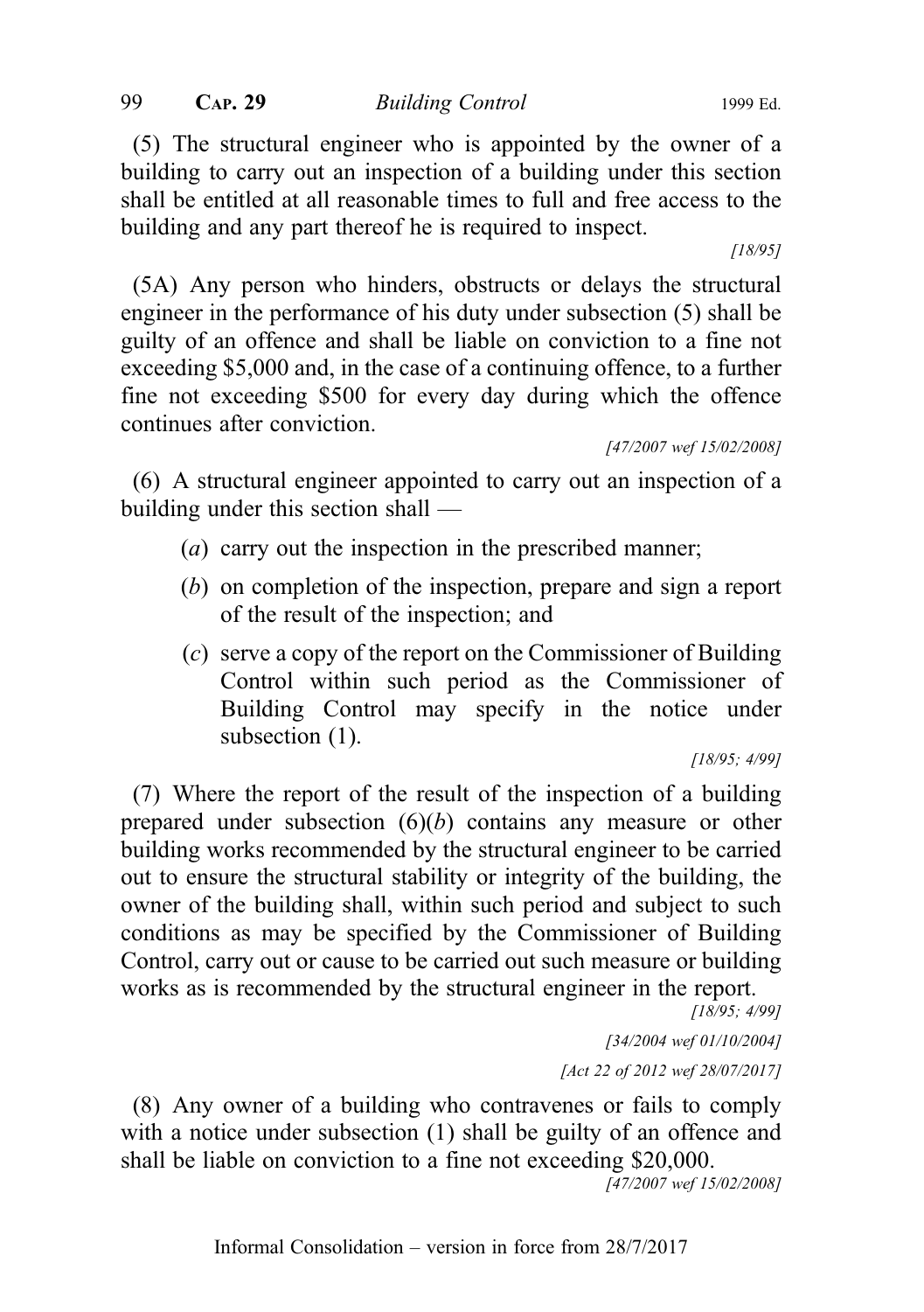(5) The structural engineer who is appointed by the owner of a building to carry out an inspection of a building under this section shall be entitled at all reasonable times to full and free access to the building and any part thereof he is required to inspect.

[18/95]

(5A) Any person who hinders, obstructs or delays the structural engineer in the performance of his duty under subsection (5) shall be guilty of an offence and shall be liable on conviction to a fine not exceeding $5,000 and, in the case of a continuing offence, to a further fine not exceeding $500 for every day during which the offence continues after conviction.

[47/2007 wef 15/02/2008]

(6) A structural engineer appointed to carry out an inspection of a building under this section shall —

- (*a*) carry out the inspection in the prescribed manner;
- (*b*) on completion of the inspection, prepare and sign a report of the result of the inspection; and
- (*c*) serve a copy of the report on the Commissioner of Building Control within such period as the Commissioner of Building Control may specify in the notice under subsection (1).

[18/95; 4/99]

(7) Where the report of the result of the inspection of a building prepared under subsection (6)(*b*) contains any measure or other building works recommended by the structural engineer to be carried out to ensure the structural stability or integrity of the building, the owner of the building shall, within such period and subject to such conditions as may be specified by the Commissioner of Building Control, carry out or cause to be carried out such measure or building works as is recommended by the structural engineer in the report.

[18/95; 4/99]

[34/2004 wef 01/10/2004]

[Act 22 of 2012 wef 28/07/2017]

(8) Any owner of a building who contravenes or fails to comply with a notice under subsection (1) shall be guilty of an offence and shall be liable on conviction to a fine not exceeding $20,000.

[47/2007 wef 15/02/2008]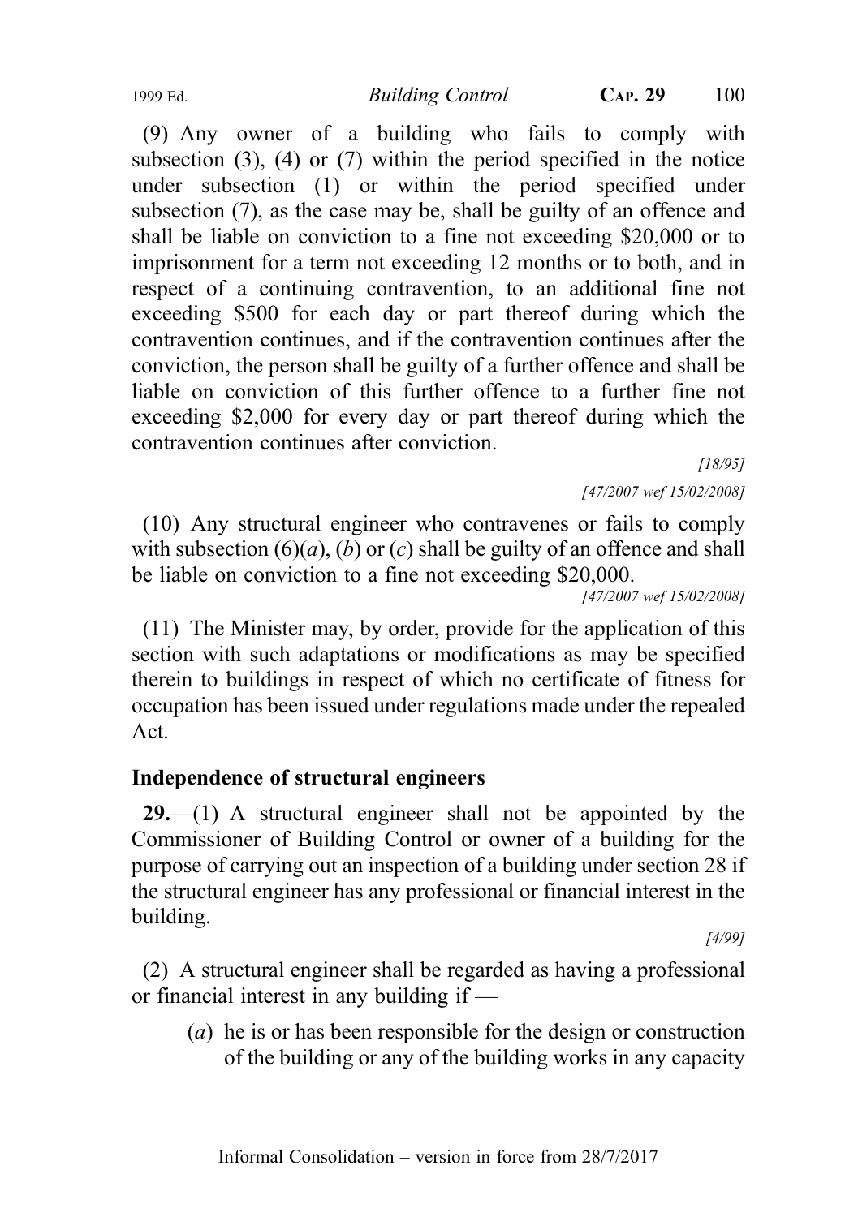(9) Any owner of a building who fails to comply with subsection (3), (4) or (7) within the period specified in the notice under subsection (1) or within the period specified under subsection (7), as the case may be, shall be guilty of an offence and shall be liable on conviction to a fine not exceeding $20,000 or to imprisonment for a term not exceeding 12 months or to both, and in respect of a continuing contravention, to an additional fine not exceeding $500 for each day or part thereof during which the contravention continues, and if the contravention continues after the conviction, the person shall be guilty of a further offence and shall be liable on conviction of this further offence to a further fine not exceeding $2,000 for every day or part thereof during which the contravention continues after conviction.

[18/95]

[47/2007 wef 15/02/2008]

(10) Any structural engineer who contravenes or fails to comply with subsection (6)(*a*), (*b*) or (*c*) shall be guilty of an offence and shall be liable on conviction to a fine not exceeding $20,000.

[47/2007 wef 15/02/2008]

(11) The Minister may, by order, provide for the application of this section with such adaptations or modifications as may be specified therein to buildings in respect of which no certificate of fitness for occupation has been issued under regulations made under the repealed Act.

### Independence of structural engineers

**29.**—(1) A structural engineer shall not be appointed by the Commissioner of Building Control or owner of a building for the purpose of carrying out an inspection of a building under section 28 if the structural engineer has any professional or financial interest in the building.

[4/99]

(2) A structural engineer shall be regarded as having a professional or financial interest in any building if —

(*a*) he is or has been responsible for the design or construction of the building or any of the building works in any capacity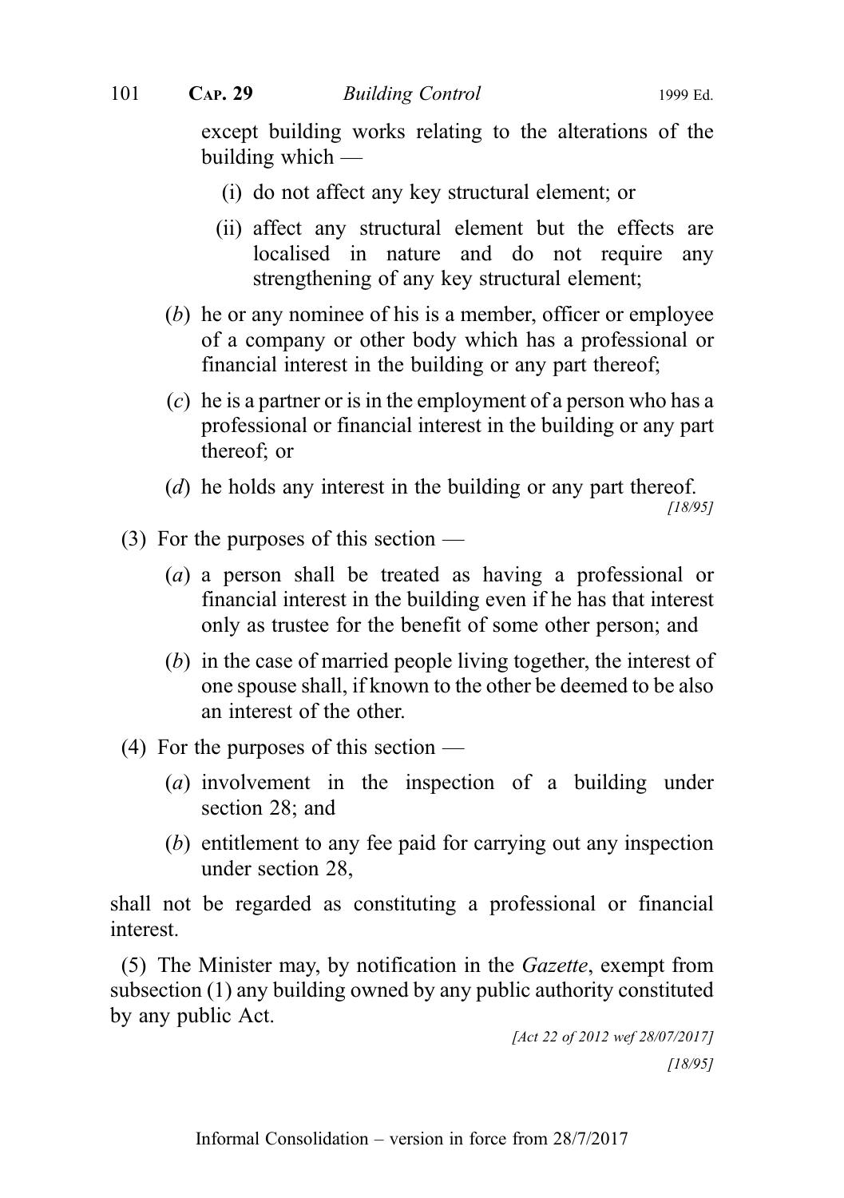except building works relating to the alterations of the building which —

(i) do not affect any key structural element; or

(ii) affect any structural element but the effects are localised in nature and do not require any strengthening of any key structural element;

(*b*) he or any nominee of his is a member, officer or employee of a company or other body which has a professional or financial interest in the building or any part thereof;

(*c*) he is a partner or is in the employment of a person who has a professional or financial interest in the building or any part thereof; or

(*d*) he holds any interest in the building or any part thereof.

*[18/95]*

(3) For the purposes of this section —

(*a*) a person shall be treated as having a professional or financial interest in the building even if he has that interest only as trustee for the benefit of some other person; and

(*b*) in the case of married people living together, the interest of one spouse shall, if known to the other be deemed to be also an interest of the other.

(4) For the purposes of this section —

(*a*) involvement in the inspection of a building under section 28; and

(*b*) entitlement to any fee paid for carrying out any inspection under section 28,

shall not be regarded as constituting a professional or financial interest.

(5) The Minister may, by notification in the *Gazette*, exempt from subsection (1) any building owned by any public authority constituted by any public Act.

*[Act 22 of 2012 wef 28/07/2017]*

*[18/95]*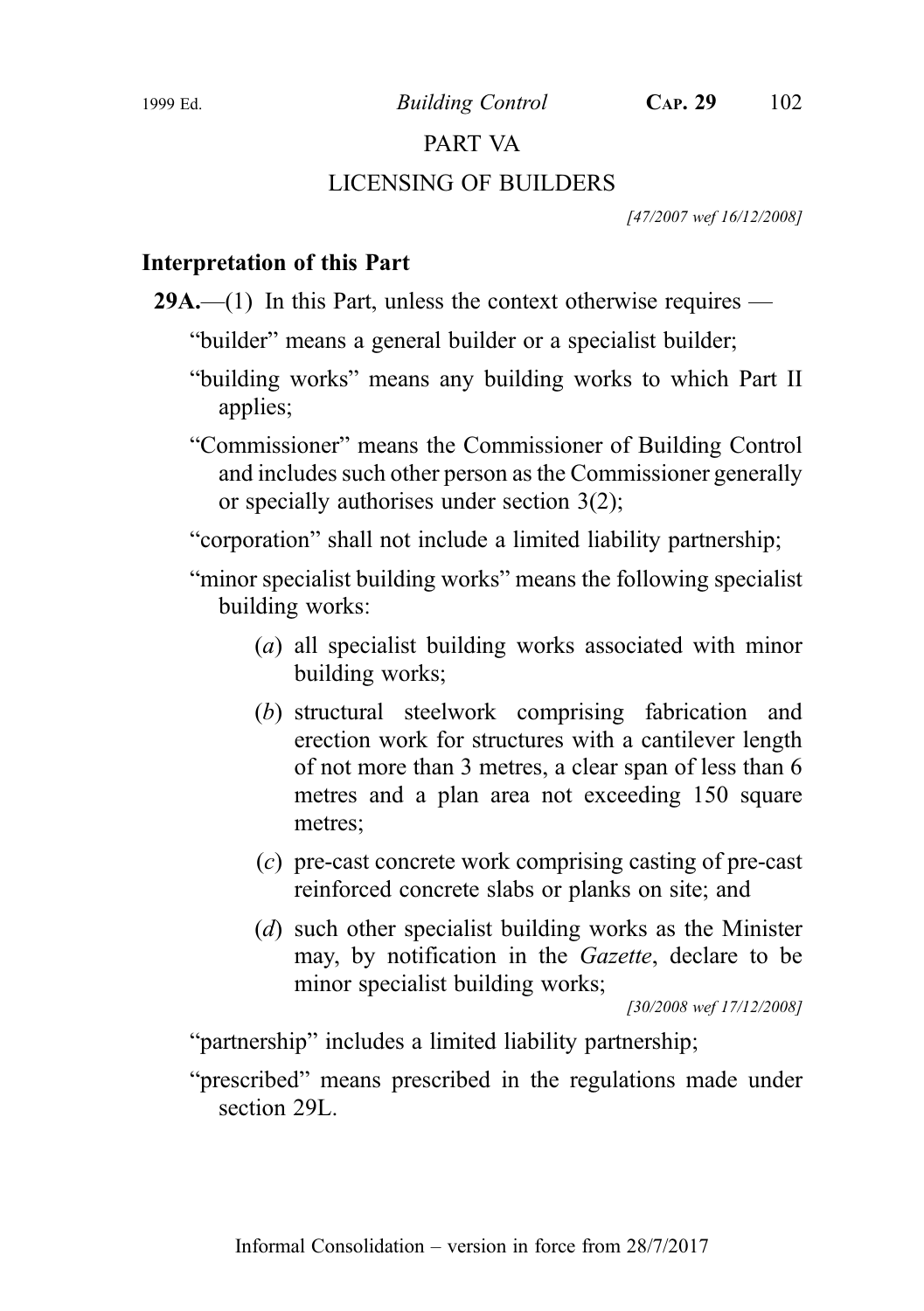# PART VA

## LICENSING OF BUILDERS

[47/2007 wef 16/12/2008]

### Interpretation of this Part

**29A.**—(1) In this Part, unless the context otherwise requires —

"builder" means a general builder or a specialist builder;

"building works" means any building works to which Part II applies;

"Commissioner" means the Commissioner of Building Control and includes such other person as the Commissioner generally or specially authorises under section 3(2);

"corporation" shall not include a limited liability partnership;

"minor specialist building works" means the following specialist building works:

(*a*) all specialist building works associated with minor building works;

(*b*) structural steelwork comprising fabrication and erection work for structures with a cantilever length of not more than 3 metres, a clear span of less than 6 metres and a plan area not exceeding 150 square metres;

(*c*) pre-cast concrete work comprising casting of pre-cast reinforced concrete slabs or planks on site; and

(*d*) such other specialist building works as the Minister may, by notification in the *Gazette*, declare to be minor specialist building works;

[30/2008 wef 17/12/2008]

"partnership" includes a limited liability partnership;

"prescribed" means prescribed in the regulations made under section 29L.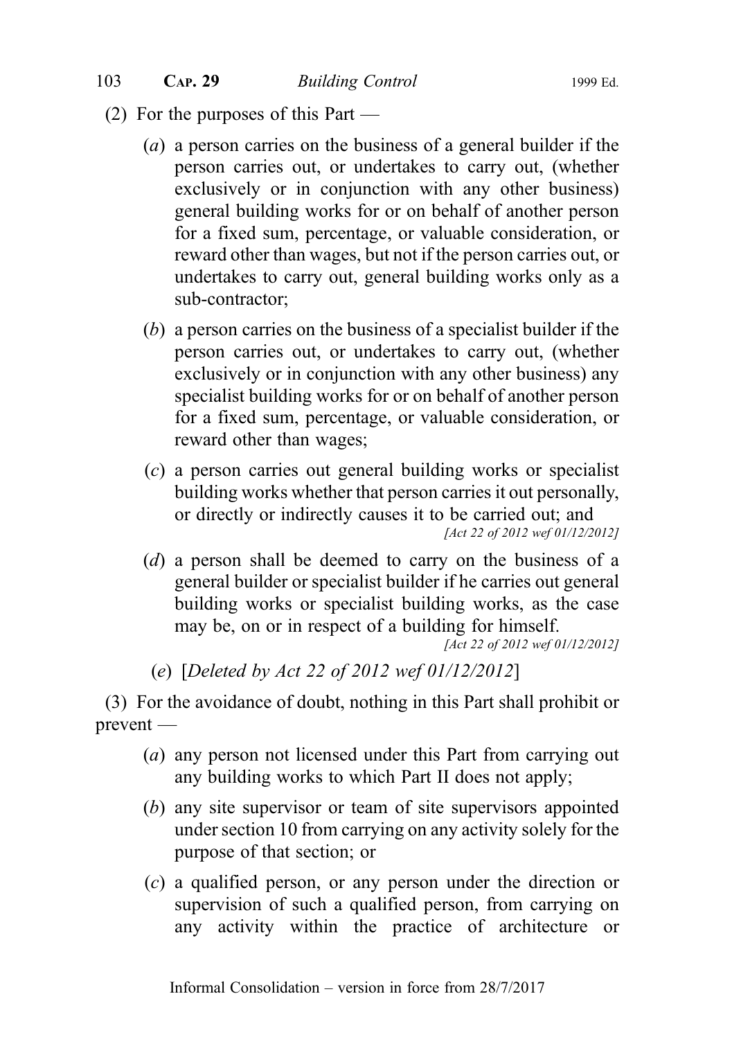(2) For the purposes of this Part —

(*a*) a person carries on the business of a general builder if the person carries out, or undertakes to carry out, (whether exclusively or in conjunction with any other business) general building works for or on behalf of another person for a fixed sum, percentage, or valuable consideration, or reward other than wages, but not if the person carries out, or undertakes to carry out, general building works only as a sub-contractor;

(*b*) a person carries on the business of a specialist builder if the person carries out, or undertakes to carry out, (whether exclusively or in conjunction with any other business) any specialist building works for or on behalf of another person for a fixed sum, percentage, or valuable consideration, or reward other than wages;

(*c*) a person carries out general building works or specialist building works whether that person carries it out personally, or directly or indirectly causes it to be carried out; and

*[Act 22 of 2012 wef 01/12/2012]*

(*d*) a person shall be deemed to carry on the business of a general builder or specialist builder if he carries out general building works or specialist building works, as the case may be, on or in respect of a building for himself.

*[Act 22 of 2012 wef 01/12/2012]*

(*e*) [*Deleted by Act 22 of 2012 wef 01/12/2012*]

(3) For the avoidance of doubt, nothing in this Part shall prohibit or prevent —

(*a*) any person not licensed under this Part from carrying out any building works to which Part II does not apply;

(*b*) any site supervisor or team of site supervisors appointed under section 10 from carrying on any activity solely for the purpose of that section; or

(*c*) a qualified person, or any person under the direction or supervision of such a qualified person, from carrying on any activity within the practice of architecture or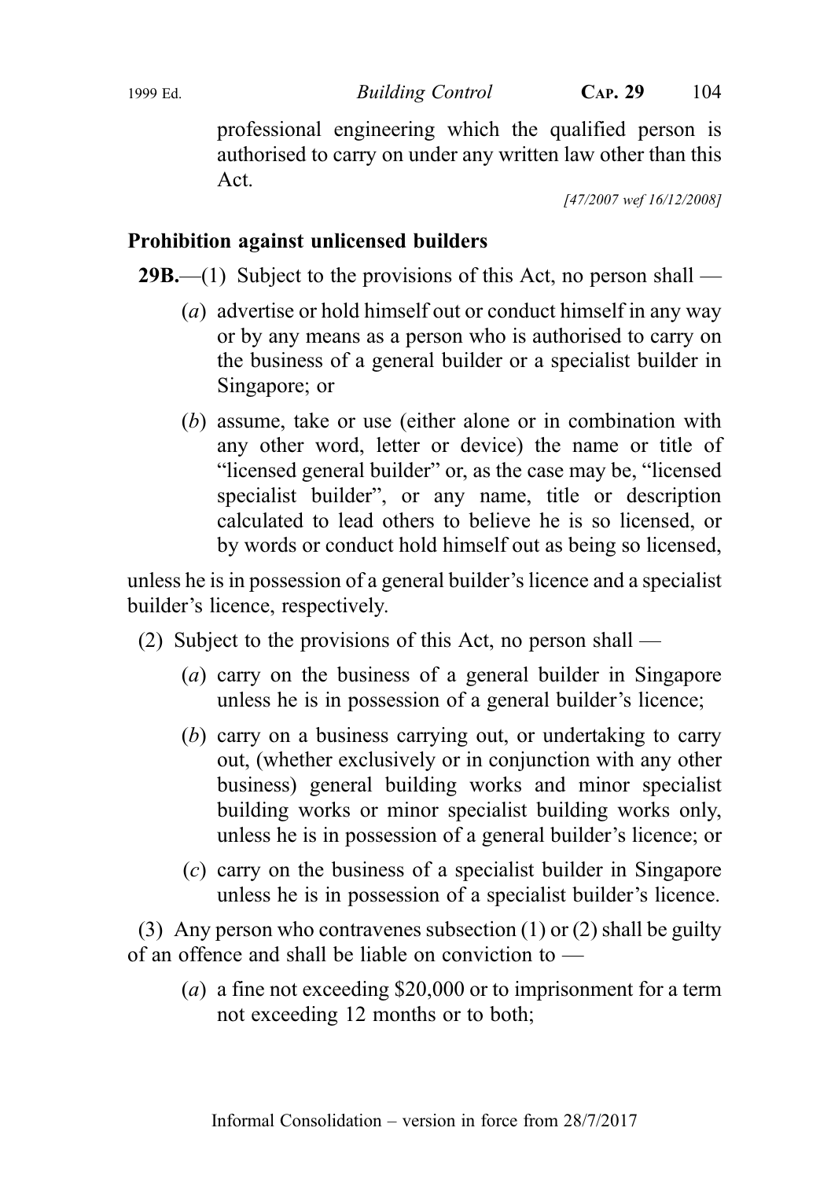professional engineering which the qualified person is authorised to carry on under any written law other than this Act.

[47/2007 wef 16/12/2008]

### Prohibition against unlicensed builders

**29B.**—(1) Subject to the provisions of this Act, no person shall —

(*a*) advertise or hold himself out or conduct himself in any way or by any means as a person who is authorised to carry on the business of a general builder or a specialist builder in Singapore; or

(*b*) assume, take or use (either alone or in combination with any other word, letter or device) the name or title of "licensed general builder" or, as the case may be, "licensed specialist builder", or any name, title or description calculated to lead others to believe he is so licensed, or by words or conduct hold himself out as being so licensed,

unless he is in possession of a general builder's licence and a specialist builder's licence, respectively.

(2) Subject to the provisions of this Act, no person shall —

(*a*) carry on the business of a general builder in Singapore unless he is in possession of a general builder's licence;

(*b*) carry on a business carrying out, or undertaking to carry out, (whether exclusively or in conjunction with any other business) general building works and minor specialist building works or minor specialist building works only, unless he is in possession of a general builder's licence; or

(*c*) carry on the business of a specialist builder in Singapore unless he is in possession of a specialist builder's licence.

(3) Any person who contravenes subsection (1) or (2) shall be guilty of an offence and shall be liable on conviction to —

(*a*) a fine not exceeding $20,000 or to imprisonment for a term not exceeding 12 months or to both;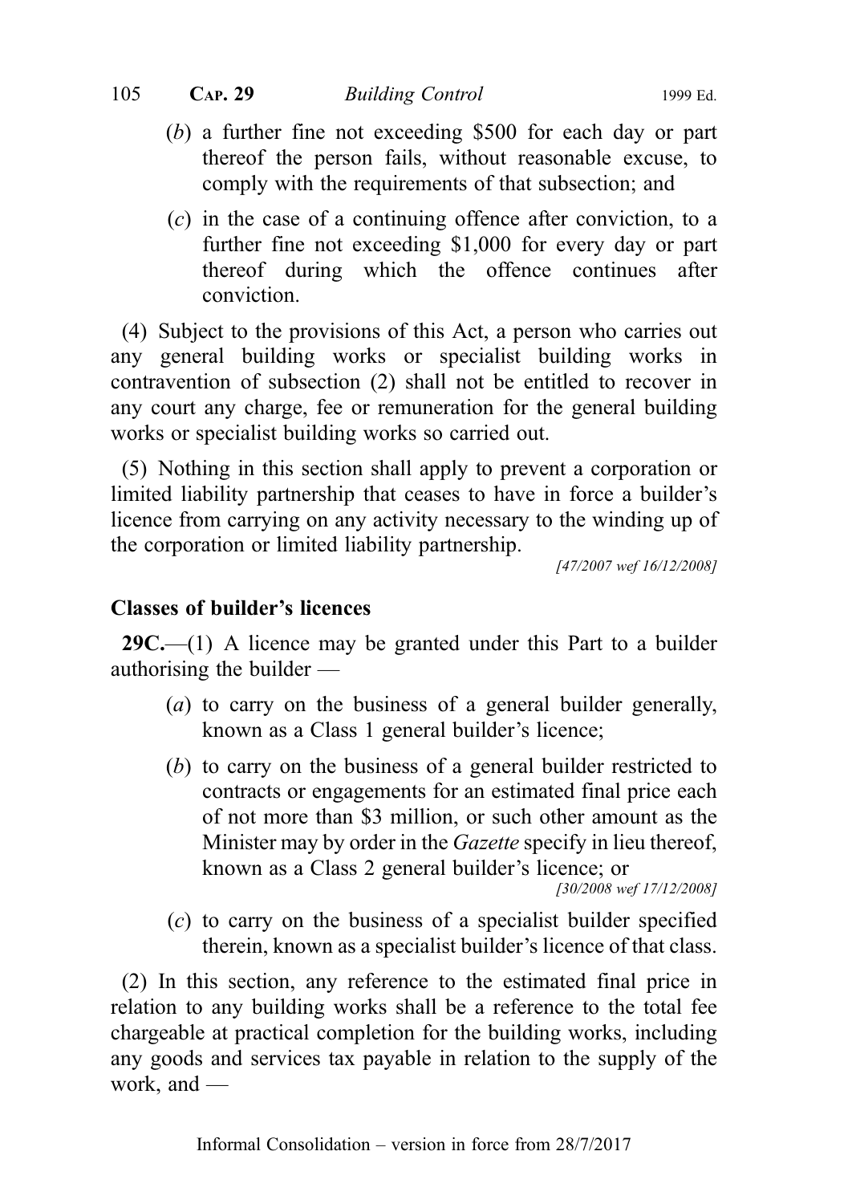(*b*) a further fine not exceeding \$500 for each day or part thereof the person fails, without reasonable excuse, to comply with the requirements of that subsection; and

(*c*) in the case of a continuing offence after conviction, to a further fine not exceeding \$1,000 for every day or part thereof during which the offence continues after conviction.

(4) Subject to the provisions of this Act, a person who carries out any general building works or specialist building works in contravention of subsection (2) shall not be entitled to recover in any court any charge, fee or remuneration for the general building works or specialist building works so carried out.

(5) Nothing in this section shall apply to prevent a corporation or limited liability partnership that ceases to have in force a builder's licence from carrying on any activity necessary to the winding up of the corporation or limited liability partnership.

*[47/2007 wef 16/12/2008]*

**Classes of builder's licences**

**29C.**—(1) A licence may be granted under this Part to a builder authorising the builder —

(*a*) to carry on the business of a general builder generally, known as a Class 1 general builder's licence;

(*b*) to carry on the business of a general builder restricted to contracts or engagements for an estimated final price each of not more than \$3 million, or such other amount as the Minister may by order in the *Gazette* specify in lieu thereof, known as a Class 2 general builder's licence; or

*[30/2008 wef 17/12/2008]*

(*c*) to carry on the business of a specialist builder specified therein, known as a specialist builder's licence of that class.

(2) In this section, any reference to the estimated final price in relation to any building works shall be a reference to the total fee chargeable at practical completion for the building works, including any goods and services tax payable in relation to the supply of the work, and —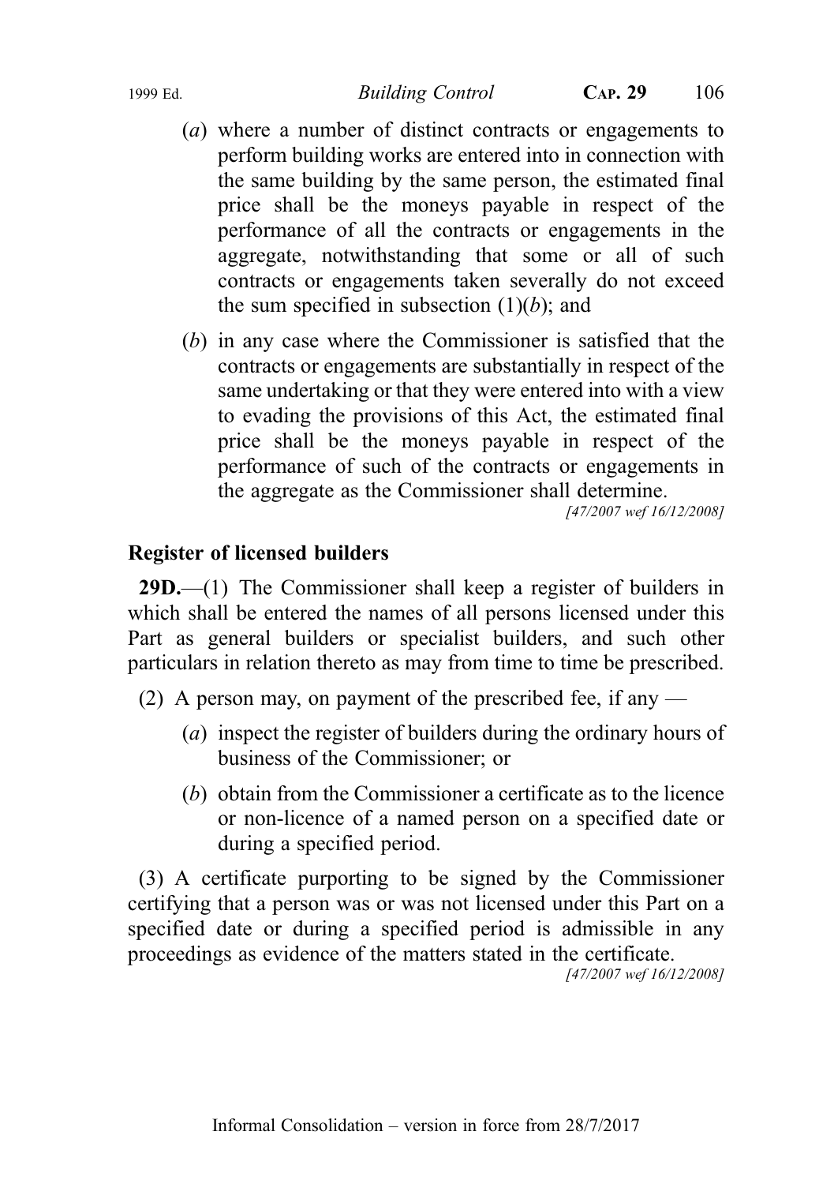(*a*) where a number of distinct contracts or engagements to perform building works are entered into in connection with the same building by the same person, the estimated final price shall be the moneys payable in respect of the performance of all the contracts or engagements in the aggregate, notwithstanding that some or all of such contracts or engagements taken severally do not exceed the sum specified in subsection (1)(*b*); and

(*b*) in any case where the Commissioner is satisfied that the contracts or engagements are substantially in respect of the same undertaking or that they were entered into with a view to evading the provisions of this Act, the estimated final price shall be the moneys payable in respect of the performance of such of the contracts or engagements in the aggregate as the Commissioner shall determine.

*[47/2007 wef 16/12/2008]*

**Register of licensed builders**

**29D.**—(1) The Commissioner shall keep a register of builders in which shall be entered the names of all persons licensed under this Part as general builders or specialist builders, and such other particulars in relation thereto as may from time to time be prescribed.

(2) A person may, on payment of the prescribed fee, if any —

(*a*) inspect the register of builders during the ordinary hours of business of the Commissioner; or

(*b*) obtain from the Commissioner a certificate as to the licence or non-licence of a named person on a specified date or during a specified period.

(3) A certificate purporting to be signed by the Commissioner certifying that a person was or was not licensed under this Part on a specified date or during a specified period is admissible in any proceedings as evidence of the matters stated in the certificate.

*[47/2007 wef 16/12/2008]*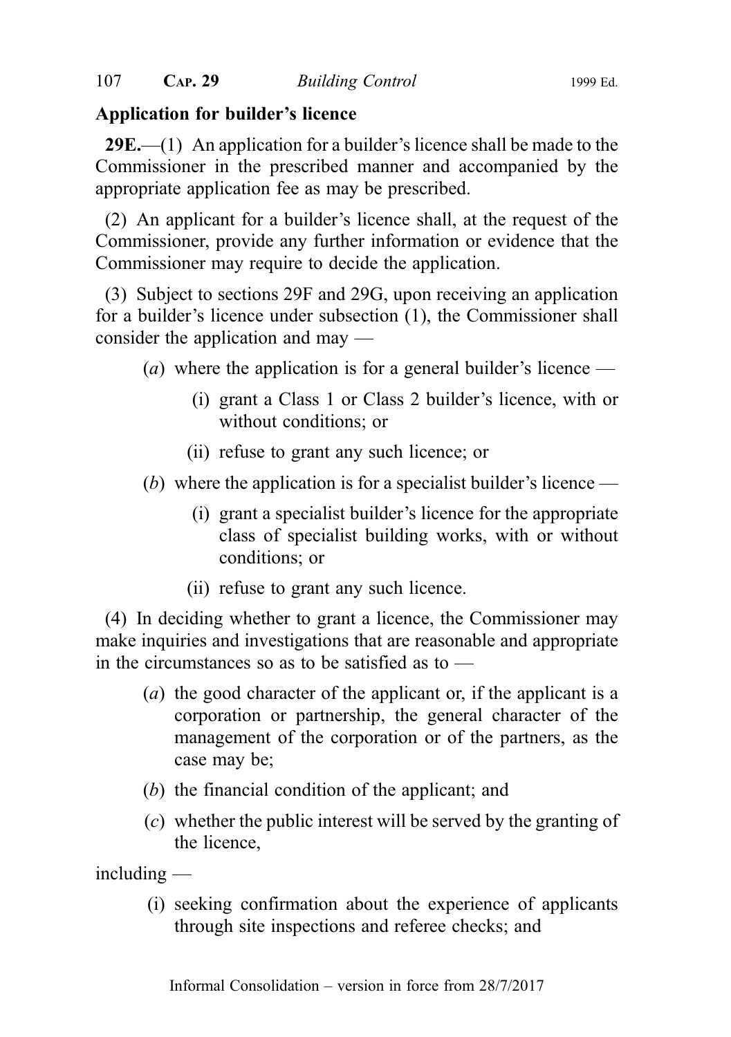## Application for builder's licence

**29E.**—(1) An application for a builder's licence shall be made to the Commissioner in the prescribed manner and accompanied by the appropriate application fee as may be prescribed.

(2) An applicant for a builder's licence shall, at the request of the Commissioner, provide any further information or evidence that the Commissioner may require to decide the application.

(3) Subject to sections 29F and 29G, upon receiving an application for a builder's licence under subsection (1), the Commissioner shall consider the application and may —

- (*a*) where the application is for a general builder's licence —
  - (i) grant a Class 1 or Class 2 builder's licence, with or without conditions; or
  - (ii) refuse to grant any such licence; or
- (*b*) where the application is for a specialist builder's licence —
  - (i) grant a specialist builder's licence for the appropriate class of specialist building works, with or without conditions; or
  - (ii) refuse to grant any such licence.

(4) In deciding whether to grant a licence, the Commissioner may make inquiries and investigations that are reasonable and appropriate in the circumstances so as to be satisfied as to —

- (*a*) the good character of the applicant or, if the applicant is a corporation or partnership, the general character of the management of the corporation or of the partners, as the case may be;
- (*b*) the financial condition of the applicant; and
- (*c*) whether the public interest will be served by the granting of the licence,

including —

- (i) seeking confirmation about the experience of applicants through site inspections and referee checks; and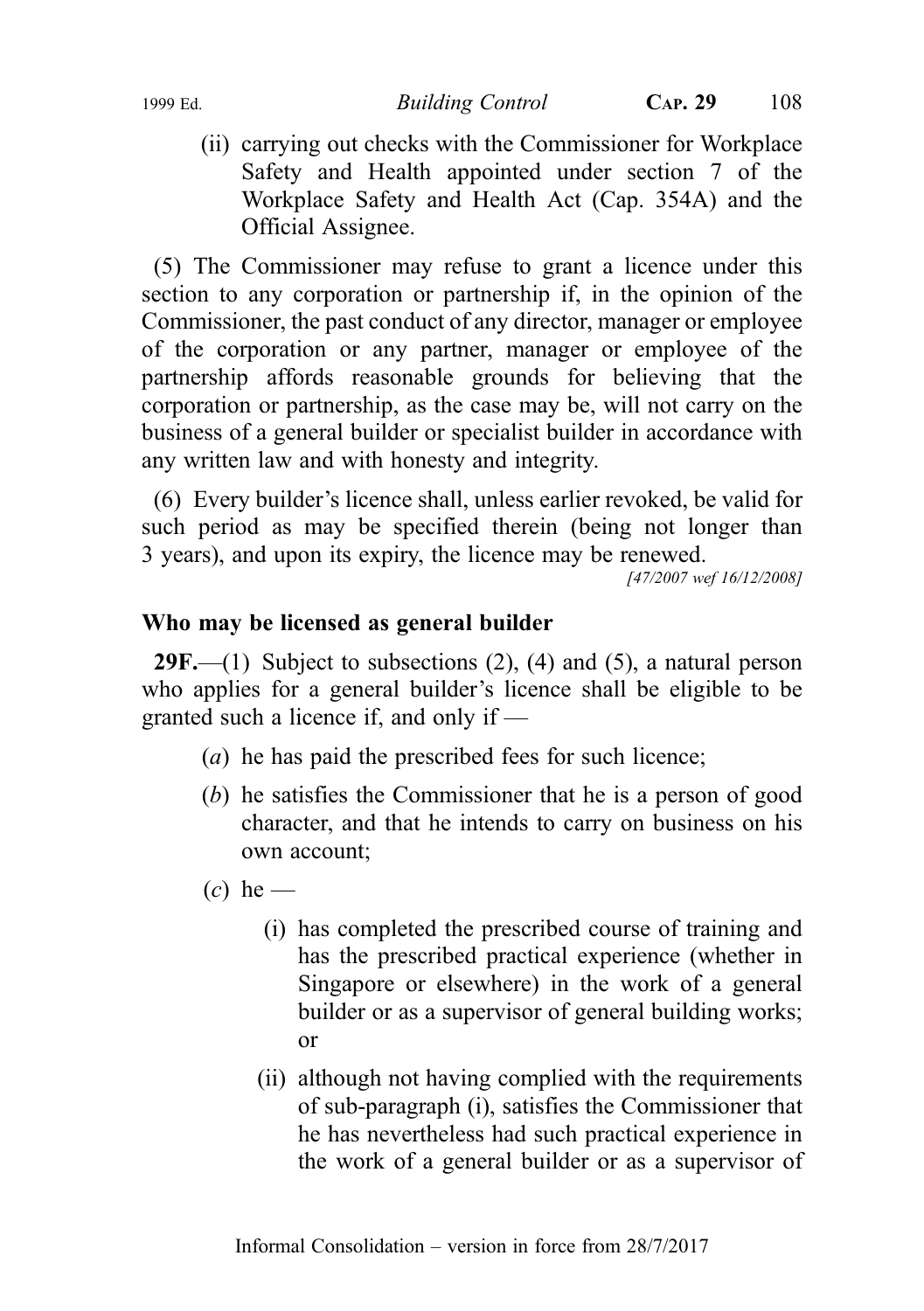(ii) carrying out checks with the Commissioner for Workplace Safety and Health appointed under section 7 of the Workplace Safety and Health Act (Cap. 354A) and the Official Assignee.

(5) The Commissioner may refuse to grant a licence under this section to any corporation or partnership if, in the opinion of the Commissioner, the past conduct of any director, manager or employee of the corporation or any partner, manager or employee of the partnership affords reasonable grounds for believing that the corporation or partnership, as the case may be, will not carry on the business of a general builder or specialist builder in accordance with any written law and with honesty and integrity.

(6) Every builder's licence shall, unless earlier revoked, be valid for such period as may be specified therein (being not longer than 3 years), and upon its expiry, the licence may be renewed.

[47/2007 wef 16/12/2008]

**Who may be licensed as general builder**

**29F.**—(1) Subject to subsections (2), (4) and (5), a natural person who applies for a general builder's licence shall be eligible to be granted such a licence if, and only if —

(*a*) he has paid the prescribed fees for such licence;

(*b*) he satisfies the Commissioner that he is a person of good character, and that he intends to carry on business on his own account;

(*c*) he —

(i) has completed the prescribed course of training and has the prescribed practical experience (whether in Singapore or elsewhere) in the work of a general builder or as a supervisor of general building works; or

(ii) although not having complied with the requirements of sub-paragraph (i), satisfies the Commissioner that he has nevertheless had such practical experience in the work of a general builder or as a supervisor of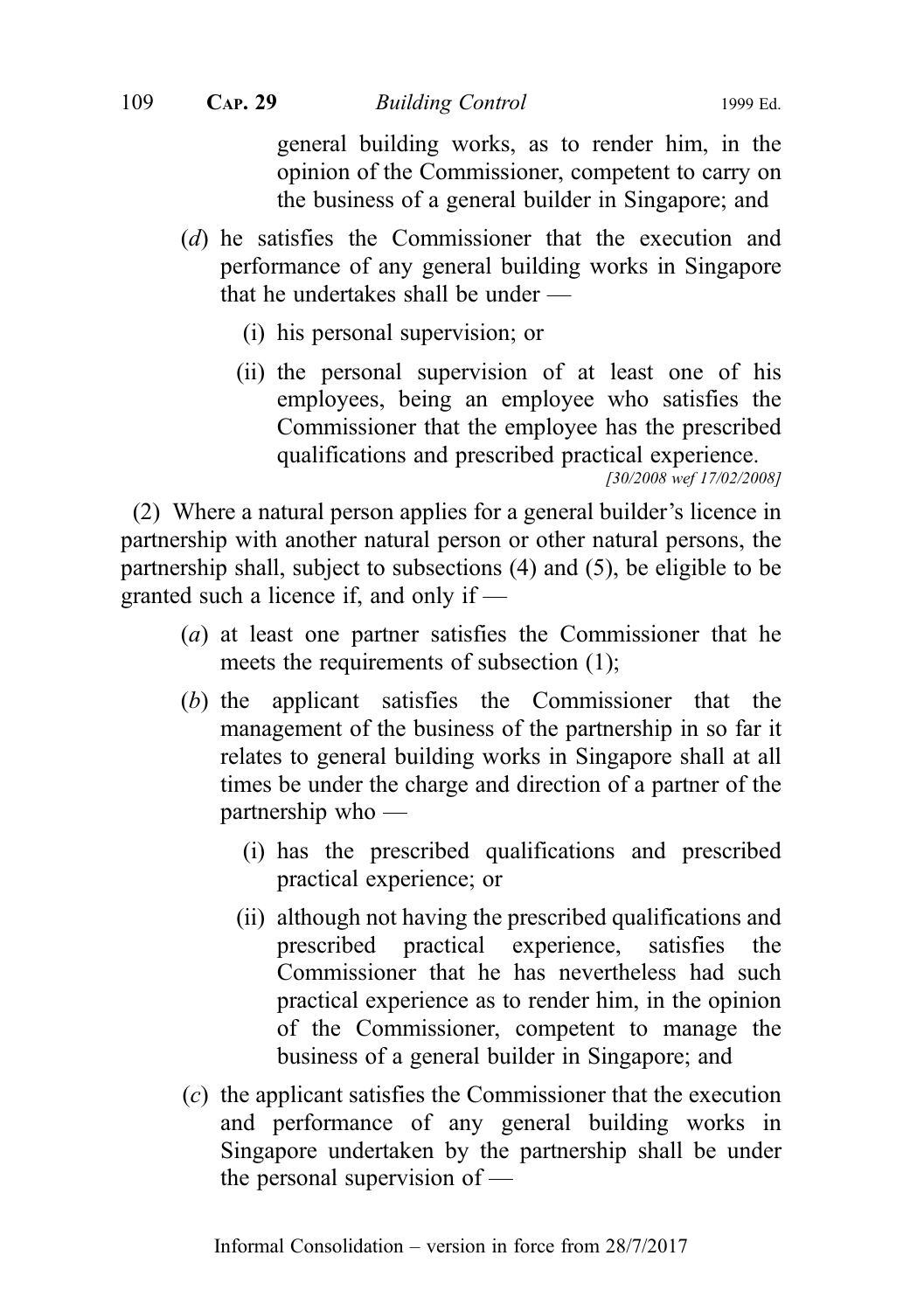general building works, as to render him, in the opinion of the Commissioner, competent to carry on the business of a general builder in Singapore; and

(*d*) he satisfies the Commissioner that the execution and performance of any general building works in Singapore that he undertakes shall be under —

(i) his personal supervision; or

(ii) the personal supervision of at least one of his employees, being an employee who satisfies the Commissioner that the employee has the prescribed qualifications and prescribed practical experience.

*[30/2008 wef 17/02/2008]*

(2) Where a natural person applies for a general builder's licence in partnership with another natural person or other natural persons, the partnership shall, subject to subsections (4) and (5), be eligible to be granted such a licence if, and only if —

(*a*) at least one partner satisfies the Commissioner that he meets the requirements of subsection (1);

(*b*) the applicant satisfies the Commissioner that the management of the business of the partnership in so far it relates to general building works in Singapore shall at all times be under the charge and direction of a partner of the partnership who —

(i) has the prescribed qualifications and prescribed practical experience; or

(ii) although not having the prescribed qualifications and prescribed practical experience, satisfies the Commissioner that he has nevertheless had such practical experience as to render him, in the opinion of the Commissioner, competent to manage the business of a general builder in Singapore; and

(*c*) the applicant satisfies the Commissioner that the execution and performance of any general building works in Singapore undertaken by the partnership shall be under the personal supervision of —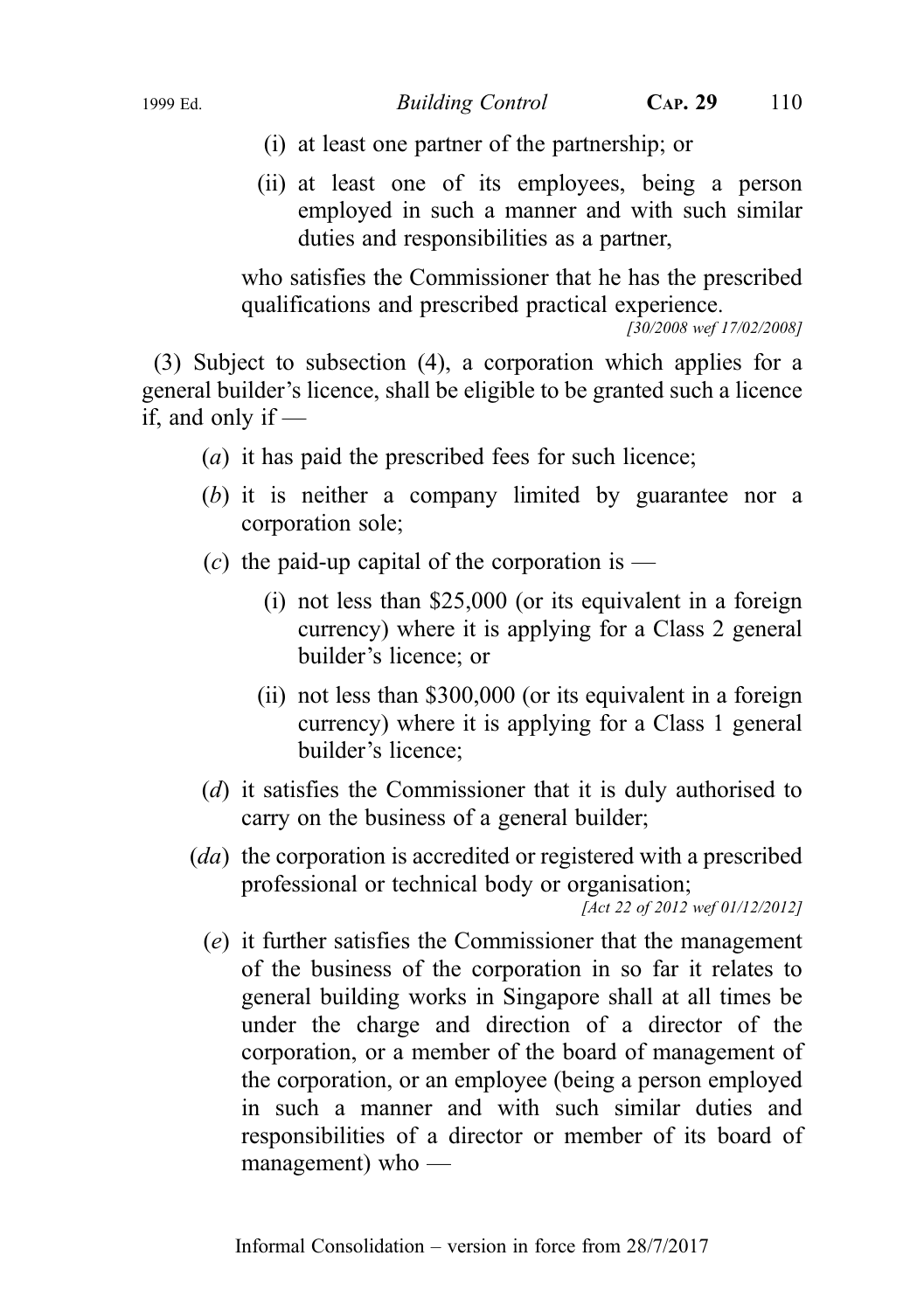(i) at least one partner of the partnership; or

(ii) at least one of its employees, being a person employed in such a manner and with such similar duties and responsibilities as a partner,

who satisfies the Commissioner that he has the prescribed qualifications and prescribed practical experience.

*[30/2008 wef 17/02/2008]*

(3) Subject to subsection (4), a corporation which applies for a general builder's licence, shall be eligible to be granted such a licence if, and only if —

(*a*) it has paid the prescribed fees for such licence;

(*b*) it is neither a company limited by guarantee nor a corporation sole;

(*c*) the paid-up capital of the corporation is —

(i) not less than $25,000 (or its equivalent in a foreign currency) where it is applying for a Class 2 general builder's licence; or

(ii) not less than $300,000 (or its equivalent in a foreign currency) where it is applying for a Class 1 general builder's licence;

(*d*) it satisfies the Commissioner that it is duly authorised to carry on the business of a general builder;

(*da*) the corporation is accredited or registered with a prescribed professional or technical body or organisation;

*[Act 22 of 2012 wef 01/12/2012]*

(*e*) it further satisfies the Commissioner that the management of the business of the corporation in so far it relates to general building works in Singapore shall at all times be under the charge and direction of a director of the corporation, or a member of the board of management of the corporation, or an employee (being a person employed in such a manner and with such similar duties and responsibilities of a director or member of its board of management) who —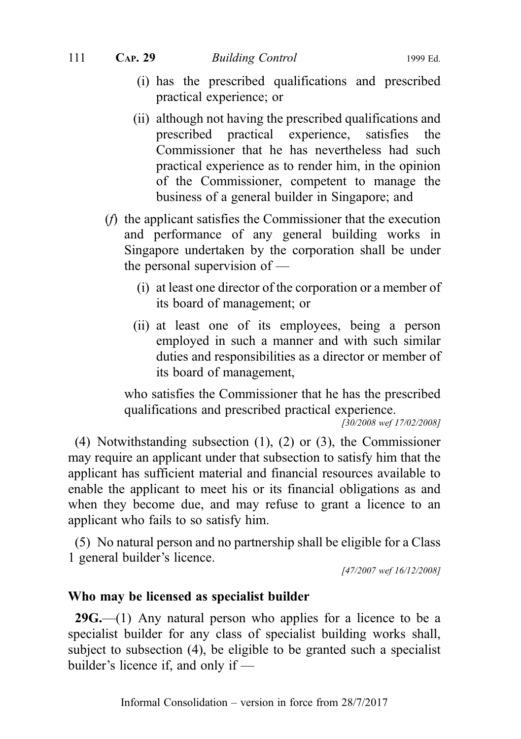(i) has the prescribed qualifications and prescribed practical experience; or

(ii) although not having the prescribed qualifications and prescribed practical experience, satisfies the Commissioner that he has nevertheless had such practical experience as to render him, in the opinion of the Commissioner, competent to manage the business of a general builder in Singapore; and

(*f*) the applicant satisfies the Commissioner that the execution and performance of any general building works in Singapore undertaken by the corporation shall be under the personal supervision of —

(i) at least one director of the corporation or a member of its board of management; or

(ii) at least one of its employees, being a person employed in such a manner and with such similar duties and responsibilities as a director or member of its board of management,

who satisfies the Commissioner that he has the prescribed qualifications and prescribed practical experience.

*[30/2008 wef 17/02/2008]*

(4) Notwithstanding subsection (1), (2) or (3), the Commissioner may require an applicant under that subsection to satisfy him that the applicant has sufficient material and financial resources available to enable the applicant to meet his or its financial obligations as and when they become due, and may refuse to grant a licence to an applicant who fails to so satisfy him.

(5) No natural person and no partnership shall be eligible for a Class 1 general builder's licence.

*[47/2007 wef 16/12/2008]*

**Who may be licensed as specialist builder**

**29G.**—(1) Any natural person who applies for a licence to be a specialist builder for any class of specialist building works shall, subject to subsection (4), be eligible to be granted such a specialist builder's licence if, and only if —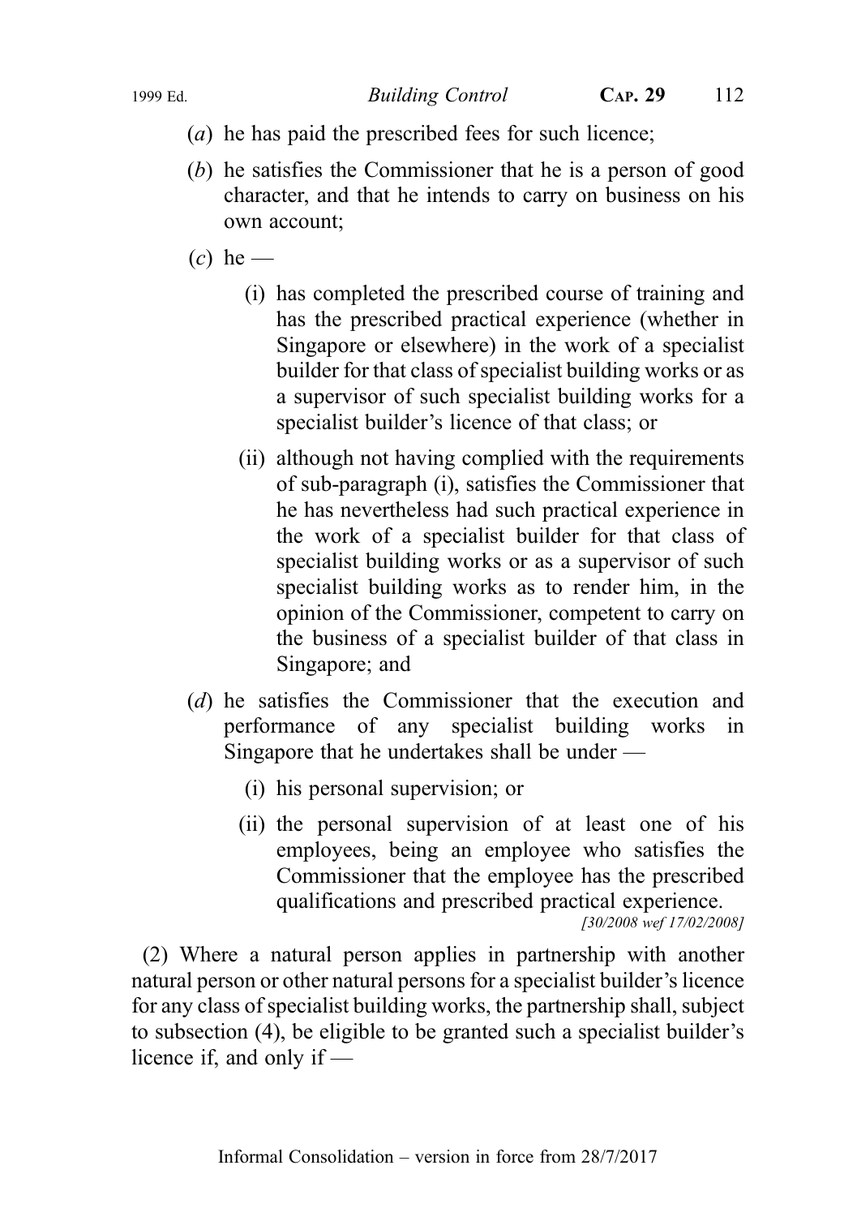(*a*) he has paid the prescribed fees for such licence;

(*b*) he satisfies the Commissioner that he is a person of good character, and that he intends to carry on business on his own account;

(*c*) he —

(i) has completed the prescribed course of training and has the prescribed practical experience (whether in Singapore or elsewhere) in the work of a specialist builder for that class of specialist building works or as a supervisor of such specialist building works for a specialist builder's licence of that class; or

(ii) although not having complied with the requirements of sub-paragraph (i), satisfies the Commissioner that he has nevertheless had such practical experience in the work of a specialist builder for that class of specialist building works or as a supervisor of such specialist building works as to render him, in the opinion of the Commissioner, competent to carry on the business of a specialist builder of that class in Singapore; and

(*d*) he satisfies the Commissioner that the execution and performance of any specialist building works in Singapore that he undertakes shall be under —

(i) his personal supervision; or

(ii) the personal supervision of at least one of his employees, being an employee who satisfies the Commissioner that the employee has the prescribed qualifications and prescribed practical experience.

*[30/2008 wef 17/02/2008]*

(2) Where a natural person applies in partnership with another natural person or other natural persons for a specialist builder's licence for any class of specialist building works, the partnership shall, subject to subsection (4), be eligible to be granted such a specialist builder's licence if, and only if —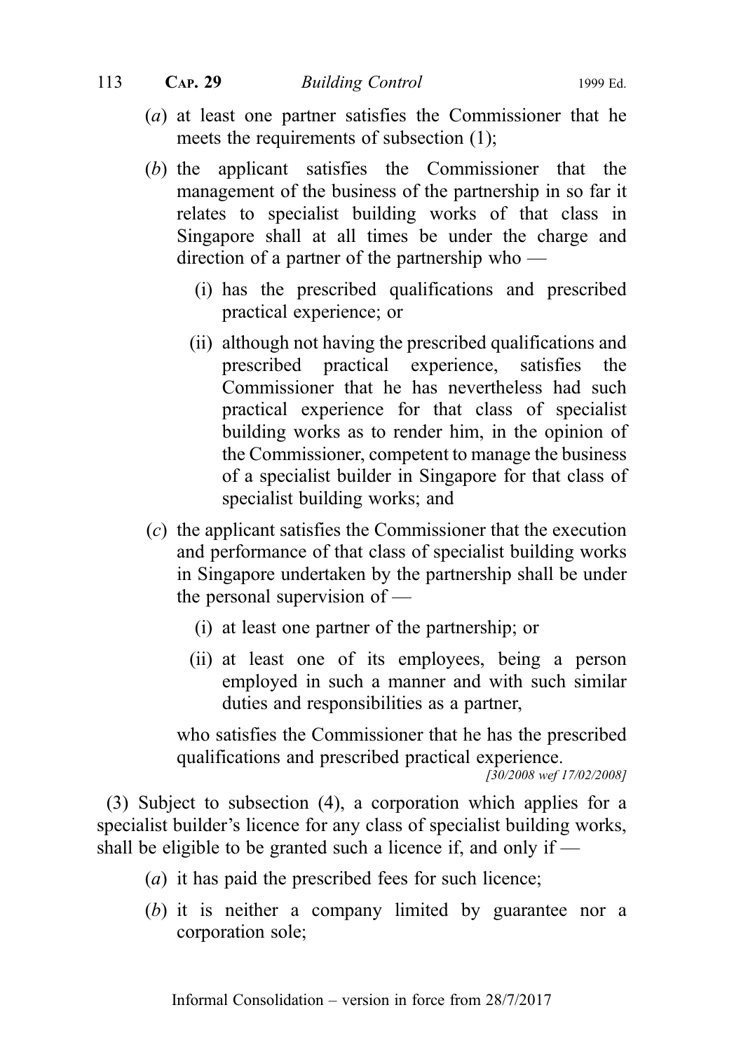(*a*) at least one partner satisfies the Commissioner that he meets the requirements of subsection (1);

(*b*) the applicant satisfies the Commissioner that the management of the business of the partnership in so far it relates to specialist building works of that class in Singapore shall at all times be under the charge and direction of a partner of the partnership who —

(i) has the prescribed qualifications and prescribed practical experience; or

(ii) although not having the prescribed qualifications and prescribed practical experience, satisfies the Commissioner that he has nevertheless had such practical experience for that class of specialist building works as to render him, in the opinion of the Commissioner, competent to manage the business of a specialist builder in Singapore for that class of specialist building works; and

(*c*) the applicant satisfies the Commissioner that the execution and performance of that class of specialist building works in Singapore undertaken by the partnership shall be under the personal supervision of —

(i) at least one partner of the partnership; or

(ii) at least one of its employees, being a person employed in such a manner and with such similar duties and responsibilities as a partner,

who satisfies the Commissioner that he has the prescribed qualifications and prescribed practical experience.

*[30/2008 wef 17/02/2008]*

(3) Subject to subsection (4), a corporation which applies for a specialist builder's licence for any class of specialist building works, shall be eligible to be granted such a licence if, and only if —

(*a*) it has paid the prescribed fees for such licence;

(*b*) it is neither a company limited by guarantee nor a corporation sole;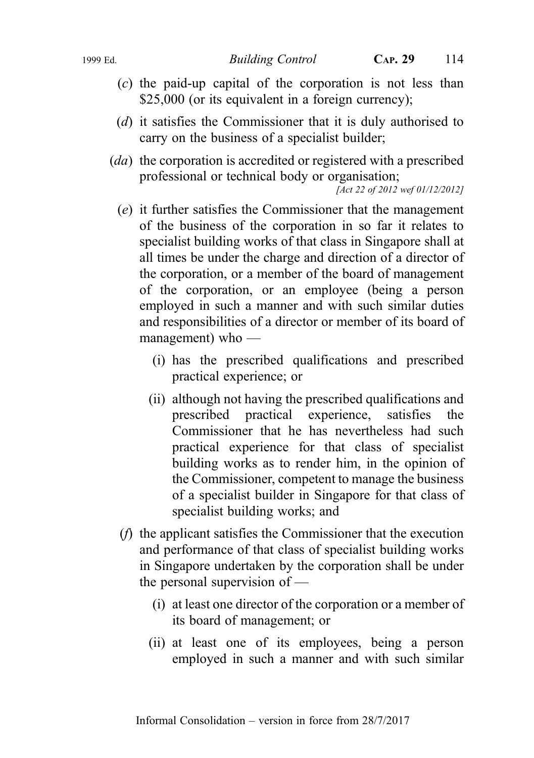(*c*) the paid-up capital of the corporation is not less than $25,000 (or its equivalent in a foreign currency);

(*d*) it satisfies the Commissioner that it is duly authorised to carry on the business of a specialist builder;

(*da*) the corporation is accredited or registered with a prescribed professional or technical body or organisation;

*[Act 22 of 2012 wef 01/12/2012]*

(*e*) it further satisfies the Commissioner that the management of the business of the corporation in so far it relates to specialist building works of that class in Singapore shall at all times be under the charge and direction of a director of the corporation, or a member of the board of management of the corporation, or an employee (being a person employed in such a manner and with such similar duties and responsibilities of a director or member of its board of management) who —

(i) has the prescribed qualifications and prescribed practical experience; or

(ii) although not having the prescribed qualifications and prescribed practical experience, satisfies the Commissioner that he has nevertheless had such practical experience for that class of specialist building works as to render him, in the opinion of the Commissioner, competent to manage the business of a specialist builder in Singapore for that class of specialist building works; and

(*f*) the applicant satisfies the Commissioner that the execution and performance of that class of specialist building works in Singapore undertaken by the corporation shall be under the personal supervision of —

(i) at least one director of the corporation or a member of its board of management; or

(ii) at least one of its employees, being a person employed in such a manner and with such similar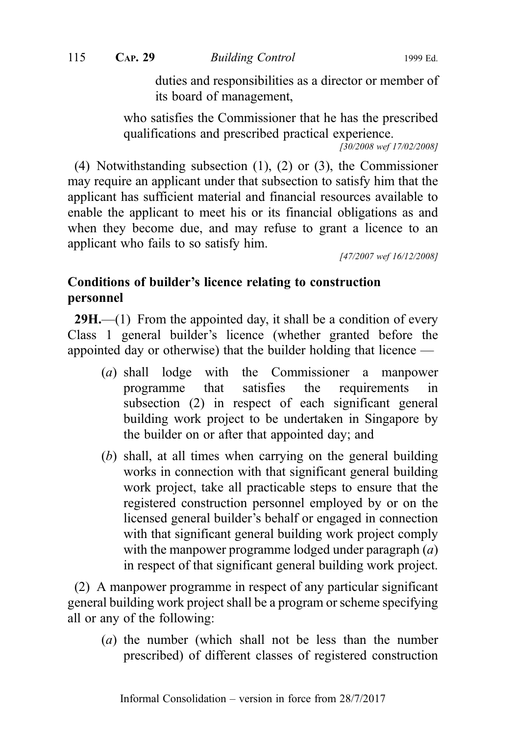duties and responsibilities as a director or member of its board of management,

who satisfies the Commissioner that he has the prescribed qualifications and prescribed practical experience.

[30/2008 wef 17/02/2008]

(4) Notwithstanding subsection (1), (2) or (3), the Commissioner may require an applicant under that subsection to satisfy him that the applicant has sufficient material and financial resources available to enable the applicant to meet his or its financial obligations as and when they become due, and may refuse to grant a licence to an applicant who fails to so satisfy him.

[47/2007 wef 16/12/2008]

**Conditions of builder's licence relating to construction personnel**

**29H.**—(1) From the appointed day, it shall be a condition of every Class 1 general builder's licence (whether granted before the appointed day or otherwise) that the builder holding that licence —

(*a*) shall lodge with the Commissioner a manpower programme that satisfies the requirements in subsection (2) in respect of each significant general building work project to be undertaken in Singapore by the builder on or after that appointed day; and

(*b*) shall, at all times when carrying on the general building works in connection with that significant general building work project, take all practicable steps to ensure that the registered construction personnel employed by or on the licensed general builder's behalf or engaged in connection with that significant general building work project comply with the manpower programme lodged under paragraph (*a*) in respect of that significant general building work project.

(2) A manpower programme in respect of any particular significant general building work project shall be a program or scheme specifying all or any of the following:

(*a*) the number (which shall not be less than the number prescribed) of different classes of registered construction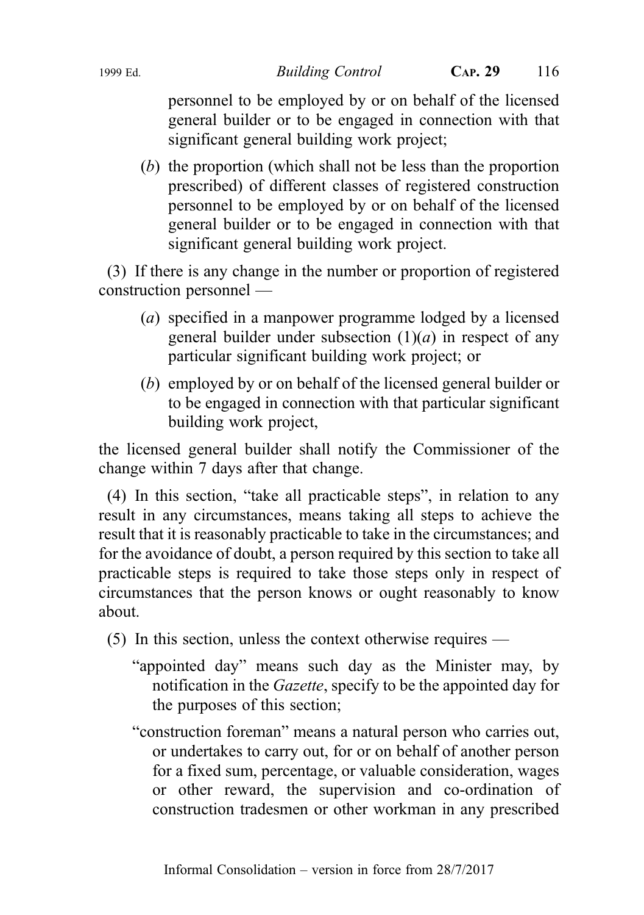personnel to be employed by or on behalf of the licensed general builder or to be engaged in connection with that significant general building work project;

(*b*) the proportion (which shall not be less than the proportion prescribed) of different classes of registered construction personnel to be employed by or on behalf of the licensed general builder or to be engaged in connection with that significant general building work project.

(3) If there is any change in the number or proportion of registered construction personnel —

(*a*) specified in a manpower programme lodged by a licensed general builder under subsection (1)(*a*) in respect of any particular significant building work project; or

(*b*) employed by or on behalf of the licensed general builder or to be engaged in connection with that particular significant building work project,

the licensed general builder shall notify the Commissioner of the change within 7 days after that change.

(4) In this section, "take all practicable steps", in relation to any result in any circumstances, means taking all steps to achieve the result that it is reasonably practicable to take in the circumstances; and for the avoidance of doubt, a person required by this section to take all practicable steps is required to take those steps only in respect of circumstances that the person knows or ought reasonably to know about.

(5) In this section, unless the context otherwise requires —

"appointed day" means such day as the Minister may, by notification in the *Gazette*, specify to be the appointed day for the purposes of this section;

"construction foreman" means a natural person who carries out, or undertakes to carry out, for or on behalf of another person for a fixed sum, percentage, or valuable consideration, wages or other reward, the supervision and co-ordination of construction tradesmen or other workman in any prescribed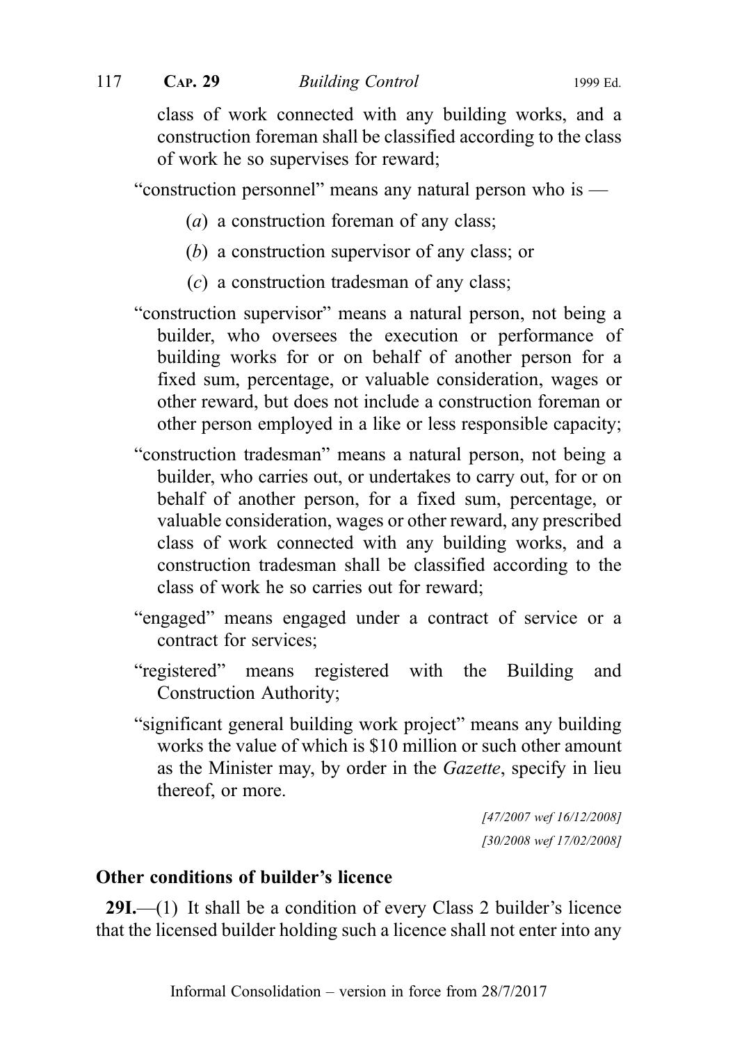class of work connected with any building works, and a construction foreman shall be classified according to the class of work he so supervises for reward;

"construction personnel" means any natural person who is —

(*a*) a construction foreman of any class;

(*b*) a construction supervisor of any class; or

(*c*) a construction tradesman of any class;

"construction supervisor" means a natural person, not being a builder, who oversees the execution or performance of building works for or on behalf of another person for a fixed sum, percentage, or valuable consideration, wages or other reward, but does not include a construction foreman or other person employed in a like or less responsible capacity;

"construction tradesman" means a natural person, not being a builder, who carries out, or undertakes to carry out, for or on behalf of another person, for a fixed sum, percentage, or valuable consideration, wages or other reward, any prescribed class of work connected with any building works, and a construction tradesman shall be classified according to the class of work he so carries out for reward;

"engaged" means engaged under a contract of service or a contract for services;

"registered" means registered with the Building and Construction Authority;

"significant general building work project" means any building works the value of which is $10 million or such other amount as the Minister may, by order in the *Gazette*, specify in lieu thereof, or more.

*[47/2007 wef 16/12/2008]*

*[30/2008 wef 17/02/2008]*

**Other conditions of builder's licence**

**29I.**—(1) It shall be a condition of every Class 2 builder's licence that the licensed builder holding such a licence shall not enter into any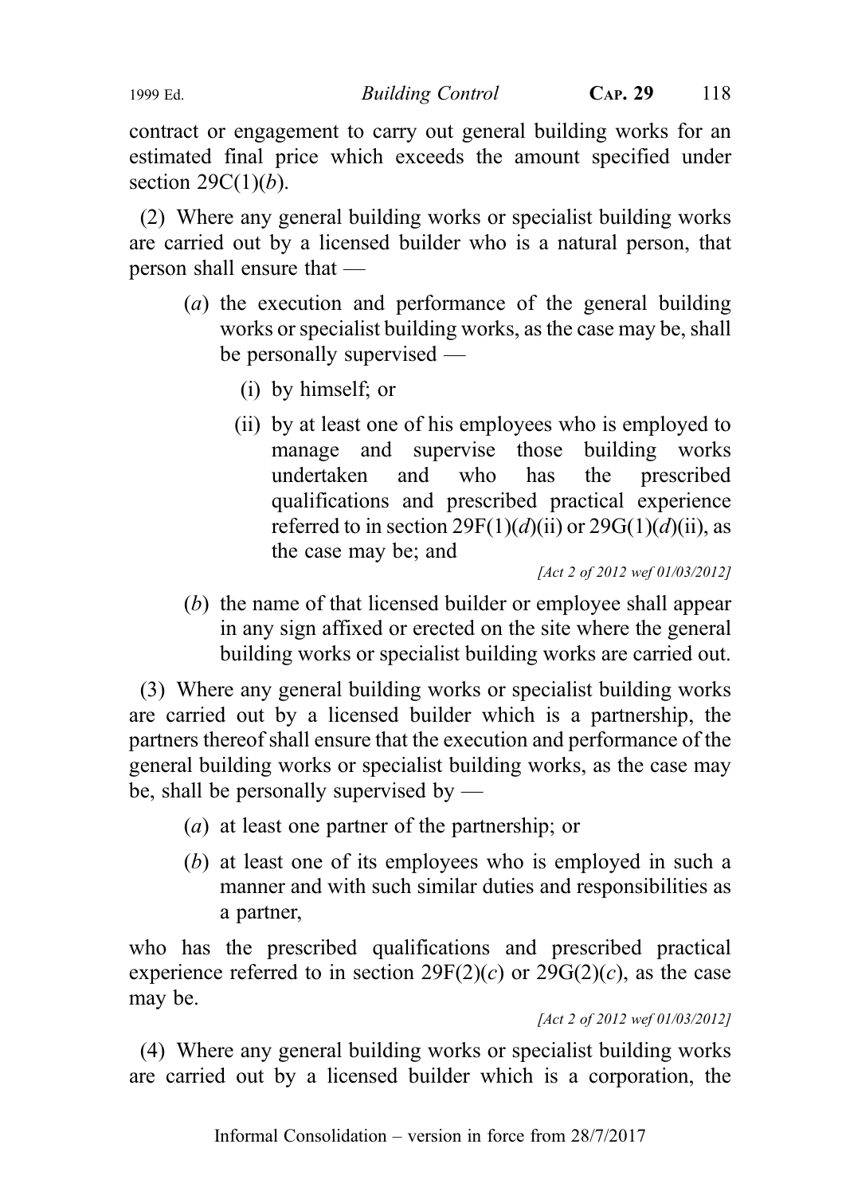contract or engagement to carry out general building works for an estimated final price which exceeds the amount specified under section 29C(1)(*b*).

(2) Where any general building works or specialist building works are carried out by a licensed builder who is a natural person, that person shall ensure that —

- (*a*) the execution and performance of the general building works or specialist building works, as the case may be, shall be personally supervised —
  - (i) by himself; or
  - (ii) by at least one of his employees who is employed to manage and supervise those building works undertaken and who has the prescribed qualifications and prescribed practical experience referred to in section 29F(1)(*d*)(ii) or 29G(1)(*d*)(ii), as the case may be; and

*[Act 2 of 2012 wef 01/03/2012]*

- (*b*) the name of that licensed builder or employee shall appear in any sign affixed or erected on the site where the general building works or specialist building works are carried out.

(3) Where any general building works or specialist building works are carried out by a licensed builder which is a partnership, the partners thereof shall ensure that the execution and performance of the general building works or specialist building works, as the case may be, shall be personally supervised by —

- (*a*) at least one partner of the partnership; or
- (*b*) at least one of its employees who is employed in such a manner and with such similar duties and responsibilities as a partner,

who has the prescribed qualifications and prescribed practical experience referred to in section 29F(2)(*c*) or 29G(2)(*c*), as the case may be.

*[Act 2 of 2012 wef 01/03/2012]*

(4) Where any general building works or specialist building works are carried out by a licensed builder which is a corporation, the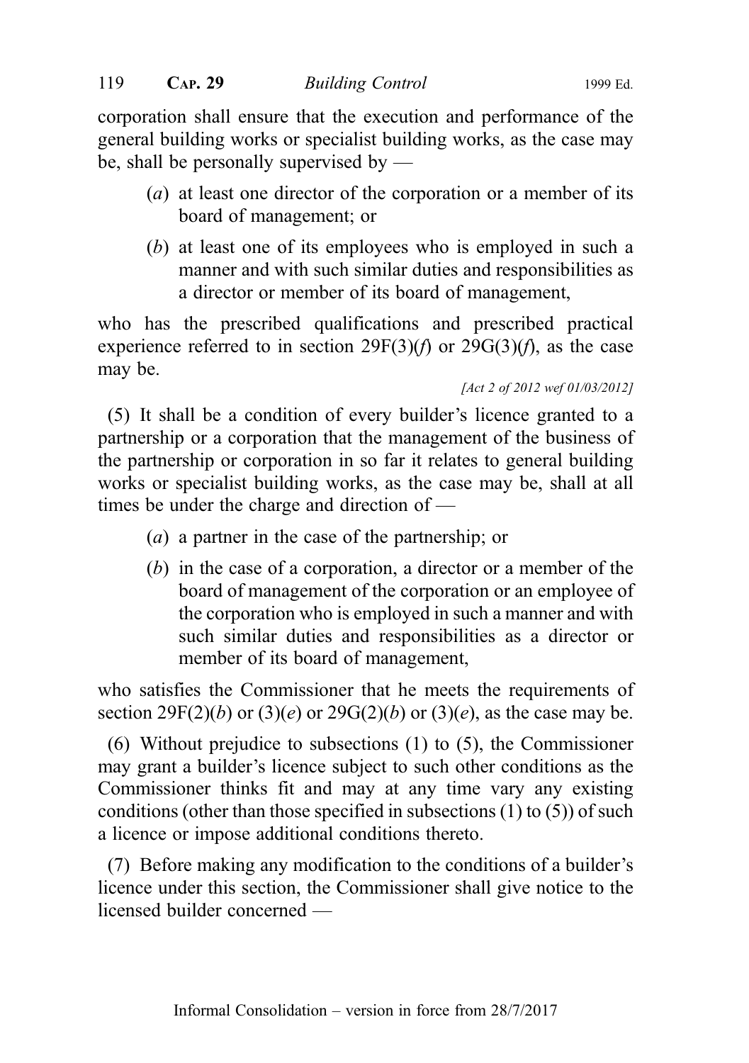corporation shall ensure that the execution and performance of the general building works or specialist building works, as the case may be, shall be personally supervised by —

(*a*) at least one director of the corporation or a member of its board of management; or

(*b*) at least one of its employees who is employed in such a manner and with such similar duties and responsibilities as a director or member of its board of management,

who has the prescribed qualifications and prescribed practical experience referred to in section 29F(3)(*f*) or 29G(3)(*f*), as the case may be.

*[Act 2 of 2012 wef 01/03/2012]*

(5) It shall be a condition of every builder's licence granted to a partnership or a corporation that the management of the business of the partnership or corporation in so far it relates to general building works or specialist building works, as the case may be, shall at all times be under the charge and direction of —

(*a*) a partner in the case of the partnership; or

(*b*) in the case of a corporation, a director or a member of the board of management of the corporation or an employee of the corporation who is employed in such a manner and with such similar duties and responsibilities as a director or member of its board of management,

who satisfies the Commissioner that he meets the requirements of section 29F(2)(*b*) or (3)(*e*) or 29G(2)(*b*) or (3)(*e*), as the case may be.

(6) Without prejudice to subsections (1) to (5), the Commissioner may grant a builder's licence subject to such other conditions as the Commissioner thinks fit and may at any time vary any existing conditions (other than those specified in subsections (1) to (5)) of such a licence or impose additional conditions thereto.

(7) Before making any modification to the conditions of a builder's licence under this section, the Commissioner shall give notice to the licensed builder concerned —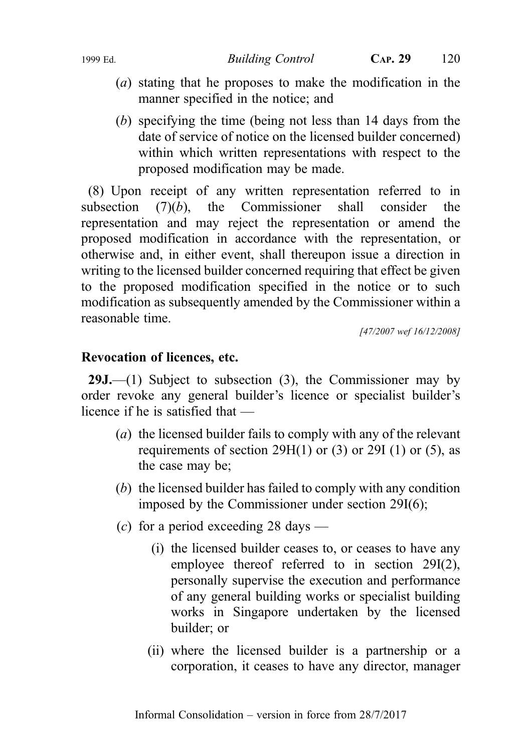(*a*) stating that he proposes to make the modification in the manner specified in the notice; and

(*b*) specifying the time (being not less than 14 days from the date of service of notice on the licensed builder concerned) within which written representations with respect to the proposed modification may be made.

(8) Upon receipt of any written representation referred to in subsection (7)(*b*), the Commissioner shall consider the representation and may reject the representation or amend the proposed modification in accordance with the representation, or otherwise and, in either event, shall thereupon issue a direction in writing to the licensed builder concerned requiring that effect be given to the proposed modification specified in the notice or to such modification as subsequently amended by the Commissioner within a reasonable time.

*[47/2007 wef 16/12/2008]*

**Revocation of licences, etc.**

**29J.**—(1) Subject to subsection (3), the Commissioner may by order revoke any general builder's licence or specialist builder's licence if he is satisfied that —

(*a*) the licensed builder fails to comply with any of the relevant requirements of section 29H(1) or (3) or 29I (1) or (5), as the case may be;

(*b*) the licensed builder has failed to comply with any condition imposed by the Commissioner under section 29I(6);

(*c*) for a period exceeding 28 days —

(i) the licensed builder ceases to, or ceases to have any employee thereof referred to in section 29I(2), personally supervise the execution and performance of any general building works or specialist building works in Singapore undertaken by the licensed builder; or

(ii) where the licensed builder is a partnership or a corporation, it ceases to have any director, manager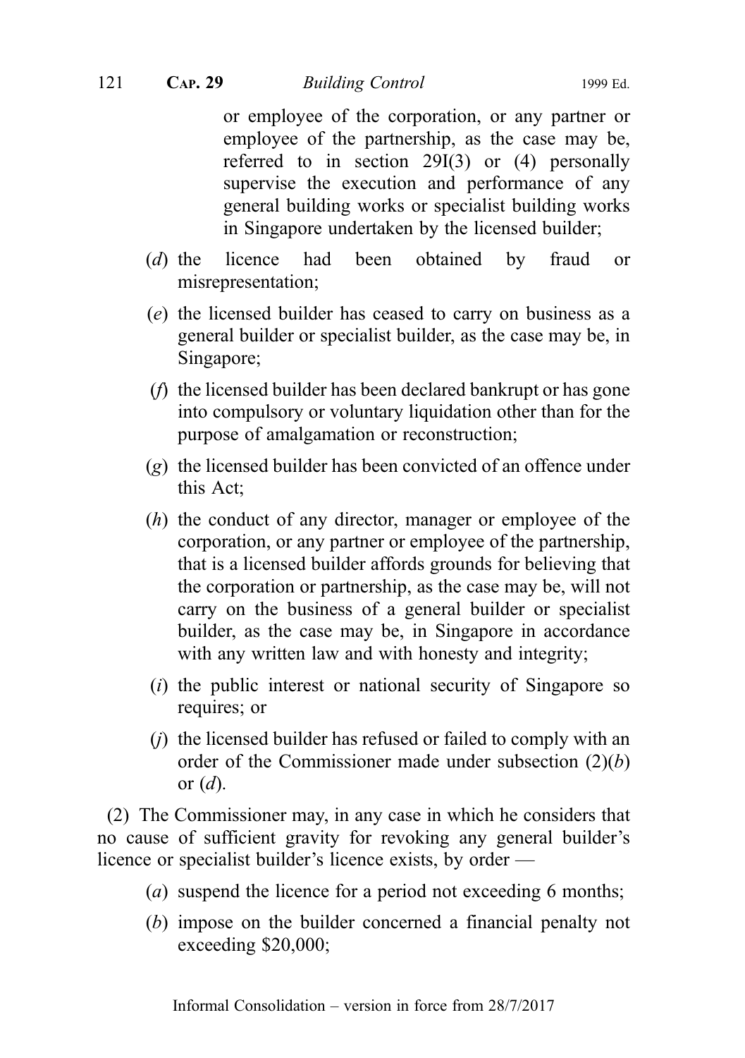or employee of the corporation, or any partner or employee of the partnership, as the case may be, referred to in section 29I(3) or (4) personally supervise the execution and performance of any general building works or specialist building works in Singapore undertaken by the licensed builder;

(*d*) the licence had been obtained by fraud or misrepresentation;

(*e*) the licensed builder has ceased to carry on business as a general builder or specialist builder, as the case may be, in Singapore;

(*f*) the licensed builder has been declared bankrupt or has gone into compulsory or voluntary liquidation other than for the purpose of amalgamation or reconstruction;

(*g*) the licensed builder has been convicted of an offence under this Act;

(*h*) the conduct of any director, manager or employee of the corporation, or any partner or employee of the partnership, that is a licensed builder affords grounds for believing that the corporation or partnership, as the case may be, will not carry on the business of a general builder or specialist builder, as the case may be, in Singapore in accordance with any written law and with honesty and integrity;

(*i*) the public interest or national security of Singapore so requires; or

(*j*) the licensed builder has refused or failed to comply with an order of the Commissioner made under subsection (2)(*b*) or (*d*).

(2) The Commissioner may, in any case in which he considers that no cause of sufficient gravity for revoking any general builder's licence or specialist builder's licence exists, by order —

(*a*) suspend the licence for a period not exceeding 6 months;

(*b*) impose on the builder concerned a financial penalty not exceeding $20,000;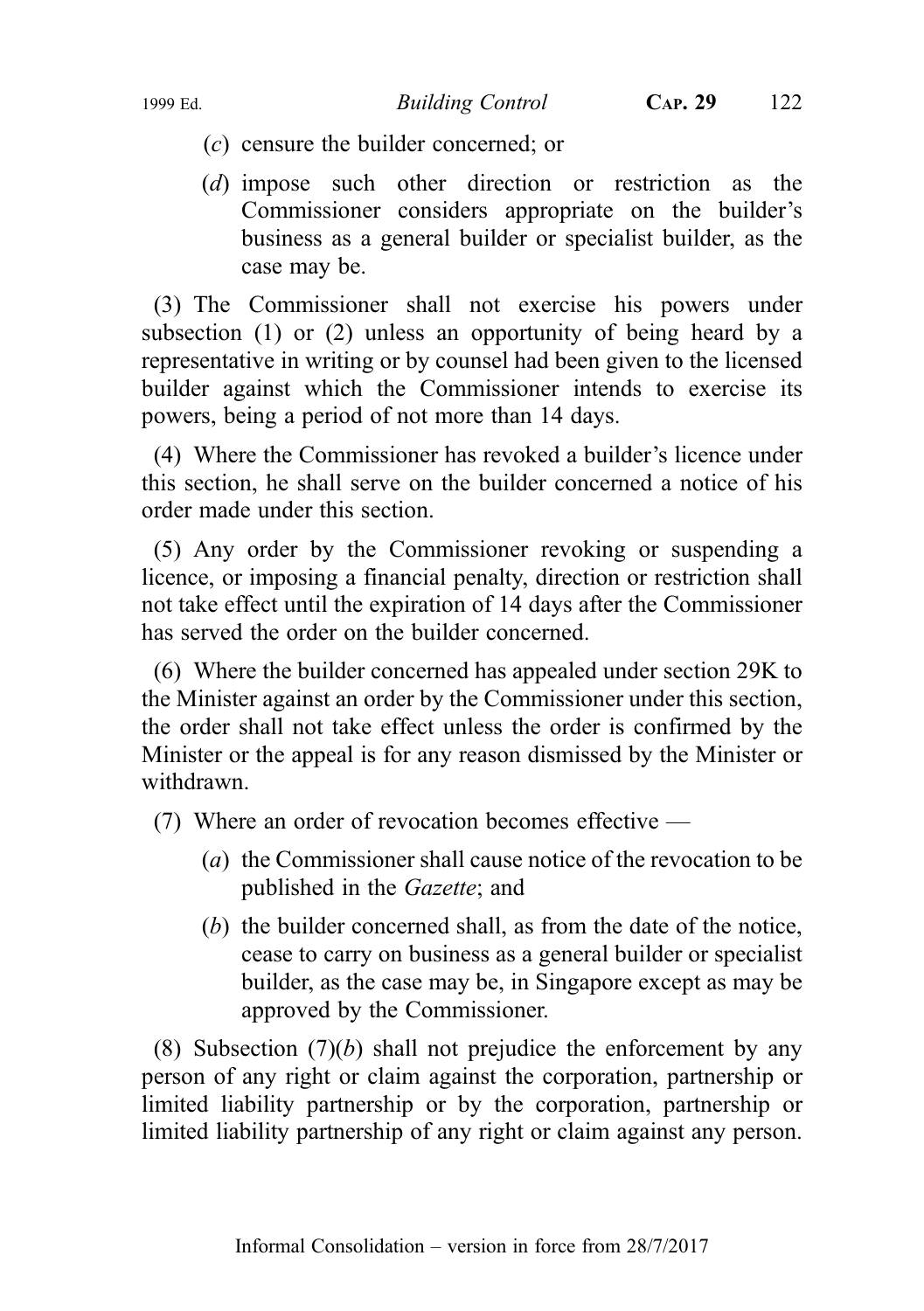(*c*) censure the builder concerned; or

(*d*) impose such other direction or restriction as the Commissioner considers appropriate on the builder's business as a general builder or specialist builder, as the case may be.

(3) The Commissioner shall not exercise his powers under subsection (1) or (2) unless an opportunity of being heard by a representative in writing or by counsel had been given to the licensed builder against which the Commissioner intends to exercise its powers, being a period of not more than 14 days.

(4) Where the Commissioner has revoked a builder's licence under this section, he shall serve on the builder concerned a notice of his order made under this section.

(5) Any order by the Commissioner revoking or suspending a licence, or imposing a financial penalty, direction or restriction shall not take effect until the expiration of 14 days after the Commissioner has served the order on the builder concerned.

(6) Where the builder concerned has appealed under section 29K to the Minister against an order by the Commissioner under this section, the order shall not take effect unless the order is confirmed by the Minister or the appeal is for any reason dismissed by the Minister or withdrawn.

(7) Where an order of revocation becomes effective —

(*a*) the Commissioner shall cause notice of the revocation to be published in the *Gazette*; and

(*b*) the builder concerned shall, as from the date of the notice, cease to carry on business as a general builder or specialist builder, as the case may be, in Singapore except as may be approved by the Commissioner.

(8) Subsection (7)(*b*) shall not prejudice the enforcement by any person of any right or claim against the corporation, partnership or limited liability partnership or by the corporation, partnership or limited liability partnership of any right or claim against any person.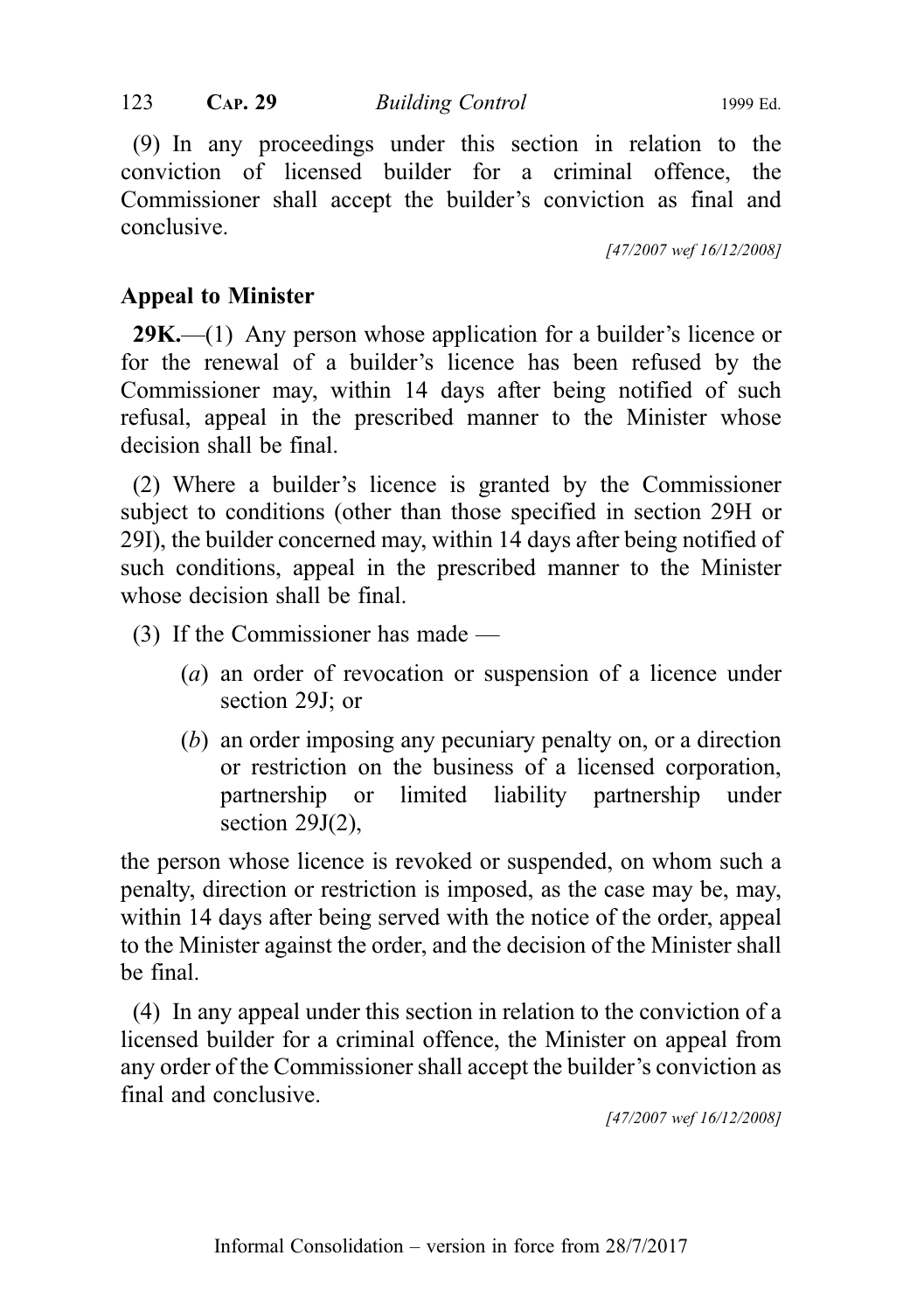(9) In any proceedings under this section in relation to the conviction of licensed builder for a criminal offence, the Commissioner shall accept the builder's conviction as final and conclusive.

[47/2007 wef 16/12/2008]

### Appeal to Minister

**29K.**—(1) Any person whose application for a builder's licence or for the renewal of a builder's licence has been refused by the Commissioner may, within 14 days after being notified of such refusal, appeal in the prescribed manner to the Minister whose decision shall be final.

(2) Where a builder's licence is granted by the Commissioner subject to conditions (other than those specified in section 29H or 29I), the builder concerned may, within 14 days after being notified of such conditions, appeal in the prescribed manner to the Minister whose decision shall be final.

(3) If the Commissioner has made —

(*a*) an order of revocation or suspension of a licence under section 29J; or

(*b*) an order imposing any pecuniary penalty on, or a direction or restriction on the business of a licensed corporation, partnership or limited liability partnership under section 29J(2),

the person whose licence is revoked or suspended, on whom such a penalty, direction or restriction is imposed, as the case may be, may, within 14 days after being served with the notice of the order, appeal to the Minister against the order, and the decision of the Minister shall be final.

(4) In any appeal under this section in relation to the conviction of a licensed builder for a criminal offence, the Minister on appeal from any order of the Commissioner shall accept the builder's conviction as final and conclusive.

[47/2007 wef 16/12/2008]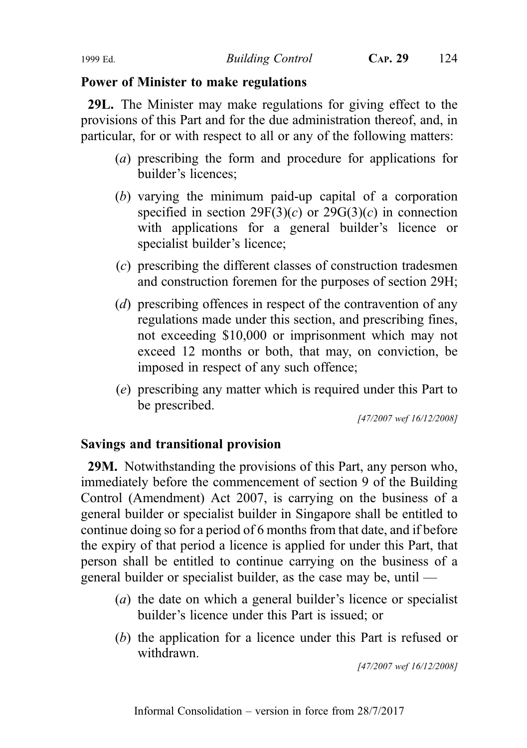**Power of Minister to make regulations**

**29L.** The Minister may make regulations for giving effect to the provisions of this Part and for the due administration thereof, and, in particular, for or with respect to all or any of the following matters:

(*a*) prescribing the form and procedure for applications for builder's licences;

(*b*) varying the minimum paid-up capital of a corporation specified in section 29F(3)(*c*) or 29G(3)(*c*) in connection with applications for a general builder's licence or specialist builder's licence;

(*c*) prescribing the different classes of construction tradesmen and construction foremen for the purposes of section 29H;

(*d*) prescribing offences in respect of the contravention of any regulations made under this section, and prescribing fines, not exceeding $10,000 or imprisonment which may not exceed 12 months or both, that may, on conviction, be imposed in respect of any such offence;

(*e*) prescribing any matter which is required under this Part to be prescribed.

*[47/2007 wef 16/12/2008]*

**Savings and transitional provision**

**29M.** Notwithstanding the provisions of this Part, any person who, immediately before the commencement of section 9 of the Building Control (Amendment) Act 2007, is carrying on the business of a general builder or specialist builder in Singapore shall be entitled to continue doing so for a period of 6 months from that date, and if before the expiry of that period a licence is applied for under this Part, that person shall be entitled to continue carrying on the business of a general builder or specialist builder, as the case may be, until —

(*a*) the date on which a general builder's licence or specialist builder's licence under this Part is issued; or

(*b*) the application for a licence under this Part is refused or withdrawn.

*[47/2007 wef 16/12/2008]*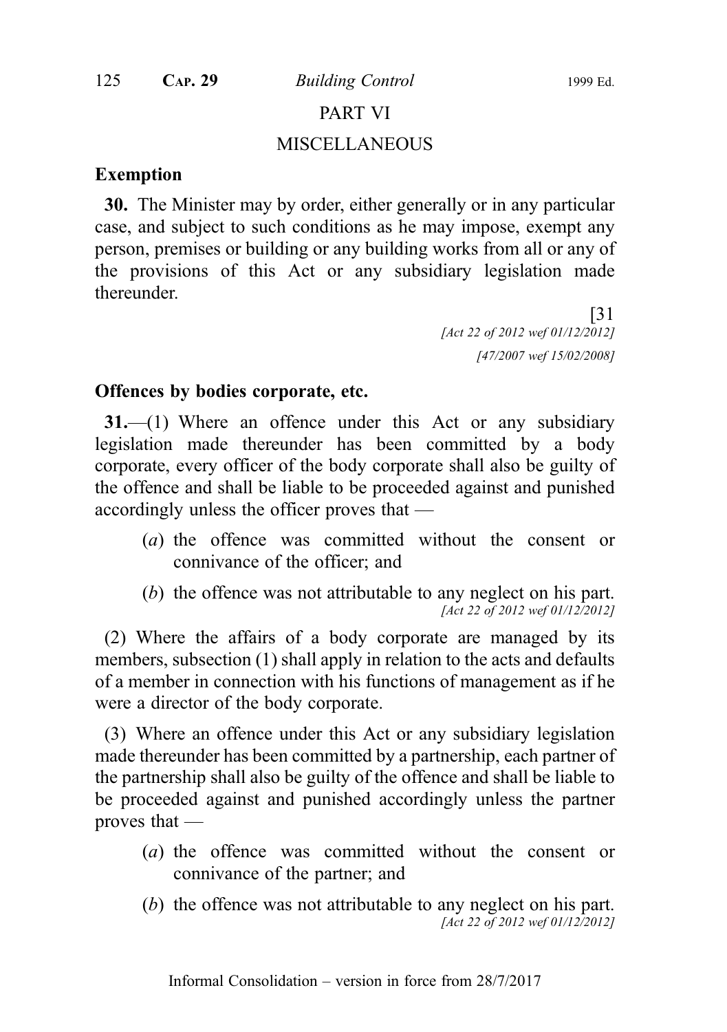## PART VI

## MISCELLANEOUS

### Exemption

**30.** The Minister may by order, either generally or in any particular case, and subject to such conditions as he may impose, exempt any person, premises or building or any building works from all or any of the provisions of this Act or any subsidiary legislation made thereunder.

[31
*[Act 22 of 2012 wef 01/12/2012]*
*[47/2007 wef 15/02/2008]*

### Offences by bodies corporate, etc.

**31.**—(1) Where an offence under this Act or any subsidiary legislation made thereunder has been committed by a body corporate, every officer of the body corporate shall also be guilty of the offence and shall be liable to be proceeded against and punished accordingly unless the officer proves that —

(*a*) the offence was committed without the consent or connivance of the officer; and

(*b*) the offence was not attributable to any neglect on his part.
*[Act 22 of 2012 wef 01/12/2012]*

(2) Where the affairs of a body corporate are managed by its members, subsection (1) shall apply in relation to the acts and defaults of a member in connection with his functions of management as if he were a director of the body corporate.

(3) Where an offence under this Act or any subsidiary legislation made thereunder has been committed by a partnership, each partner of the partnership shall also be guilty of the offence and shall be liable to be proceeded against and punished accordingly unless the partner proves that —

(*a*) the offence was committed without the consent or connivance of the partner; and

(*b*) the offence was not attributable to any neglect on his part.
*[Act 22 of 2012 wef 01/12/2012]*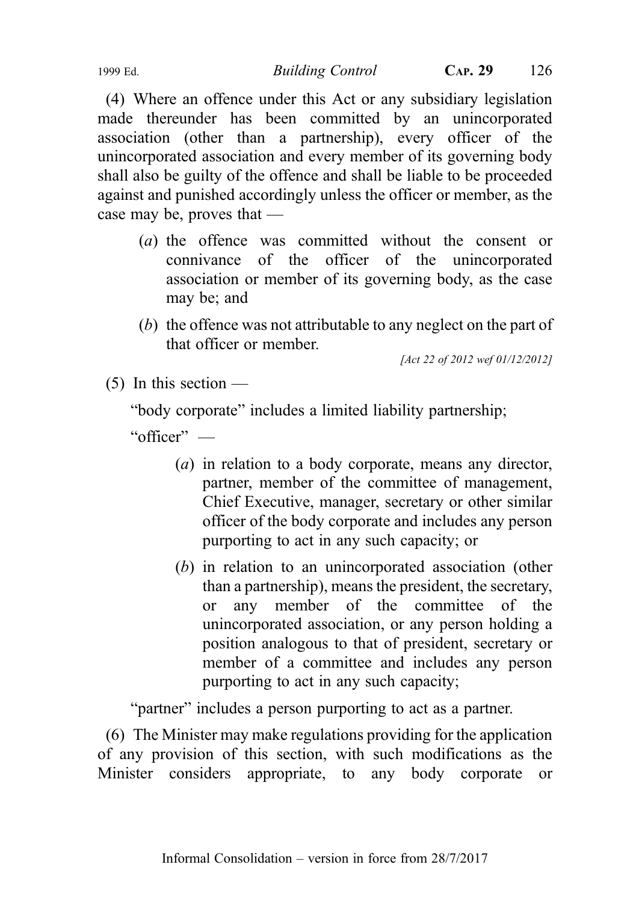(4) Where an offence under this Act or any subsidiary legislation made thereunder has been committed by an unincorporated association (other than a partnership), every officer of the unincorporated association and every member of its governing body shall also be guilty of the offence and shall be liable to be proceeded against and punished accordingly unless the officer or member, as the case may be, proves that —

(*a*) the offence was committed without the consent or connivance of the officer of the unincorporated association or member of its governing body, as the case may be; and

(*b*) the offence was not attributable to any neglect on the part of that officer or member.

*[Act 22 of 2012 wef 01/12/2012]*

(5) In this section —

"body corporate" includes a limited liability partnership;

"officer" —

(*a*) in relation to a body corporate, means any director, partner, member of the committee of management, Chief Executive, manager, secretary or other similar officer of the body corporate and includes any person purporting to act in any such capacity; or

(*b*) in relation to an unincorporated association (other than a partnership), means the president, the secretary, or any member of the committee of the unincorporated association, or any person holding a position analogous to that of president, secretary or member of a committee and includes any person purporting to act in any such capacity;

"partner" includes a person purporting to act as a partner.

(6) The Minister may make regulations providing for the application of any provision of this section, with such modifications as the Minister considers appropriate, to any body corporate or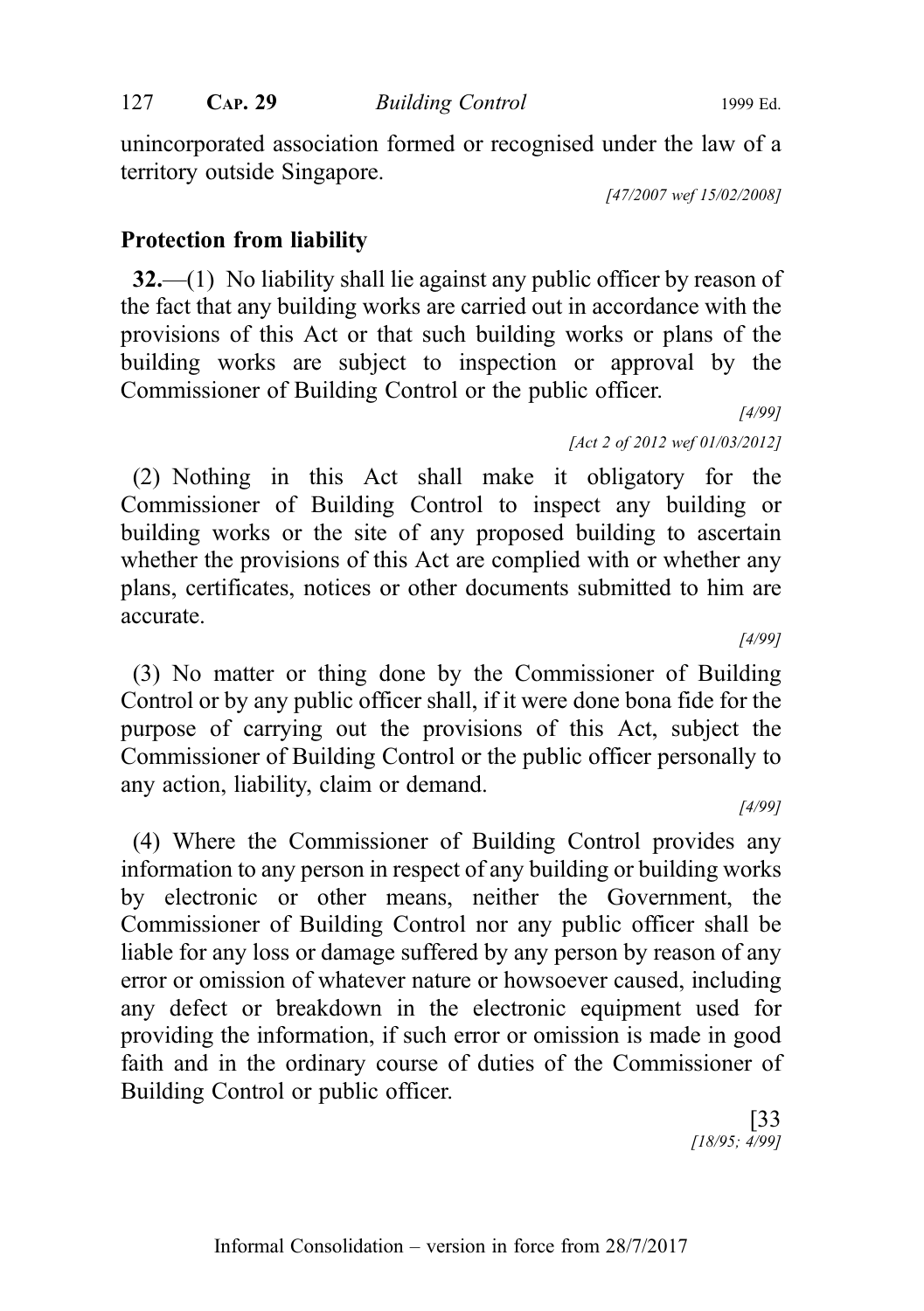unincorporated association formed or recognised under the law of a territory outside Singapore.

[47/2007 wef 15/02/2008]

## Protection from liability

**32.**—(1) No liability shall lie against any public officer by reason of the fact that any building works are carried out in accordance with the provisions of this Act or that such building works or plans of the building works are subject to inspection or approval by the Commissioner of Building Control or the public officer.

[4/99]

[Act 2 of 2012 wef 01/03/2012]

(2) Nothing in this Act shall make it obligatory for the Commissioner of Building Control to inspect any building or building works or the site of any proposed building to ascertain whether the provisions of this Act are complied with or whether any plans, certificates, notices or other documents submitted to him are accurate.

[4/99]

(3) No matter or thing done by the Commissioner of Building Control or by any public officer shall, if it were done bona fide for the purpose of carrying out the provisions of this Act, subject the Commissioner of Building Control or the public officer personally to any action, liability, claim or demand.

[4/99]

(4) Where the Commissioner of Building Control provides any information to any person in respect of any building or building works by electronic or other means, neither the Government, the Commissioner of Building Control nor any public officer shall be liable for any loss or damage suffered by any person by reason of any error or omission of whatever nature or howsoever caused, including any defect or breakdown in the electronic equipment used for providing the information, if such error or omission is made in good faith and in the ordinary course of duties of the Commissioner of Building Control or public officer.

[33

[18/95; 4/99]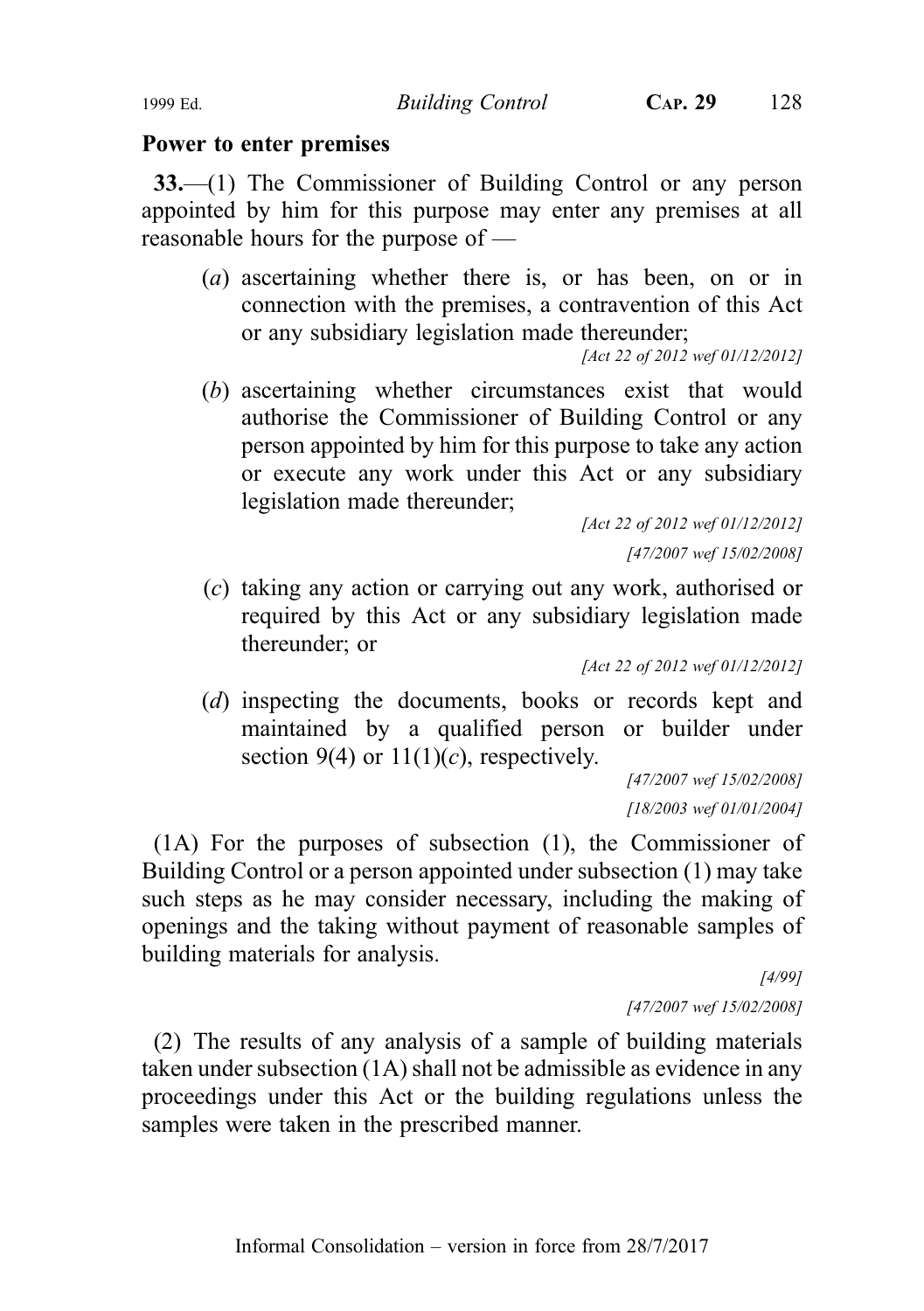**Power to enter premises**

**33.**—(1) The Commissioner of Building Control or any person appointed by him for this purpose may enter any premises at all reasonable hours for the purpose of —

(*a*) ascertaining whether there is, or has been, on or in connection with the premises, a contravention of this Act or any subsidiary legislation made thereunder;

*[Act 22 of 2012 wef 01/12/2012]*

(*b*) ascertaining whether circumstances exist that would authorise the Commissioner of Building Control or any person appointed by him for this purpose to take any action or execute any work under this Act or any subsidiary legislation made thereunder;

*[Act 22 of 2012 wef 01/12/2012]*

*[47/2007 wef 15/02/2008]*

(*c*) taking any action or carrying out any work, authorised or required by this Act or any subsidiary legislation made thereunder; or

*[Act 22 of 2012 wef 01/12/2012]*

(*d*) inspecting the documents, books or records kept and maintained by a qualified person or builder under section 9(4) or 11(1)(*c*), respectively.

*[47/2007 wef 15/02/2008]*

*[18/2003 wef 01/01/2004]*

(1A) For the purposes of subsection (1), the Commissioner of Building Control or a person appointed under subsection (1) may take such steps as he may consider necessary, including the making of openings and the taking without payment of reasonable samples of building materials for analysis.

*[4/99]*

*[47/2007 wef 15/02/2008]*

(2) The results of any analysis of a sample of building materials taken under subsection (1A) shall not be admissible as evidence in any proceedings under this Act or the building regulations unless the samples were taken in the prescribed manner.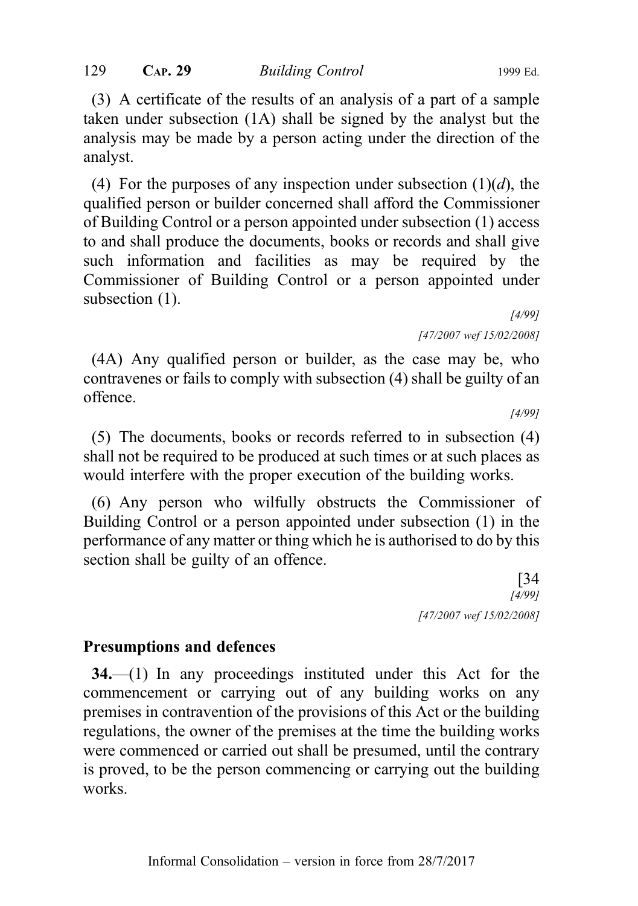(3) A certificate of the results of an analysis of a part of a sample taken under subsection (1A) shall be signed by the analyst but the analysis may be made by a person acting under the direction of the analyst.

(4) For the purposes of any inspection under subsection (1)(*d*), the qualified person or builder concerned shall afford the Commissioner of Building Control or a person appointed under subsection (1) access to and shall produce the documents, books or records and shall give such information and facilities as may be required by the Commissioner of Building Control or a person appointed under subsection (1).

*[4/99]*

*[47/2007 wef 15/02/2008]*

(4A) Any qualified person or builder, as the case may be, who contravenes or fails to comply with subsection (4) shall be guilty of an offence.

*[4/99]*

(5) The documents, books or records referred to in subsection (4) shall not be required to be produced at such times or at such places as would interfere with the proper execution of the building works.

(6) Any person who wilfully obstructs the Commissioner of Building Control or a person appointed under subsection (1) in the performance of any matter or thing which he is authorised to do by this section shall be guilty of an offence.

[34

*[4/99]*

*[47/2007 wef 15/02/2008]*

**Presumptions and defences**

**34.**—(1) In any proceedings instituted under this Act for the commencement or carrying out of any building works on any premises in contravention of the provisions of this Act or the building regulations, the owner of the premises at the time the building works were commenced or carried out shall be presumed, until the contrary is proved, to be the person commencing or carrying out the building works.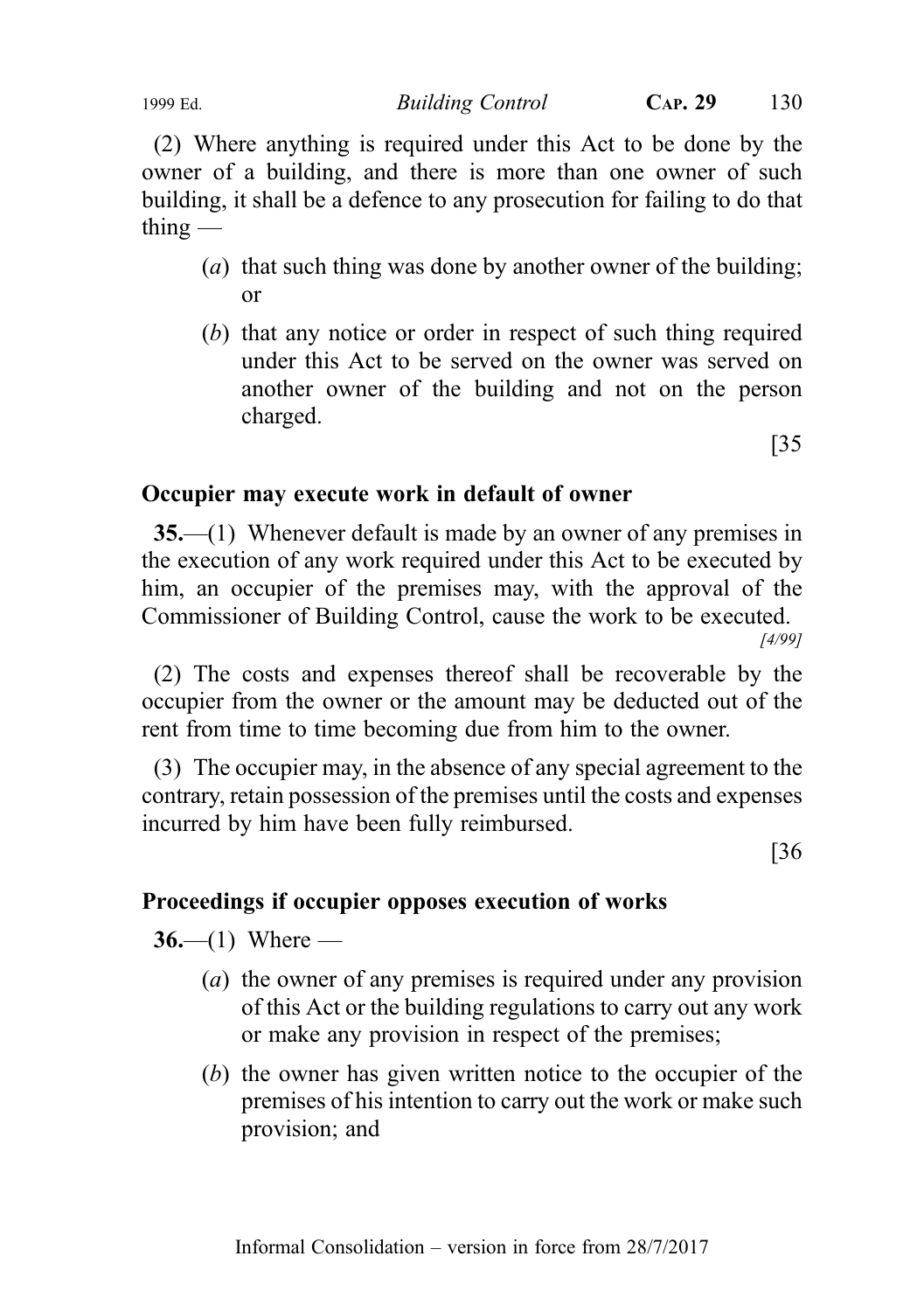(2) Where anything is required under this Act to be done by the owner of a building, and there is more than one owner of such building, it shall be a defence to any prosecution for failing to do that thing —

(*a*) that such thing was done by another owner of the building; or

(*b*) that any notice or order in respect of such thing required under this Act to be served on the owner was served on another owner of the building and not on the person charged.

[35

**Occupier may execute work in default of owner**

**35.**—(1) Whenever default is made by an owner of any premises in the execution of any work required under this Act to be executed by him, an occupier of the premises may, with the approval of the Commissioner of Building Control, cause the work to be executed.

*[4/99]*

(2) The costs and expenses thereof shall be recoverable by the occupier from the owner or the amount may be deducted out of the rent from time to time becoming due from him to the owner.

(3) The occupier may, in the absence of any special agreement to the contrary, retain possession of the premises until the costs and expenses incurred by him have been fully reimbursed.

[36

**Proceedings if occupier opposes execution of works**

**36.**—(1) Where —

(*a*) the owner of any premises is required under any provision of this Act or the building regulations to carry out any work or make any provision in respect of the premises;

(*b*) the owner has given written notice to the occupier of the premises of his intention to carry out the work or make such provision; and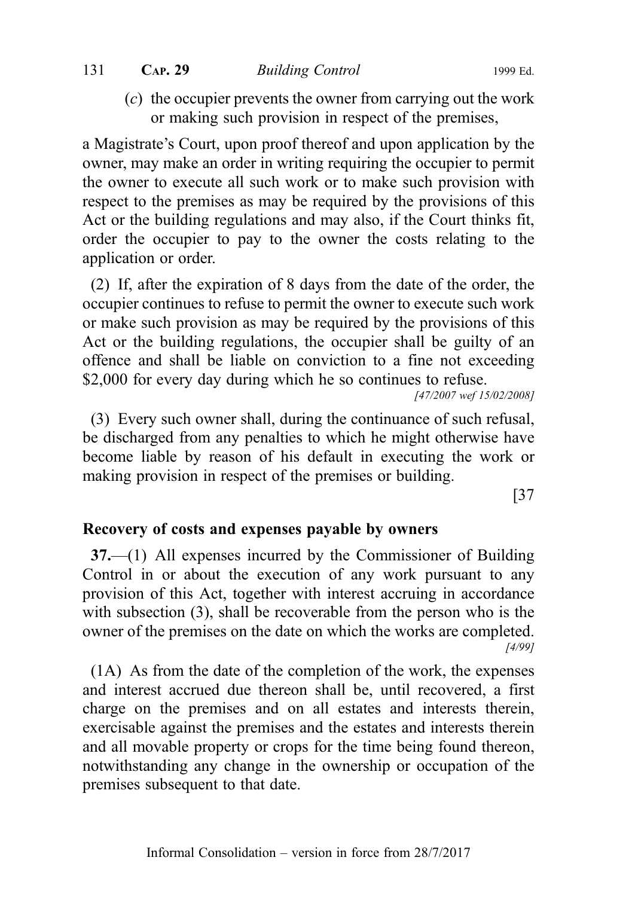(c) the occupier prevents the owner from carrying out the work or making such provision in respect of the premises,

a Magistrate's Court, upon proof thereof and upon application by the owner, may make an order in writing requiring the occupier to permit the owner to execute all such work or to make such provision with respect to the premises as may be required by the provisions of this Act or the building regulations and may also, if the Court thinks fit, order the occupier to pay to the owner the costs relating to the application or order.

(2) If, after the expiration of 8 days from the date of the order, the occupier continues to refuse to permit the owner to execute such work or make such provision as may be required by the provisions of this Act or the building regulations, the occupier shall be guilty of an offence and shall be liable on conviction to a fine not exceeding $2,000 for every day during which he so continues to refuse.

*[47/2007 wef 15/02/2008]*

(3) Every such owner shall, during the continuance of such refusal, be discharged from any penalties to which he might otherwise have become liable by reason of his default in executing the work or making provision in respect of the premises or building.

[37

**Recovery of costs and expenses payable by owners**

**37.**—(1) All expenses incurred by the Commissioner of Building Control in or about the execution of any work pursuant to any provision of this Act, together with interest accruing in accordance with subsection (3), shall be recoverable from the person who is the owner of the premises on the date on which the works are completed.

*[4/99]*

(1A) As from the date of the completion of the work, the expenses and interest accrued due thereon shall be, until recovered, a first charge on the premises and on all estates and interests therein, exercisable against the premises and the estates and interests therein and all movable property or crops for the time being found thereon, notwithstanding any change in the ownership or occupation of the premises subsequent to that date.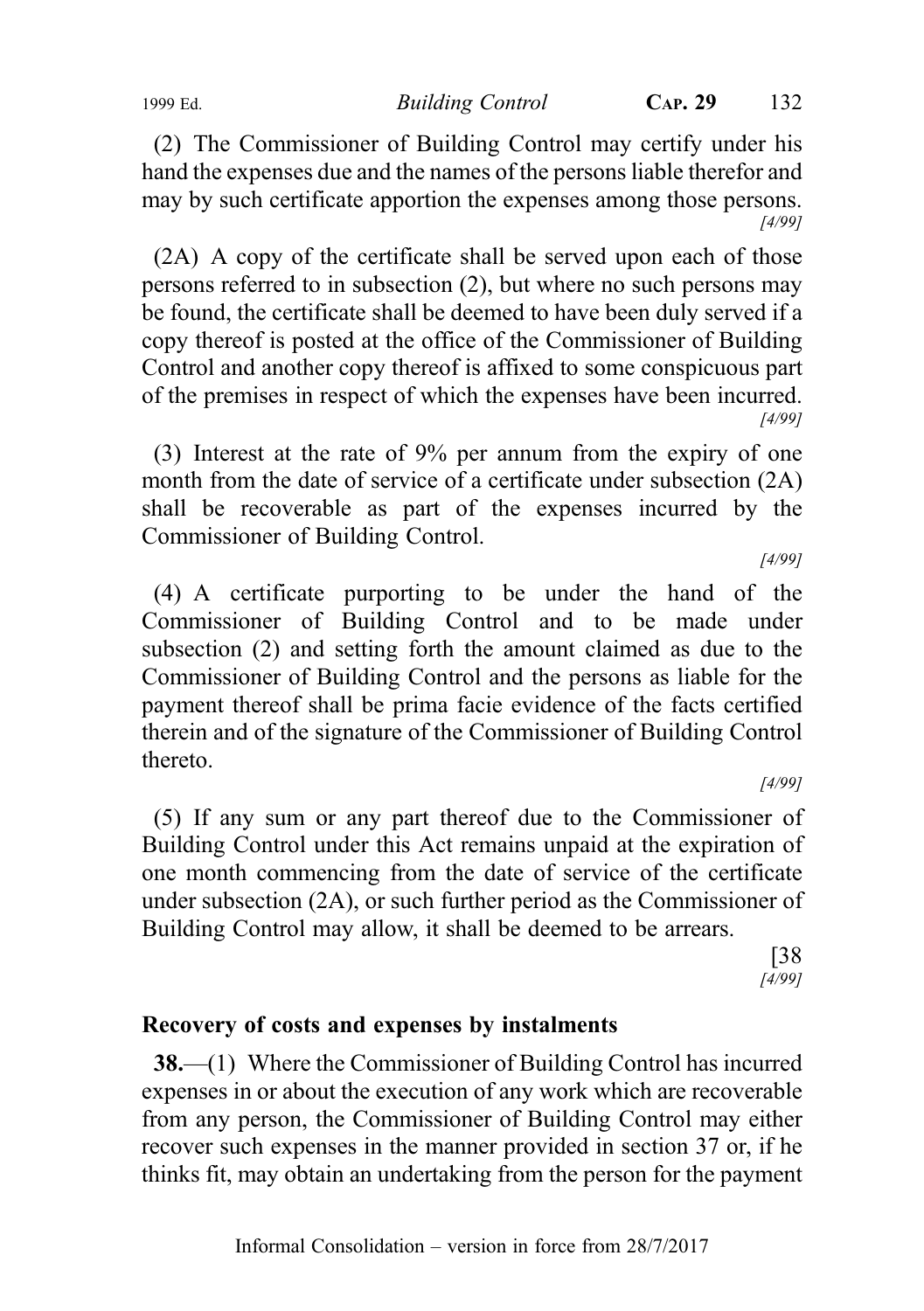(2) The Commissioner of Building Control may certify under his hand the expenses due and the names of the persons liable therefor and may by such certificate apportion the expenses among those persons.

*[4/99]*

(2A) A copy of the certificate shall be served upon each of those persons referred to in subsection (2), but where no such persons may be found, the certificate shall be deemed to have been duly served if a copy thereof is posted at the office of the Commissioner of Building Control and another copy thereof is affixed to some conspicuous part of the premises in respect of which the expenses have been incurred.

*[4/99]*

(3) Interest at the rate of 9% per annum from the expiry of one month from the date of service of a certificate under subsection (2A) shall be recoverable as part of the expenses incurred by the Commissioner of Building Control.

*[4/99]*

(4) A certificate purporting to be under the hand of the Commissioner of Building Control and to be made under subsection (2) and setting forth the amount claimed as due to the Commissioner of Building Control and the persons as liable for the payment thereof shall be prima facie evidence of the facts certified therein and of the signature of the Commissioner of Building Control thereto.

*[4/99]*

(5) If any sum or any part thereof due to the Commissioner of Building Control under this Act remains unpaid at the expiration of one month commencing from the date of service of the certificate under subsection (2A), or such further period as the Commissioner of Building Control may allow, it shall be deemed to be arrears.

[38
*[4/99]*

**Recovery of costs and expenses by instalments**

**38.**—(1) Where the Commissioner of Building Control has incurred expenses in or about the execution of any work which are recoverable from any person, the Commissioner of Building Control may either recover such expenses in the manner provided in section 37 or, if he thinks fit, may obtain an undertaking from the person for the payment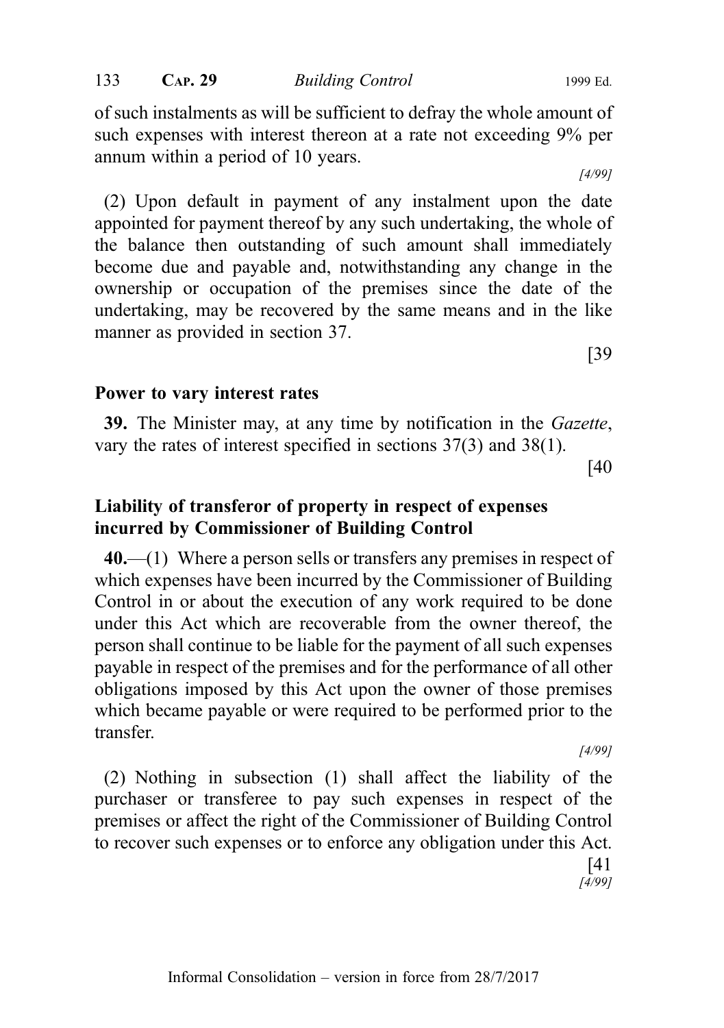of such instalments as will be sufficient to defray the whole amount of such expenses with interest thereon at a rate not exceeding 9% per annum within a period of 10 years.

[4/99]

(2) Upon default in payment of any instalment upon the date appointed for payment thereof by any such undertaking, the whole of the balance then outstanding of such amount shall immediately become due and payable and, notwithstanding any change in the ownership or occupation of the premises since the date of the undertaking, may be recovered by the same means and in the like manner as provided in section 37.

[39

**Power to vary interest rates**

**39.** The Minister may, at any time by notification in the *Gazette*, vary the rates of interest specified in sections 37(3) and 38(1).

[40

**Liability of transferor of property in respect of expenses incurred by Commissioner of Building Control**

**40.**—(1) Where a person sells or transfers any premises in respect of which expenses have been incurred by the Commissioner of Building Control in or about the execution of any work required to be done under this Act which are recoverable from the owner thereof, the person shall continue to be liable for the payment of all such expenses payable in respect of the premises and for the performance of all other obligations imposed by this Act upon the owner of those premises which became payable or were required to be performed prior to the transfer.

[4/99]

(2) Nothing in subsection (1) shall affect the liability of the purchaser or transferee to pay such expenses in respect of the premises or affect the right of the Commissioner of Building Control to recover such expenses or to enforce any obligation under this Act.

[41
[4/99]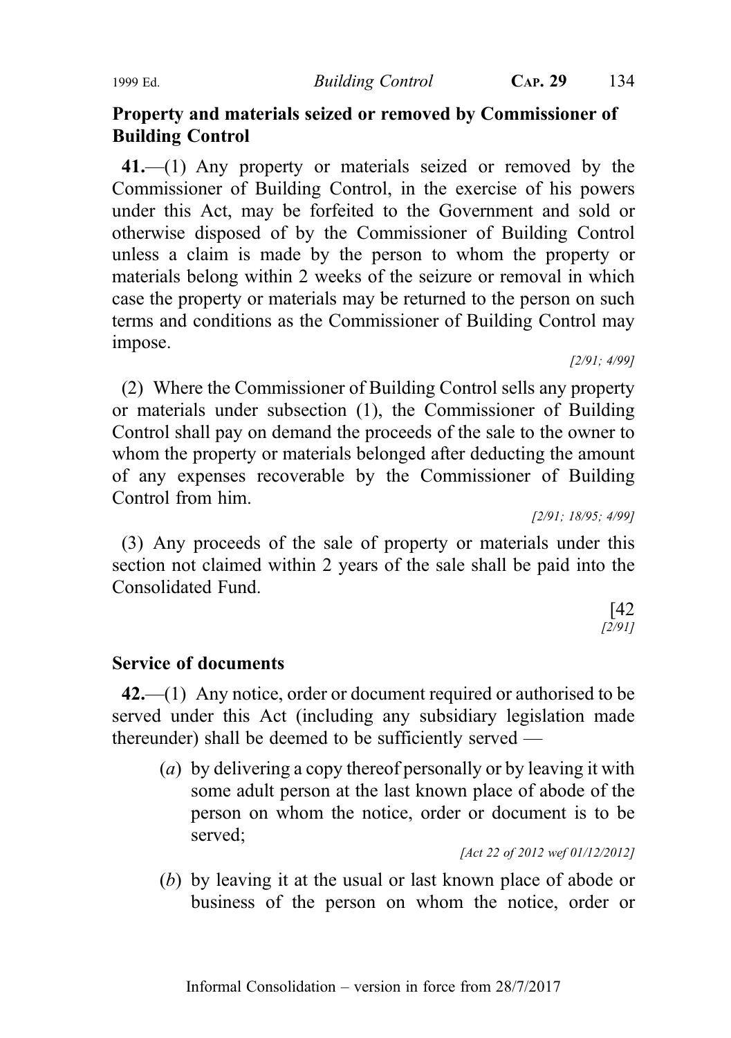**Property and materials seized or removed by Commissioner of Building Control**

**41.**—(1) Any property or materials seized or removed by the Commissioner of Building Control, in the exercise of his powers under this Act, may be forfeited to the Government and sold or otherwise disposed of by the Commissioner of Building Control unless a claim is made by the person to whom the property or materials belong within 2 weeks of the seizure or removal in which case the property or materials may be returned to the person on such terms and conditions as the Commissioner of Building Control may impose.

*[2/91; 4/99]*

(2) Where the Commissioner of Building Control sells any property or materials under subsection (1), the Commissioner of Building Control shall pay on demand the proceeds of the sale to the owner to whom the property or materials belonged after deducting the amount of any expenses recoverable by the Commissioner of Building Control from him.

*[2/91; 18/95; 4/99]*

(3) Any proceeds of the sale of property or materials under this section not claimed within 2 years of the sale shall be paid into the Consolidated Fund.

[42
*[2/91]*

**Service of documents**

**42.**—(1) Any notice, order or document required or authorised to be served under this Act (including any subsidiary legislation made thereunder) shall be deemed to be sufficiently served —

(*a*) by delivering a copy thereof personally or by leaving it with some adult person at the last known place of abode of the person on whom the notice, order or document is to be served;

*[Act 22 of 2012 wef 01/12/2012]*

(*b*) by leaving it at the usual or last known place of abode or business of the person on whom the notice, order or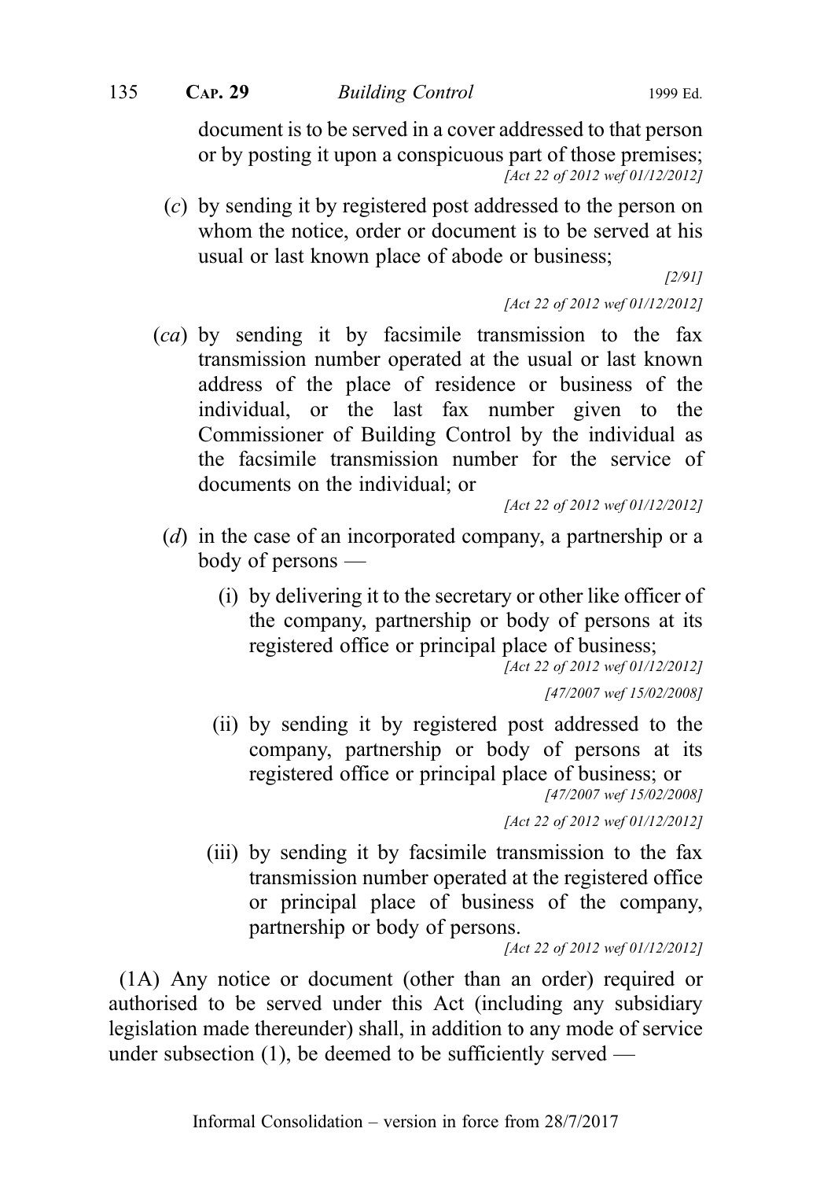document is to be served in a cover addressed to that person or by posting it upon a conspicuous part of those premises;

[Act 22 of 2012 wef 01/12/2012]

(*c*) by sending it by registered post addressed to the person on whom the notice, order or document is to be served at his usual or last known place of abode or business;

[2/91]

[Act 22 of 2012 wef 01/12/2012]

(*ca*) by sending it by facsimile transmission to the fax transmission number operated at the usual or last known address of the place of residence or business of the individual, or the last fax number given to the Commissioner of Building Control by the individual as the facsimile transmission number for the service of documents on the individual; or

[Act 22 of 2012 wef 01/12/2012]

(*d*) in the case of an incorporated company, a partnership or a body of persons —

(i) by delivering it to the secretary or other like officer of the company, partnership or body of persons at its registered office or principal place of business;

[Act 22 of 2012 wef 01/12/2012]

[47/2007 wef 15/02/2008]

(ii) by sending it by registered post addressed to the company, partnership or body of persons at its registered office or principal place of business; or

[47/2007 wef 15/02/2008]

[Act 22 of 2012 wef 01/12/2012]

(iii) by sending it by facsimile transmission to the fax transmission number operated at the registered office or principal place of business of the company, partnership or body of persons.

[Act 22 of 2012 wef 01/12/2012]

(1A) Any notice or document (other than an order) required or authorised to be served under this Act (including any subsidiary legislation made thereunder) shall, in addition to any mode of service under subsection (1), be deemed to be sufficiently served —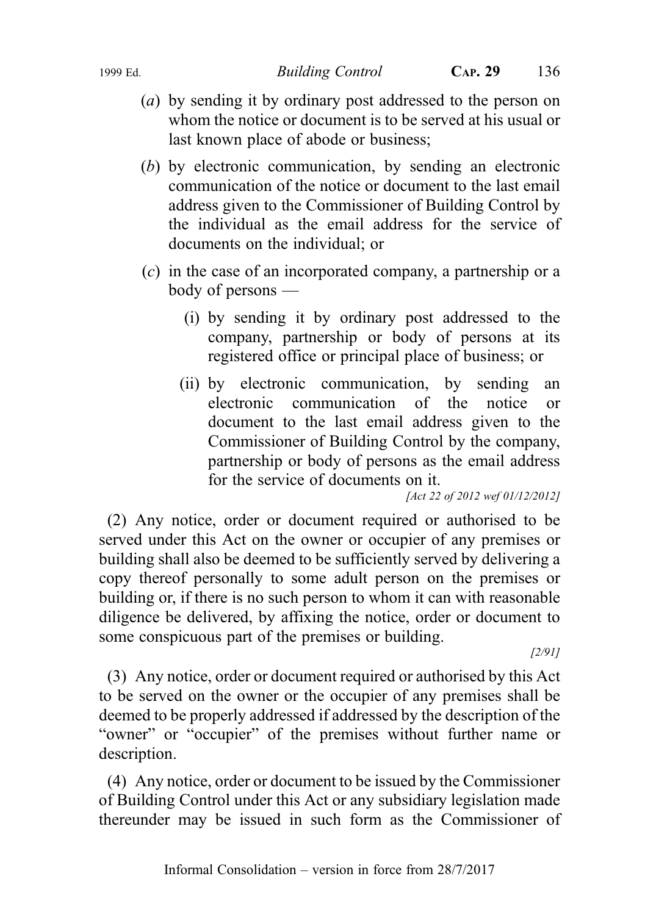(*a*) by sending it by ordinary post addressed to the person on whom the notice or document is to be served at his usual or last known place of abode or business;

(*b*) by electronic communication, by sending an electronic communication of the notice or document to the last email address given to the Commissioner of Building Control by the individual as the email address for the service of documents on the individual; or

(*c*) in the case of an incorporated company, a partnership or a body of persons —

(i) by sending it by ordinary post addressed to the company, partnership or body of persons at its registered office or principal place of business; or

(ii) by electronic communication, by sending an electronic communication of the notice or document to the last email address given to the Commissioner of Building Control by the company, partnership or body of persons as the email address for the service of documents on it.

*[Act 22 of 2012 wef 01/12/2012]*

(2) Any notice, order or document required or authorised to be served under this Act on the owner or occupier of any premises or building shall also be deemed to be sufficiently served by delivering a copy thereof personally to some adult person on the premises or building or, if there is no such person to whom it can with reasonable diligence be delivered, by affixing the notice, order or document to some conspicuous part of the premises or building.

*[2/91]*

(3) Any notice, order or document required or authorised by this Act to be served on the owner or the occupier of any premises shall be deemed to be properly addressed if addressed by the description of the "owner" or "occupier" of the premises without further name or description.

(4) Any notice, order or document to be issued by the Commissioner of Building Control under this Act or any subsidiary legislation made thereunder may be issued in such form as the Commissioner of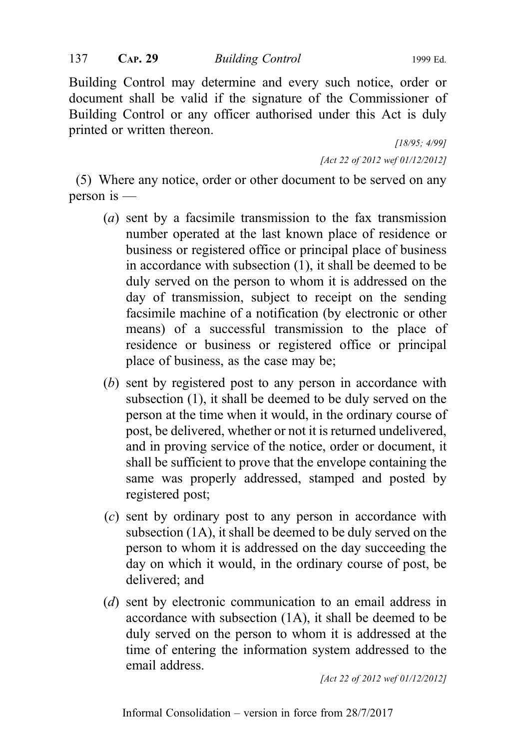Building Control may determine and every such notice, order or document shall be valid if the signature of the Commissioner of Building Control or any officer authorised under this Act is duly printed or written thereon.

[18/95; 4/99]

[Act 22 of 2012 wef 01/12/2012]

(5) Where any notice, order or other document to be served on any person is —

(*a*) sent by a facsimile transmission to the fax transmission number operated at the last known place of residence or business or registered office or principal place of business in accordance with subsection (1), it shall be deemed to be duly served on the person to whom it is addressed on the day of transmission, subject to receipt on the sending facsimile machine of a notification (by electronic or other means) of a successful transmission to the place of residence or business or registered office or principal place of business, as the case may be;

(*b*) sent by registered post to any person in accordance with subsection (1), it shall be deemed to be duly served on the person at the time when it would, in the ordinary course of post, be delivered, whether or not it is returned undelivered, and in proving service of the notice, order or document, it shall be sufficient to prove that the envelope containing the same was properly addressed, stamped and posted by registered post;

(*c*) sent by ordinary post to any person in accordance with subsection (1A), it shall be deemed to be duly served on the person to whom it is addressed on the day succeeding the day on which it would, in the ordinary course of post, be delivered; and

(*d*) sent by electronic communication to an email address in accordance with subsection (1A), it shall be deemed to be duly served on the person to whom it is addressed at the time of entering the information system addressed to the email address.

[Act 22 of 2012 wef 01/12/2012]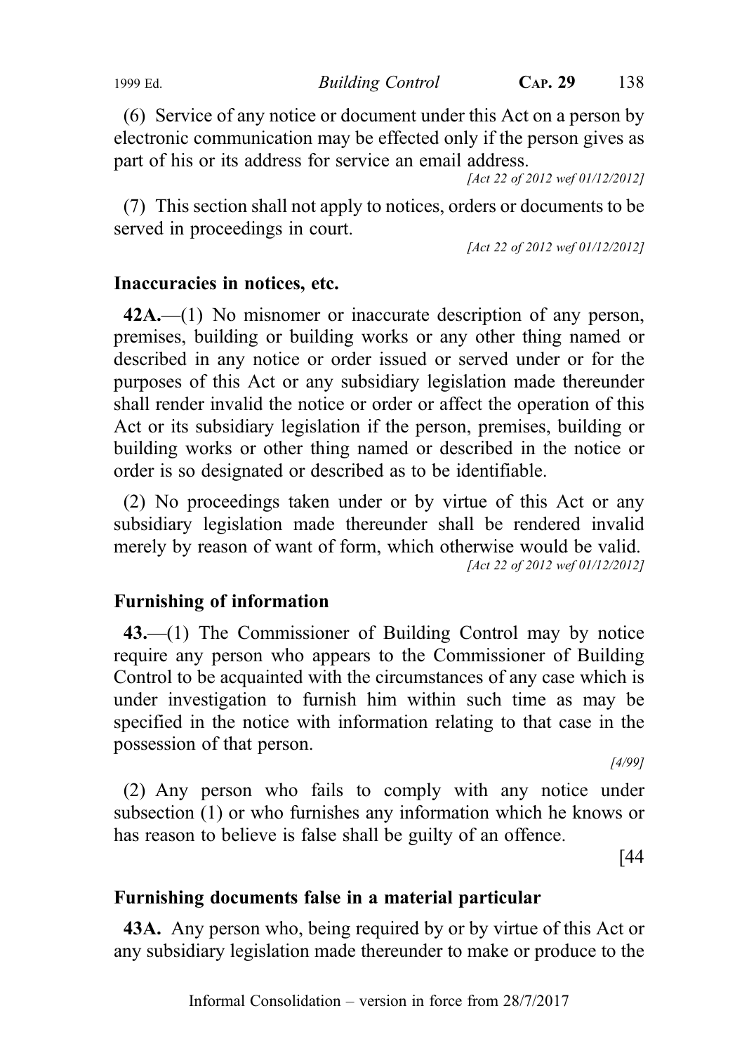(6) Service of any notice or document under this Act on a person by electronic communication may be effected only if the person gives as part of his or its address for service an email address.

[Act 22 of 2012 wef 01/12/2012]

(7) This section shall not apply to notices, orders or documents to be served in proceedings in court.

[Act 22 of 2012 wef 01/12/2012]

### Inaccuracies in notices, etc.

**42A.**—(1) No misnomer or inaccurate description of any person, premises, building or building works or any other thing named or described in any notice or order issued or served under or for the purposes of this Act or any subsidiary legislation made thereunder shall render invalid the notice or order or affect the operation of this Act or its subsidiary legislation if the person, premises, building or building works or other thing named or described in the notice or order is so designated or described as to be identifiable.

(2) No proceedings taken under or by virtue of this Act or any subsidiary legislation made thereunder shall be rendered invalid merely by reason of want of form, which otherwise would be valid.

[Act 22 of 2012 wef 01/12/2012]

### Furnishing of information

**43.**—(1) The Commissioner of Building Control may by notice require any person who appears to the Commissioner of Building Control to be acquainted with the circumstances of any case which is under investigation to furnish him within such time as may be specified in the notice with information relating to that case in the possession of that person.

[4/99]

(2) Any person who fails to comply with any notice under subsection (1) or who furnishes any information which he knows or has reason to believe is false shall be guilty of an offence.

[44

### Furnishing documents false in a material particular

**43A.** Any person who, being required by or by virtue of this Act or any subsidiary legislation made thereunder to make or produce to the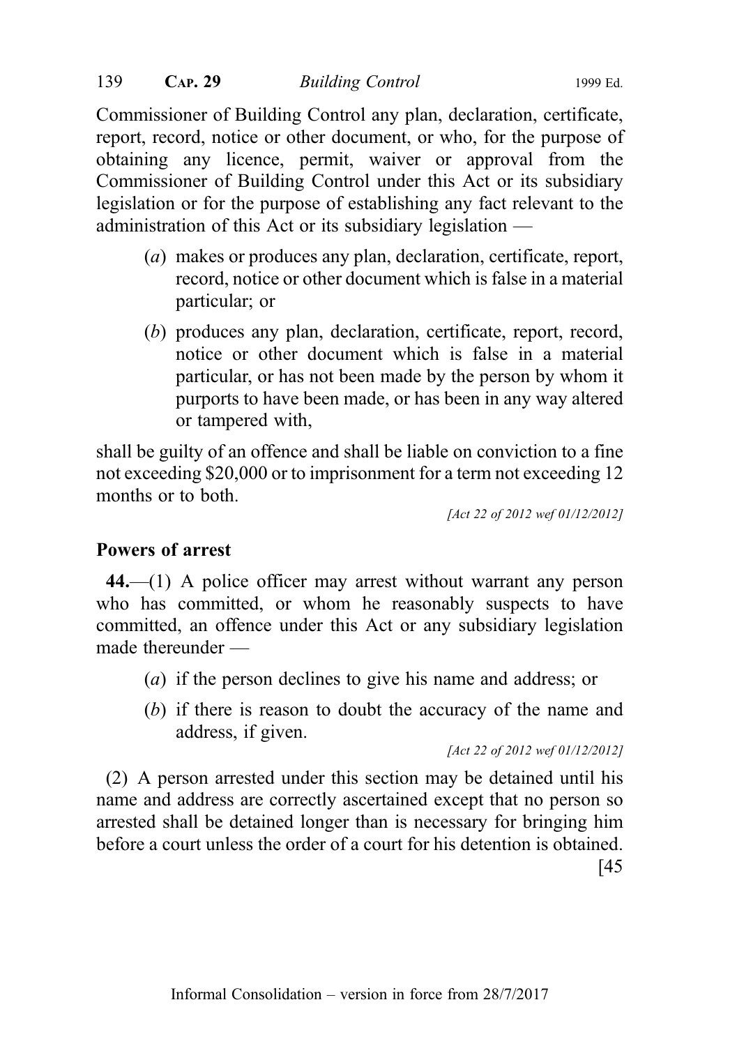Commissioner of Building Control any plan, declaration, certificate, report, record, notice or other document, or who, for the purpose of obtaining any licence, permit, waiver or approval from the Commissioner of Building Control under this Act or its subsidiary legislation or for the purpose of establishing any fact relevant to the administration of this Act or its subsidiary legislation —

(*a*) makes or produces any plan, declaration, certificate, report, record, notice or other document which is false in a material particular; or

(*b*) produces any plan, declaration, certificate, report, record, notice or other document which is false in a material particular, or has not been made by the person by whom it purports to have been made, or has been in any way altered or tampered with,

shall be guilty of an offence and shall be liable on conviction to a fine not exceeding $20,000 or to imprisonment for a term not exceeding 12 months or to both.

*[Act 22 of 2012 wef 01/12/2012]*

**Powers of arrest**

**44.**—(1) A police officer may arrest without warrant any person who has committed, or whom he reasonably suspects to have committed, an offence under this Act or any subsidiary legislation made thereunder —

(*a*) if the person declines to give his name and address; or

(*b*) if there is reason to doubt the accuracy of the name and address, if given.

*[Act 22 of 2012 wef 01/12/2012]*

(2) A person arrested under this section may be detained until his name and address are correctly ascertained except that no person so arrested shall be detained longer than is necessary for bringing him before a court unless the order of a court for his detention is obtained.

[45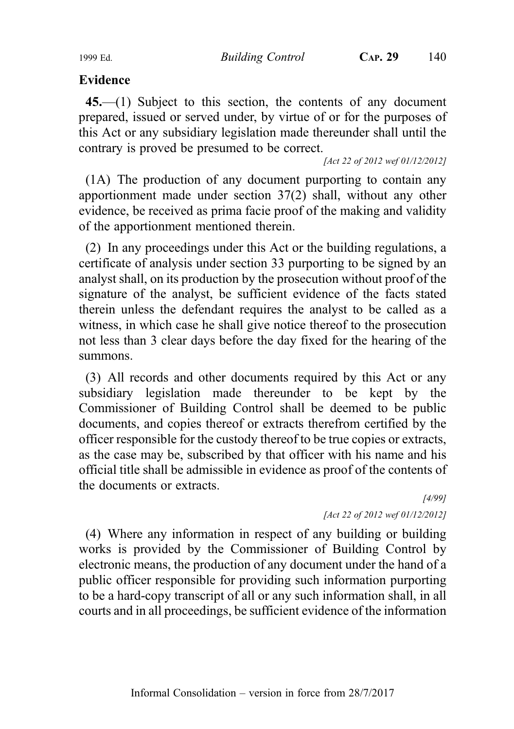**Evidence**

**45.**—(1) Subject to this section, the contents of any document prepared, issued or served under, by virtue of or for the purposes of this Act or any subsidiary legislation made thereunder shall until the contrary is proved be presumed to be correct.

*[Act 22 of 2012 wef 01/12/2012]*

(1A) The production of any document purporting to contain any apportionment made under section 37(2) shall, without any other evidence, be received as prima facie proof of the making and validity of the apportionment mentioned therein.

(2) In any proceedings under this Act or the building regulations, a certificate of analysis under section 33 purporting to be signed by an analyst shall, on its production by the prosecution without proof of the signature of the analyst, be sufficient evidence of the facts stated therein unless the defendant requires the analyst to be called as a witness, in which case he shall give notice thereof to the prosecution not less than 3 clear days before the day fixed for the hearing of the summons.

(3) All records and other documents required by this Act or any subsidiary legislation made thereunder to be kept by the Commissioner of Building Control shall be deemed to be public documents, and copies thereof or extracts therefrom certified by the officer responsible for the custody thereof to be true copies or extracts, as the case may be, subscribed by that officer with his name and his official title shall be admissible in evidence as proof of the contents of the documents or extracts.

*[4/99]*

*[Act 22 of 2012 wef 01/12/2012]*

(4) Where any information in respect of any building or building works is provided by the Commissioner of Building Control by electronic means, the production of any document under the hand of a public officer responsible for providing such information purporting to be a hard-copy transcript of all or any such information shall, in all courts and in all proceedings, be sufficient evidence of the information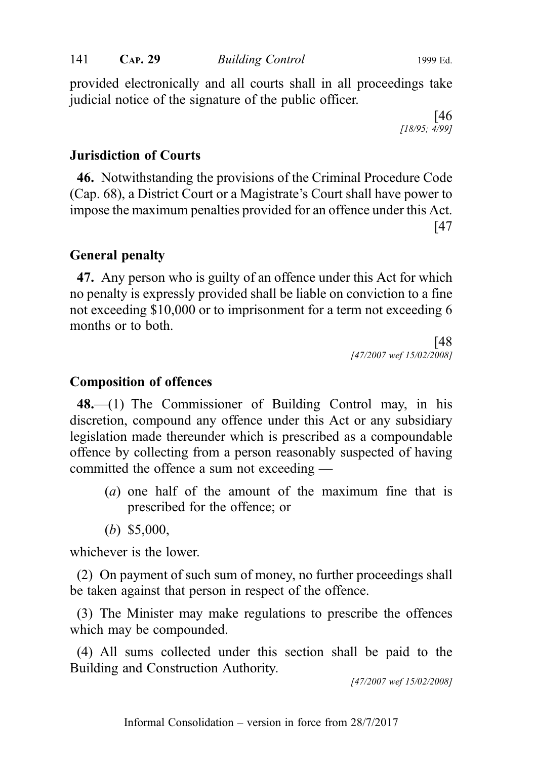provided electronically and all courts shall in all proceedings take judicial notice of the signature of the public officer.

[46
[18/95; 4/99]

**Jurisdiction of Courts**

**46.** Notwithstanding the provisions of the Criminal Procedure Code (Cap. 68), a District Court or a Magistrate's Court shall have power to impose the maximum penalties provided for an offence under this Act.

[47

**General penalty**

**47.** Any person who is guilty of an offence under this Act for which no penalty is expressly provided shall be liable on conviction to a fine not exceeding $10,000 or to imprisonment for a term not exceeding 6 months or to both.

[48
[47/2007 wef 15/02/2008]

**Composition of offences**

**48.**—(1) The Commissioner of Building Control may, in his discretion, compound any offence under this Act or any subsidiary legislation made thereunder which is prescribed as a compoundable offence by collecting from a person reasonably suspected of having committed the offence a sum not exceeding —

(*a*) one half of the amount of the maximum fine that is prescribed for the offence; or

(*b*) $5,000,

whichever is the lower.

(2) On payment of such sum of money, no further proceedings shall be taken against that person in respect of the offence.

(3) The Minister may make regulations to prescribe the offences which may be compounded.

(4) All sums collected under this section shall be paid to the Building and Construction Authority.

[47/2007 wef 15/02/2008]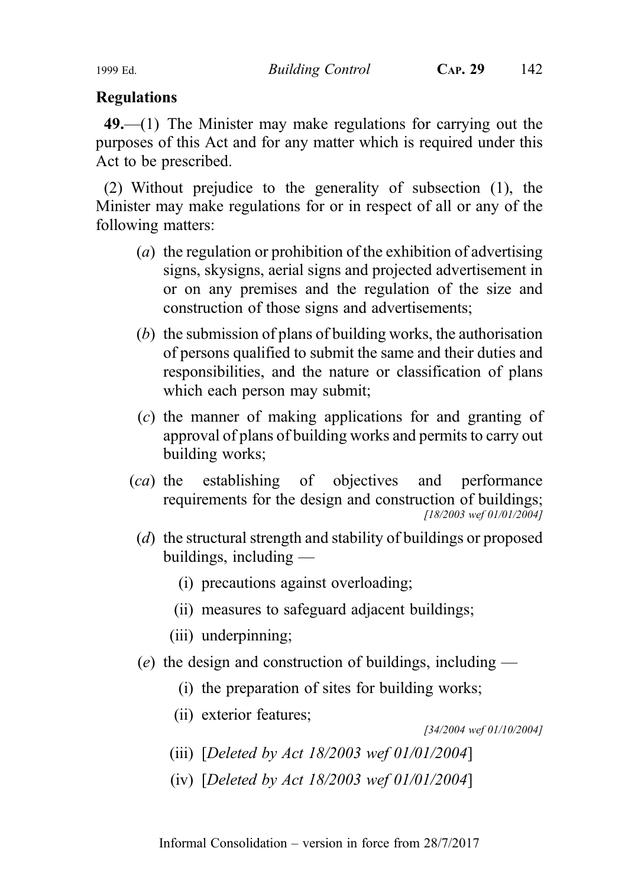## Regulations

**49.**—(1) The Minister may make regulations for carrying out the purposes of this Act and for any matter which is required under this Act to be prescribed.

(2) Without prejudice to the generality of subsection (1), the Minister may make regulations for or in respect of all or any of the following matters:

- (*a*) the regulation or prohibition of the exhibition of advertising signs, skysigns, aerial signs and projected advertisement in or on any premises and the regulation of the size and construction of those signs and advertisements;
- (*b*) the submission of plans of building works, the authorisation of persons qualified to submit the same and their duties and responsibilities, and the nature or classification of plans which each person may submit;
- (*c*) the manner of making applications for and granting of approval of plans of building works and permits to carry out building works;
- (*ca*) the establishing of objectives and performance requirements for the design and construction of buildings; *[18/2003 wef 01/01/2004]*
- (*d*) the structural strength and stability of buildings or proposed buildings, including —
  - (i) precautions against overloading;
  - (ii) measures to safeguard adjacent buildings;
  - (iii) underpinning;
- (*e*) the design and construction of buildings, including —
  - (i) the preparation of sites for building works;
  - (ii) exterior features; *[34/2004 wef 01/10/2004]*
  - (iii) [*Deleted by Act 18/2003 wef 01/01/2004*]
  - (iv) [*Deleted by Act 18/2003 wef 01/01/2004*]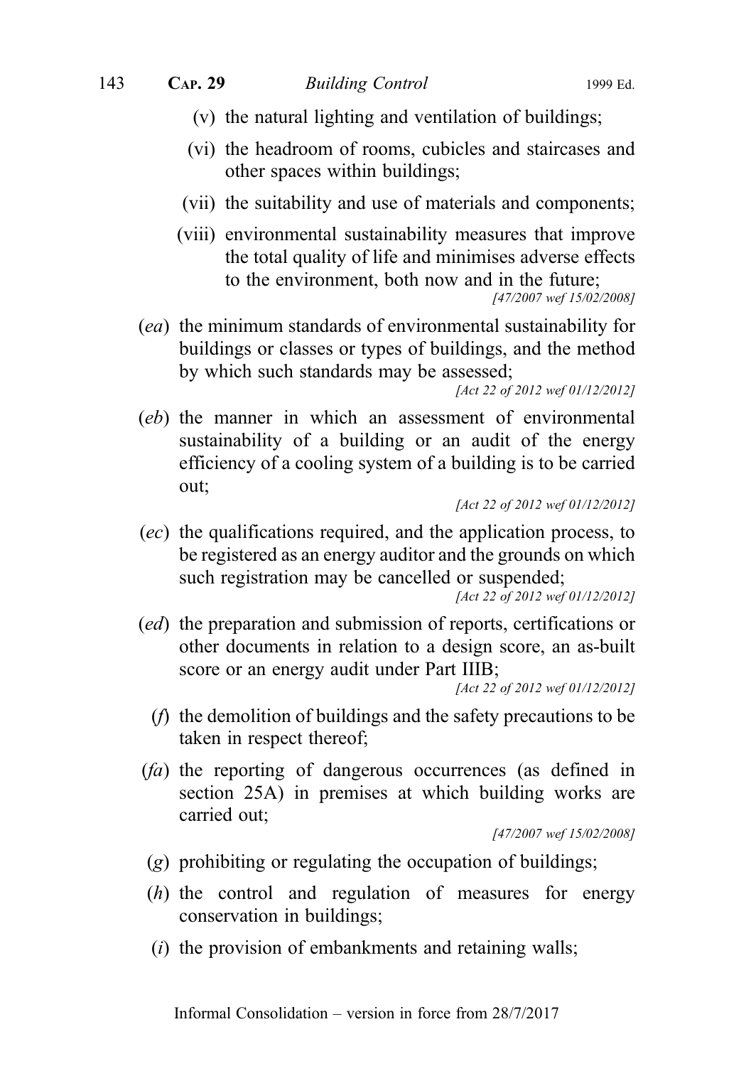(v) the natural lighting and ventilation of buildings;

(vi) the headroom of rooms, cubicles and staircases and other spaces within buildings;

(vii) the suitability and use of materials and components;

(viii) environmental sustainability measures that improve the total quality of life and minimises adverse effects to the environment, both now and in the future;

*[47/2007 wef 15/02/2008]*

(*ea*) the minimum standards of environmental sustainability for buildings or classes or types of buildings, and the method by which such standards may be assessed;

*[Act 22 of 2012 wef 01/12/2012]*

(*eb*) the manner in which an assessment of environmental sustainability of a building or an audit of the energy efficiency of a cooling system of a building is to be carried out;

*[Act 22 of 2012 wef 01/12/2012]*

(*ec*) the qualifications required, and the application process, to be registered as an energy auditor and the grounds on which such registration may be cancelled or suspended;

*[Act 22 of 2012 wef 01/12/2012]*

(*ed*) the preparation and submission of reports, certifications or other documents in relation to a design score, an as-built score or an energy audit under Part IIIB;

*[Act 22 of 2012 wef 01/12/2012]*

(*f*) the demolition of buildings and the safety precautions to be taken in respect thereof;

(*fa*) the reporting of dangerous occurrences (as defined in section 25A) in premises at which building works are carried out;

*[47/2007 wef 15/02/2008]*

(*g*) prohibiting or regulating the occupation of buildings;

(*h*) the control and regulation of measures for energy conservation in buildings;

(*i*) the provision of embankments and retaining walls;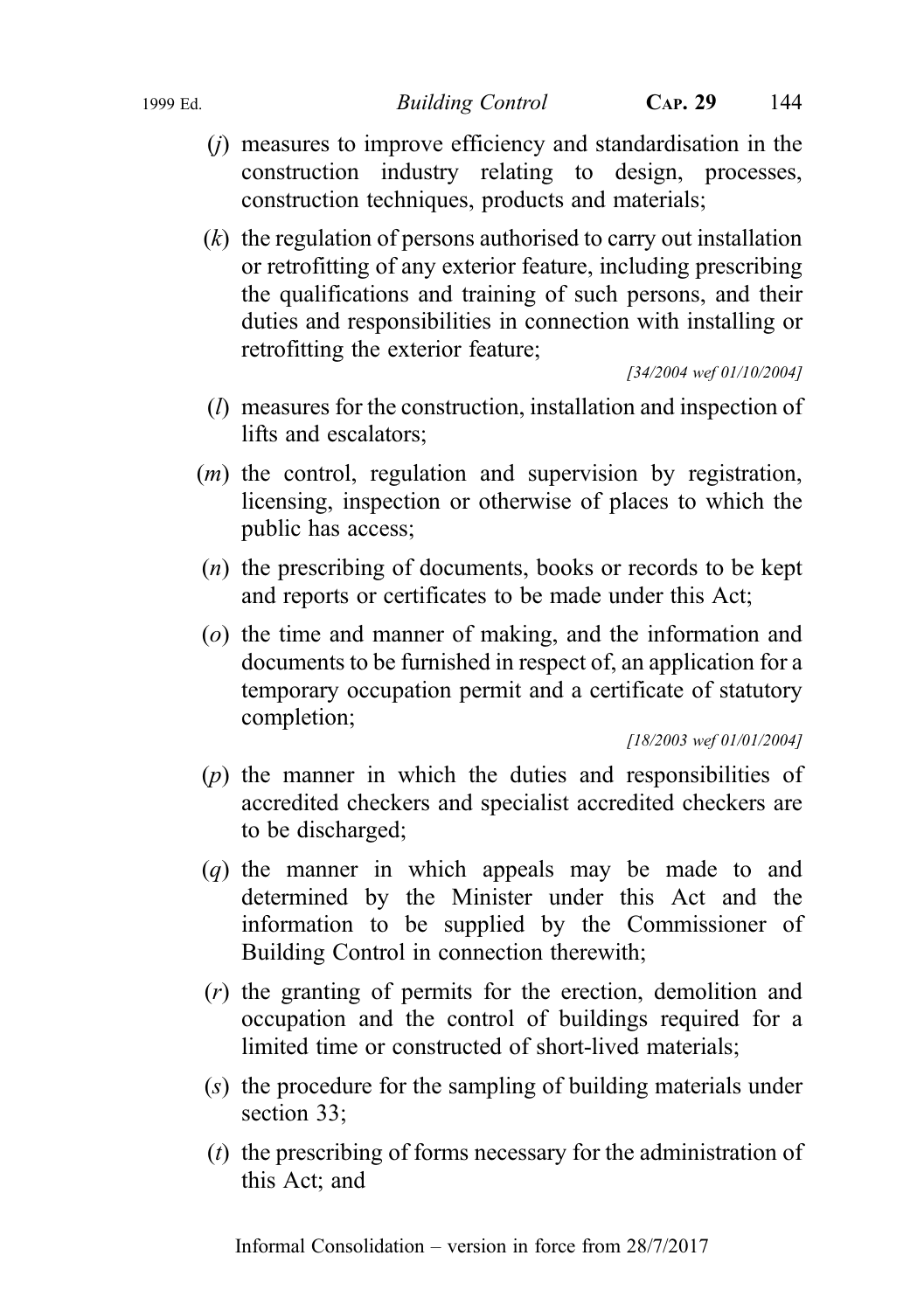(*j*) measures to improve efficiency and standardisation in the construction industry relating to design, processes, construction techniques, products and materials;

(*k*) the regulation of persons authorised to carry out installation or retrofitting of any exterior feature, including prescribing the qualifications and training of such persons, and their duties and responsibilities in connection with installing or retrofitting the exterior feature;

*[34/2004 wef 01/10/2004]*

(*l*) measures for the construction, installation and inspection of lifts and escalators;

(*m*) the control, regulation and supervision by registration, licensing, inspection or otherwise of places to which the public has access;

(*n*) the prescribing of documents, books or records to be kept and reports or certificates to be made under this Act;

(*o*) the time and manner of making, and the information and documents to be furnished in respect of, an application for a temporary occupation permit and a certificate of statutory completion;

*[18/2003 wef 01/01/2004]*

(*p*) the manner in which the duties and responsibilities of accredited checkers and specialist accredited checkers are to be discharged;

(*q*) the manner in which appeals may be made to and determined by the Minister under this Act and the information to be supplied by the Commissioner of Building Control in connection therewith;

(*r*) the granting of permits for the erection, demolition and occupation and the control of buildings required for a limited time or constructed of short-lived materials;

(*s*) the procedure for the sampling of building materials under section 33;

(*t*) the prescribing of forms necessary for the administration of this Act; and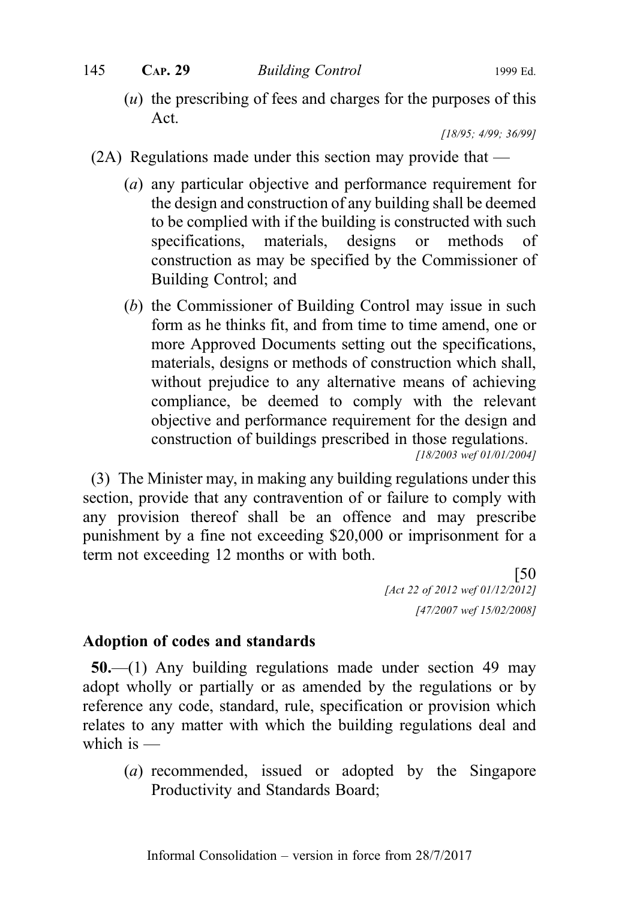(*u*) the prescribing of fees and charges for the purposes of this Act.

*[18/95; 4/99; 36/99]*

(2A) Regulations made under this section may provide that —

(*a*) any particular objective and performance requirement for the design and construction of any building shall be deemed to be complied with if the building is constructed with such specifications, materials, designs or methods of construction as may be specified by the Commissioner of Building Control; and

(*b*) the Commissioner of Building Control may issue in such form as he thinks fit, and from time to time amend, one or more Approved Documents setting out the specifications, materials, designs or methods of construction which shall, without prejudice to any alternative means of achieving compliance, be deemed to comply with the relevant objective and performance requirement for the design and construction of buildings prescribed in those regulations.

*[18/2003 wef 01/01/2004]*

(3) The Minister may, in making any building regulations under this section, provide that any contravention of or failure to comply with any provision thereof shall be an offence and may prescribe punishment by a fine not exceeding $20,000 or imprisonment for a term not exceeding 12 months or with both.

[50
*[Act 22 of 2012 wef 01/12/2012]*
*[47/2007 wef 15/02/2008]*

**Adoption of codes and standards**

**50.**—(1) Any building regulations made under section 49 may adopt wholly or partially or as amended by the regulations or by reference any code, standard, rule, specification or provision which relates to any matter with which the building regulations deal and which is —

(*a*) recommended, issued or adopted by the Singapore Productivity and Standards Board;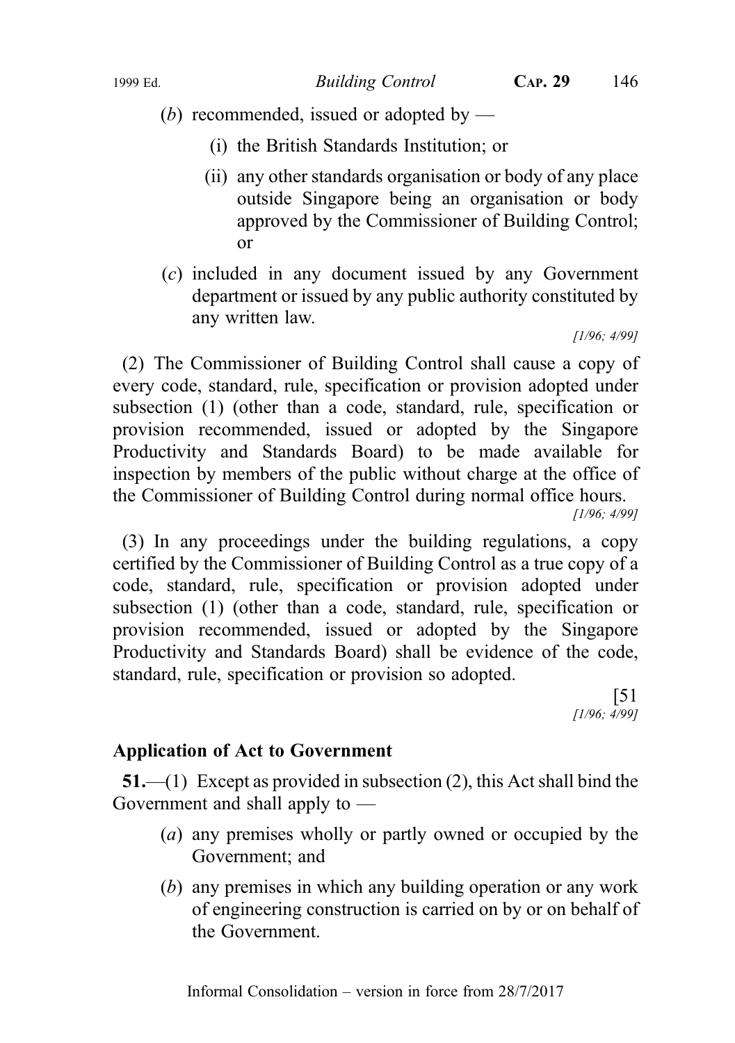(*b*) recommended, issued or adopted by —

(i) the British Standards Institution; or

(ii) any other standards organisation or body of any place outside Singapore being an organisation or body approved by the Commissioner of Building Control; or

(*c*) included in any document issued by any Government department or issued by any public authority constituted by any written law.

*[1/96; 4/99]*

(2) The Commissioner of Building Control shall cause a copy of every code, standard, rule, specification or provision adopted under subsection (1) (other than a code, standard, rule, specification or provision recommended, issued or adopted by the Singapore Productivity and Standards Board) to be made available for inspection by members of the public without charge at the office of the Commissioner of Building Control during normal office hours.

*[1/96; 4/99]*

(3) In any proceedings under the building regulations, a copy certified by the Commissioner of Building Control as a true copy of a code, standard, rule, specification or provision adopted under subsection (1) (other than a code, standard, rule, specification or provision recommended, issued or adopted by the Singapore Productivity and Standards Board) shall be evidence of the code, standard, rule, specification or provision so adopted.

[51
*[1/96; 4/99]*

### Application of Act to Government

**51.**—(1) Except as provided in subsection (2), this Act shall bind the Government and shall apply to —

(*a*) any premises wholly or partly owned or occupied by the Government; and

(*b*) any premises in which any building operation or any work of engineering construction is carried on by or on behalf of the Government.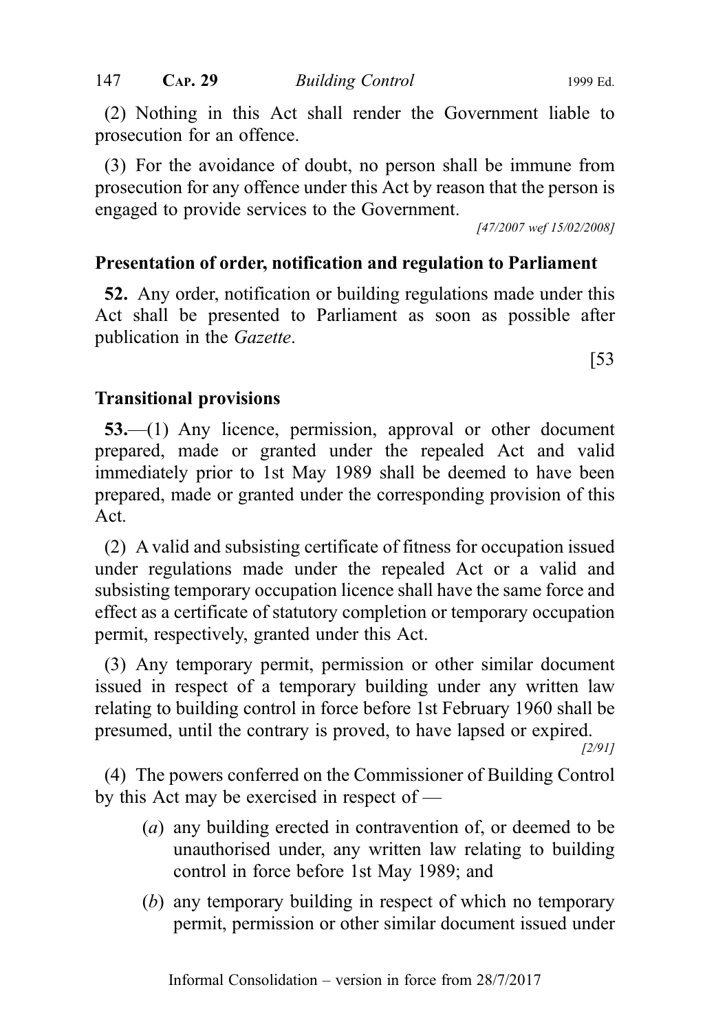(2) Nothing in this Act shall render the Government liable to prosecution for an offence.

(3) For the avoidance of doubt, no person shall be immune from prosecution for any offence under this Act by reason that the person is engaged to provide services to the Government.

*[47/2007 wef 15/02/2008]*

### Presentation of order, notification and regulation to Parliament

**52.** Any order, notification or building regulations made under this Act shall be presented to Parliament as soon as possible after publication in the *Gazette*.

[53

### Transitional provisions

**53.**—(1) Any licence, permission, approval or other document prepared, made or granted under the repealed Act and valid immediately prior to 1st May 1989 shall be deemed to have been prepared, made or granted under the corresponding provision of this Act.

(2) A valid and subsisting certificate of fitness for occupation issued under regulations made under the repealed Act or a valid and subsisting temporary occupation licence shall have the same force and effect as a certificate of statutory completion or temporary occupation permit, respectively, granted under this Act.

(3) Any temporary permit, permission or other similar document issued in respect of a temporary building under any written law relating to building control in force before 1st February 1960 shall be presumed, until the contrary is proved, to have lapsed or expired.

*[2/91]*

(4) The powers conferred on the Commissioner of Building Control by this Act may be exercised in respect of —

- (*a*) any building erected in contravention of, or deemed to be unauthorised under, any written law relating to building control in force before 1st May 1989; and
- (*b*) any temporary building in respect of which no temporary permit, permission or other similar document issued under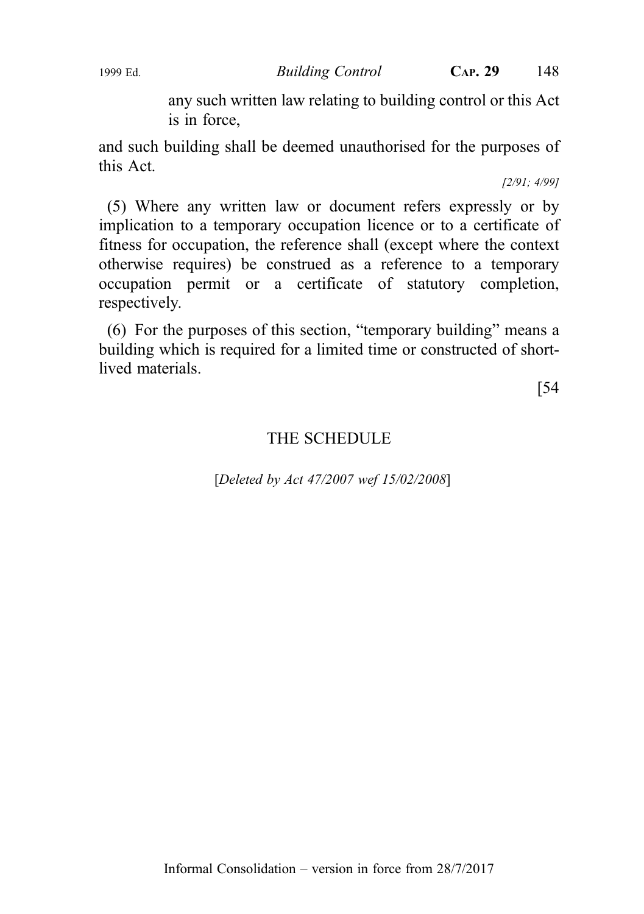any such written law relating to building control or this Act is in force,

and such building shall be deemed unauthorised for the purposes of this Act.

*[2/91; 4/99]*

(5) Where any written law or document refers expressly or by implication to a temporary occupation licence or to a certificate of fitness for occupation, the reference shall (except where the context otherwise requires) be construed as a reference to a temporary occupation permit or a certificate of statutory completion, respectively.

(6) For the purposes of this section, "temporary building" means a building which is required for a limited time or constructed of short-lived materials.

[54

## THE SCHEDULE

[*Deleted by Act 47/2007 wef 15/02/2008*]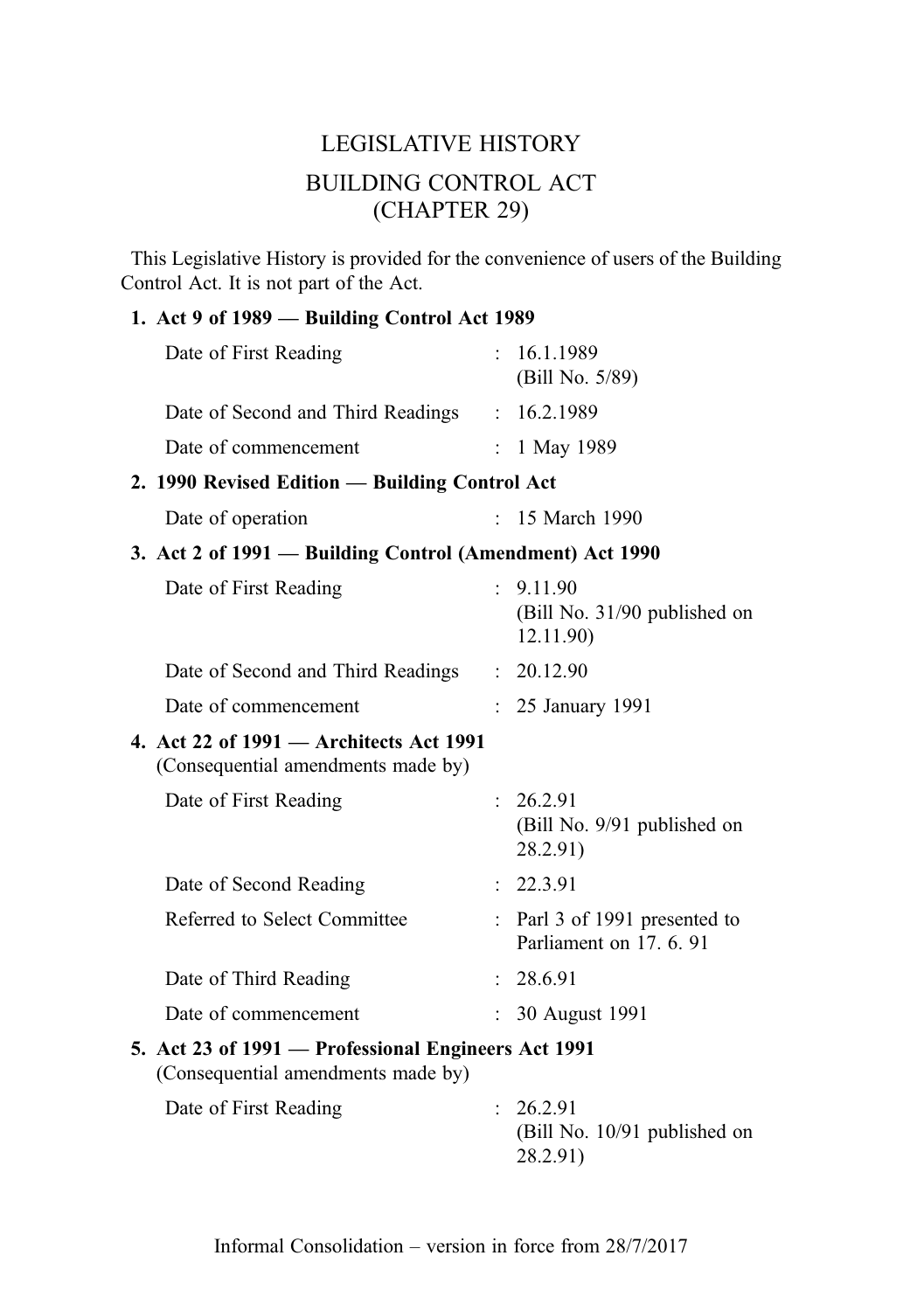# LEGISLATIVE HISTORY

# BUILDING CONTROL ACT (CHAPTER 29)

This Legislative History is provided for the convenience of users of the Building Control Act. It is not part of the Act.

**1. Act 9 of 1989 — Building Control Act 1989**

| | | |
|---|---|---|
| Date of First Reading | : | 16.1.1989 (Bill No. 5/89) |
| Date of Second and Third Readings | : | 16.2.1989 |
| Date of commencement | : | 1 May 1989 |

**2. 1990 Revised Edition — Building Control Act**

| | | |
|---|---|---|
| Date of operation | : | 15 March 1990 |

**3. Act 2 of 1991 — Building Control (Amendment) Act 1990**

| | | |
|---|---|---|
| Date of First Reading | : | 9.11.90 (Bill No. 31/90 published on 12.11.90) |
| Date of Second and Third Readings | : | 20.12.90 |
| Date of commencement | : | 25 January 1991 |

**4. Act 22 of 1991 — Architects Act 1991**
(Consequential amendments made by)

| | | |
|---|---|---|
| Date of First Reading | : | 26.2.91 (Bill No. 9/91 published on 28.2.91) |
| Date of Second Reading | : | 22.3.91 |
| Referred to Select Committee | : | Parl 3 of 1991 presented to Parliament on 17. 6. 91 |
| Date of Third Reading | : | 28.6.91 |
| Date of commencement | : | 30 August 1991 |

**5. Act 23 of 1991 — Professional Engineers Act 1991**
(Consequential amendments made by)

| | | |
|---|---|---|
| Date of First Reading | : | 26.2.91 (Bill No. 10/91 published on 28.2.91) |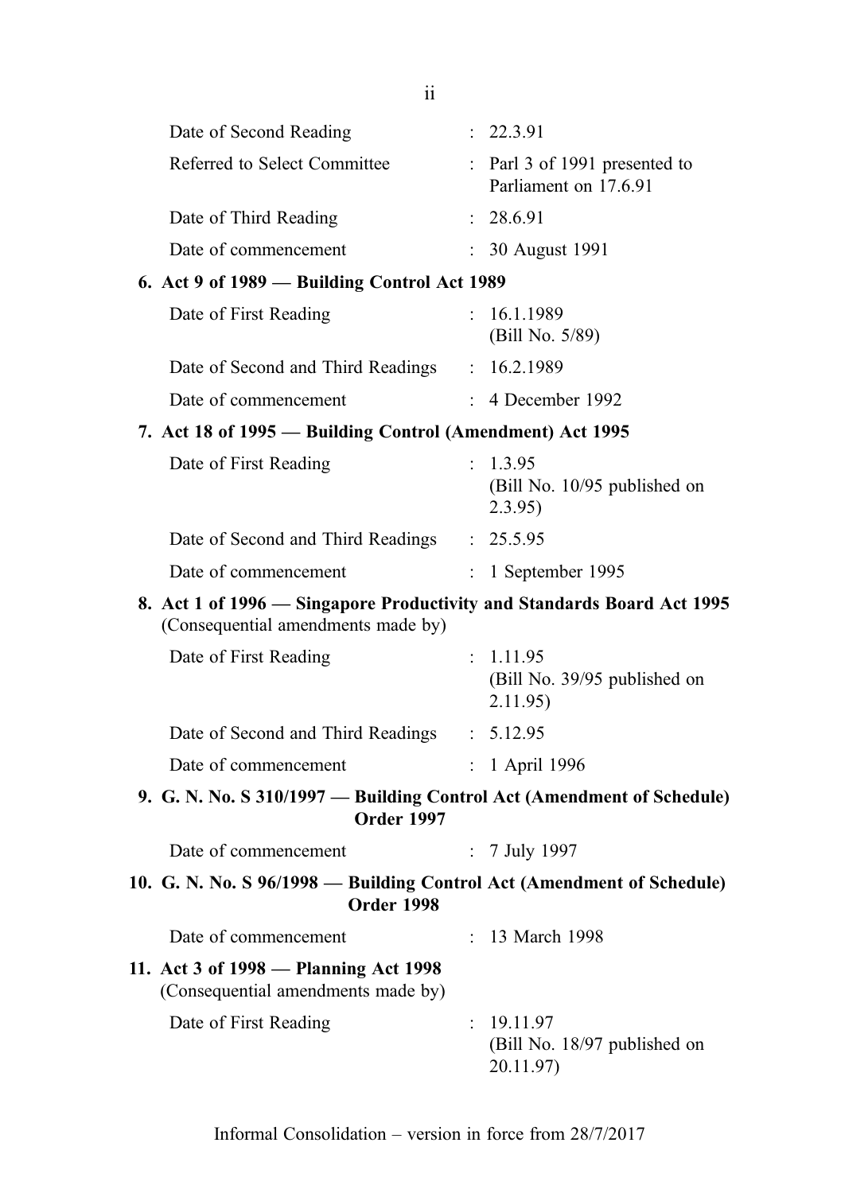| | | |
|---|---|---|
| Date of Second Reading | : | 22.3.91 |
| Referred to Select Committee | : | Parl 3 of 1991 presented to Parliament on 17.6.91 |
| Date of Third Reading | : | 28.6.91 |
| Date of commencement | : | 30 August 1991 |

**6. Act 9 of 1989 — Building Control Act 1989**

| | | |
|---|---|---|
| Date of First Reading | : | 16.1.1989 (Bill No. 5/89) |
| Date of Second and Third Readings | : | 16.2.1989 |
| Date of commencement | : | 4 December 1992 |

**7. Act 18 of 1995 — Building Control (Amendment) Act 1995**

| | | |
|---|---|---|
| Date of First Reading | : | 1.3.95 (Bill No. 10/95 published on 2.3.95) |
| Date of Second and Third Readings | : | 25.5.95 |
| Date of commencement | : | 1 September 1995 |

**8. Act 1 of 1996 — Singapore Productivity and Standards Board Act 1995**
(Consequential amendments made by)

| | | |
|---|---|---|
| Date of First Reading | : | 1.11.95 (Bill No. 39/95 published on 2.11.95) |
| Date of Second and Third Readings | : | 5.12.95 |
| Date of commencement | : | 1 April 1996 |

**9. G. N. No. S 310/1997 — Building Control Act (Amendment of Schedule) Order 1997**

| | | |
|---|---|---|
| Date of commencement | : | 7 July 1997 |

**10. G. N. No. S 96/1998 — Building Control Act (Amendment of Schedule) Order 1998**

| | | |
|---|---|---|
| Date of commencement | : | 13 March 1998 |

**11. Act 3 of 1998 — Planning Act 1998**
(Consequential amendments made by)

| | | |
|---|---|---|
| Date of First Reading | : | 19.11.97 (Bill No. 18/97 published on 20.11.97) |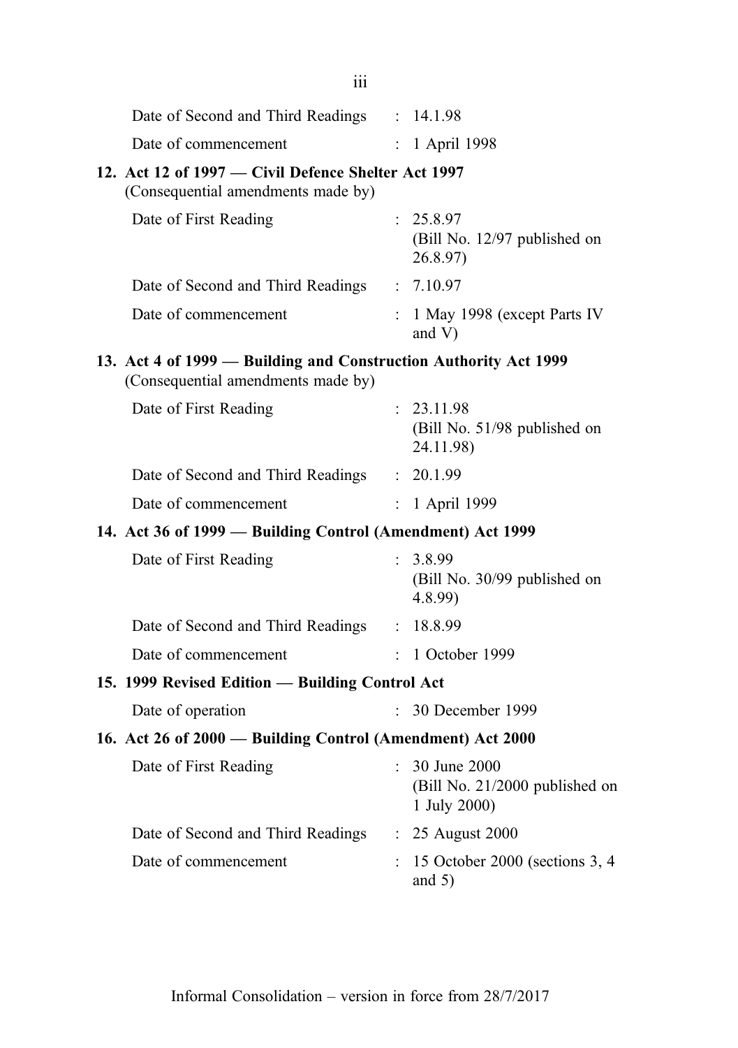Date of Second and Third Readings : 14.1.98

Date of commencement : 1 April 1998

**12. Act 12 of 1997 — Civil Defence Shelter Act 1997**
(Consequential amendments made by)

Date of First Reading : 25.8.97
(Bill No. 12/97 published on 26.8.97)

Date of Second and Third Readings : 7.10.97

Date of commencement : 1 May 1998 (except Parts IV and V)

**13. Act 4 of 1999 — Building and Construction Authority Act 1999**
(Consequential amendments made by)

Date of First Reading : 23.11.98
(Bill No. 51/98 published on 24.11.98)

Date of Second and Third Readings : 20.1.99

Date of commencement : 1 April 1999

**14. Act 36 of 1999 — Building Control (Amendment) Act 1999**

Date of First Reading : 3.8.99
(Bill No. 30/99 published on 4.8.99)

Date of Second and Third Readings : 18.8.99

Date of commencement : 1 October 1999

**15. 1999 Revised Edition — Building Control Act**

Date of operation : 30 December 1999

**16. Act 26 of 2000 — Building Control (Amendment) Act 2000**

Date of First Reading : 30 June 2000
(Bill No. 21/2000 published on 1 July 2000)

Date of Second and Third Readings : 25 August 2000

Date of commencement : 15 October 2000 (sections 3, 4 and 5)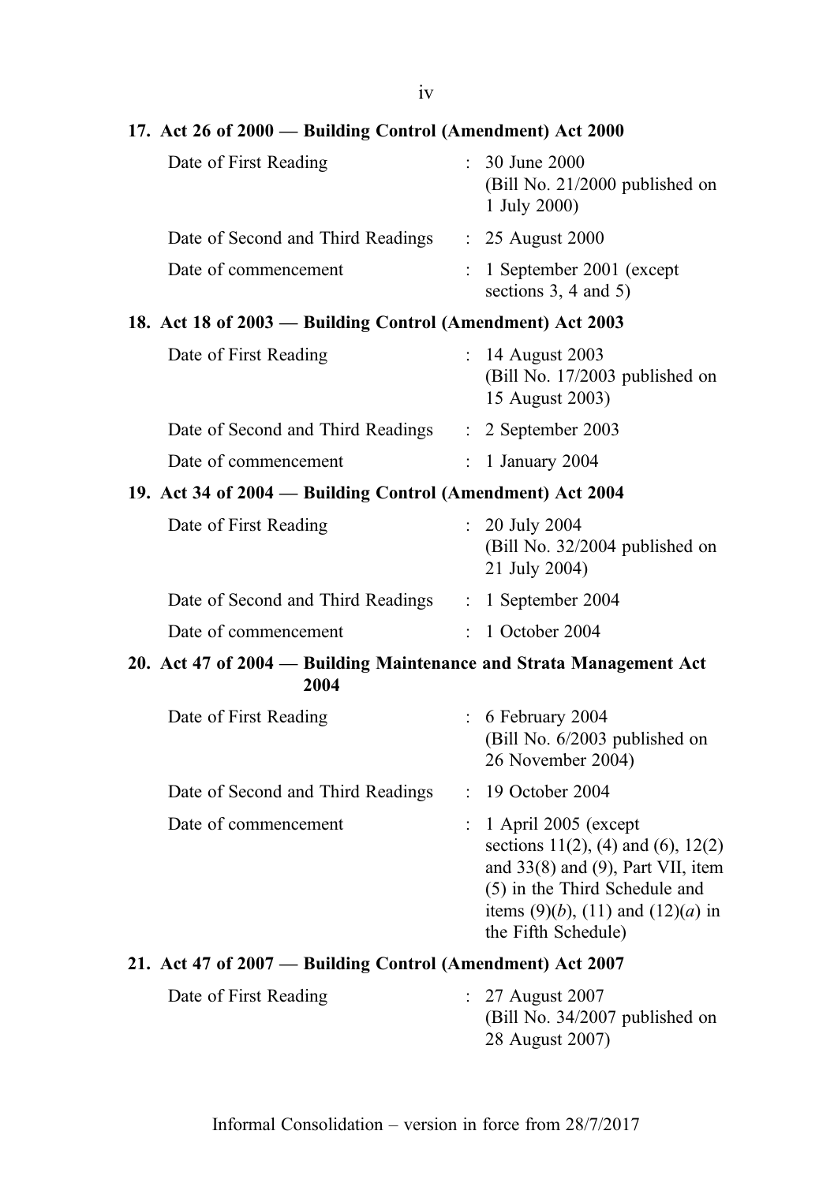**17. Act 26 of 2000 — Building Control (Amendment) Act 2000**

| | | |
|---|---|---|
| Date of First Reading | : | 30 June 2000 (Bill No. 21/2000 published on 1 July 2000) |
| Date of Second and Third Readings | : | 25 August 2000 |
| Date of commencement | : | 1 September 2001 (except sections 3, 4 and 5) |

**18. Act 18 of 2003 — Building Control (Amendment) Act 2003**

| | | |
|---|---|---|
| Date of First Reading | : | 14 August 2003 (Bill No. 17/2003 published on 15 August 2003) |
| Date of Second and Third Readings | : | 2 September 2003 |
| Date of commencement | : | 1 January 2004 |

**19. Act 34 of 2004 — Building Control (Amendment) Act 2004**

| | | |
|---|---|---|
| Date of First Reading | : | 20 July 2004 (Bill No. 32/2004 published on 21 July 2004) |
| Date of Second and Third Readings | : | 1 September 2004 |
| Date of commencement | : | 1 October 2004 |

**20. Act 47 of 2004 — Building Maintenance and Strata Management Act 2004**

| | | |
|---|---|---|
| Date of First Reading | : | 6 February 2004 (Bill No. 6/2003 published on 26 November 2004) |
| Date of Second and Third Readings | : | 19 October 2004 |
| Date of commencement | : | 1 April 2005 (except sections 11(2), (4) and (6), 12(2) and 33(8) and (9), Part VII, item (5) in the Third Schedule and items (9)(*b*), (11) and (12)(*a*) in the Fifth Schedule) |

**21. Act 47 of 2007 — Building Control (Amendment) Act 2007**

| | | |
|---|---|---|
| Date of First Reading | : | 27 August 2007 (Bill No. 34/2007 published on 28 August 2007) |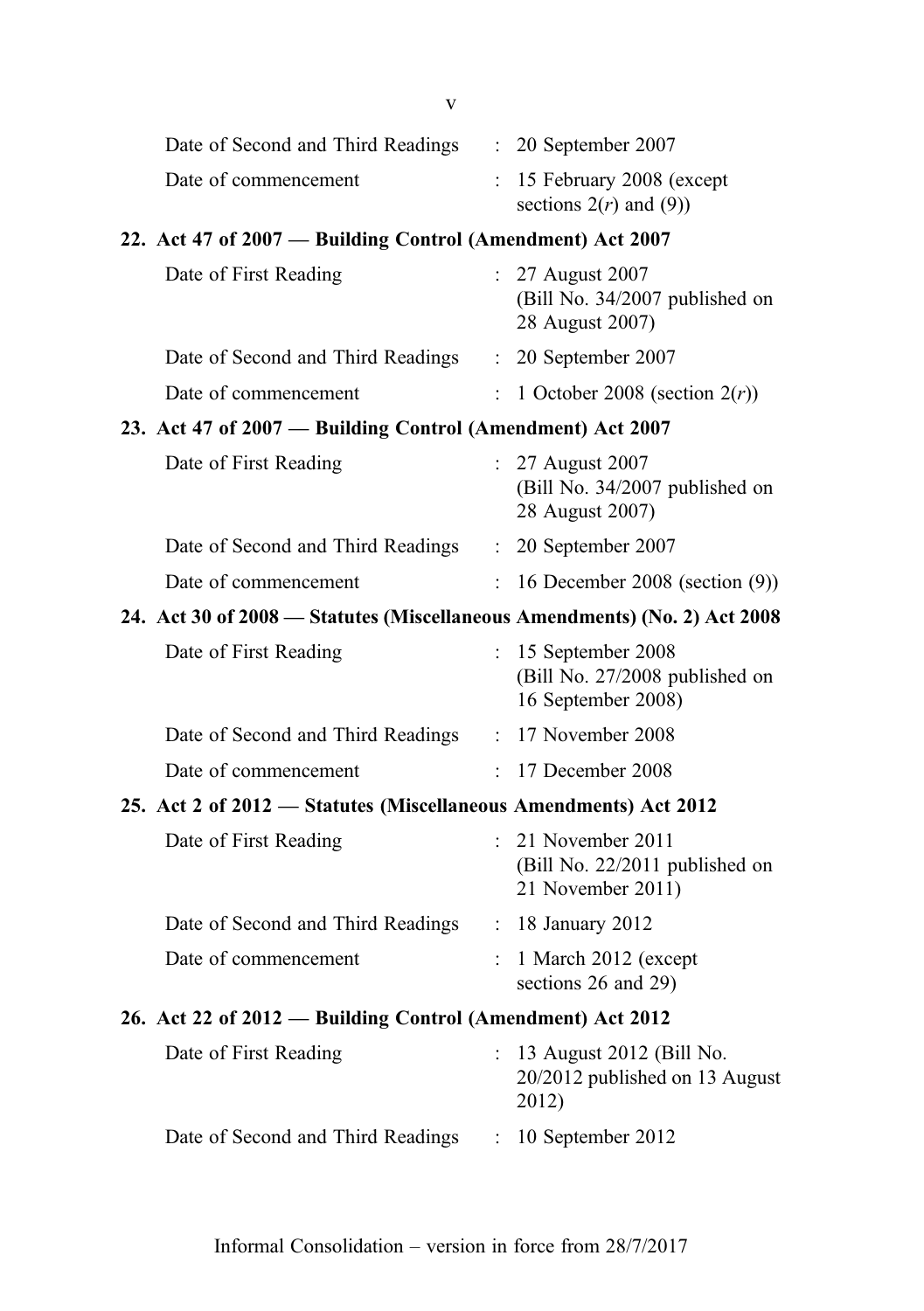| | | |
|---|---|---|
| Date of Second and Third Readings | : | 20 September 2007 |
| Date of commencement | : | 15 February 2008 (except sections 2(*r*) and (9)) |

**22. Act 47 of 2007 — Building Control (Amendment) Act 2007**

| | | |
|---|---|---|
| Date of First Reading | : | 27 August 2007 (Bill No. 34/2007 published on 28 August 2007) |
| Date of Second and Third Readings | : | 20 September 2007 |
| Date of commencement | : | 1 October 2008 (section 2(*r*)) |

**23. Act 47 of 2007 — Building Control (Amendment) Act 2007**

| | | |
|---|---|---|
| Date of First Reading | : | 27 August 2007 (Bill No. 34/2007 published on 28 August 2007) |
| Date of Second and Third Readings | : | 20 September 2007 |
| Date of commencement | : | 16 December 2008 (section (9)) |

**24. Act 30 of 2008 — Statutes (Miscellaneous Amendments) (No. 2) Act 2008**

| | | |
|---|---|---|
| Date of First Reading | : | 15 September 2008 (Bill No. 27/2008 published on 16 September 2008) |
| Date of Second and Third Readings | : | 17 November 2008 |
| Date of commencement | : | 17 December 2008 |

**25. Act 2 of 2012 — Statutes (Miscellaneous Amendments) Act 2012**

| | | |
|---|---|---|
| Date of First Reading | : | 21 November 2011 (Bill No. 22/2011 published on 21 November 2011) |
| Date of Second and Third Readings | : | 18 January 2012 |
| Date of commencement | : | 1 March 2012 (except sections 26 and 29) |

**26. Act 22 of 2012 — Building Control (Amendment) Act 2012**

| | | |
|---|---|---|
| Date of First Reading | : | 13 August 2012 (Bill No. 20/2012 published on 13 August 2012) |
| Date of Second and Third Readings | : | 10 September 2012 |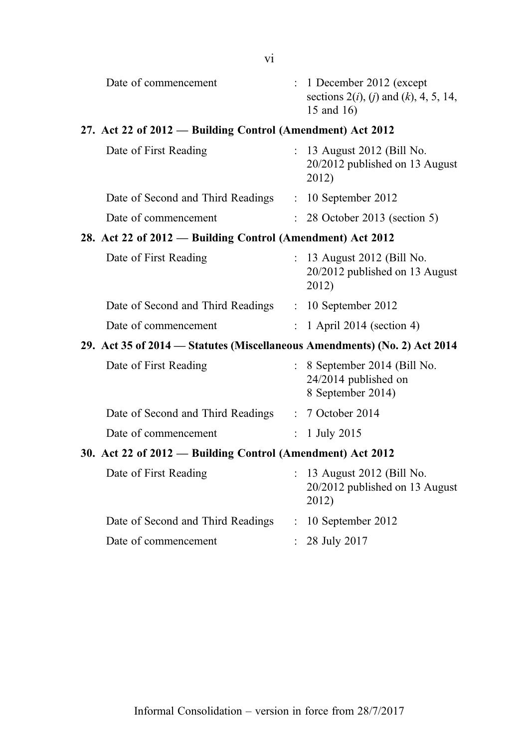Date of commencement : 1 December 2012 (except sections 2(*i*), (*j*) and (*k*), 4, 5, 14, 15 and 16)

**27. Act 22 of 2012 — Building Control (Amendment) Act 2012**

Date of First Reading : 13 August 2012 (Bill No. 20/2012 published on 13 August 2012)

Date of Second and Third Readings : 10 September 2012

Date of commencement : 28 October 2013 (section 5)

**28. Act 22 of 2012 — Building Control (Amendment) Act 2012**

Date of First Reading : 13 August 2012 (Bill No. 20/2012 published on 13 August 2012)

Date of Second and Third Readings : 10 September 2012

Date of commencement : 1 April 2014 (section 4)

**29. Act 35 of 2014 — Statutes (Miscellaneous Amendments) (No. 2) Act 2014**

Date of First Reading : 8 September 2014 (Bill No. 24/2014 published on 8 September 2014)

Date of Second and Third Readings : 7 October 2014

Date of commencement : 1 July 2015

**30. Act 22 of 2012 — Building Control (Amendment) Act 2012**

Date of First Reading : 13 August 2012 (Bill No. 20/2012 published on 13 August 2012)

Date of Second and Third Readings : 10 September 2012

Date of commencement : 28 July 2017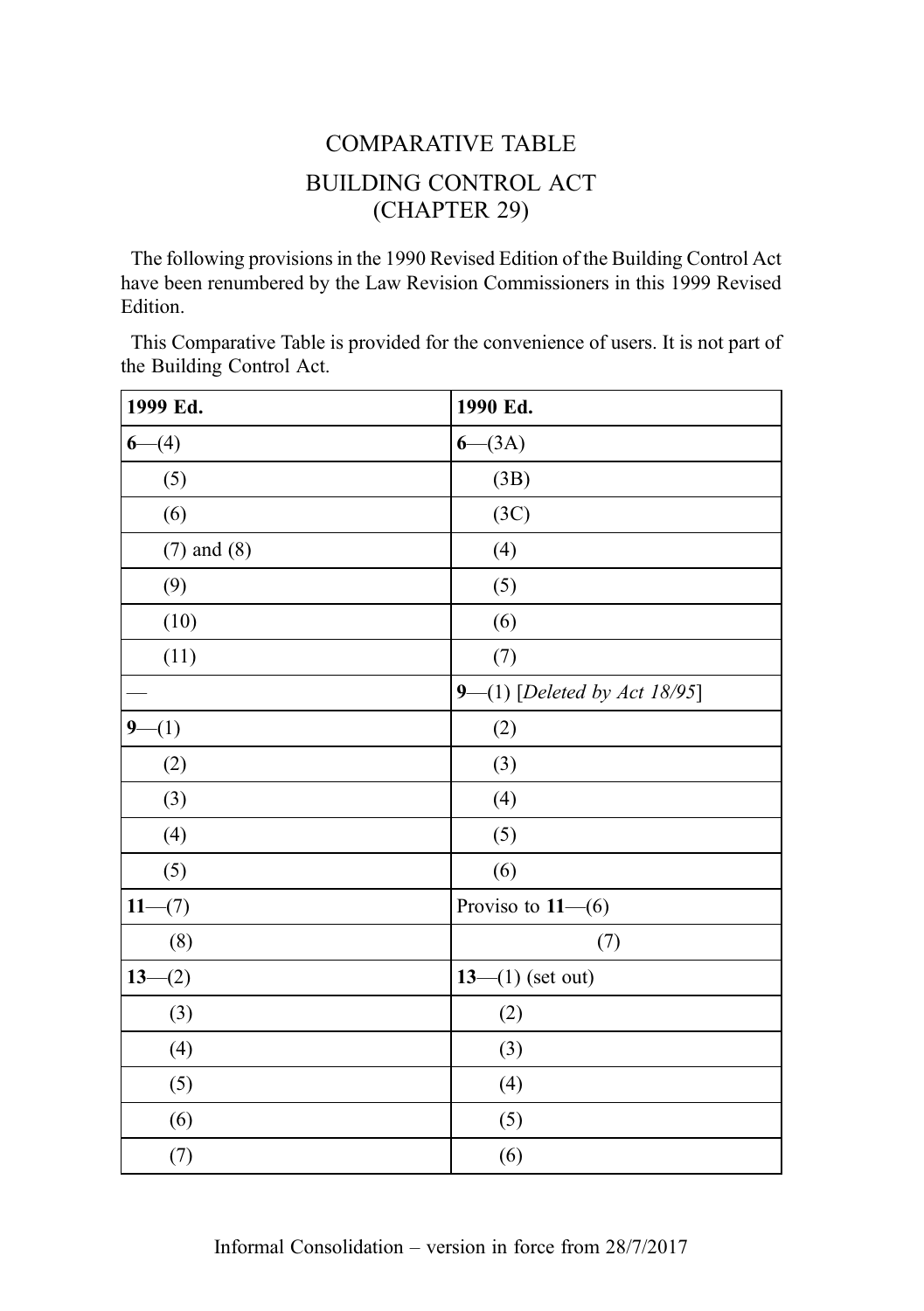# COMPARATIVE TABLE

## BUILDING CONTROL ACT
## (CHAPTER 29)

The following provisions in the 1990 Revised Edition of the Building Control Act have been renumbered by the Law Revision Commissioners in this 1999 Revised Edition.

This Comparative Table is provided for the convenience of users. It is not part of the Building Control Act.

| 1999 Ed. | 1990 Ed. |
|---|---|
| **6**—(4) | **6**—(3A) |
| (5) | (3B) |
| (6) | (3C) |
| (7) and (8) | (4) |
| (9) | (5) |
| (10) | (6) |
| (11) | (7) |
| — | **9**—(1) [*Deleted by Act 18/95*] |
| **9**—(1) | (2) |
| (2) | (3) |
| (3) | (4) |
| (4) | (5) |
| (5) | (6) |
| **11**—(7) | Proviso to **11**—(6) |
| (8) | (7) |
| **13**—(2) | **13**—(1) (set out) |
| (3) | (2) |
| (4) | (3) |
| (5) | (4) |
| (6) | (5) |
| (7) | (6) |

Informal Consolidation – version in force from 28/7/2017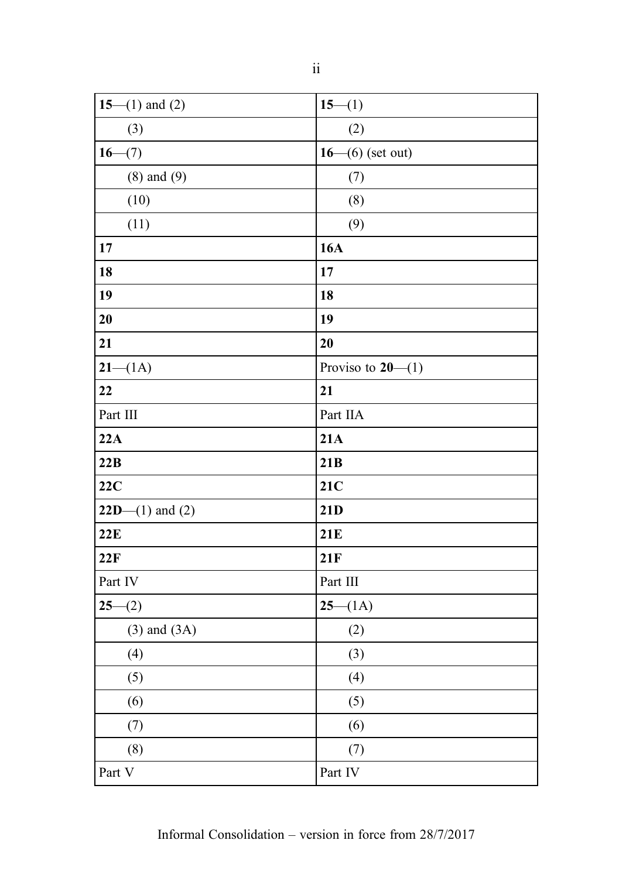| | |
|---|---|
| **15**—(1) and (2) | **15**—(1) |
| (3) | (2) |
| **16**—(7) | **16**—(6) (set out) |
| (8) and (9) | (7) |
| (10) | (8) |
| (11) | (9) |
| **17** | **16A** |
| **18** | **17** |
| **19** | **18** |
| **20** | **19** |
| **21** | **20** |
| **21**—(1A) | Proviso to **20**—(1) |
| **22** | **21** |
| Part III | Part IIA |
| **22A** | **21A** |
| **22B** | **21B** |
| **22C** | **21C** |
| **22D**—(1) and (2) | **21D** |
| **22E** | **21E** |
| **22F** | **21F** |
| Part IV | Part III |
| **25**—(2) | **25**—(1A) |
| (3) and (3A) | (2) |
| (4) | (3) |
| (5) | (4) |
| (6) | (5) |
| (7) | (6) |
| (8) | (7) |
| Part V | Part IV |

Informal Consolidation – version in force from 28/7/2017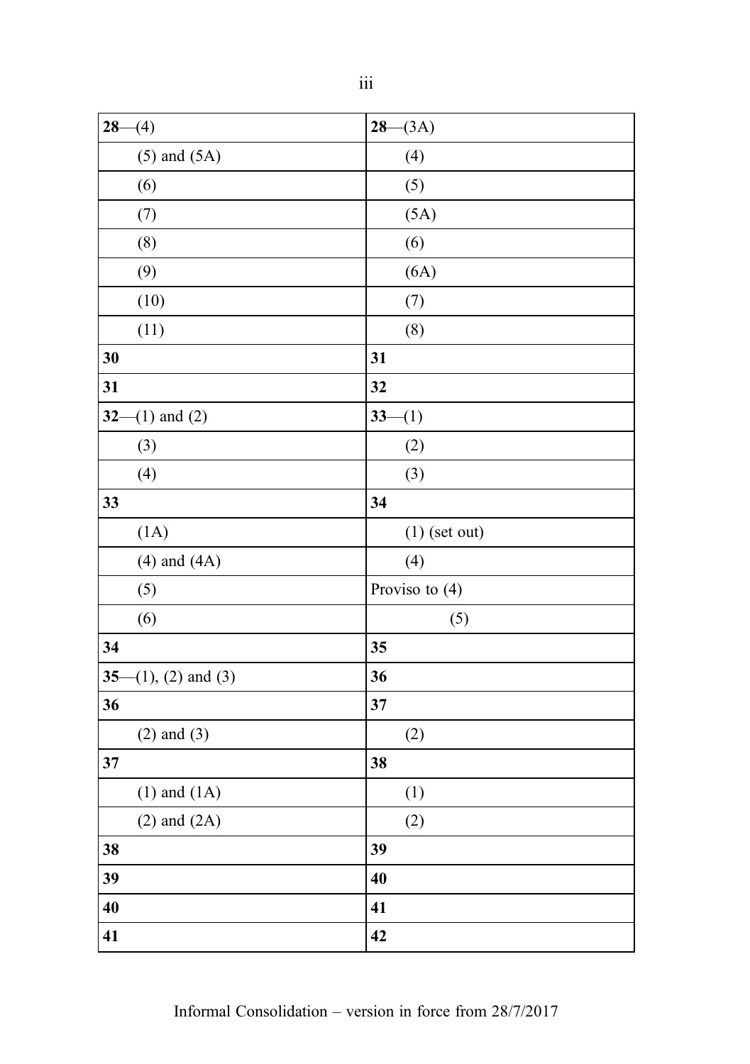| | |
|---|---|
| **28**—(4) | **28**—(3A) |
| (5) and (5A) | (4) |
| (6) | (5) |
| (7) | (5A) |
| (8) | (6) |
| (9) | (6A) |
| (10) | (7) |
| (11) | (8) |
| **30** | **31** |
| **31** | **32** |
| **32**—(1) and (2) | **33**—(1) |
| (3) | (2) |
| (4) | (3) |
| **33** | **34** |
| (1A) | (1) (set out) |
| (4) and (4A) | (4) |
| (5) | Proviso to (4) |
| (6) | (5) |
| **34** | **35** |
| **35**—(1), (2) and (3) | **36** |
| **36** | **37** |
| (2) and (3) | (2) |
| **37** | **38** |
| (1) and (1A) | (1) |
| (2) and (2A) | (2) |
| **38** | **39** |
| **39** | **40** |
| **40** | **41** |
| **41** | **42** |

Informal Consolidation – version in force from 28/7/2017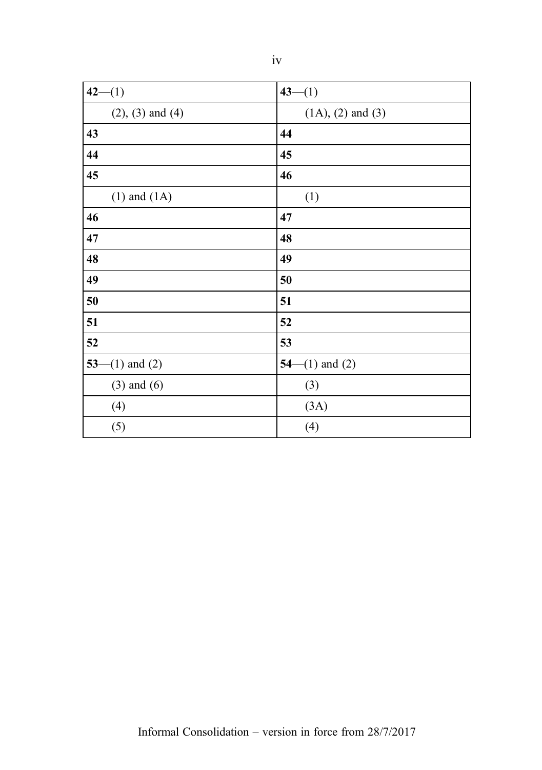| | |
|---|---|
| **42**—(1) | **43**—(1) |
| (2), (3) and (4) | (1A), (2) and (3) |
| **43** | **44** |
| **44** | **45** |
| **45** | **46** |
| (1) and (1A) | (1) |
| **46** | **47** |
| **47** | **48** |
| **48** | **49** |
| **49** | **50** |
| **50** | **51** |
| **51** | **52** |
| **52** | **53** |
| **53**—(1) and (2) | **54**—(1) and (2) |
| (3) and (6) | (3) |
| (4) | (3A) |
| (5) | (4) |